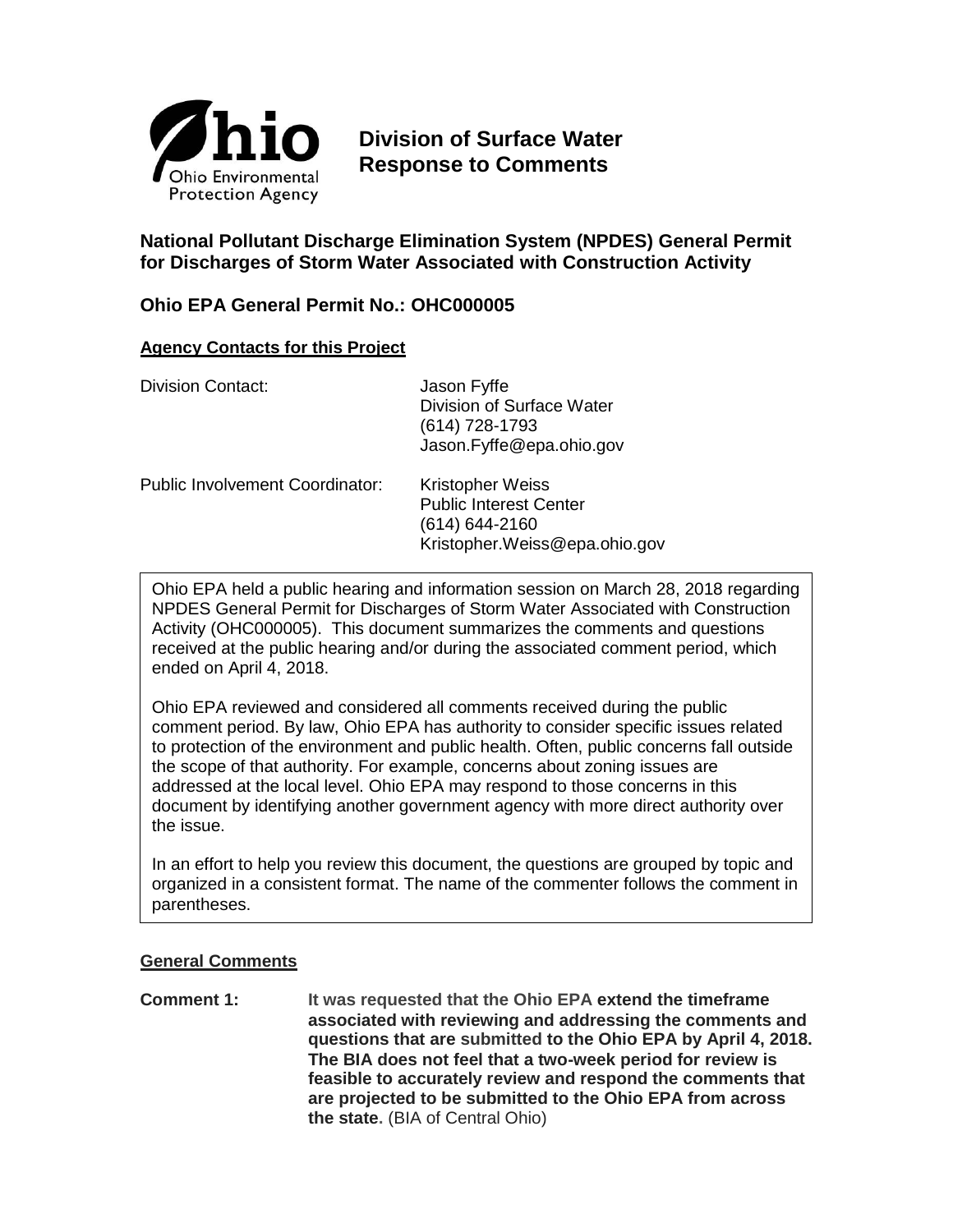Ohio Environmental Protection Agency

# Division of Surface Water Response to Comments

## National Pollutant Discharge Elimination System (NPDES) General Permit for Discharges of Storm Water Associated with Construction Activity

## Ohio EPA General Permit No.: OHC000005

**Agency Contacts for this Project**

Division Contact: Jason Fyffe
Division of Surface Water
(614) 728-1793
Jason.Fyffe@epa.ohio.gov

Public Involvement Coordinator: Kristopher Weiss
Public Interest Center
(614) 644-2160
Kristopher.Weiss@epa.ohio.gov

Ohio EPA held a public hearing and information session on March 28, 2018 regarding NPDES General Permit for Discharges of Storm Water Associated with Construction Activity (OHC000005). This document summarizes the comments and questions received at the public hearing and/or during the associated comment period, which ended on April 4, 2018.

Ohio EPA reviewed and considered all comments received during the public comment period. By law, Ohio EPA has authority to consider specific issues related to protection of the environment and public health. Often, public concerns fall outside the scope of that authority. For example, concerns about zoning issues are addressed at the local level. Ohio EPA may respond to those concerns in this document by identifying another government agency with more direct authority over the issue.

In an effort to help you review this document, the questions are grouped by topic and organized in a consistent format. The name of the commenter follows the comment in parentheses.

**General Comments**

**Comment 1:** **It was requested that the Ohio EPA extend the timeframe associated with reviewing and addressing the comments and questions that are submitted to the Ohio EPA by April 4, 2018. The BIA does not feel that a two-week period for review is feasible to accurately review and respond the comments that are projected to be submitted to the Ohio EPA from across the state.** (BIA of Central Ohio)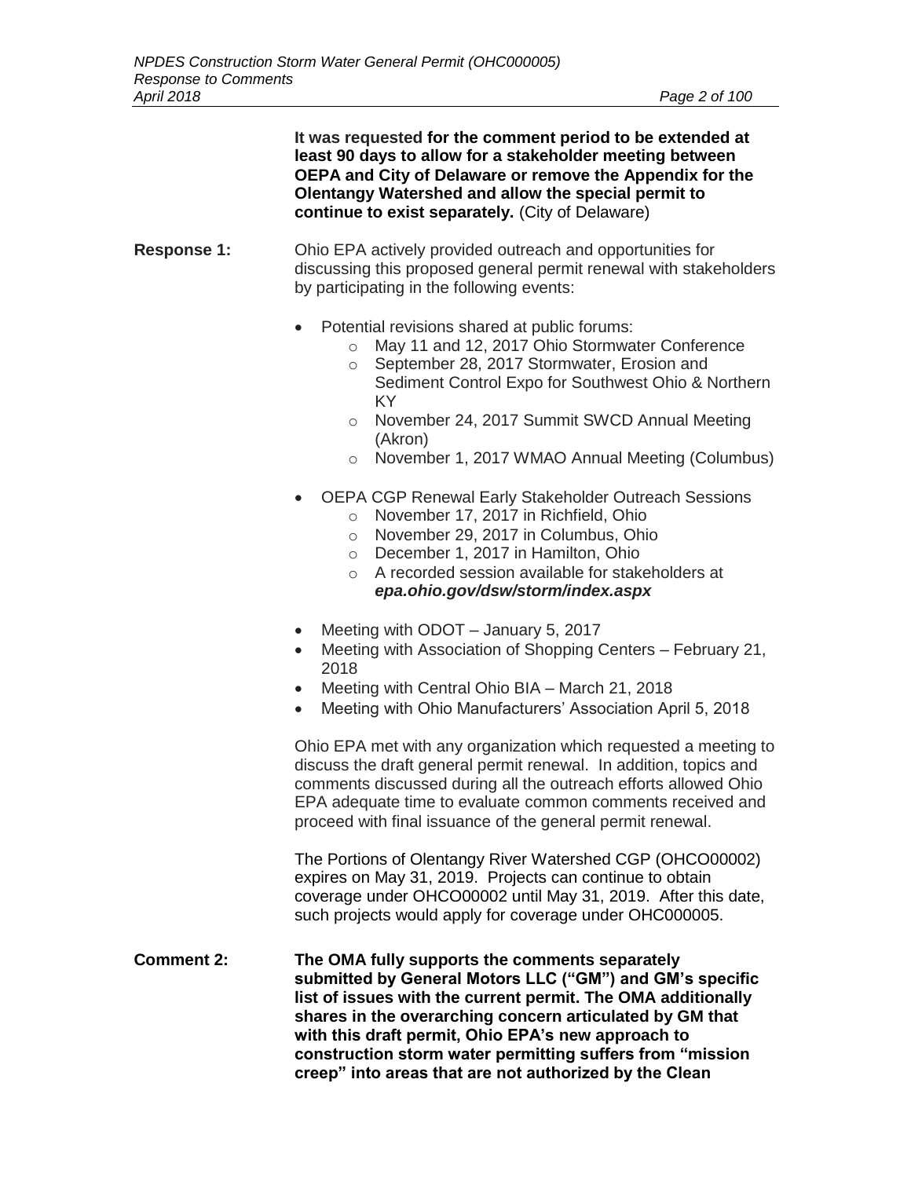**It was requested for the comment period to be extended at least 90 days to allow for a stakeholder meeting between OEPA and City of Delaware or remove the Appendix for the Olentangy Watershed and allow the special permit to continue to exist separately.** (City of Delaware)

**Response 1:** Ohio EPA actively provided outreach and opportunities for discussing this proposed general permit renewal with stakeholders by participating in the following events:

- Potential revisions shared at public forums:
  - May 11 and 12, 2017 Ohio Stormwater Conference
  - September 28, 2017 Stormwater, Erosion and Sediment Control Expo for Southwest Ohio & Northern KY
  - November 24, 2017 Summit SWCD Annual Meeting (Akron)
  - November 1, 2017 WMAO Annual Meeting (Columbus)
- OEPA CGP Renewal Early Stakeholder Outreach Sessions
  - November 17, 2017 in Richfield, Ohio
  - November 29, 2017 in Columbus, Ohio
  - December 1, 2017 in Hamilton, Ohio
  - A recorded session available for stakeholders at ***epa.ohio.gov/dsw/storm/index.aspx***
- Meeting with ODOT – January 5, 2017
- Meeting with Association of Shopping Centers – February 21, 2018
- Meeting with Central Ohio BIA – March 21, 2018
- Meeting with Ohio Manufacturers' Association April 5, 2018

Ohio EPA met with any organization which requested a meeting to discuss the draft general permit renewal. In addition, topics and comments discussed during all the outreach efforts allowed Ohio EPA adequate time to evaluate common comments received and proceed with final issuance of the general permit renewal.

The Portions of Olentangy River Watershed CGP (OHCO00002) expires on May 31, 2019. Projects can continue to obtain coverage under OHCO00002 until May 31, 2019. After this date, such projects would apply for coverage under OHC000005.

**Comment 2:** **The OMA fully supports the comments separately submitted by General Motors LLC ("GM") and GM's specific list of issues with the current permit. The OMA additionally shares in the overarching concern articulated by GM that with this draft permit, Ohio EPA's new approach to construction storm water permitting suffers from "mission creep" into areas that are not authorized by the Clean**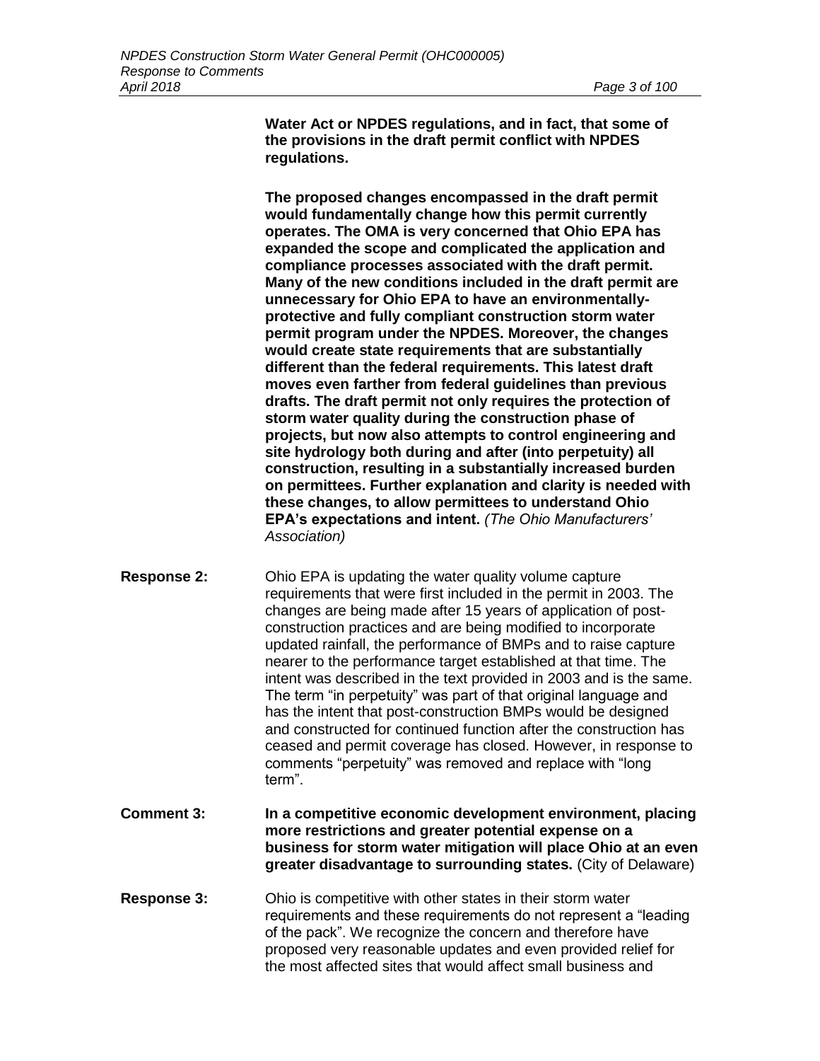**Water Act or NPDES regulations, and in fact, that some of the provisions in the draft permit conflict with NPDES regulations.**

**The proposed changes encompassed in the draft permit would fundamentally change how this permit currently operates. The OMA is very concerned that Ohio EPA has expanded the scope and complicated the application and compliance processes associated with the draft permit. Many of the new conditions included in the draft permit are unnecessary for Ohio EPA to have an environmentally-protective and fully compliant construction storm water permit program under the NPDES. Moreover, the changes would create state requirements that are substantially different than the federal requirements. This latest draft moves even farther from federal guidelines than previous drafts. The draft permit not only requires the protection of storm water quality during the construction phase of projects, but now also attempts to control engineering and site hydrology both during and after (into perpetuity) all construction, resulting in a substantially increased burden on permittees. Further explanation and clarity is needed with these changes, to allow permittees to understand Ohio EPA's expectations and intent.** *(The Ohio Manufacturers' Association)*

**Response 2:** Ohio EPA is updating the water quality volume capture requirements that were first included in the permit in 2003. The changes are being made after 15 years of application of post-construction practices and are being modified to incorporate updated rainfall, the performance of BMPs and to raise capture nearer to the performance target established at that time. The intent was described in the text provided in 2003 and is the same. The term "in perpetuity" was part of that original language and has the intent that post-construction BMPs would be designed and constructed for continued function after the construction has ceased and permit coverage has closed. However, in response to comments "perpetuity" was removed and replace with "long term".

**Comment 3:** **In a competitive economic development environment, placing more restrictions and greater potential expense on a business for storm water mitigation will place Ohio at an even greater disadvantage to surrounding states.** (City of Delaware)

**Response 3:** Ohio is competitive with other states in their storm water requirements and these requirements do not represent a "leading of the pack". We recognize the concern and therefore have proposed very reasonable updates and even provided relief for the most affected sites that would affect small business and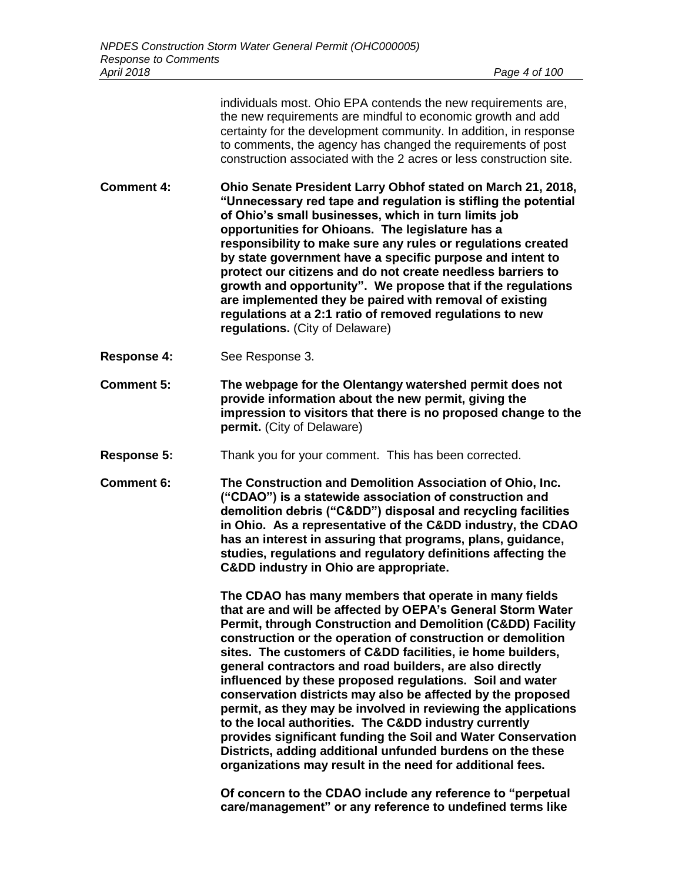individuals most. Ohio EPA contends the new requirements are, the new requirements are mindful to economic growth and add certainty for the development community. In addition, in response to comments, the agency has changed the requirements of post construction associated with the 2 acres or less construction site.

**Comment 4:** **Ohio Senate President Larry Obhof stated on March 21, 2018, "Unnecessary red tape and regulation is stifling the potential of Ohio's small businesses, which in turn limits job opportunities for Ohioans. The legislature has a responsibility to make sure any rules or regulations created by state government have a specific purpose and intent to protect our citizens and do not create needless barriers to growth and opportunity". We propose that if the regulations are implemented they be paired with removal of existing regulations at a 2:1 ratio of removed regulations to new regulations.** (City of Delaware)

**Response 4:** See Response 3.

**Comment 5:** **The webpage for the Olentangy watershed permit does not provide information about the new permit, giving the impression to visitors that there is no proposed change to the permit.** (City of Delaware)

**Response 5:** Thank you for your comment. This has been corrected.

**Comment 6:** **The Construction and Demolition Association of Ohio, Inc. ("CDAO") is a statewide association of construction and demolition debris ("C&DD") disposal and recycling facilities in Ohio. As a representative of the C&DD industry, the CDAO has an interest in assuring that programs, plans, guidance, studies, regulations and regulatory definitions affecting the C&DD industry in Ohio are appropriate.**

**The CDAO has many members that operate in many fields that are and will be affected by OEPA's General Storm Water Permit, through Construction and Demolition (C&DD) Facility construction or the operation of construction or demolition sites. The customers of C&DD facilities, ie home builders, general contractors and road builders, are also directly influenced by these proposed regulations. Soil and water conservation districts may also be affected by the proposed permit, as they may be involved in reviewing the applications to the local authorities. The C&DD industry currently provides significant funding the Soil and Water Conservation Districts, adding additional unfunded burdens on the these organizations may result in the need for additional fees.**

**Of concern to the CDAO include any reference to "perpetual care/management" or any reference to undefined terms like**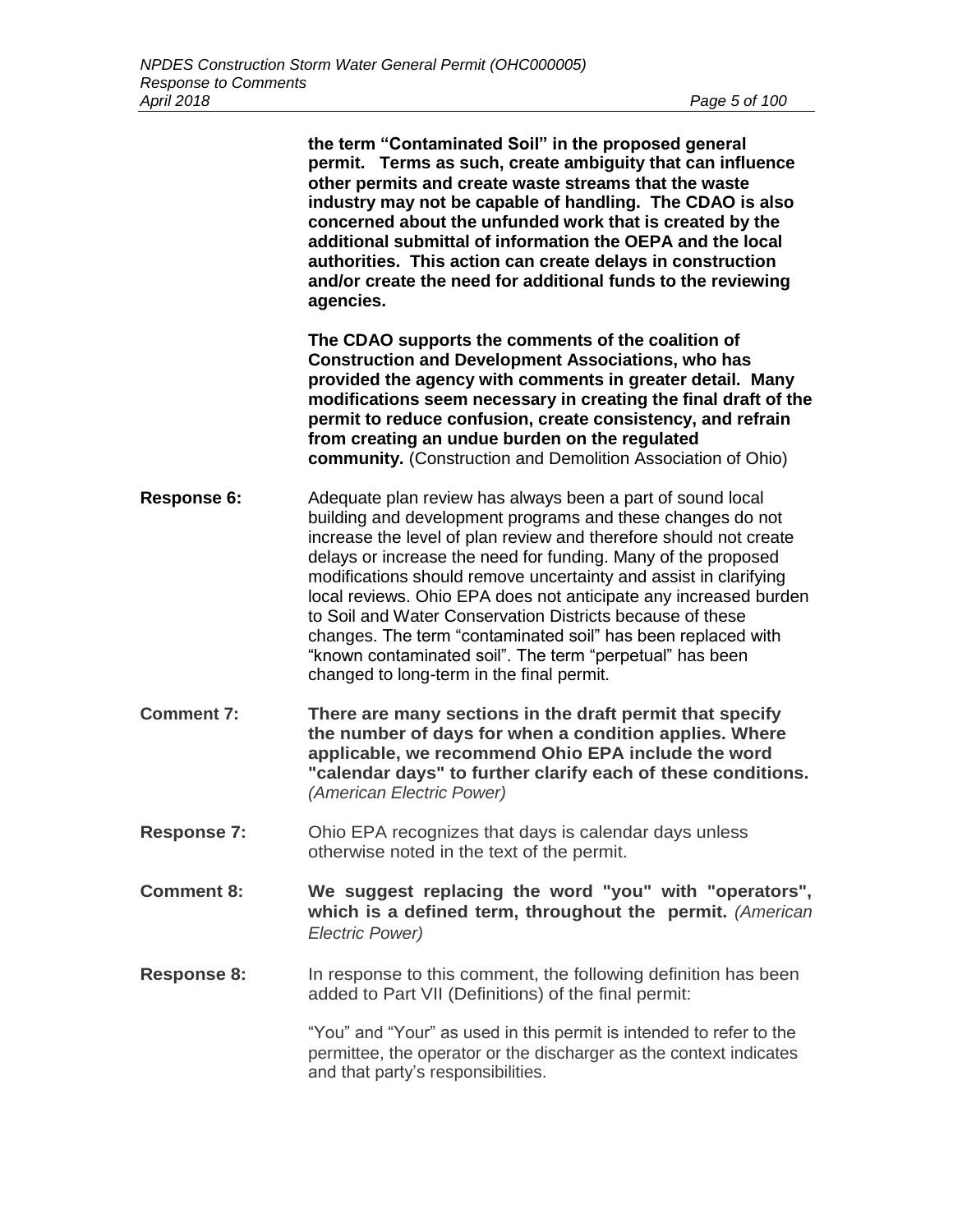**the term "Contaminated Soil" in the proposed general permit. Terms as such, create ambiguity that can influence other permits and create waste streams that the waste industry may not be capable of handling. The CDAO is also concerned about the unfunded work that is created by the additional submittal of information the OEPA and the local authorities. This action can create delays in construction and/or create the need for additional funds to the reviewing agencies.**

**The CDAO supports the comments of the coalition of Construction and Development Associations, who has provided the agency with comments in greater detail. Many modifications seem necessary in creating the final draft of the permit to reduce confusion, create consistency, and refrain from creating an undue burden on the regulated community.** (Construction and Demolition Association of Ohio)

**Response 6:** Adequate plan review has always been a part of sound local building and development programs and these changes do not increase the level of plan review and therefore should not create delays or increase the need for funding. Many of the proposed modifications should remove uncertainty and assist in clarifying local reviews. Ohio EPA does not anticipate any increased burden to Soil and Water Conservation Districts because of these changes. The term "contaminated soil" has been replaced with "known contaminated soil". The term "perpetual" has been changed to long-term in the final permit.

**Comment 7:** **There are many sections in the draft permit that specify the number of days for when a condition applies. Where applicable, we recommend Ohio EPA include the word "calendar days" to further clarify each of these conditions.** *(American Electric Power)*

**Response 7:** Ohio EPA recognizes that days is calendar days unless otherwise noted in the text of the permit.

**Comment 8:** **We suggest replacing the word "you" with "operators", which is a defined term, throughout the permit.** *(American Electric Power)*

**Response 8:** In response to this comment, the following definition has been added to Part VII (Definitions) of the final permit:

"You" and "Your" as used in this permit is intended to refer to the permittee, the operator or the discharger as the context indicates and that party's responsibilities.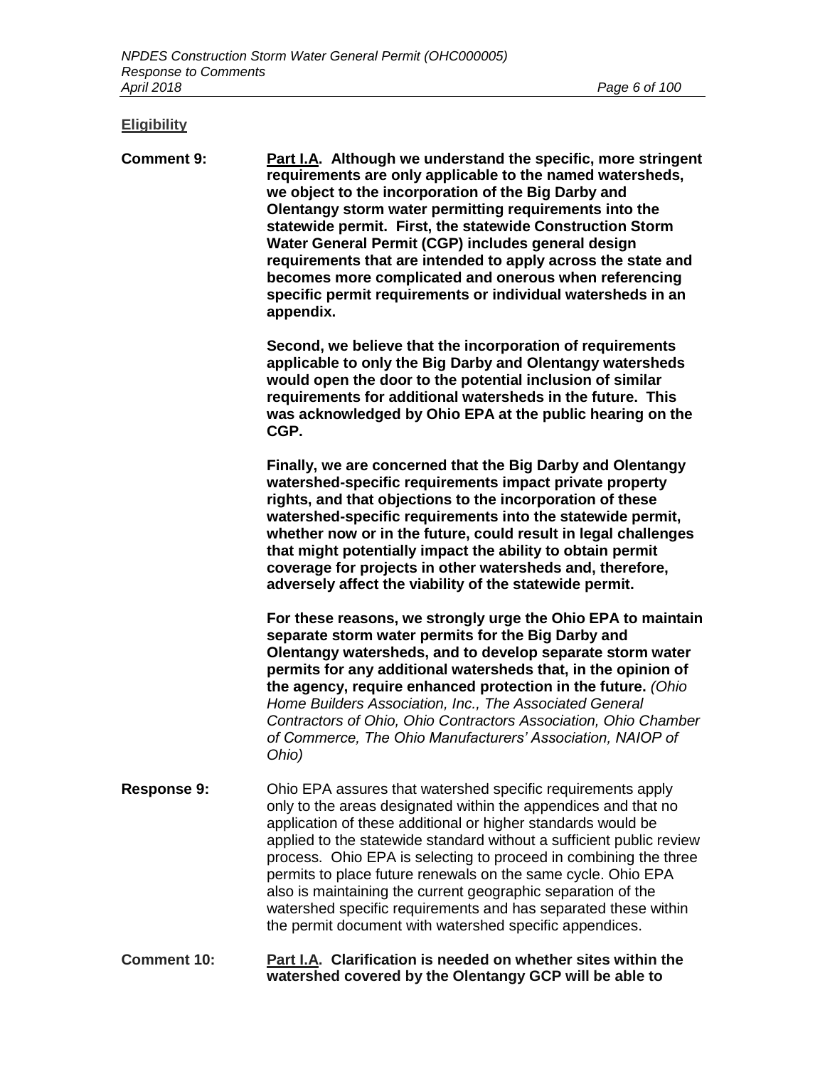## Eligibility

**Comment 9:** **Part I.A. Although we understand the specific, more stringent requirements are only applicable to the named watersheds, we object to the incorporation of the Big Darby and Olentangy storm water permitting requirements into the statewide permit. First, the statewide Construction Storm Water General Permit (CGP) includes general design requirements that are intended to apply across the state and becomes more complicated and onerous when referencing specific permit requirements or individual watersheds in an appendix.**

**Second, we believe that the incorporation of requirements applicable to only the Big Darby and Olentangy watersheds would open the door to the potential inclusion of similar requirements for additional watersheds in the future. This was acknowledged by Ohio EPA at the public hearing on the CGP.**

**Finally, we are concerned that the Big Darby and Olentangy watershed-specific requirements impact private property rights, and that objections to the incorporation of these watershed-specific requirements into the statewide permit, whether now or in the future, could result in legal challenges that might potentially impact the ability to obtain permit coverage for projects in other watersheds and, therefore, adversely affect the viability of the statewide permit.**

**For these reasons, we strongly urge the Ohio EPA to maintain separate storm water permits for the Big Darby and Olentangy watersheds, and to develop separate storm water permits for any additional watersheds that, in the opinion of the agency, require enhanced protection in the future.** *(Ohio Home Builders Association, Inc., The Associated General Contractors of Ohio, Ohio Contractors Association, Ohio Chamber of Commerce, The Ohio Manufacturers' Association, NAIOP of Ohio)*

**Response 9:** Ohio EPA assures that watershed specific requirements apply only to the areas designated within the appendices and that no application of these additional or higher standards would be applied to the statewide standard without a sufficient public review process. Ohio EPA is selecting to proceed in combining the three permits to place future renewals on the same cycle. Ohio EPA also is maintaining the current geographic separation of the watershed specific requirements and has separated these within the permit document with watershed specific appendices.

**Comment 10:** **Part I.A. Clarification is needed on whether sites within the watershed covered by the Olentangy GCP will be able to**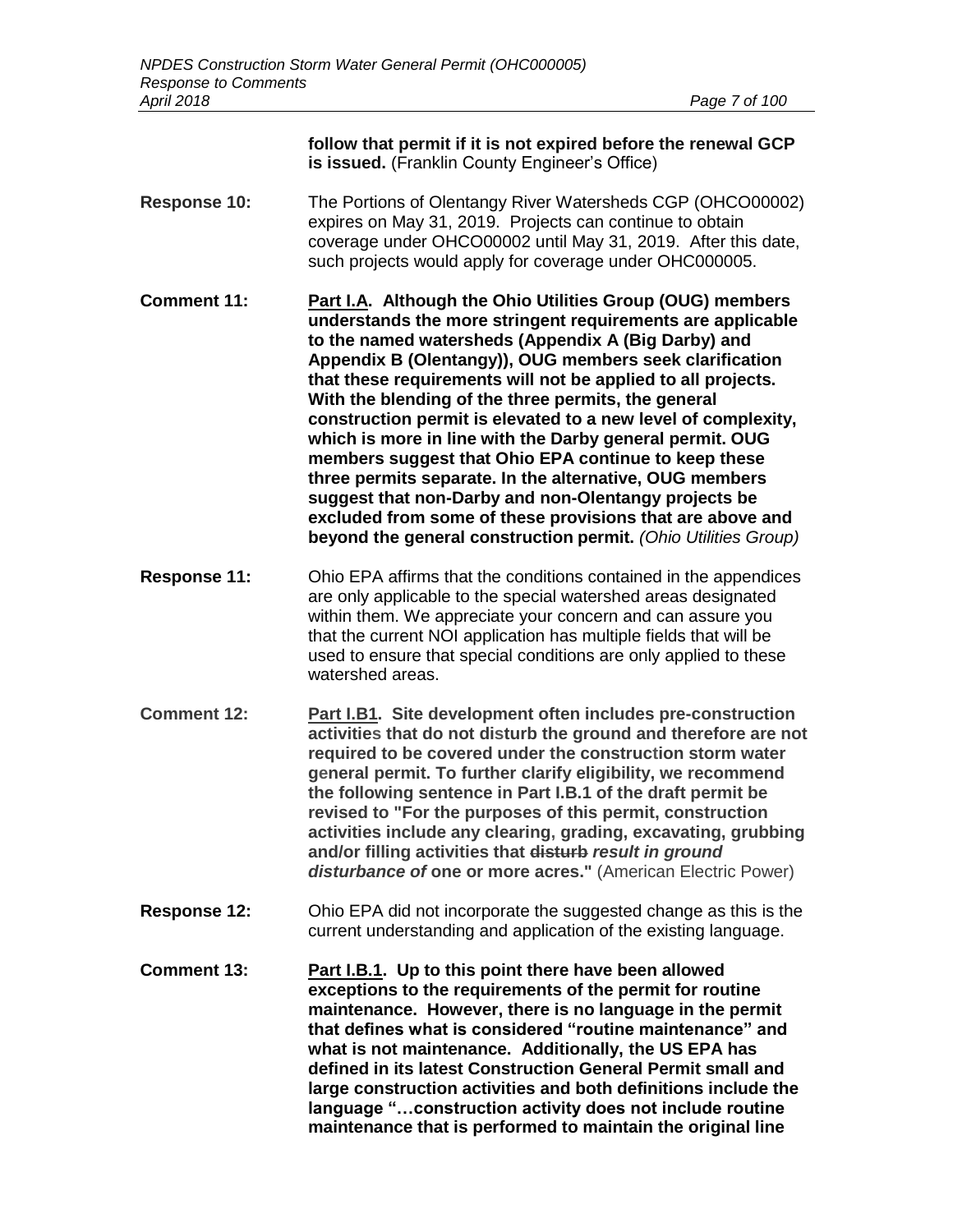**follow that permit if it is not expired before the renewal GCP is issued.** (Franklin County Engineer's Office)

**Response 10:** The Portions of Olentangy River Watersheds CGP (OHCO00002) expires on May 31, 2019. Projects can continue to obtain coverage under OHCO00002 until May 31, 2019. After this date, such projects would apply for coverage under OHC000005.

**Comment 11:** **Part I.A. Although the Ohio Utilities Group (OUG) members understands the more stringent requirements are applicable to the named watersheds (Appendix A (Big Darby) and Appendix B (Olentangy)), OUG members seek clarification that these requirements will not be applied to all projects. With the blending of the three permits, the general construction permit is elevated to a new level of complexity, which is more in line with the Darby general permit. OUG members suggest that Ohio EPA continue to keep these three permits separate. In the alternative, OUG members suggest that non-Darby and non-Olentangy projects be excluded from some of these provisions that are above and beyond the general construction permit.** *(Ohio Utilities Group)*

**Response 11:** Ohio EPA affirms that the conditions contained in the appendices are only applicable to the special watershed areas designated within them. We appreciate your concern and can assure you that the current NOI application has multiple fields that will be used to ensure that special conditions are only applied to these watershed areas.

**Comment 12:** **Part I.B1. Site development often includes pre-construction activities that do not disturb the ground and therefore are not required to be covered under the construction storm water general permit. To further clarify eligibility, we recommend the following sentence in Part I.B.1 of the draft permit be revised to "For the purposes of this permit, construction activities include any clearing, grading, excavating, grubbing and/or filling activities that ~~disturb~~ *result in ground disturbance of* one or more acres."** (American Electric Power)

**Response 12:** Ohio EPA did not incorporate the suggested change as this is the current understanding and application of the existing language.

**Comment 13:** **Part I.B.1. Up to this point there have been allowed exceptions to the requirements of the permit for routine maintenance. However, there is no language in the permit that defines what is considered "routine maintenance" and what is not maintenance. Additionally, the US EPA has defined in its latest Construction General Permit small and large construction activities and both definitions include the language "…construction activity does not include routine maintenance that is performed to maintain the original line**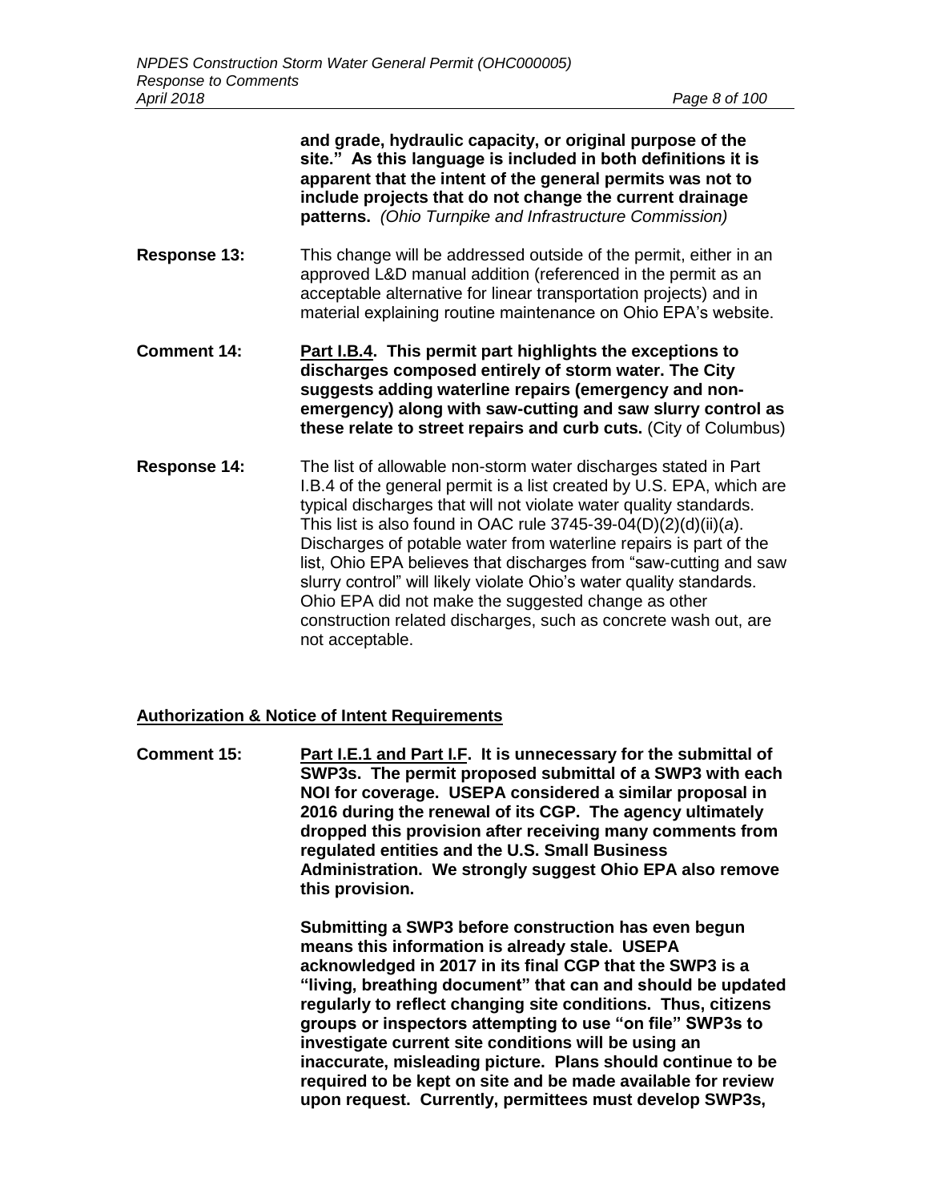**and grade, hydraulic capacity, or original purpose of the site." As this language is included in both definitions it is apparent that the intent of the general permits was not to include projects that do not change the current drainage patterns.** *(Ohio Turnpike and Infrastructure Commission)*

**Response 13:** This change will be addressed outside of the permit, either in an approved L&D manual addition (referenced in the permit as an acceptable alternative for linear transportation projects) and in material explaining routine maintenance on Ohio EPA's website.

**Comment 14:** **Part I.B.4. This permit part highlights the exceptions to discharges composed entirely of storm water. The City suggests adding waterline repairs (emergency and non-emergency) along with saw-cutting and saw slurry control as these relate to street repairs and curb cuts.** (City of Columbus)

**Response 14:** The list of allowable non-storm water discharges stated in Part I.B.4 of the general permit is a list created by U.S. EPA, which are typical discharges that will not violate water quality standards. This list is also found in OAC rule 3745-39-04(D)(2)(d)(ii)(*a*). Discharges of potable water from waterline repairs is part of the list, Ohio EPA believes that discharges from "saw-cutting and saw slurry control" will likely violate Ohio's water quality standards. Ohio EPA did not make the suggested change as other construction related discharges, such as concrete wash out, are not acceptable.

## Authorization & Notice of Intent Requirements

**Comment 15:** **Part I.E.1 and Part I.F. It is unnecessary for the submittal of SWP3s. The permit proposed submittal of a SWP3 with each NOI for coverage. USEPA considered a similar proposal in 2016 during the renewal of its CGP. The agency ultimately dropped this provision after receiving many comments from regulated entities and the U.S. Small Business Administration. We strongly suggest Ohio EPA also remove this provision.**

**Submitting a SWP3 before construction has even begun means this information is already stale. USEPA acknowledged in 2017 in its final CGP that the SWP3 is a "living, breathing document" that can and should be updated regularly to reflect changing site conditions. Thus, citizens groups or inspectors attempting to use "on file" SWP3s to investigate current site conditions will be using an inaccurate, misleading picture. Plans should continue to be required to be kept on site and be made available for review upon request. Currently, permittees must develop SWP3s,**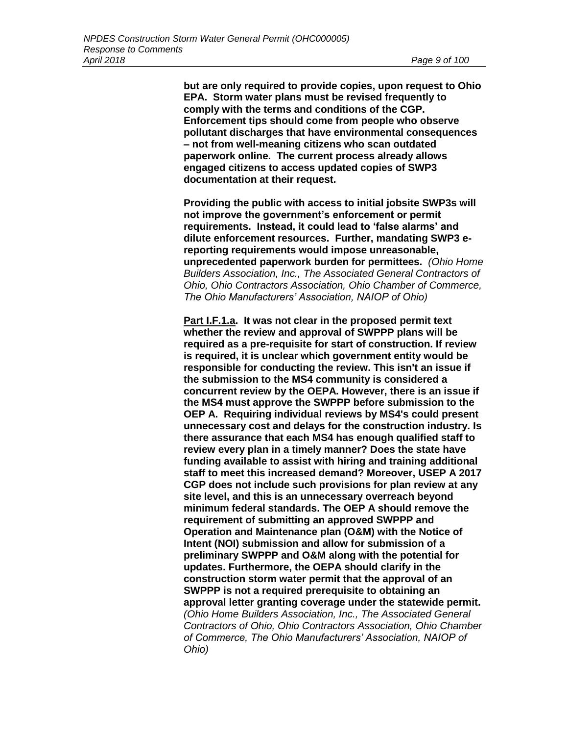**but are only required to provide copies, upon request to Ohio EPA. Storm water plans must be revised frequently to comply with the terms and conditions of the CGP. Enforcement tips should come from people who observe pollutant discharges that have environmental consequences – not from well-meaning citizens who scan outdated paperwork online. The current process already allows engaged citizens to access updated copies of SWP3 documentation at their request.**

**Providing the public with access to initial jobsite SWP3s will not improve the government's enforcement or permit requirements. Instead, it could lead to 'false alarms' and dilute enforcement resources. Further, mandating SWP3 e-reporting requirements would impose unreasonable, unprecedented paperwork burden for permittees.** *(Ohio Home Builders Association, Inc., The Associated General Contractors of Ohio, Ohio Contractors Association, Ohio Chamber of Commerce, The Ohio Manufacturers' Association, NAIOP of Ohio)*

**<u>Part I.F.1.a</u>. It was not clear in the proposed permit text whether the review and approval of SWPPP plans will be required as a pre-requisite for start of construction. If review is required, it is unclear which government entity would be responsible for conducting the review. This isn't an issue if the submission to the MS4 community is considered a concurrent review by the OEPA. However, there is an issue if the MS4 must approve the SWPPP before submission to the OEP A. Requiring individual reviews by MS4's could present unnecessary cost and delays for the construction industry. Is there assurance that each MS4 has enough qualified staff to review every plan in a timely manner? Does the state have funding available to assist with hiring and training additional staff to meet this increased demand? Moreover, USEP A 2017 CGP does not include such provisions for plan review at any site level, and this is an unnecessary overreach beyond minimum federal standards. The OEP A should remove the requirement of submitting an approved SWPPP and Operation and Maintenance plan (O&M) with the Notice of Intent (NOI) submission and allow for submission of a preliminary SWPPP and O&M along with the potential for updates. Furthermore, the OEPA should clarify in the construction storm water permit that the approval of an SWPPP is not a required prerequisite to obtaining an approval letter granting coverage under the statewide permit.** *(Ohio Home Builders Association, Inc., The Associated General Contractors of Ohio, Ohio Contractors Association, Ohio Chamber of Commerce, The Ohio Manufacturers' Association, NAIOP of Ohio)*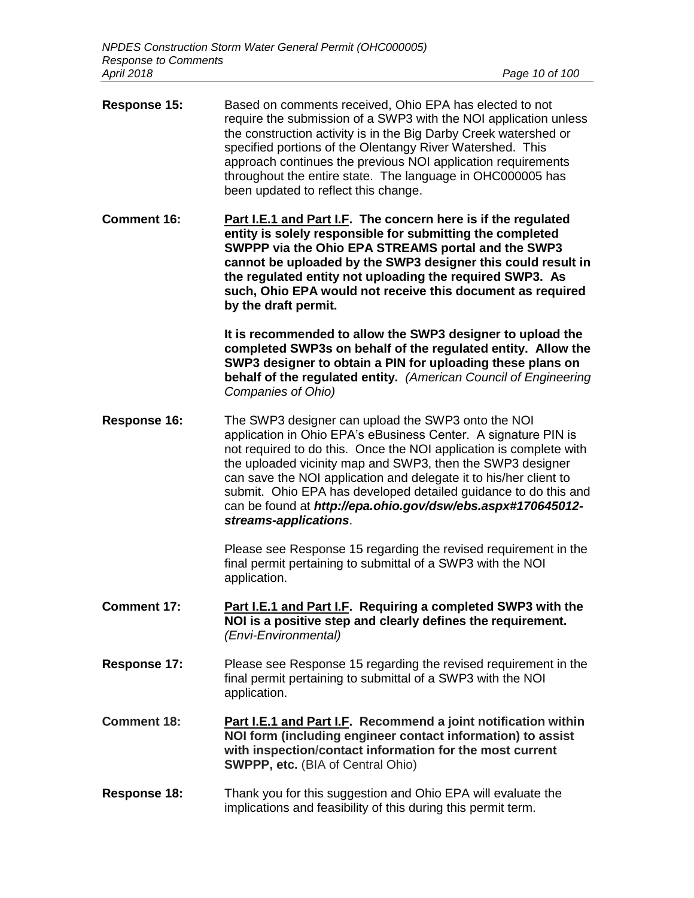**Response 15:** Based on comments received, Ohio EPA has elected to not require the submission of a SWP3 with the NOI application unless the construction activity is in the Big Darby Creek watershed or specified portions of the Olentangy River Watershed. This approach continues the previous NOI application requirements throughout the entire state. The language in OHC000005 has been updated to reflect this change.

**Comment 16:** **<u>Part I.E.1 and Part I.F</u>. The concern here is if the regulated entity is solely responsible for submitting the completed SWPPP via the Ohio EPA STREAMS portal and the SWP3 cannot be uploaded by the SWP3 designer this could result in the regulated entity not uploading the required SWP3. As such, Ohio EPA would not receive this document as required by the draft permit.**

**It is recommended to allow the SWP3 designer to upload the completed SWP3s on behalf of the regulated entity. Allow the SWP3 designer to obtain a PIN for uploading these plans on behalf of the regulated entity.** *(American Council of Engineering Companies of Ohio)*

**Response 16:** The SWP3 designer can upload the SWP3 onto the NOI application in Ohio EPA's eBusiness Center. A signature PIN is not required to do this. Once the NOI application is complete with the uploaded vicinity map and SWP3, then the SWP3 designer can save the NOI application and delegate it to his/her client to submit. Ohio EPA has developed detailed guidance to do this and can be found at ***http://epa.ohio.gov/dsw/ebs.aspx#170645012-streams-applications***.

Please see Response 15 regarding the revised requirement in the final permit pertaining to submittal of a SWP3 with the NOI application.

**Comment 17:** **<u>Part I.E.1 and Part I.F</u>. Requiring a completed SWP3 with the NOI is a positive step and clearly defines the requirement.** *(Envi-Environmental)*

**Response 17:** Please see Response 15 regarding the revised requirement in the final permit pertaining to submittal of a SWP3 with the NOI application.

**Comment 18:** **<u>Part I.E.1 and Part I.F</u>. Recommend a joint notification within NOI form (including engineer contact information) to assist with inspection/contact information for the most current SWPPP, etc.** (BIA of Central Ohio)

**Response 18:** Thank you for this suggestion and Ohio EPA will evaluate the implications and feasibility of this during this permit term.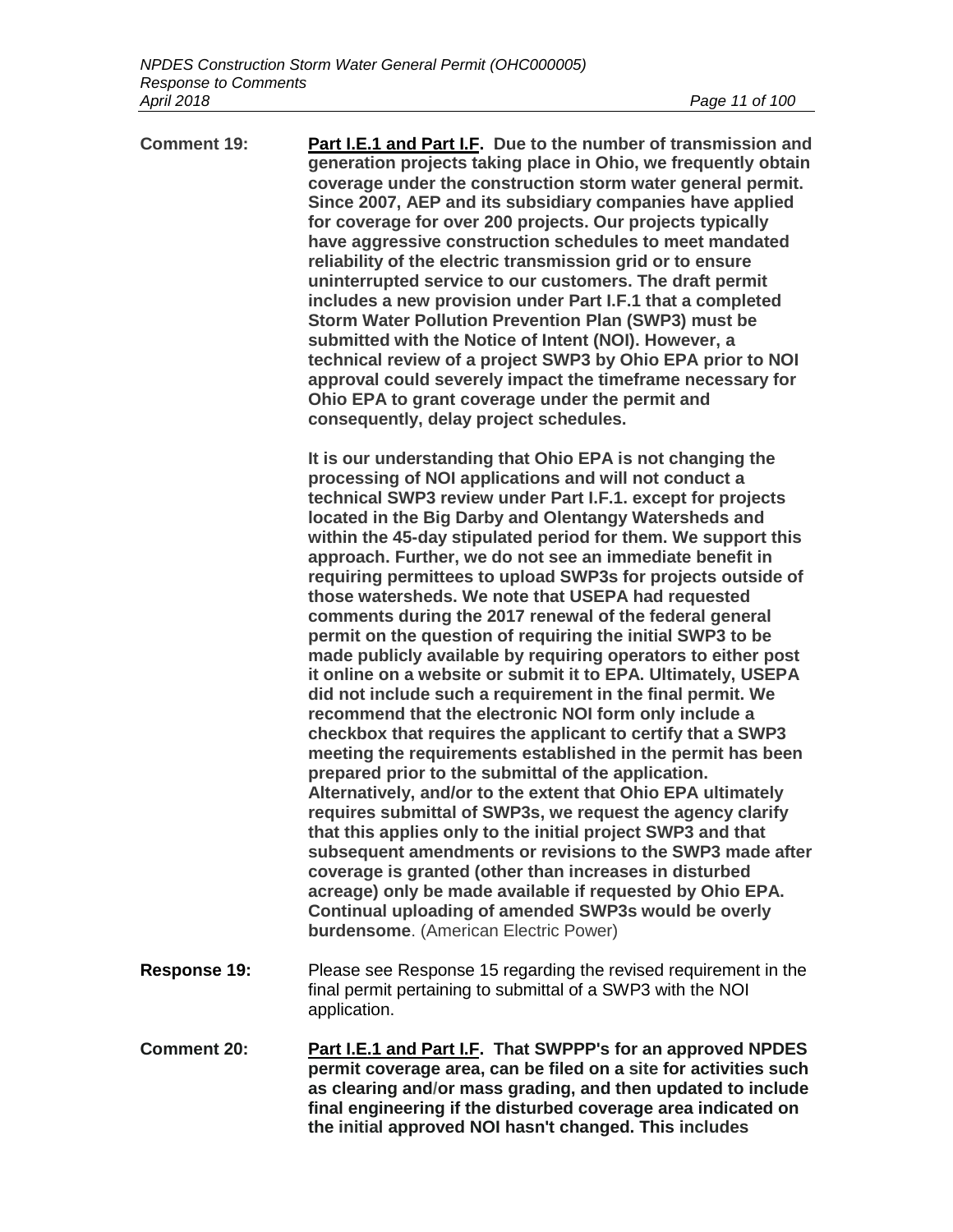**Comment 19:** **<u>Part I.E.1 and Part I.F</u>. Due to the number of transmission and generation projects taking place in Ohio, we frequently obtain coverage under the construction storm water general permit. Since 2007, AEP and its subsidiary companies have applied for coverage for over 200 projects. Our projects typically have aggressive construction schedules to meet mandated reliability of the electric transmission grid or to ensure uninterrupted service to our customers. The draft permit includes a new provision under Part I.F.1 that a completed Storm Water Pollution Prevention Plan (SWP3) must be submitted with the Notice of Intent (NOI). However, a technical review of a project SWP3 by Ohio EPA prior to NOI approval could severely impact the timeframe necessary for Ohio EPA to grant coverage under the permit and consequently, delay project schedules.**

**It is our understanding that Ohio EPA is not changing the processing of NOI applications and will not conduct a technical SWP3 review under Part I.F.1. except for projects located in the Big Darby and Olentangy Watersheds and within the 45-day stipulated period for them. We support this approach. Further, we do not see an immediate benefit in requiring permittees to upload SWP3s for projects outside of those watersheds. We note that USEPA had requested comments during the 2017 renewal of the federal general permit on the question of requiring the initial SWP3 to be made publicly available by requiring operators to either post it online on a website or submit it to EPA. Ultimately, USEPA did not include such a requirement in the final permit. We recommend that the electronic NOI form only include a checkbox that requires the applicant to certify that a SWP3 meeting the requirements established in the permit has been prepared prior to the submittal of the application. Alternatively, and/or to the extent that Ohio EPA ultimately requires submittal of SWP3s, we request the agency clarify that this applies only to the initial project SWP3 and that subsequent amendments or revisions to the SWP3 made after coverage is granted (other than increases in disturbed acreage) only be made available if requested by Ohio EPA. Continual uploading of amended SWP3s would be overly burdensome**. (American Electric Power)

**Response 19:** Please see Response 15 regarding the revised requirement in the final permit pertaining to submittal of a SWP3 with the NOI application.

**Comment 20:** **<u>Part I.E.1 and Part I.F</u>. That SWPPP's for an approved NPDES permit coverage area, can be filed on a site for activities such as clearing and/or mass grading, and then updated to include final engineering if the disturbed coverage area indicated on the initial approved NOI hasn't changed. This includes**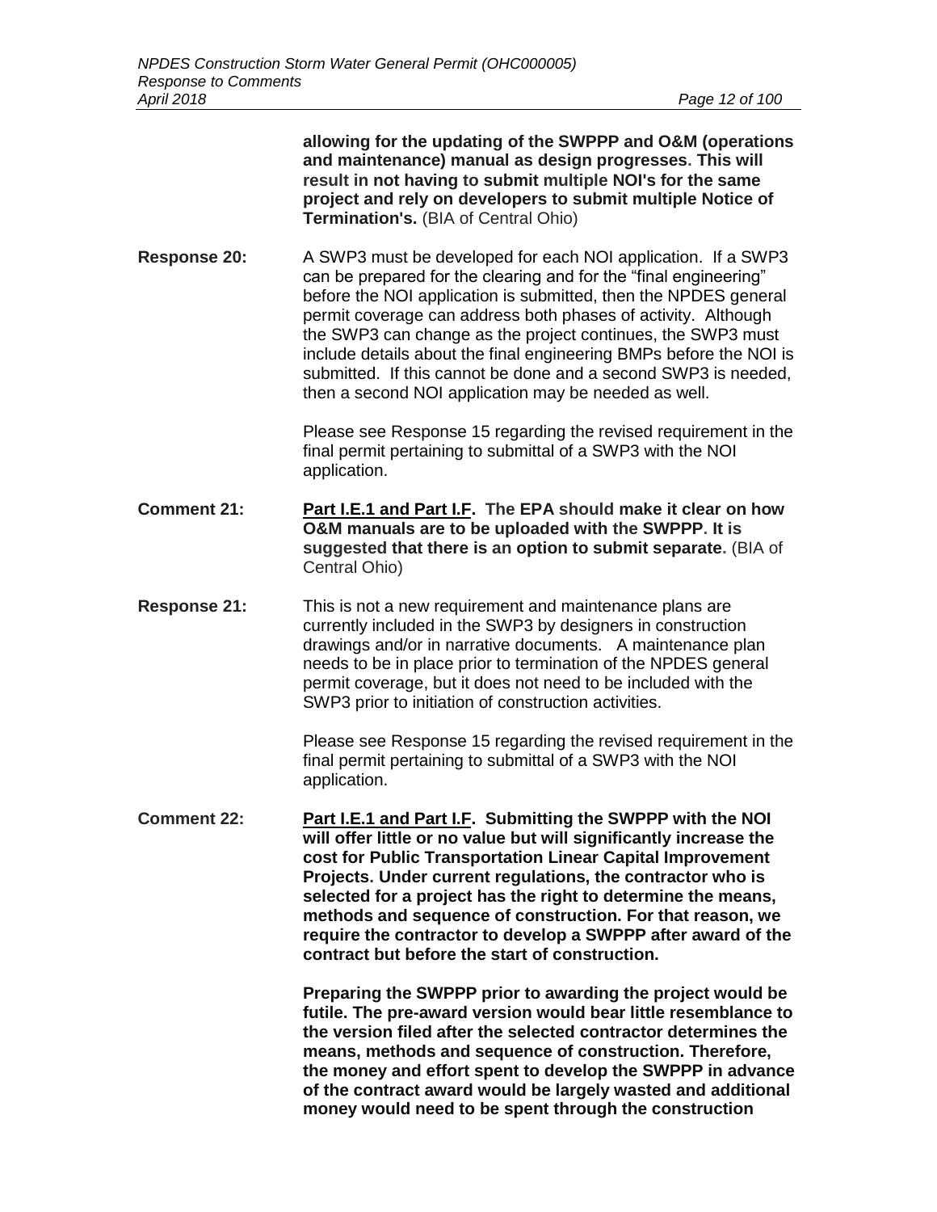**allowing for the updating of the SWPPP and O&M (operations and maintenance) manual as design progresses. This will result in not having to submit multiple NOI's for the same project and rely on developers to submit multiple Notice of Termination's.** (BIA of Central Ohio)

**Response 20:** A SWP3 must be developed for each NOI application. If a SWP3 can be prepared for the clearing and for the "final engineering" before the NOI application is submitted, then the NPDES general permit coverage can address both phases of activity. Although the SWP3 can change as the project continues, the SWP3 must include details about the final engineering BMPs before the NOI is submitted. If this cannot be done and a second SWP3 is needed, then a second NOI application may be needed as well.

Please see Response 15 regarding the revised requirement in the final permit pertaining to submittal of a SWP3 with the NOI application.

**Comment 21:** **<u>Part I.E.1 and Part I.F</u>. The EPA should make it clear on how O&M manuals are to be uploaded with the SWPPP. It is suggested that there is an option to submit separate.** (BIA of Central Ohio)

**Response 21:** This is not a new requirement and maintenance plans are currently included in the SWP3 by designers in construction drawings and/or in narrative documents. A maintenance plan needs to be in place prior to termination of the NPDES general permit coverage, but it does not need to be included with the SWP3 prior to initiation of construction activities.

Please see Response 15 regarding the revised requirement in the final permit pertaining to submittal of a SWP3 with the NOI application.

**Comment 22:** **<u>Part I.E.1 and Part I.F</u>. Submitting the SWPPP with the NOI will offer little or no value but will significantly increase the cost for Public Transportation Linear Capital Improvement Projects. Under current regulations, the contractor who is selected for a project has the right to determine the means, methods and sequence of construction. For that reason, we require the contractor to develop a SWPPP after award of the contract but before the start of construction.**

**Preparing the SWPPP prior to awarding the project would be futile. The pre-award version would bear little resemblance to the version filed after the selected contractor determines the means, methods and sequence of construction. Therefore, the money and effort spent to develop the SWPPP in advance of the contract award would be largely wasted and additional money would need to be spent through the construction**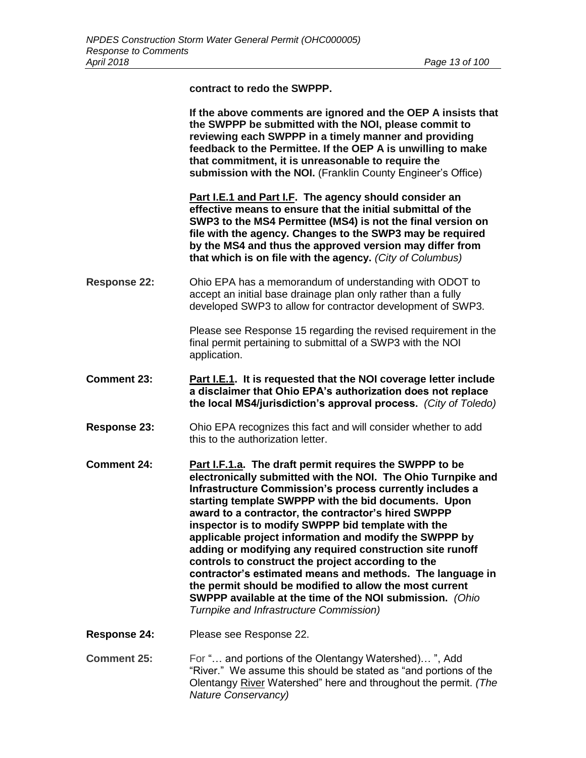**contract to redo the SWPPP.**

**If the above comments are ignored and the OEP A insists that the SWPPP be submitted with the NOI, please commit to reviewing each SWPPP in a timely manner and providing feedback to the Permittee. If the OEP A is unwilling to make that commitment, it is unreasonable to require the submission with the NOI.** (Franklin County Engineer's Office)

**Part I.E.1 and Part I.F. The agency should consider an effective means to ensure that the initial submittal of the SWP3 to the MS4 Permittee (MS4) is not the final version on file with the agency. Changes to the SWP3 may be required by the MS4 and thus the approved version may differ from that which is on file with the agency.** *(City of Columbus)*

**Response 22:** Ohio EPA has a memorandum of understanding with ODOT to accept an initial base drainage plan only rather than a fully developed SWP3 to allow for contractor development of SWP3.

Please see Response 15 regarding the revised requirement in the final permit pertaining to submittal of a SWP3 with the NOI application.

**Comment 23:** **Part I.E.1. It is requested that the NOI coverage letter include a disclaimer that Ohio EPA's authorization does not replace the local MS4/jurisdiction's approval process.** *(City of Toledo)*

**Response 23:** Ohio EPA recognizes this fact and will consider whether to add this to the authorization letter.

**Comment 24:** **Part I.F.1.a. The draft permit requires the SWPPP to be electronically submitted with the NOI. The Ohio Turnpike and Infrastructure Commission's process currently includes a starting template SWPPP with the bid documents. Upon award to a contractor, the contractor's hired SWPPP inspector is to modify SWPPP bid template with the applicable project information and modify the SWPPP by adding or modifying any required construction site runoff controls to construct the project according to the contractor's estimated means and methods. The language in the permit should be modified to allow the most current SWPPP available at the time of the NOI submission.** *(Ohio Turnpike and Infrastructure Commission)*

**Response 24:** Please see Response 22.

**Comment 25:** For "… and portions of the Olentangy Watershed)… ", Add "River." We assume this should be stated as "and portions of the Olentangy River Watershed" here and throughout the permit. *(The Nature Conservancy)*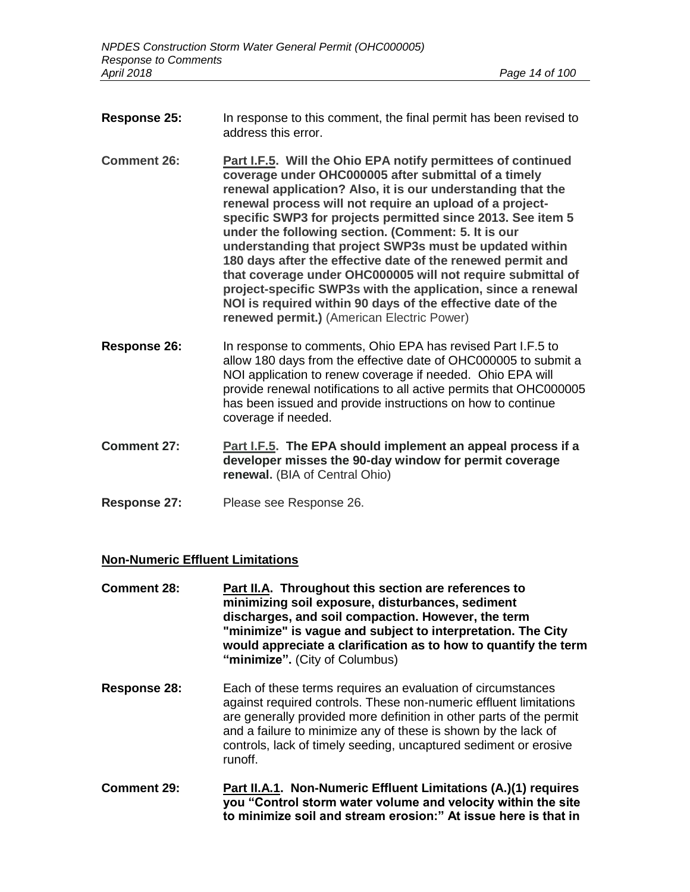**Response 25:** In response to this comment, the final permit has been revised to address this error.

**Comment 26:** **Part I.F.5. Will the Ohio EPA notify permittees of continued coverage under OHC000005 after submittal of a timely renewal application? Also, it is our understanding that the renewal process will not require an upload of a project-specific SWP3 for projects permitted since 2013. See item 5 under the following section. (Comment: 5. It is our understanding that project SWP3s must be updated within 180 days after the effective date of the renewed permit and that coverage under OHC000005 will not require submittal of project-specific SWP3s with the application, since a renewal NOI is required within 90 days of the effective date of the renewed permit.)** (American Electric Power)

**Response 26:** In response to comments, Ohio EPA has revised Part I.F.5 to allow 180 days from the effective date of OHC000005 to submit a NOI application to renew coverage if needed. Ohio EPA will provide renewal notifications to all active permits that OHC000005 has been issued and provide instructions on how to continue coverage if needed.

**Comment 27:** **Part I.F.5. The EPA should implement an appeal process if a developer misses the 90-day window for permit coverage renewal.** (BIA of Central Ohio)

**Response 27:** Please see Response 26.

## Non-Numeric Effluent Limitations

**Comment 28:** **Part II.A. Throughout this section are references to minimizing soil exposure, disturbances, sediment discharges, and soil compaction. However, the term "minimize" is vague and subject to interpretation. The City would appreciate a clarification as to how to quantify the term "minimize".** (City of Columbus)

**Response 28:** Each of these terms requires an evaluation of circumstances against required controls. These non-numeric effluent limitations are generally provided more definition in other parts of the permit and a failure to minimize any of these is shown by the lack of controls, lack of timely seeding, uncaptured sediment or erosive runoff.

**Comment 29:** **Part II.A.1. Non-Numeric Effluent Limitations (A.)(1) requires you "Control storm water volume and velocity within the site to minimize soil and stream erosion:" At issue here is that in**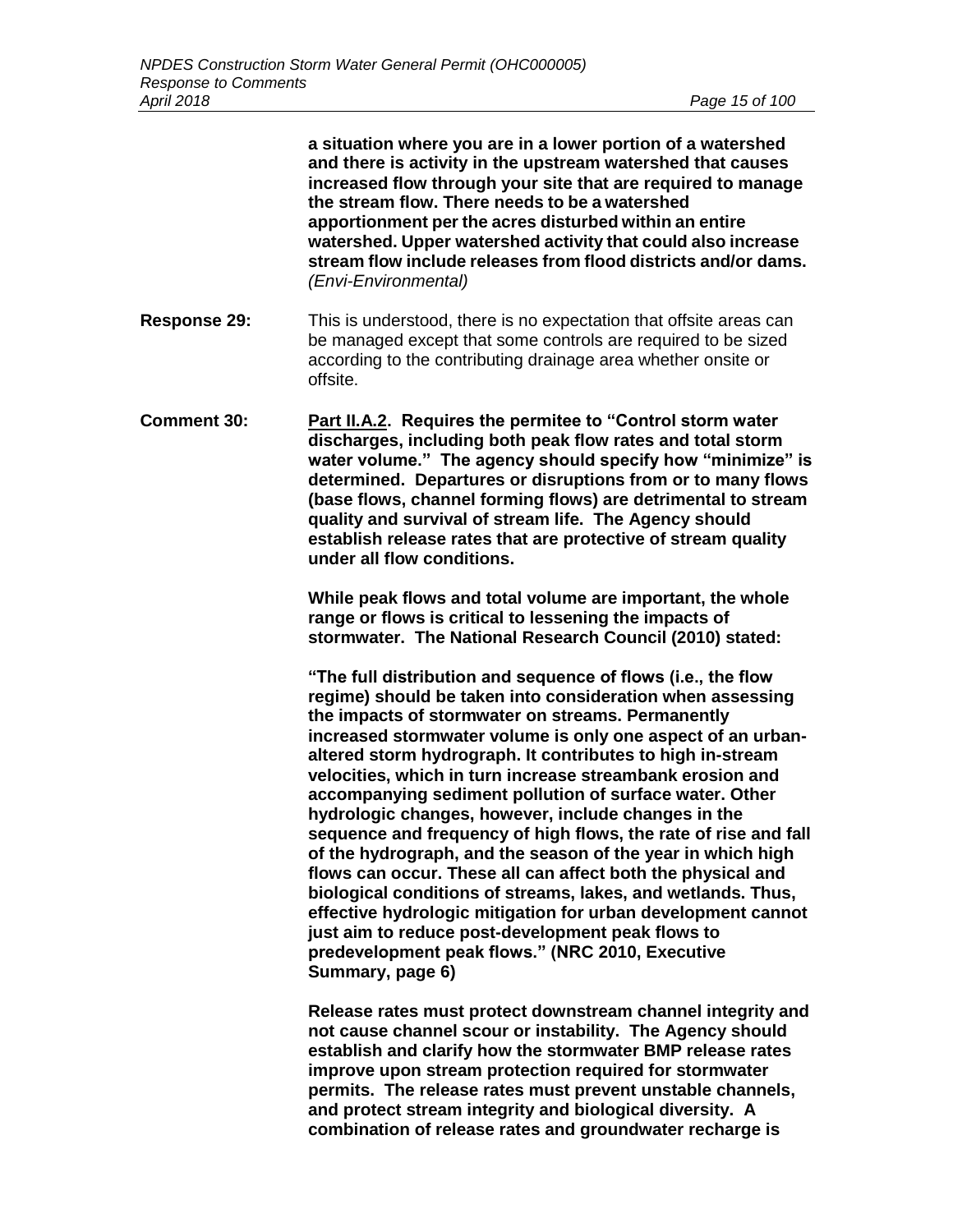**a situation where you are in a lower portion of a watershed and there is activity in the upstream watershed that causes increased flow through your site that are required to manage the stream flow. There needs to be a watershed apportionment per the acres disturbed within an entire watershed. Upper watershed activity that could also increase stream flow include releases from flood districts and/or dams.** *(Envi-Environmental)*

**Response 29:** This is understood, there is no expectation that offsite areas can be managed except that some controls are required to be sized according to the contributing drainage area whether onsite or offsite.

**Comment 30:** **<u>Part II.A.2</u>. Requires the permitee to "Control storm water discharges, including both peak flow rates and total storm water volume." The agency should specify how "minimize" is determined. Departures or disruptions from or to many flows (base flows, channel forming flows) are detrimental to stream quality and survival of stream life. The Agency should establish release rates that are protective of stream quality under all flow conditions.**

**While peak flows and total volume are important, the whole range or flows is critical to lessening the impacts of stormwater. The National Research Council (2010) stated:**

**"The full distribution and sequence of flows (i.e., the flow regime) should be taken into consideration when assessing the impacts of stormwater on streams. Permanently increased stormwater volume is only one aspect of an urban-altered storm hydrograph. It contributes to high in-stream velocities, which in turn increase streambank erosion and accompanying sediment pollution of surface water. Other hydrologic changes, however, include changes in the sequence and frequency of high flows, the rate of rise and fall of the hydrograph, and the season of the year in which high flows can occur. These all can affect both the physical and biological conditions of streams, lakes, and wetlands. Thus, effective hydrologic mitigation for urban development cannot just aim to reduce post-development peak flows to predevelopment peak flows." (NRC 2010, Executive Summary, page 6)**

**Release rates must protect downstream channel integrity and not cause channel scour or instability. The Agency should establish and clarify how the stormwater BMP release rates improve upon stream protection required for stormwater permits. The release rates must prevent unstable channels, and protect stream integrity and biological diversity. A combination of release rates and groundwater recharge is**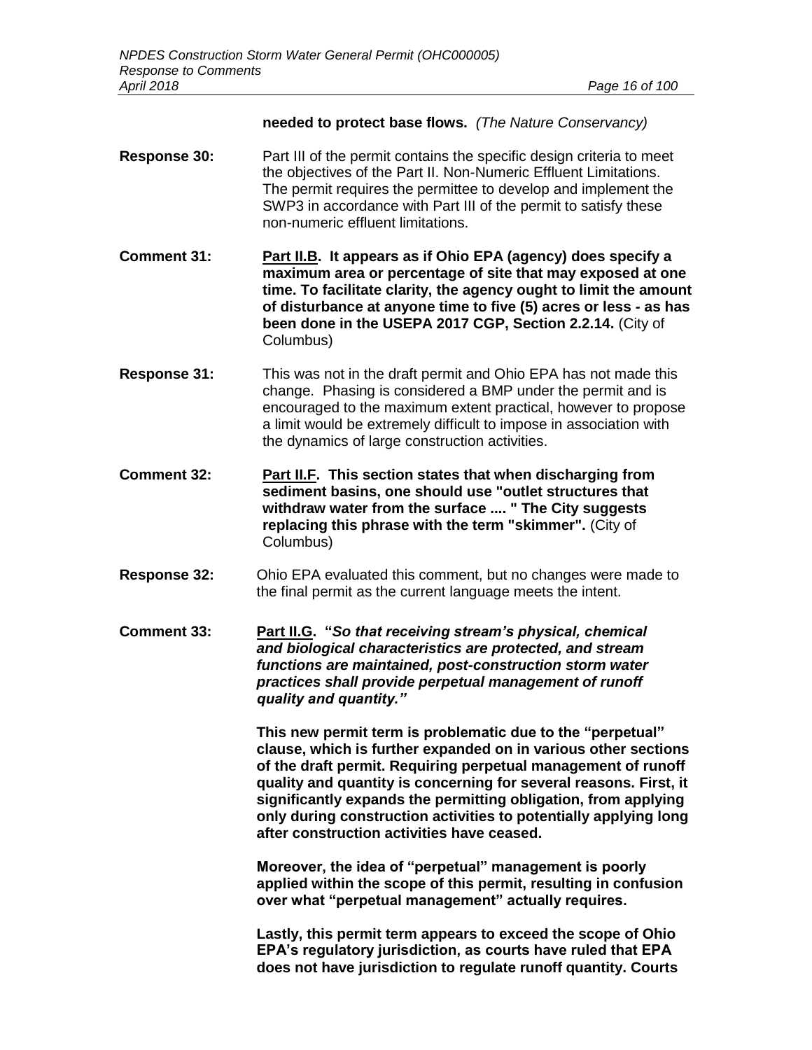**needed to protect base flows.** *(The Nature Conservancy)*

**Response 30:** Part III of the permit contains the specific design criteria to meet the objectives of the Part II. Non-Numeric Effluent Limitations. The permit requires the permittee to develop and implement the SWP3 in accordance with Part III of the permit to satisfy these non-numeric effluent limitations.

**Comment 31:** **<u>Part II.B</u>. It appears as if Ohio EPA (agency) does specify a maximum area or percentage of site that may exposed at one time. To facilitate clarity, the agency ought to limit the amount of disturbance at anyone time to five (5) acres or less - as has been done in the USEPA 2017 CGP, Section 2.2.14.** (City of Columbus)

**Response 31:** This was not in the draft permit and Ohio EPA has not made this change. Phasing is considered a BMP under the permit and is encouraged to the maximum extent practical, however to propose a limit would be extremely difficult to impose in association with the dynamics of large construction activities.

**Comment 32:** **<u>Part II.F</u>. This section states that when discharging from sediment basins, one should use "outlet structures that withdraw water from the surface .... " The City suggests replacing this phrase with the term "skimmer".** (City of Columbus)

**Response 32:** Ohio EPA evaluated this comment, but no changes were made to the final permit as the current language meets the intent.

**Comment 33:** **<u>Part II.G</u>. "*So that receiving stream's physical, chemical and biological characteristics are protected, and stream functions are maintained, post-construction storm water practices shall provide perpetual management of runoff quality and quantity.*"**

**This new permit term is problematic due to the "perpetual" clause, which is further expanded on in various other sections of the draft permit. Requiring perpetual management of runoff quality and quantity is concerning for several reasons. First, it significantly expands the permitting obligation, from applying only during construction activities to potentially applying long after construction activities have ceased.**

**Moreover, the idea of "perpetual" management is poorly applied within the scope of this permit, resulting in confusion over what "perpetual management" actually requires.**

**Lastly, this permit term appears to exceed the scope of Ohio EPA's regulatory jurisdiction, as courts have ruled that EPA does not have jurisdiction to regulate runoff quantity. Courts**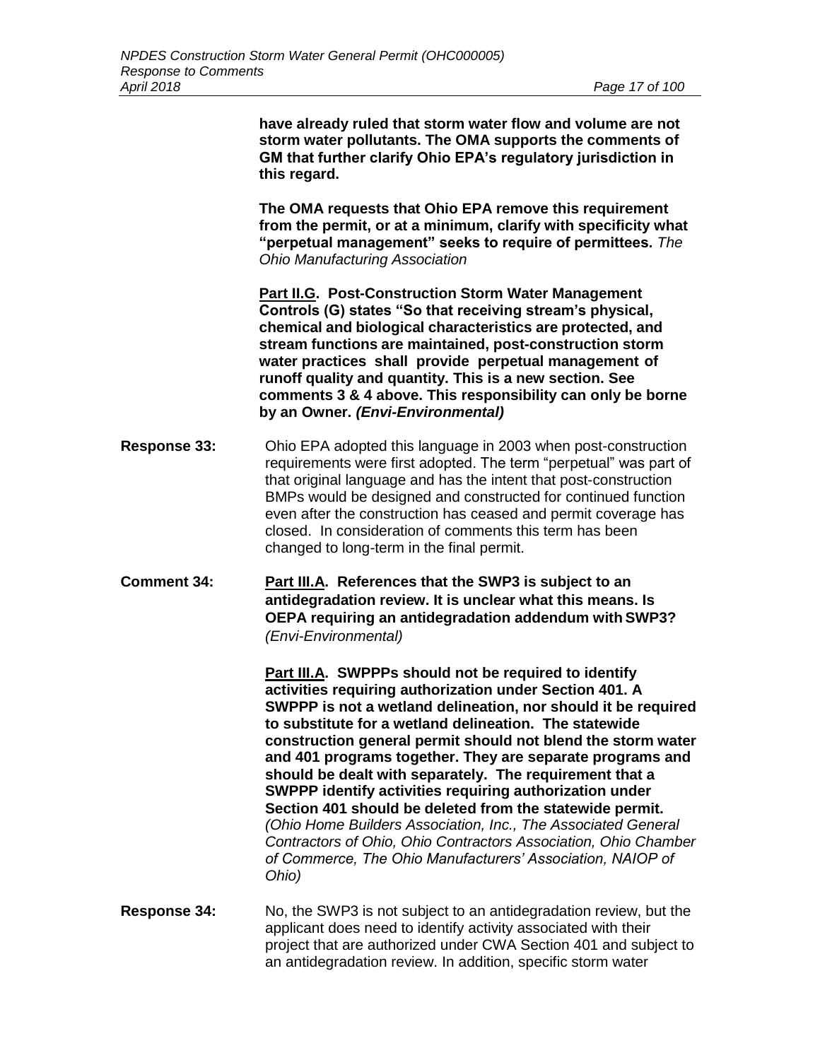**have already ruled that storm water flow and volume are not storm water pollutants. The OMA supports the comments of GM that further clarify Ohio EPA's regulatory jurisdiction in this regard.**

**The OMA requests that Ohio EPA remove this requirement from the permit, or at a minimum, clarify with specificity what "perpetual management" seeks to require of permittees.** *The Ohio Manufacturing Association*

**<u>Part II.G</u>. Post-Construction Storm Water Management Controls (G) states "So that receiving stream's physical, chemical and biological characteristics are protected, and stream functions are maintained, post-construction storm water practices shall provide perpetual management of runoff quality and quantity. This is a new section. See comments 3 & 4 above. This responsibility can only be borne by an Owner. *(Envi-Environmental)***

**Response 33:** Ohio EPA adopted this language in 2003 when post-construction requirements were first adopted. The term "perpetual" was part of that original language and has the intent that post-construction BMPs would be designed and constructed for continued function even after the construction has ceased and permit coverage has closed. In consideration of comments this term has been changed to long-term in the final permit.

**Comment 34:** **<u>Part III.A</u>. References that the SWP3 is subject to an antidegradation review. It is unclear what this means. Is OEPA requiring an antidegradation addendum with SWP3?** *(Envi-Environmental)*

**<u>Part III.A</u>. SWPPPs should not be required to identify activities requiring authorization under Section 401. A SWPPP is not a wetland delineation, nor should it be required to substitute for a wetland delineation. The statewide construction general permit should not blend the storm water and 401 programs together. They are separate programs and should be dealt with separately. The requirement that a SWPPP identify activities requiring authorization under Section 401 should be deleted from the statewide permit.** *(Ohio Home Builders Association, Inc., The Associated General Contractors of Ohio, Ohio Contractors Association, Ohio Chamber of Commerce, The Ohio Manufacturers' Association, NAIOP of Ohio)*

**Response 34:** No, the SWP3 is not subject to an antidegradation review, but the applicant does need to identify activity associated with their project that are authorized under CWA Section 401 and subject to an antidegradation review. In addition, specific storm water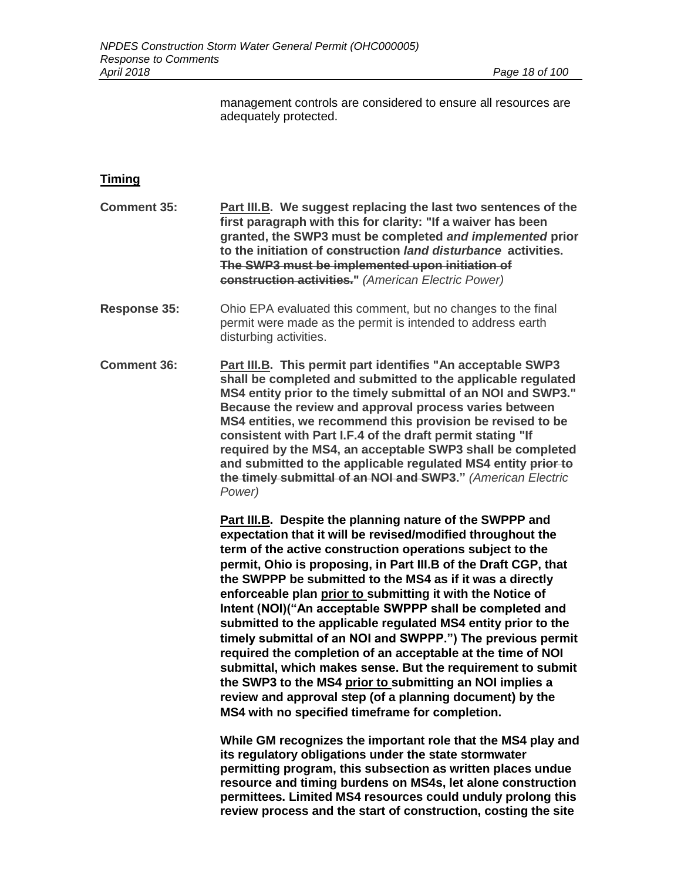management controls are considered to ensure all resources are adequately protected.

**Timing**

**Comment 35:** **Part III.B. We suggest replacing the last two sentences of the first paragraph with this for clarity: "If a waiver has been granted, the SWP3 must be completed *and implemented* prior to the initiation of ~~construction~~ *land disturbance* activities. ~~The SWP3 must be implemented upon initiation of construction activities.~~"** *(American Electric Power)*

**Response 35:** Ohio EPA evaluated this comment, but no changes to the final permit were made as the permit is intended to address earth disturbing activities.

**Comment 36:** **Part III.B. This permit part identifies "An acceptable SWP3 shall be completed and submitted to the applicable regulated MS4 entity prior to the timely submittal of an NOI and SWP3." Because the review and approval process varies between MS4 entities, we recommend this provision be revised to be consistent with Part I.F.4 of the draft permit stating "If required by the MS4, an acceptable SWP3 shall be completed and submitted to the applicable regulated MS4 entity ~~prior to the timely submittal of an NOI and SWP3~~."** *(American Electric Power)*

**Part III.B. Despite the planning nature of the SWPPP and expectation that it will be revised/modified throughout the term of the active construction operations subject to the permit, Ohio is proposing, in Part III.B of the Draft CGP, that the SWPPP be submitted to the MS4 as if it was a directly enforceable plan prior to submitting it with the Notice of Intent (NOI)("An acceptable SWPPP shall be completed and submitted to the applicable regulated MS4 entity prior to the timely submittal of an NOI and SWPPP.") The previous permit required the completion of an acceptable at the time of NOI submittal, which makes sense. But the requirement to submit the SWP3 to the MS4 prior to submitting an NOI implies a review and approval step (of a planning document) by the MS4 with no specified timeframe for completion.**

**While GM recognizes the important role that the MS4 play and its regulatory obligations under the state stormwater permitting program, this subsection as written places undue resource and timing burdens on MS4s, let alone construction permittees. Limited MS4 resources could unduly prolong this review process and the start of construction, costing the site**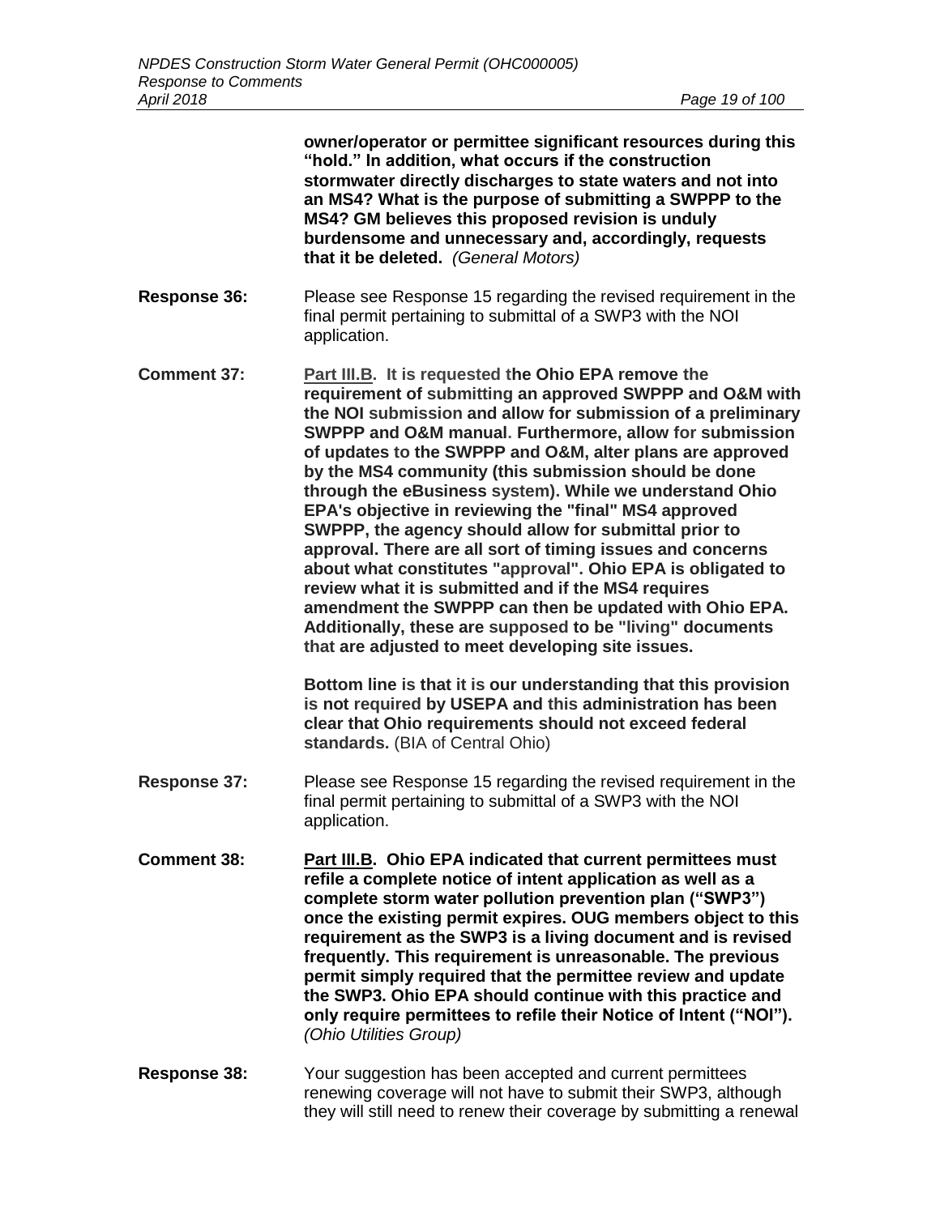**owner/operator or permittee significant resources during this "hold." In addition, what occurs if the construction stormwater directly discharges to state waters and not into an MS4? What is the purpose of submitting a SWPPP to the MS4? GM believes this proposed revision is unduly burdensome and unnecessary and, accordingly, requests that it be deleted.** *(General Motors)*

**Response 36:** Please see Response 15 regarding the revised requirement in the final permit pertaining to submittal of a SWP3 with the NOI application.

**Comment 37:** **Part III.B. It is requested the Ohio EPA remove the requirement of submitting an approved SWPPP and O&M with the NOI submission and allow for submission of a preliminary SWPPP and O&M manual. Furthermore, allow for submission of updates to the SWPPP and O&M, alter plans are approved by the MS4 community (this submission should be done through the eBusiness system). While we understand Ohio EPA's objective in reviewing the "final" MS4 approved SWPPP, the agency should allow for submittal prior to approval. There are all sort of timing issues and concerns about what constitutes "approval". Ohio EPA is obligated to review what it is submitted and if the MS4 requires amendment the SWPPP can then be updated with Ohio EPA. Additionally, these are supposed to be "living" documents that are adjusted to meet developing site issues.**

**Bottom line is that it is our understanding that this provision is not required by USEPA and this administration has been clear that Ohio requirements should not exceed federal standards.** (BIA of Central Ohio)

**Response 37:** Please see Response 15 regarding the revised requirement in the final permit pertaining to submittal of a SWP3 with the NOI application.

**Comment 38:** **Part III.B. Ohio EPA indicated that current permittees must refile a complete notice of intent application as well as a complete storm water pollution prevention plan ("SWP3") once the existing permit expires. OUG members object to this requirement as the SWP3 is a living document and is revised frequently. This requirement is unreasonable. The previous permit simply required that the permittee review and update the SWP3. Ohio EPA should continue with this practice and only require permittees to refile their Notice of Intent ("NOI").** *(Ohio Utilities Group)*

**Response 38:** Your suggestion has been accepted and current permittees renewing coverage will not have to submit their SWP3, although they will still need to renew their coverage by submitting a renewal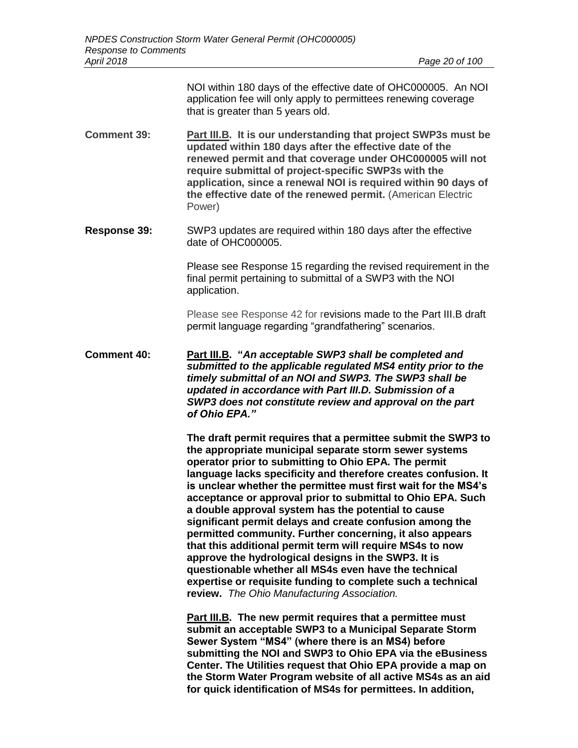NOI within 180 days of the effective date of OHC000005. An NOI application fee will only apply to permittees renewing coverage that is greater than 5 years old.

**Comment 39:** **Part III.B. It is our understanding that project SWP3s must be updated within 180 days after the effective date of the renewed permit and that coverage under OHC000005 will not require submittal of project-specific SWP3s with the application, since a renewal NOI is required within 90 days of the effective date of the renewed permit.** (American Electric Power)

**Response 39:** SWP3 updates are required within 180 days after the effective date of OHC000005.

Please see Response 15 regarding the revised requirement in the final permit pertaining to submittal of a SWP3 with the NOI application.

Please see Response 42 for revisions made to the Part III.B draft permit language regarding "grandfathering" scenarios.

**Comment 40:** **Part III.B. "*An acceptable SWP3 shall be completed and submitted to the applicable regulated MS4 entity prior to the timely submittal of an NOI and SWP3. The SWP3 shall be updated in accordance with Part III.D. Submission of a SWP3 does not constitute review and approval on the part of Ohio EPA.*"**

**The draft permit requires that a permittee submit the SWP3 to the appropriate municipal separate storm sewer systems operator prior to submitting to Ohio EPA. The permit language lacks specificity and therefore creates confusion. It is unclear whether the permittee must first wait for the MS4's acceptance or approval prior to submittal to Ohio EPA. Such a double approval system has the potential to cause significant permit delays and create confusion among the permitted community. Further concerning, it also appears that this additional permit term will require MS4s to now approve the hydrological designs in the SWP3. It is questionable whether all MS4s even have the technical expertise or requisite funding to complete such a technical review.** *The Ohio Manufacturing Association.*

**Part III.B. The new permit requires that a permittee must submit an acceptable SWP3 to a Municipal Separate Storm Sewer System "MS4" (where there is an MS4) before submitting the NOI and SWP3 to Ohio EPA via the eBusiness Center. The Utilities request that Ohio EPA provide a map on the Storm Water Program website of all active MS4s as an aid for quick identification of MS4s for permittees. In addition,**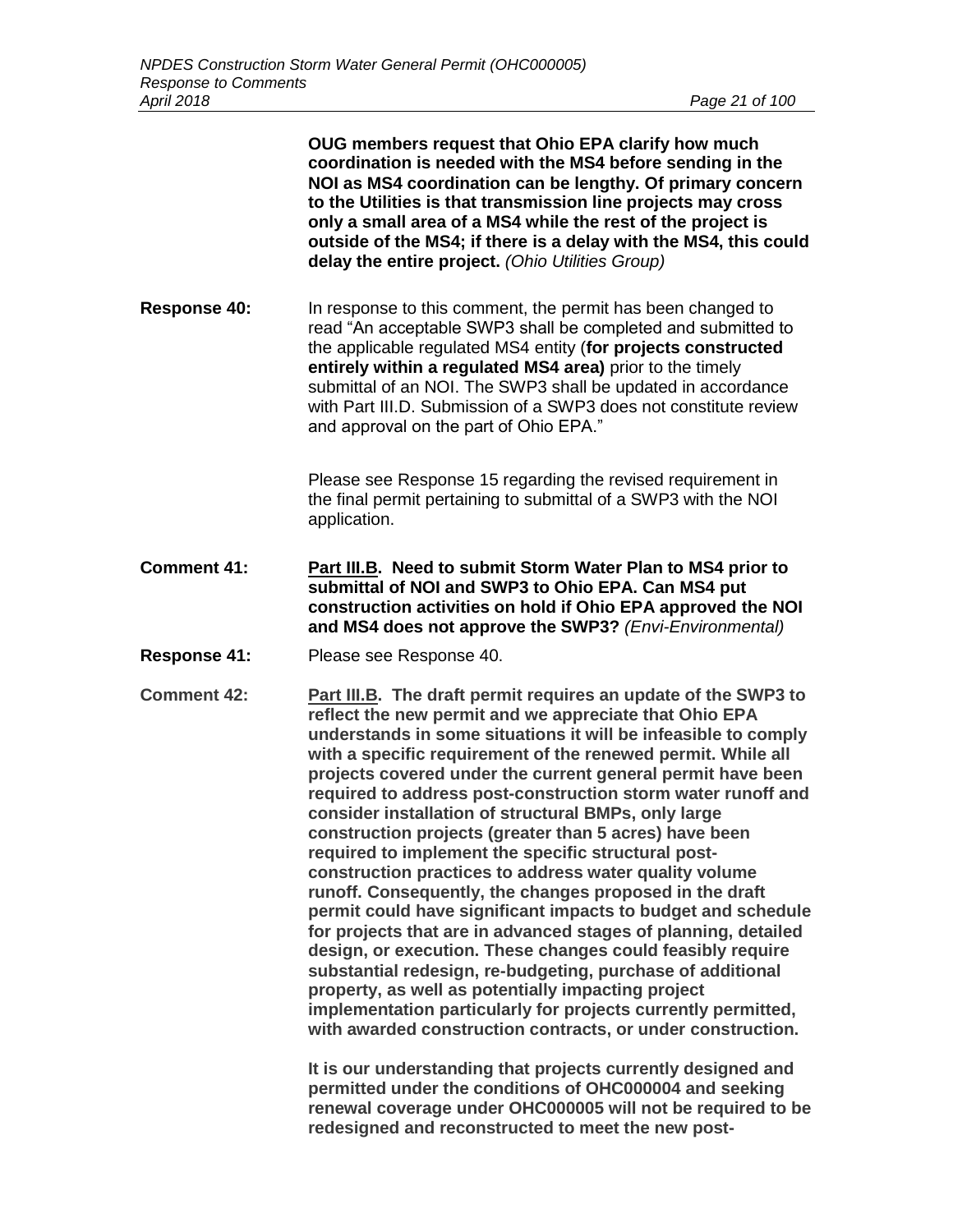**OUG members request that Ohio EPA clarify how much coordination is needed with the MS4 before sending in the NOI as MS4 coordination can be lengthy. Of primary concern to the Utilities is that transmission line projects may cross only a small area of a MS4 while the rest of the project is outside of the MS4; if there is a delay with the MS4, this could delay the entire project.** *(Ohio Utilities Group)*

**Response 40:** In response to this comment, the permit has been changed to read "An acceptable SWP3 shall be completed and submitted to the applicable regulated MS4 entity (**for projects constructed entirely within a regulated MS4 area)** prior to the timely submittal of an NOI. The SWP3 shall be updated in accordance with Part III.D. Submission of a SWP3 does not constitute review and approval on the part of Ohio EPA."

Please see Response 15 regarding the revised requirement in the final permit pertaining to submittal of a SWP3 with the NOI application.

**Comment 41:** **<u>Part III.B</u>. Need to submit Storm Water Plan to MS4 prior to submittal of NOI and SWP3 to Ohio EPA. Can MS4 put construction activities on hold if Ohio EPA approved the NOI and MS4 does not approve the SWP3?** *(Envi-Environmental)*

**Response 41:** Please see Response 40.

**Comment 42:** **<u>Part III.B</u>. The draft permit requires an update of the SWP3 to reflect the new permit and we appreciate that Ohio EPA understands in some situations it will be infeasible to comply with a specific requirement of the renewed permit. While all projects covered under the current general permit have been required to address post-construction storm water runoff and consider installation of structural BMPs, only large construction projects (greater than 5 acres) have been required to implement the specific structural post-construction practices to address water quality volume runoff. Consequently, the changes proposed in the draft permit could have significant impacts to budget and schedule for projects that are in advanced stages of planning, detailed design, or execution. These changes could feasibly require substantial redesign, re-budgeting, purchase of additional property, as well as potentially impacting project implementation particularly for projects currently permitted, with awarded construction contracts, or under construction.**

**It is our understanding that projects currently designed and permitted under the conditions of OHC000004 and seeking renewal coverage under OHC000005 will not be required to be redesigned and reconstructed to meet the new post-**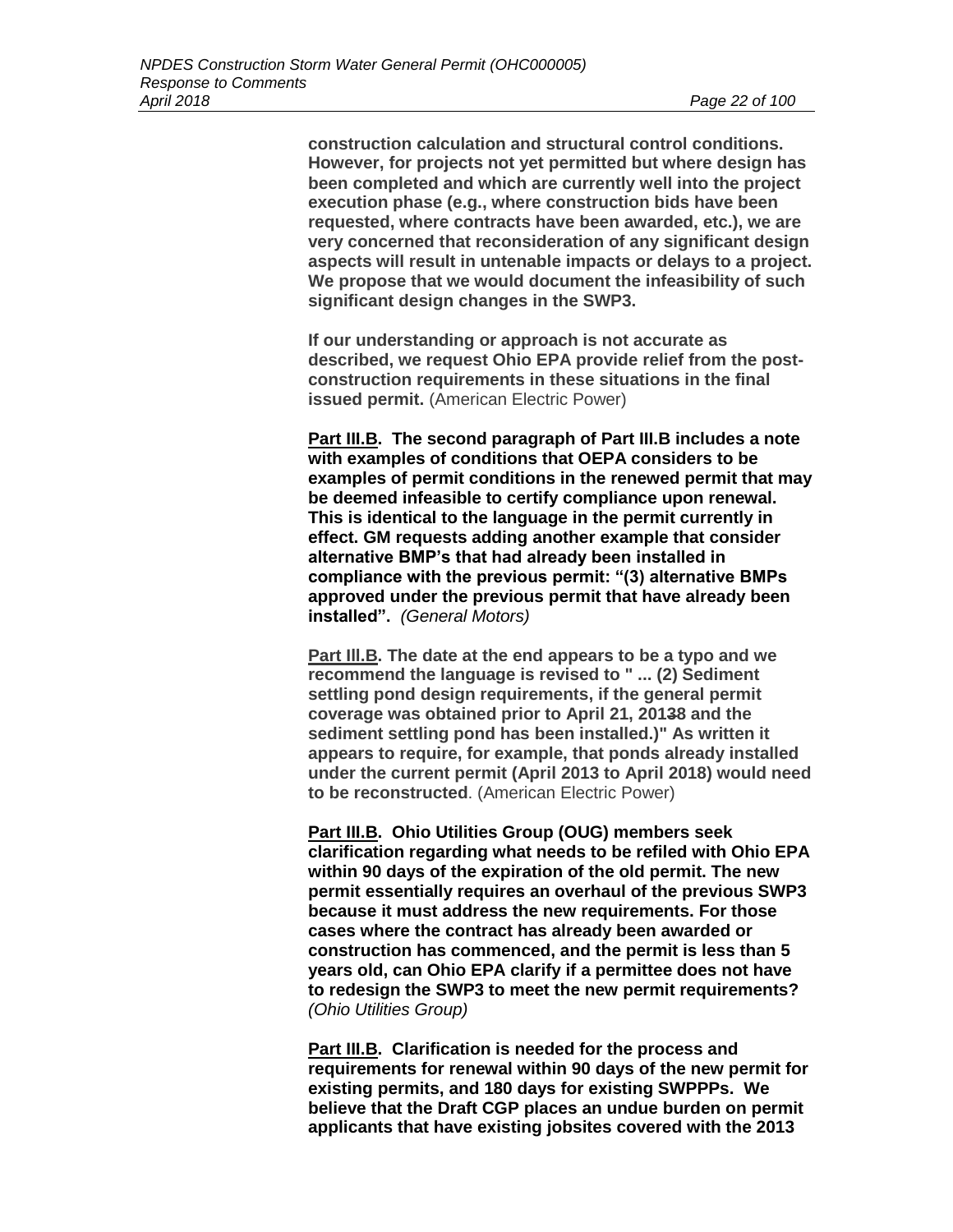**construction calculation and structural control conditions. However, for projects not yet permitted but where design has been completed and which are currently well into the project execution phase (e.g., where construction bids have been requested, where contracts have been awarded, etc.), we are very concerned that reconsideration of any significant design aspects will result in untenable impacts or delays to a project. We propose that we would document the infeasibility of such significant design changes in the SWP3.**

**If our understanding or approach is not accurate as described, we request Ohio EPA provide relief from the post-construction requirements in these situations in the final issued permit.** (American Electric Power)

**<u>Part III.B</u>. The second paragraph of Part III.B includes a note with examples of conditions that OEPA considers to be examples of permit conditions in the renewed permit that may be deemed infeasible to certify compliance upon renewal. This is identical to the language in the permit currently in effect. GM requests adding another example that consider alternative BMP's that had already been installed in compliance with the previous permit: "(3) alternative BMPs approved under the previous permit that have already been installed".** *(General Motors)*

**<u>Part III.B</u>. The date at the end appears to be a typo and we recommend the language is revised to " ... (2) Sediment settling pond design requirements, if the general permit coverage was obtained prior to April 21, 2013~~3~~8 and the sediment settling pond has been installed.)" As written it appears to require, for example, that ponds already installed under the current permit (April 2013 to April 2018) would need to be reconstructed**. (American Electric Power)

**<u>Part III.B</u>. Ohio Utilities Group (OUG) members seek clarification regarding what needs to be refiled with Ohio EPA within 90 days of the expiration of the old permit. The new permit essentially requires an overhaul of the previous SWP3 because it must address the new requirements. For those cases where the contract has already been awarded or construction has commenced, and the permit is less than 5 years old, can Ohio EPA clarify if a permittee does not have to redesign the SWP3 to meet the new permit requirements?** *(Ohio Utilities Group)*

**<u>Part III.B</u>. Clarification is needed for the process and requirements for renewal within 90 days of the new permit for existing permits, and 180 days for existing SWPPPs. We believe that the Draft CGP places an undue burden on permit applicants that have existing jobsites covered with the 2013**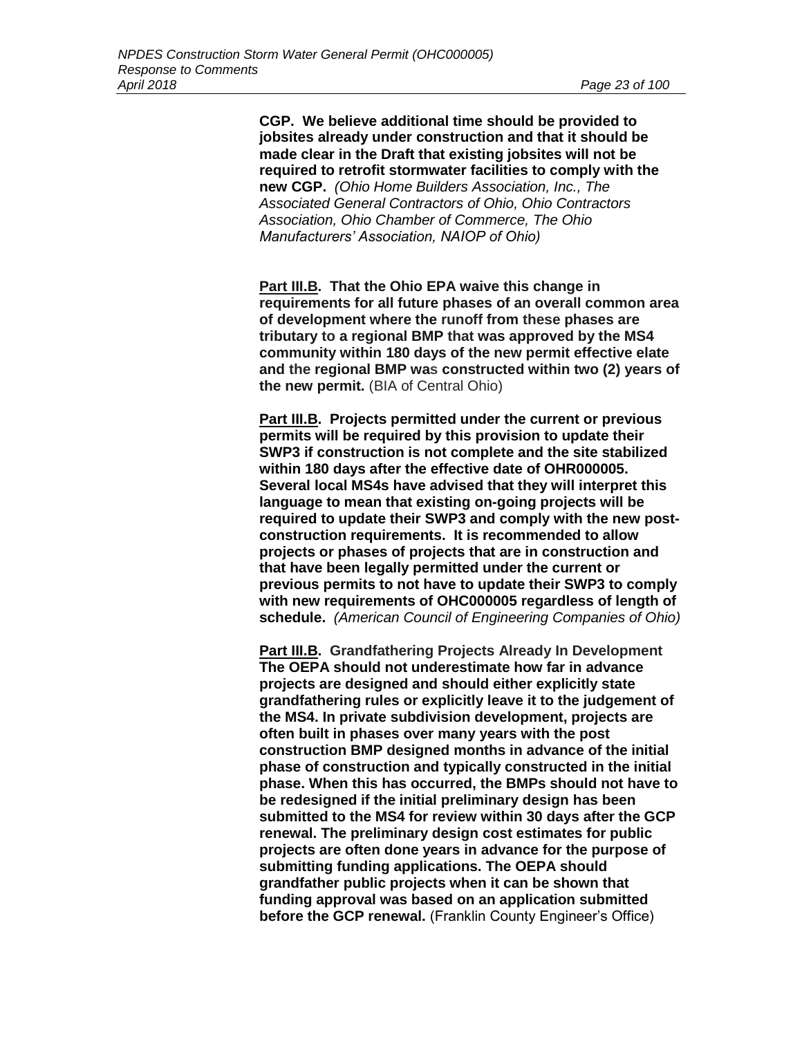**CGP. We believe additional time should be provided to jobsites already under construction and that it should be made clear in the Draft that existing jobsites will not be required to retrofit stormwater facilities to comply with the new CGP.** *(Ohio Home Builders Association, Inc., The Associated General Contractors of Ohio, Ohio Contractors Association, Ohio Chamber of Commerce, The Ohio Manufacturers' Association, NAIOP of Ohio)*

**Part III.B. That the Ohio EPA waive this change in requirements for all future phases of an overall common area of development where the runoff from these phases are tributary to a regional BMP that was approved by the MS4 community within 180 days of the new permit effective elate and the regional BMP was constructed within two (2) years of the new permit.** (BIA of Central Ohio)

**Part III.B. Projects permitted under the current or previous permits will be required by this provision to update their SWP3 if construction is not complete and the site stabilized within 180 days after the effective date of OHR000005. Several local MS4s have advised that they will interpret this language to mean that existing on-going projects will be required to update their SWP3 and comply with the new post-construction requirements. It is recommended to allow projects or phases of projects that are in construction and that have been legally permitted under the current or previous permits to not have to update their SWP3 to comply with new requirements of OHC000005 regardless of length of schedule.** *(American Council of Engineering Companies of Ohio)*

**Part III.B. Grandfathering Projects Already In Development The OEPA should not underestimate how far in advance projects are designed and should either explicitly state grandfathering rules or explicitly leave it to the judgement of the MS4. In private subdivision development, projects are often built in phases over many years with the post construction BMP designed months in advance of the initial phase of construction and typically constructed in the initial phase. When this has occurred, the BMPs should not have to be redesigned if the initial preliminary design has been submitted to the MS4 for review within 30 days after the GCP renewal. The preliminary design cost estimates for public projects are often done years in advance for the purpose of submitting funding applications. The OEPA should grandfather public projects when it can be shown that funding approval was based on an application submitted before the GCP renewal.** (Franklin County Engineer's Office)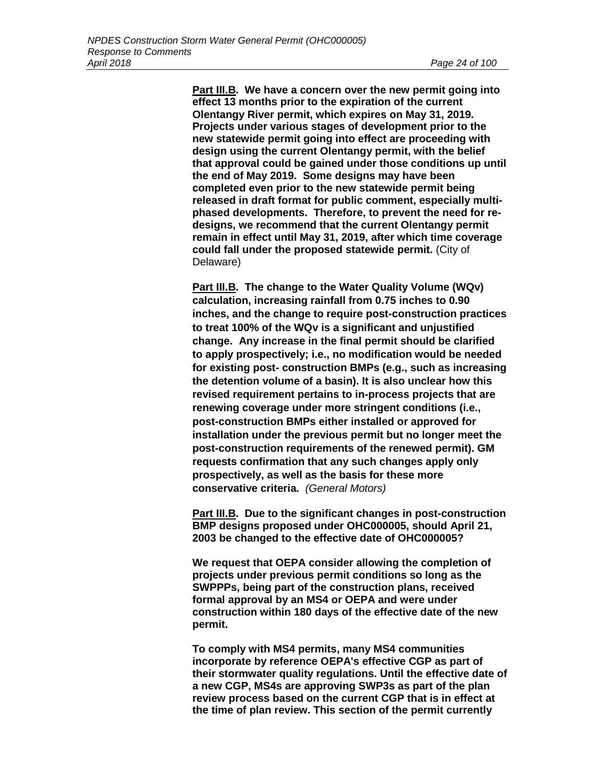**<u>Part III.B</u>. We have a concern over the new permit going into effect 13 months prior to the expiration of the current Olentangy River permit, which expires on May 31, 2019. Projects under various stages of development prior to the new statewide permit going into effect are proceeding with design using the current Olentangy permit, with the belief that approval could be gained under those conditions up until the end of May 2019. Some designs may have been completed even prior to the new statewide permit being released in draft format for public comment, especially multi-phased developments. Therefore, to prevent the need for re-designs, we recommend that the current Olentangy permit remain in effect until May 31, 2019, after which time coverage could fall under the proposed statewide permit.** (City of Delaware)

**<u>Part III.B</u>. The change to the Water Quality Volume (WQv) calculation, increasing rainfall from 0.75 inches to 0.90 inches, and the change to require post-construction practices to treat 100% of the WQv is a significant and unjustified change. Any increase in the final permit should be clarified to apply prospectively; i.e., no modification would be needed for existing post- construction BMPs (e.g., such as increasing the detention volume of a basin). It is also unclear how this revised requirement pertains to in-process projects that are renewing coverage under more stringent conditions (i.e., post-construction BMPs either installed or approved for installation under the previous permit but no longer meet the post-construction requirements of the renewed permit). GM requests confirmation that any such changes apply only prospectively, as well as the basis for these more conservative criteria.** *(General Motors)*

**<u>Part III.B</u>. Due to the significant changes in post-construction BMP designs proposed under OHC000005, should April 21, 2003 be changed to the effective date of OHC000005?**

**We request that OEPA consider allowing the completion of projects under previous permit conditions so long as the SWPPPs, being part of the construction plans, received formal approval by an MS4 or OEPA and were under construction within 180 days of the effective date of the new permit.**

**To comply with MS4 permits, many MS4 communities incorporate by reference OEPA's effective CGP as part of their stormwater quality regulations. Until the effective date of a new CGP, MS4s are approving SWP3s as part of the plan review process based on the current CGP that is in effect at the time of plan review. This section of the permit currently**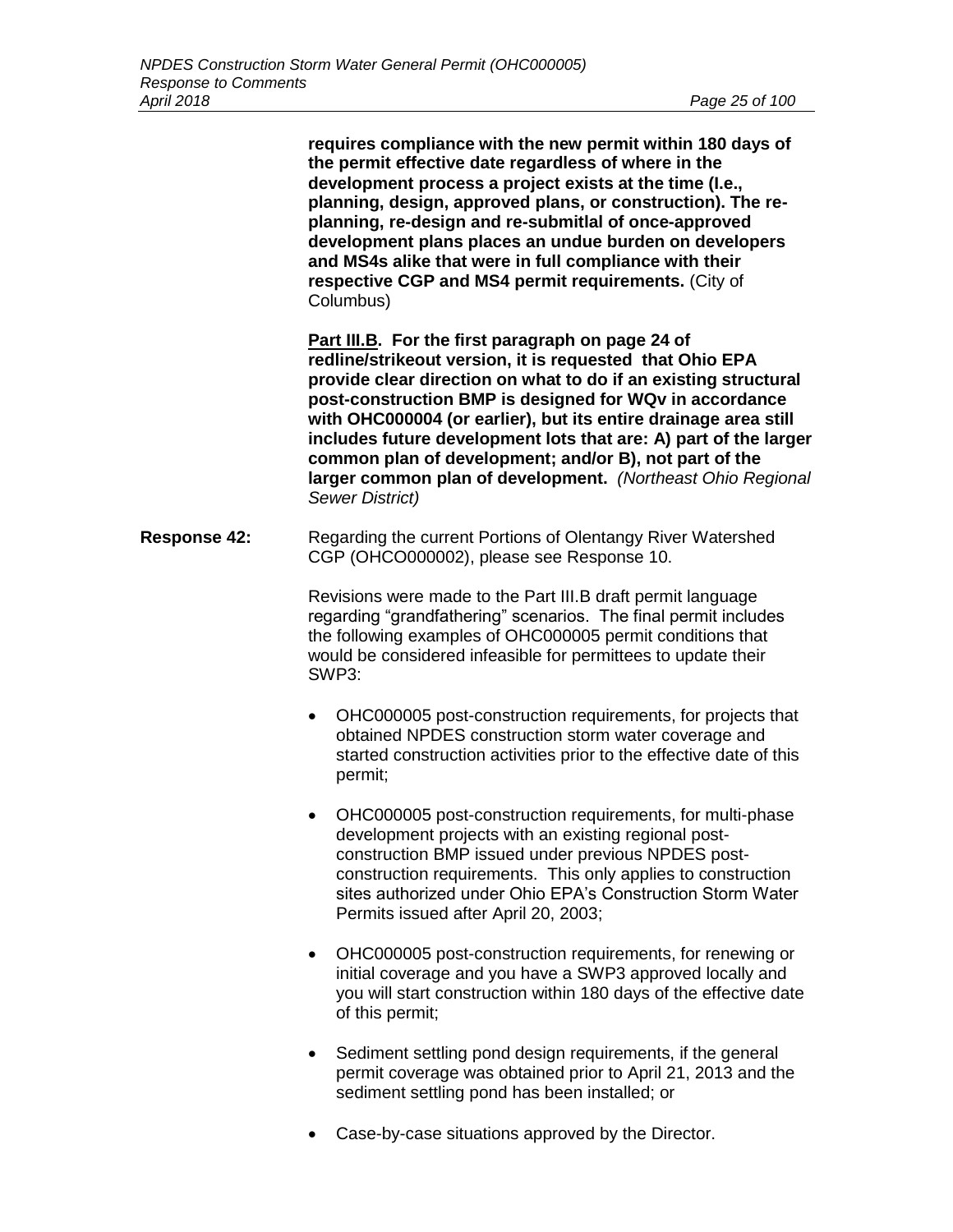**requires compliance with the new permit within 180 days of the permit effective date regardless of where in the development process a project exists at the time (I.e., planning, design, approved plans, or construction). The re-planning, re-design and re-submitlal of once-approved development plans places an undue burden on developers and MS4s alike that were in full compliance with their respective CGP and MS4 permit requirements.** (City of Columbus)

**<u>Part III.B</u>. For the first paragraph on page 24 of redline/strikeout version, it is requested that Ohio EPA provide clear direction on what to do if an existing structural post-construction BMP is designed for WQv in accordance with OHC000004 (or earlier), but its entire drainage area still includes future development lots that are: A) part of the larger common plan of development; and/or B), not part of the larger common plan of development.** *(Northeast Ohio Regional Sewer District)*

**Response 42:** Regarding the current Portions of Olentangy River Watershed CGP (OHCO000002), please see Response 10.

Revisions were made to the Part III.B draft permit language regarding "grandfathering" scenarios. The final permit includes the following examples of OHC000005 permit conditions that would be considered infeasible for permittees to update their SWP3:

- OHC000005 post-construction requirements, for projects that obtained NPDES construction storm water coverage and started construction activities prior to the effective date of this permit;
- OHC000005 post-construction requirements, for multi-phase development projects with an existing regional post-construction BMP issued under previous NPDES post-construction requirements. This only applies to construction sites authorized under Ohio EPA's Construction Storm Water Permits issued after April 20, 2003;
- OHC000005 post-construction requirements, for renewing or initial coverage and you have a SWP3 approved locally and you will start construction within 180 days of the effective date of this permit;
- Sediment settling pond design requirements, if the general permit coverage was obtained prior to April 21, 2013 and the sediment settling pond has been installed; or
- Case-by-case situations approved by the Director.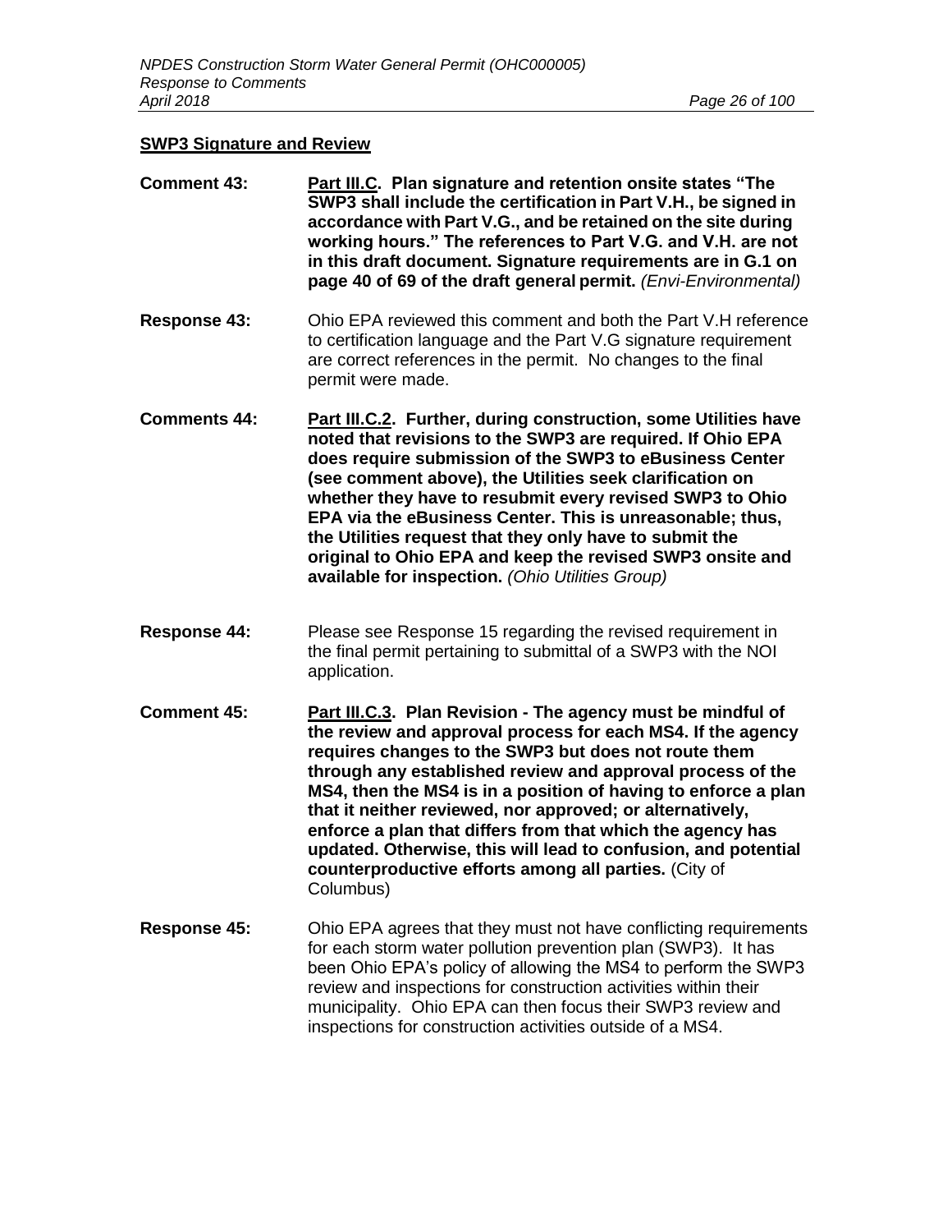**SWP3 Signature and Review**

**Comment 43:** **Part III.C. Plan signature and retention onsite states "The SWP3 shall include the certification in Part V.H., be signed in accordance with Part V.G., and be retained on the site during working hours." The references to Part V.G. and V.H. are not in this draft document. Signature requirements are in G.1 on page 40 of 69 of the draft general permit.** *(Envi-Environmental)*

**Response 43:** Ohio EPA reviewed this comment and both the Part V.H reference to certification language and the Part V.G signature requirement are correct references in the permit. No changes to the final permit were made.

**Comments 44:** **Part III.C.2. Further, during construction, some Utilities have noted that revisions to the SWP3 are required. If Ohio EPA does require submission of the SWP3 to eBusiness Center (see comment above), the Utilities seek clarification on whether they have to resubmit every revised SWP3 to Ohio EPA via the eBusiness Center. This is unreasonable; thus, the Utilities request that they only have to submit the original to Ohio EPA and keep the revised SWP3 onsite and available for inspection.** *(Ohio Utilities Group)*

**Response 44:** Please see Response 15 regarding the revised requirement in the final permit pertaining to submittal of a SWP3 with the NOI application.

**Comment 45:** **Part III.C.3. Plan Revision - The agency must be mindful of the review and approval process for each MS4. If the agency requires changes to the SWP3 but does not route them through any established review and approval process of the MS4, then the MS4 is in a position of having to enforce a plan that it neither reviewed, nor approved; or alternatively, enforce a plan that differs from that which the agency has updated. Otherwise, this will lead to confusion, and potential counterproductive efforts among all parties.** (City of Columbus)

**Response 45:** Ohio EPA agrees that they must not have conflicting requirements for each storm water pollution prevention plan (SWP3). It has been Ohio EPA's policy of allowing the MS4 to perform the SWP3 review and inspections for construction activities within their municipality. Ohio EPA can then focus their SWP3 review and inspections for construction activities outside of a MS4.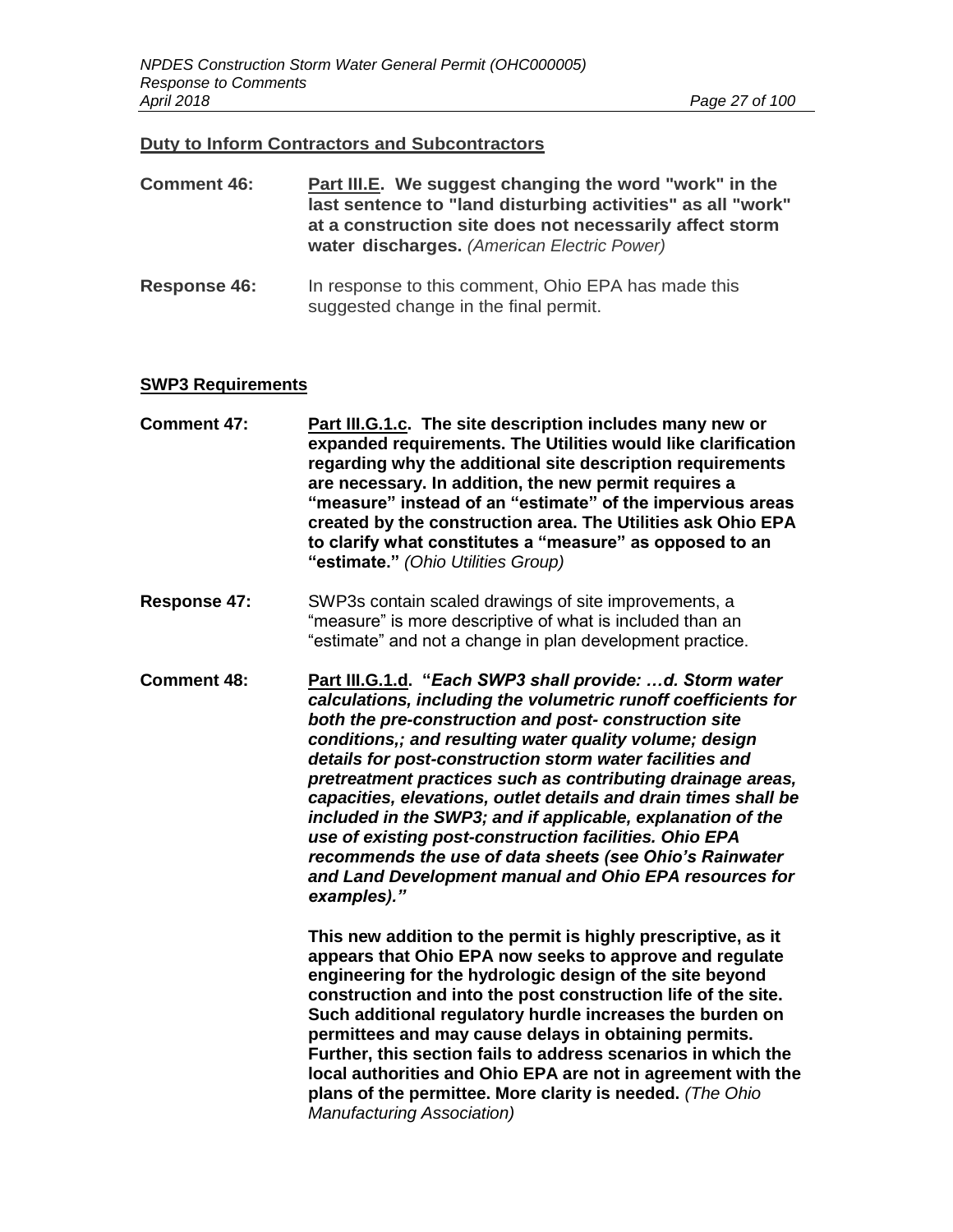## Duty to Inform Contractors and Subcontractors

**Comment 46:** **Part III.E. We suggest changing the word "work" in the last sentence to "land disturbing activities" as all "work" at a construction site does not necessarily affect storm water discharges.** *(American Electric Power)*

**Response 46:** In response to this comment, Ohio EPA has made this suggested change in the final permit.

## SWP3 Requirements

**Comment 47:** **Part III.G.1.c. The site description includes many new or expanded requirements. The Utilities would like clarification regarding why the additional site description requirements are necessary. In addition, the new permit requires a "measure" instead of an "estimate" of the impervious areas created by the construction area. The Utilities ask Ohio EPA to clarify what constitutes a "measure" as opposed to an "estimate."** *(Ohio Utilities Group)*

**Response 47:** SWP3s contain scaled drawings of site improvements, a "measure" is more descriptive of what is included than an "estimate" and not a change in plan development practice.

**Comment 48:** **Part III.G.1.d. "*Each SWP3 shall provide: …d. Storm water calculations, including the volumetric runoff coefficients for both the pre-construction and post- construction site conditions,; and resulting water quality volume; design details for post-construction storm water facilities and pretreatment practices such as contributing drainage areas, capacities, elevations, outlet details and drain times shall be included in the SWP3; and if applicable, explanation of the use of existing post-construction facilities. Ohio EPA recommends the use of data sheets (see Ohio's Rainwater and Land Development manual and Ohio EPA resources for examples).*"**

**This new addition to the permit is highly prescriptive, as it appears that Ohio EPA now seeks to approve and regulate engineering for the hydrologic design of the site beyond construction and into the post construction life of the site. Such additional regulatory hurdle increases the burden on permittees and may cause delays in obtaining permits. Further, this section fails to address scenarios in which the local authorities and Ohio EPA are not in agreement with the plans of the permittee. More clarity is needed.** *(The Ohio Manufacturing Association)*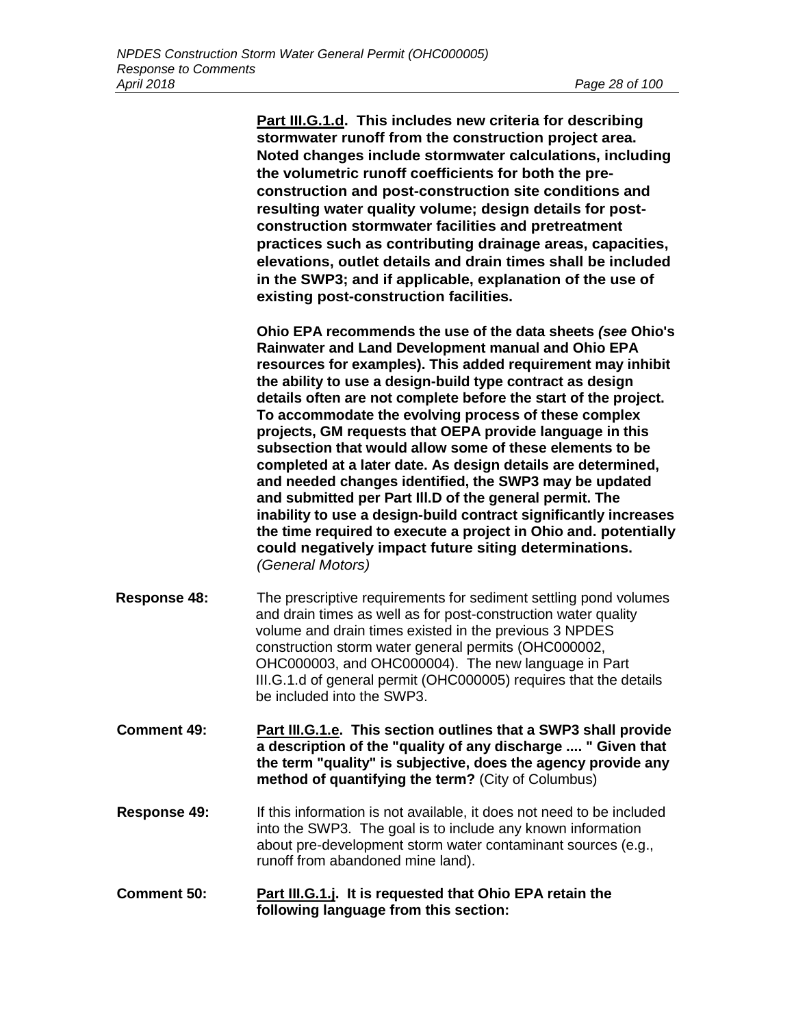**Part III.G.1.d. This includes new criteria for describing stormwater runoff from the construction project area. Noted changes include stormwater calculations, including the volumetric runoff coefficients for both the pre-construction and post-construction site conditions and resulting water quality volume; design details for post-construction stormwater facilities and pretreatment practices such as contributing drainage areas, capacities, elevations, outlet details and drain times shall be included in the SWP3; and if applicable, explanation of the use of existing post-construction facilities.**

**Ohio EPA recommends the use of the data sheets *(see* Ohio's Rainwater and Land Development manual and Ohio EPA resources for examples). This added requirement may inhibit the ability to use a design-build type contract as design details often are not complete before the start of the project. To accommodate the evolving process of these complex projects, GM requests that OEPA provide language in this subsection that would allow some of these elements to be completed at a later date. As design details are determined, and needed changes identified, the SWP3 may be updated and submitted per Part III.D of the general permit. The inability to use a design-build contract significantly increases the time required to execute a project in Ohio and. potentially could negatively impact future siting determinations.** *(General Motors)*

**Response 48:** The prescriptive requirements for sediment settling pond volumes and drain times as well as for post-construction water quality volume and drain times existed in the previous 3 NPDES construction storm water general permits (OHC000002, OHC000003, and OHC000004). The new language in Part III.G.1.d of general permit (OHC000005) requires that the details be included into the SWP3.

**Comment 49:** **Part III.G.1.e. This section outlines that a SWP3 shall provide a description of the "quality of any discharge .... " Given that the term "quality" is subjective, does the agency provide any method of quantifying the term?** (City of Columbus)

**Response 49:** If this information is not available, it does not need to be included into the SWP3. The goal is to include any known information about pre-development storm water contaminant sources (e.g., runoff from abandoned mine land).

**Comment 50:** **Part III.G.1.j. It is requested that Ohio EPA retain the following language from this section:**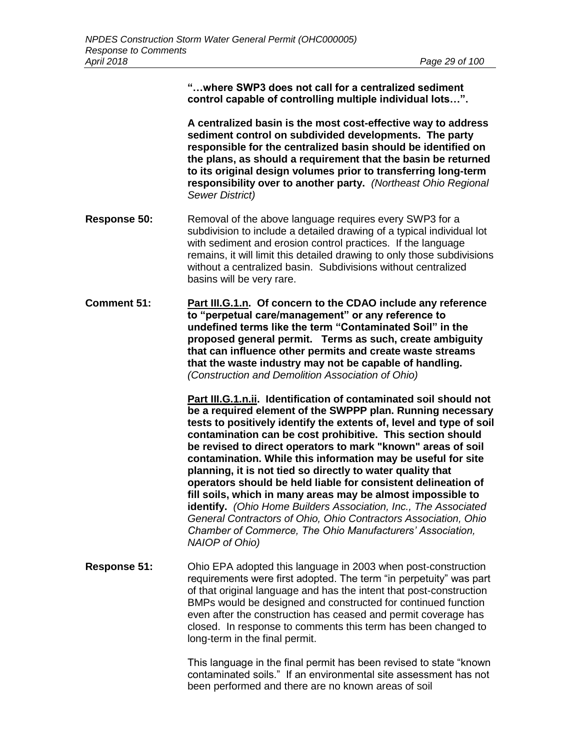**"…where SWP3 does not call for a centralized sediment control capable of controlling multiple individual lots…".**

**A centralized basin is the most cost-effective way to address sediment control on subdivided developments. The party responsible for the centralized basin should be identified on the plans, as should a requirement that the basin be returned to its original design volumes prior to transferring long-term responsibility over to another party.** *(Northeast Ohio Regional Sewer District)*

**Response 50:** Removal of the above language requires every SWP3 for a subdivision to include a detailed drawing of a typical individual lot with sediment and erosion control practices. If the language remains, it will limit this detailed drawing to only those subdivisions without a centralized basin. Subdivisions without centralized basins will be very rare.

**Comment 51:** **Part III.G.1.n. Of concern to the CDAO include any reference to "perpetual care/management" or any reference to undefined terms like the term "Contaminated Soil" in the proposed general permit. Terms as such, create ambiguity that can influence other permits and create waste streams that the waste industry may not be capable of handling.** *(Construction and Demolition Association of Ohio)*

**Part III.G.1.n.ii. Identification of contaminated soil should not be a required element of the SWPPP plan. Running necessary tests to positively identify the extents of, level and type of soil contamination can be cost prohibitive. This section should be revised to direct operators to mark "known" areas of soil contamination. While this information may be useful for site planning, it is not tied so directly to water quality that operators should be held liable for consistent delineation of fill soils, which in many areas may be almost impossible to identify.** *(Ohio Home Builders Association, Inc., The Associated General Contractors of Ohio, Ohio Contractors Association, Ohio Chamber of Commerce, The Ohio Manufacturers' Association, NAIOP of Ohio)*

**Response 51:** Ohio EPA adopted this language in 2003 when post-construction requirements were first adopted. The term "in perpetuity" was part of that original language and has the intent that post-construction BMPs would be designed and constructed for continued function even after the construction has ceased and permit coverage has closed. In response to comments this term has been changed to long-term in the final permit.

This language in the final permit has been revised to state "known contaminated soils." If an environmental site assessment has not been performed and there are no known areas of soil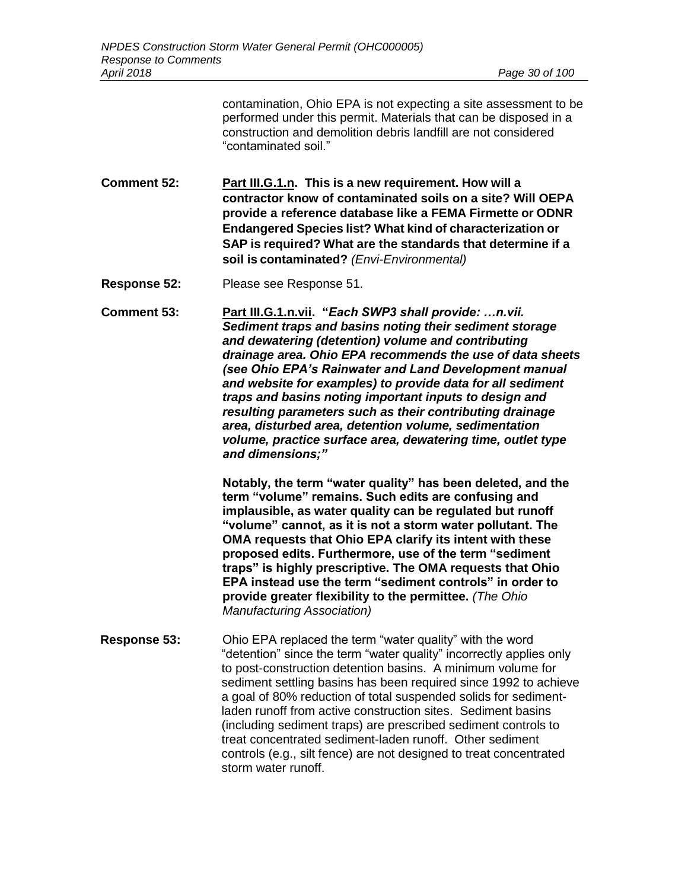contamination, Ohio EPA is not expecting a site assessment to be performed under this permit. Materials that can be disposed in a construction and demolition debris landfill are not considered "contaminated soil."

**Comment 52:** **Part III.G.1.n. This is a new requirement. How will a contractor know of contaminated soils on a site? Will OEPA provide a reference database like a FEMA Firmette or ODNR Endangered Species list? What kind of characterization or SAP is required? What are the standards that determine if a soil is contaminated?** *(Envi-Environmental)*

**Response 52:** Please see Response 51.

**Comment 53:** **Part III.G.1.n.vii. "*Each SWP3 shall provide: …n.vii. Sediment traps and basins noting their sediment storage and dewatering (detention) volume and contributing drainage area. Ohio EPA recommends the use of data sheets (see Ohio EPA's Rainwater and Land Development manual and website for examples) to provide data for all sediment traps and basins noting important inputs to design and resulting parameters such as their contributing drainage area, disturbed area, detention volume, sedimentation volume, practice surface area, dewatering time, outlet type and dimensions;*"**

**Notably, the term "water quality" has been deleted, and the term "volume" remains. Such edits are confusing and implausible, as water quality can be regulated but runoff "volume" cannot, as it is not a storm water pollutant. The OMA requests that Ohio EPA clarify its intent with these proposed edits. Furthermore, use of the term "sediment traps" is highly prescriptive. The OMA requests that Ohio EPA instead use the term "sediment controls" in order to provide greater flexibility to the permittee.** *(The Ohio Manufacturing Association)*

**Response 53:** Ohio EPA replaced the term "water quality" with the word "detention" since the term "water quality" incorrectly applies only to post-construction detention basins. A minimum volume for sediment settling basins has been required since 1992 to achieve a goal of 80% reduction of total suspended solids for sediment-laden runoff from active construction sites. Sediment basins (including sediment traps) are prescribed sediment controls to treat concentrated sediment-laden runoff. Other sediment controls (e.g., silt fence) are not designed to treat concentrated storm water runoff.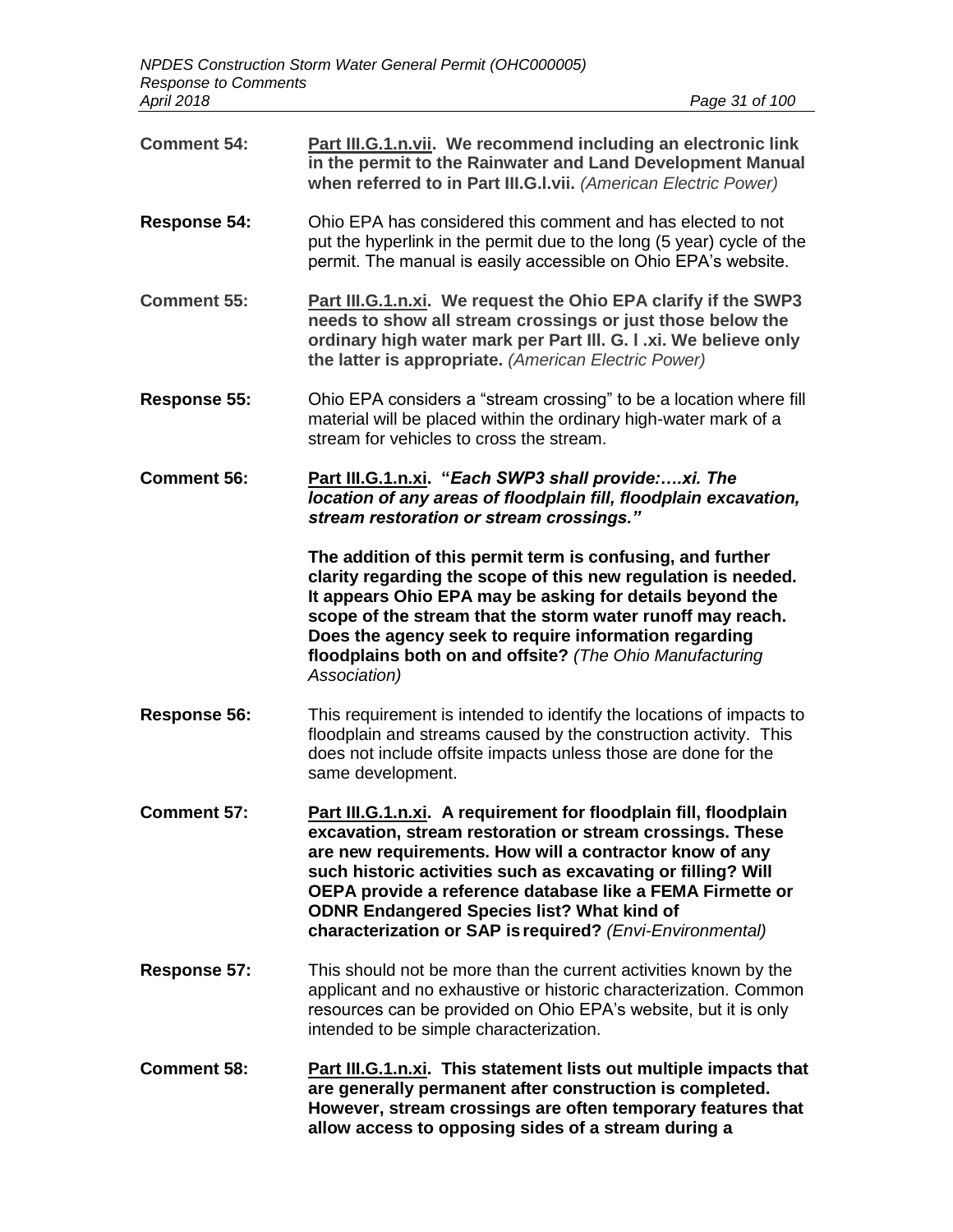**Comment 54:** **<u>Part III.G.1.n.vii</u>. We recommend including an electronic link in the permit to the Rainwater and Land Development Manual when referred to in Part III.G.l.vii.** *(American Electric Power)*

**Response 54:** Ohio EPA has considered this comment and has elected to not put the hyperlink in the permit due to the long (5 year) cycle of the permit. The manual is easily accessible on Ohio EPA's website.

**Comment 55:** **<u>Part III.G.1.n.xi</u>. We request the Ohio EPA clarify if the SWP3 needs to show all stream crossings or just those below the ordinary high water mark per Part Ill. G. l .xi. We believe only the latter is appropriate.** *(American Electric Power)*

**Response 55:** Ohio EPA considers a "stream crossing" to be a location where fill material will be placed within the ordinary high-water mark of a stream for vehicles to cross the stream.

**Comment 56:** **<u>Part III.G.1.n.xi</u>. "*Each SWP3 shall provide:….xi. The location of any areas of floodplain fill, floodplain excavation, stream restoration or stream crossings.*"**

**The addition of this permit term is confusing, and further clarity regarding the scope of this new regulation is needed. It appears Ohio EPA may be asking for details beyond the scope of the stream that the storm water runoff may reach. Does the agency seek to require information regarding floodplains both on and offsite?** *(The Ohio Manufacturing Association)*

**Response 56:** This requirement is intended to identify the locations of impacts to floodplain and streams caused by the construction activity. This does not include offsite impacts unless those are done for the same development.

**Comment 57:** **<u>Part III.G.1.n.xi</u>. A requirement for floodplain fill, floodplain excavation, stream restoration or stream crossings. These are new requirements. How will a contractor know of any such historic activities such as excavating or filling? Will OEPA provide a reference database like a FEMA Firmette or ODNR Endangered Species list? What kind of characterization or SAP is required?** *(Envi-Environmental)*

**Response 57:** This should not be more than the current activities known by the applicant and no exhaustive or historic characterization. Common resources can be provided on Ohio EPA's website, but it is only intended to be simple characterization.

**Comment 58:** **<u>Part III.G.1.n.xi</u>. This statement lists out multiple impacts that are generally permanent after construction is completed. However, stream crossings are often temporary features that allow access to opposing sides of a stream during a**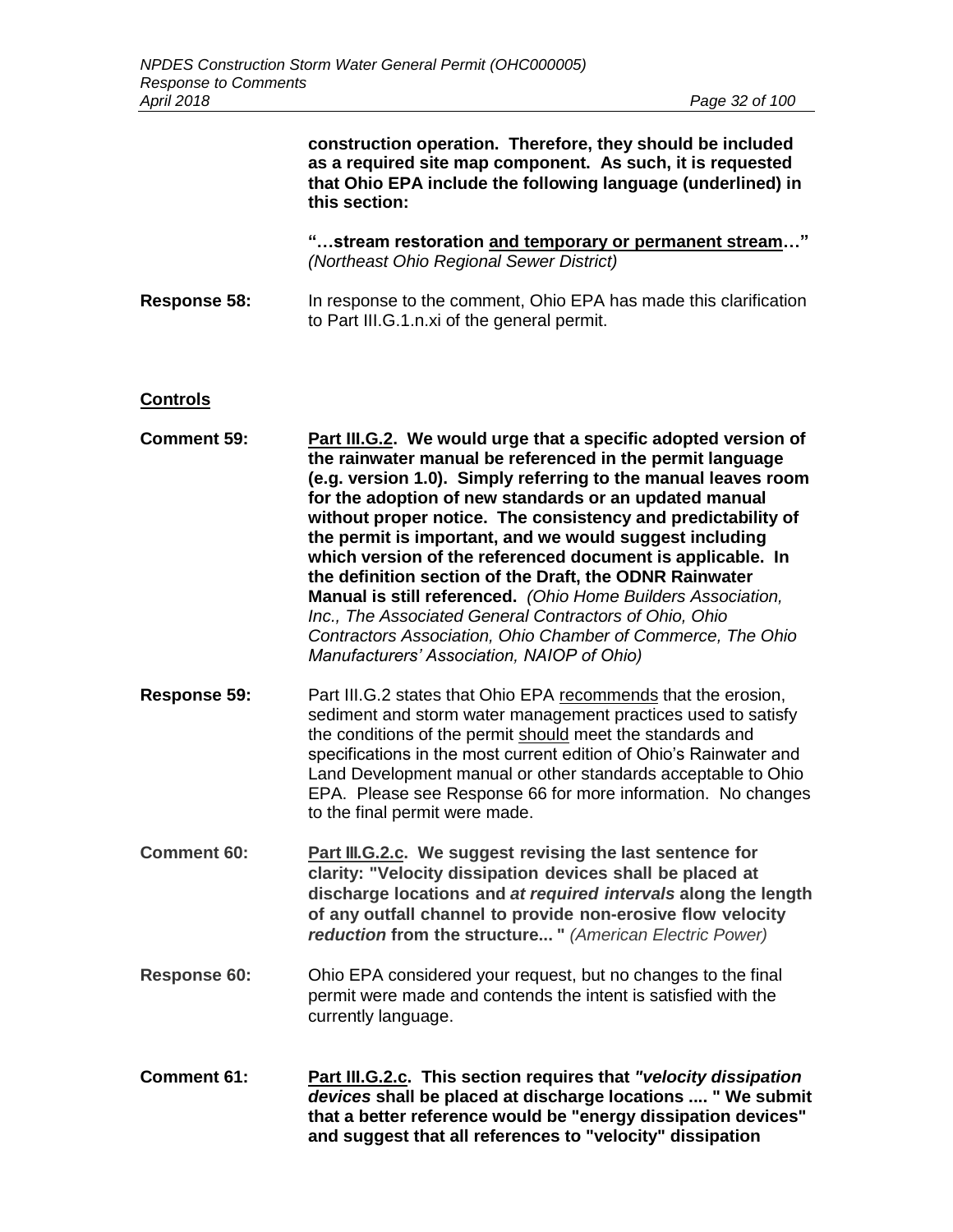**construction operation. Therefore, they should be included as a required site map component. As such, it is requested that Ohio EPA include the following language (underlined) in this section:**

**"…stream restoration <u>and temporary or permanent stream</u>…"** *(Northeast Ohio Regional Sewer District)*

**Response 58:** In response to the comment, Ohio EPA has made this clarification to Part III.G.1.n.xi of the general permit.

## <u>Controls</u>

**Comment 59:** **<u>Part III.G.2</u>. We would urge that a specific adopted version of the rainwater manual be referenced in the permit language (e.g. version 1.0). Simply referring to the manual leaves room for the adoption of new standards or an updated manual without proper notice. The consistency and predictability of the permit is important, and we would suggest including which version of the referenced document is applicable. In the definition section of the Draft, the ODNR Rainwater Manual is still referenced.** *(Ohio Home Builders Association, Inc., The Associated General Contractors of Ohio, Ohio Contractors Association, Ohio Chamber of Commerce, The Ohio Manufacturers' Association, NAIOP of Ohio)*

**Response 59:** Part III.G.2 states that Ohio EPA <u>recommends</u> that the erosion, sediment and storm water management practices used to satisfy the conditions of the permit <u>should</u> meet the standards and specifications in the most current edition of Ohio's Rainwater and Land Development manual or other standards acceptable to Ohio EPA. Please see Response 66 for more information. No changes to the final permit were made.

**Comment 60:** **<u>Part III.G.2.c</u>. We suggest revising the last sentence for clarity: "Velocity dissipation devices shall be placed at discharge locations and *at required intervals* along the length of any outfall channel to provide non-erosive flow velocity *reduction* from the structure... "** *(American Electric Power)*

**Response 60:** Ohio EPA considered your request, but no changes to the final permit were made and contends the intent is satisfied with the currently language.

**Comment 61:** **<u>Part III.G.2.c</u>. This section requires that *"velocity dissipation devices* shall be placed at discharge locations .... " We submit that a better reference would be "energy dissipation devices" and suggest that all references to "velocity" dissipation**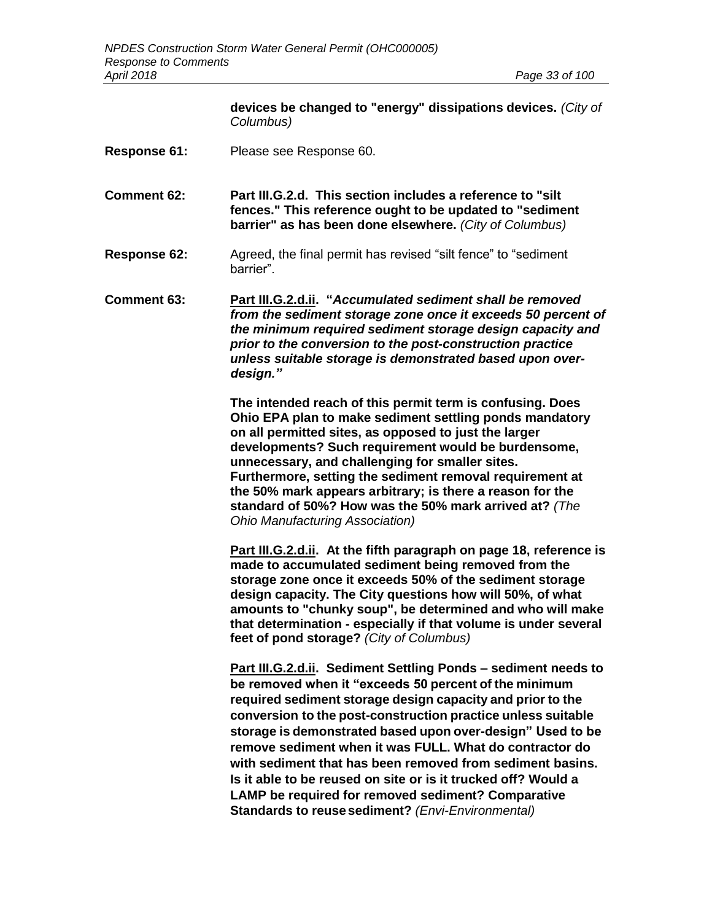**devices be changed to "energy" dissipations devices.** *(City of Columbus)*

**Response 61:** Please see Response 60.

**Comment 62:** **Part III.G.2.d. This section includes a reference to "silt fences." This reference ought to be updated to "sediment barrier" as has been done elsewhere.** *(City of Columbus)*

**Response 62:** Agreed, the final permit has revised "silt fence" to "sediment barrier".

**Comment 63:** **Part III.G.2.d.ii. "*Accumulated sediment shall be removed from the sediment storage zone once it exceeds 50 percent of the minimum required sediment storage design capacity and prior to the conversion to the post-construction practice unless suitable storage is demonstrated based upon over-design.*"**

**The intended reach of this permit term is confusing. Does Ohio EPA plan to make sediment settling ponds mandatory on all permitted sites, as opposed to just the larger developments? Such requirement would be burdensome, unnecessary, and challenging for smaller sites. Furthermore, setting the sediment removal requirement at the 50% mark appears arbitrary; is there a reason for the standard of 50%? How was the 50% mark arrived at?** *(The Ohio Manufacturing Association)*

**Part III.G.2.d.ii. At the fifth paragraph on page 18, reference is made to accumulated sediment being removed from the storage zone once it exceeds 50% of the sediment storage design capacity. The City questions how will 50%, of what amounts to "chunky soup", be determined and who will make that determination - especially if that volume is under several feet of pond storage?** *(City of Columbus)*

**Part III.G.2.d.ii. Sediment Settling Ponds – sediment needs to be removed when it "exceeds 50 percent of the minimum required sediment storage design capacity and prior to the conversion to the post-construction practice unless suitable storage is demonstrated based upon over-design" Used to be remove sediment when it was FULL. What do contractor do with sediment that has been removed from sediment basins. Is it able to be reused on site or is it trucked off? Would a LAMP be required for removed sediment? Comparative Standards to reuse sediment?** *(Envi-Environmental)*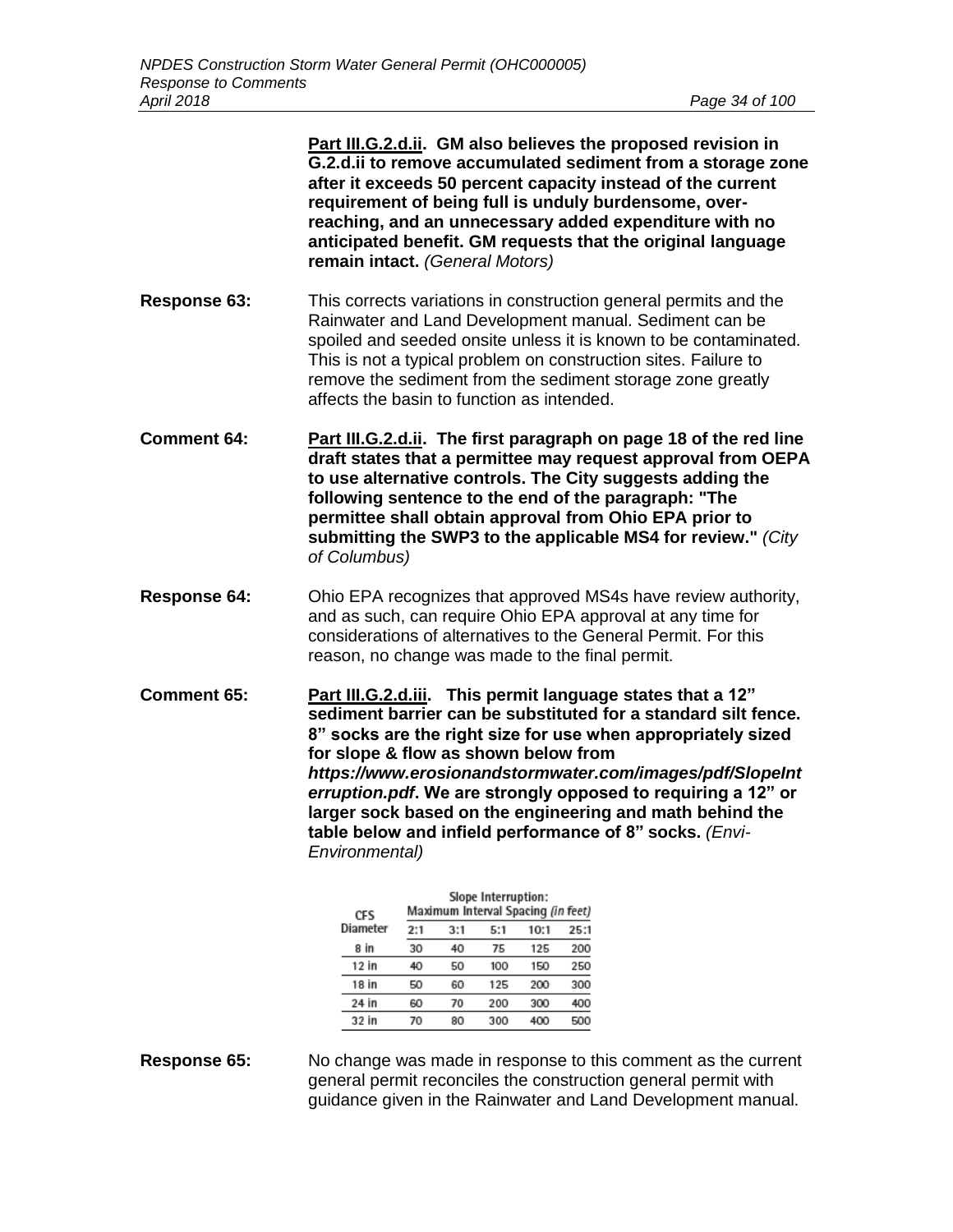**Part III.G.2.d.ii. GM also believes the proposed revision in G.2.d.ii to remove accumulated sediment from a storage zone after it exceeds 50 percent capacity instead of the current requirement of being full is unduly burdensome, over-reaching, and an unnecessary added expenditure with no anticipated benefit. GM requests that the original language remain intact.** *(General Motors)*

**Response 63:** This corrects variations in construction general permits and the Rainwater and Land Development manual. Sediment can be spoiled and seeded onsite unless it is known to be contaminated. This is not a typical problem on construction sites. Failure to remove the sediment from the sediment storage zone greatly affects the basin to function as intended.

**Comment 64:** **Part III.G.2.d.ii. The first paragraph on page 18 of the red line draft states that a permittee may request approval from OEPA to use alternative controls. The City suggests adding the following sentence to the end of the paragraph: "The permittee shall obtain approval from Ohio EPA prior to submitting the SWP3 to the applicable MS4 for review."** *(City of Columbus)*

**Response 64:** Ohio EPA recognizes that approved MS4s have review authority, and as such, can require Ohio EPA approval at any time for considerations of alternatives to the General Permit. For this reason, no change was made to the final permit.

**Comment 65:** **Part III.G.2.d.iii. This permit language states that a 12" sediment barrier can be substituted for a standard silt fence. 8" socks are the right size for use when appropriately sized for slope & flow as shown below from *https://www.erosionandstormwater.com/images/pdf/SlopeInterruption.pdf*. We are strongly opposed to requiring a 12" or larger sock based on the engineering and math behind the table below and infield performance of 8" socks.** *(Envi-Environmental)*

| CFS Diameter | Slope Interruption: Maximum Interval Spacing *(in feet)* | | | | |
|---|---|---|---|---|---|
| | 2:1 | 3:1 | 5:1 | 10:1 | 25:1 |
| 8 in | 30 | 40 | 75 | 125 | 200 |
| 12 in | 40 | 50 | 100 | 150 | 250 |
| 18 in | 50 | 60 | 125 | 200 | 300 |
| 24 in | 60 | 70 | 200 | 300 | 400 |
| 32 in | 70 | 80 | 300 | 400 | 500 |

**Response 65:** No change was made in response to this comment as the current general permit reconciles the construction general permit with guidance given in the Rainwater and Land Development manual.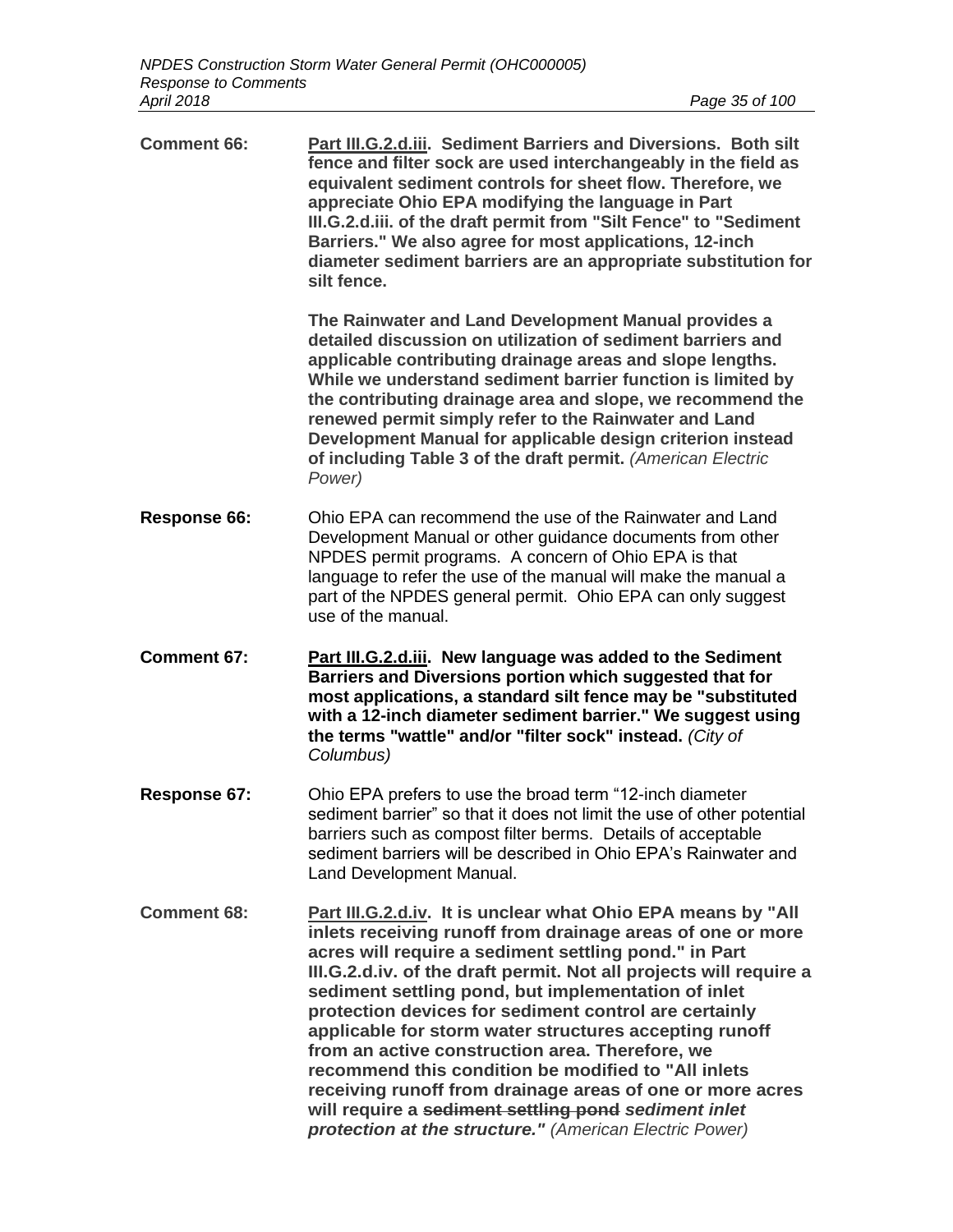**Comment 66:** **<u>Part III.G.2.d.iii</u>. Sediment Barriers and Diversions. Both silt fence and filter sock are used interchangeably in the field as equivalent sediment controls for sheet flow. Therefore, we appreciate Ohio EPA modifying the language in Part III.G.2.d.iii. of the draft permit from "Silt Fence" to "Sediment Barriers." We also agree for most applications, 12-inch diameter sediment barriers are an appropriate substitution for silt fence.**

**The Rainwater and Land Development Manual provides a detailed discussion on utilization of sediment barriers and applicable contributing drainage areas and slope lengths. While we understand sediment barrier function is limited by the contributing drainage area and slope, we recommend the renewed permit simply refer to the Rainwater and Land Development Manual for applicable design criterion instead of including Table 3 of the draft permit.** *(American Electric Power)*

**Response 66:** Ohio EPA can recommend the use of the Rainwater and Land Development Manual or other guidance documents from other NPDES permit programs. A concern of Ohio EPA is that language to refer the use of the manual will make the manual a part of the NPDES general permit. Ohio EPA can only suggest use of the manual.

**Comment 67:** **<u>Part III.G.2.d.iii</u>. New language was added to the Sediment Barriers and Diversions portion which suggested that for most applications, a standard silt fence may be "substituted with a 12-inch diameter sediment barrier." We suggest using the terms "wattle" and/or "filter sock" instead.** *(City of Columbus)*

**Response 67:** Ohio EPA prefers to use the broad term "12-inch diameter sediment barrier" so that it does not limit the use of other potential barriers such as compost filter berms. Details of acceptable sediment barriers will be described in Ohio EPA's Rainwater and Land Development Manual.

**Comment 68:** **<u>Part III.G.2.d.iv</u>. It is unclear what Ohio EPA means by "All inlets receiving runoff from drainage areas of one or more acres will require a sediment settling pond." in Part III.G.2.d.iv. of the draft permit. Not all projects will require a sediment settling pond, but implementation of inlet protection devices for sediment control are certainly applicable for storm water structures accepting runoff from an active construction area. Therefore, we recommend this condition be modified to "All inlets receiving runoff from drainage areas of one or more acres will require a ~~sediment settling pond~~ *sediment inlet protection at the structure."*** *(American Electric Power)*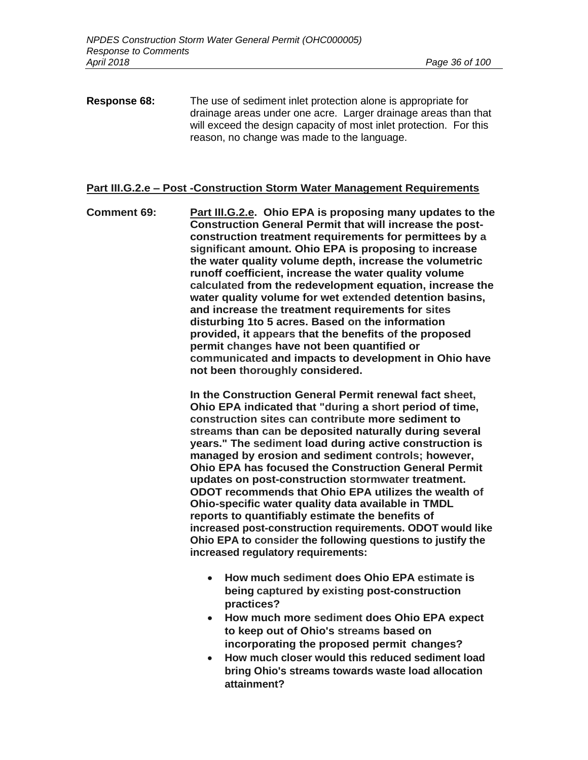**Response 68:** The use of sediment inlet protection alone is appropriate for drainage areas under one acre. Larger drainage areas than that will exceed the design capacity of most inlet protection. For this reason, no change was made to the language.

## Part III.G.2.e – Post -Construction Storm Water Management Requirements

**Comment 69:** **Part III.G.2.e. Ohio EPA is proposing many updates to the Construction General Permit that will increase the post-construction treatment requirements for permittees by a significant amount. Ohio EPA is proposing to increase the water quality volume depth, increase the volumetric runoff coefficient, increase the water quality volume calculated from the redevelopment equation, increase the water quality volume for wet extended detention basins, and increase the treatment requirements for sites disturbing 1to 5 acres. Based on the information provided, it appears that the benefits of the proposed permit changes have not been quantified or communicated and impacts to development in Ohio have not been thoroughly considered.**

**In the Construction General Permit renewal fact sheet, Ohio EPA indicated that "during a short period of time, construction sites can contribute more sediment to streams than can be deposited naturally during several years." The sediment load during active construction is managed by erosion and sediment controls; however, Ohio EPA has focused the Construction General Permit updates on post-construction stormwater treatment. ODOT recommends that Ohio EPA utilizes the wealth of Ohio-specific water quality data available in TMDL reports to quantifiably estimate the benefits of increased post-construction requirements. ODOT would like Ohio EPA to consider the following questions to justify the increased regulatory requirements:**

- **How much sediment does Ohio EPA estimate is being captured by existing post-construction practices?**
- **How much more sediment does Ohio EPA expect to keep out of Ohio's streams based on incorporating the proposed permit changes?**
- **How much closer would this reduced sediment load bring Ohio's streams towards waste load allocation attainment?**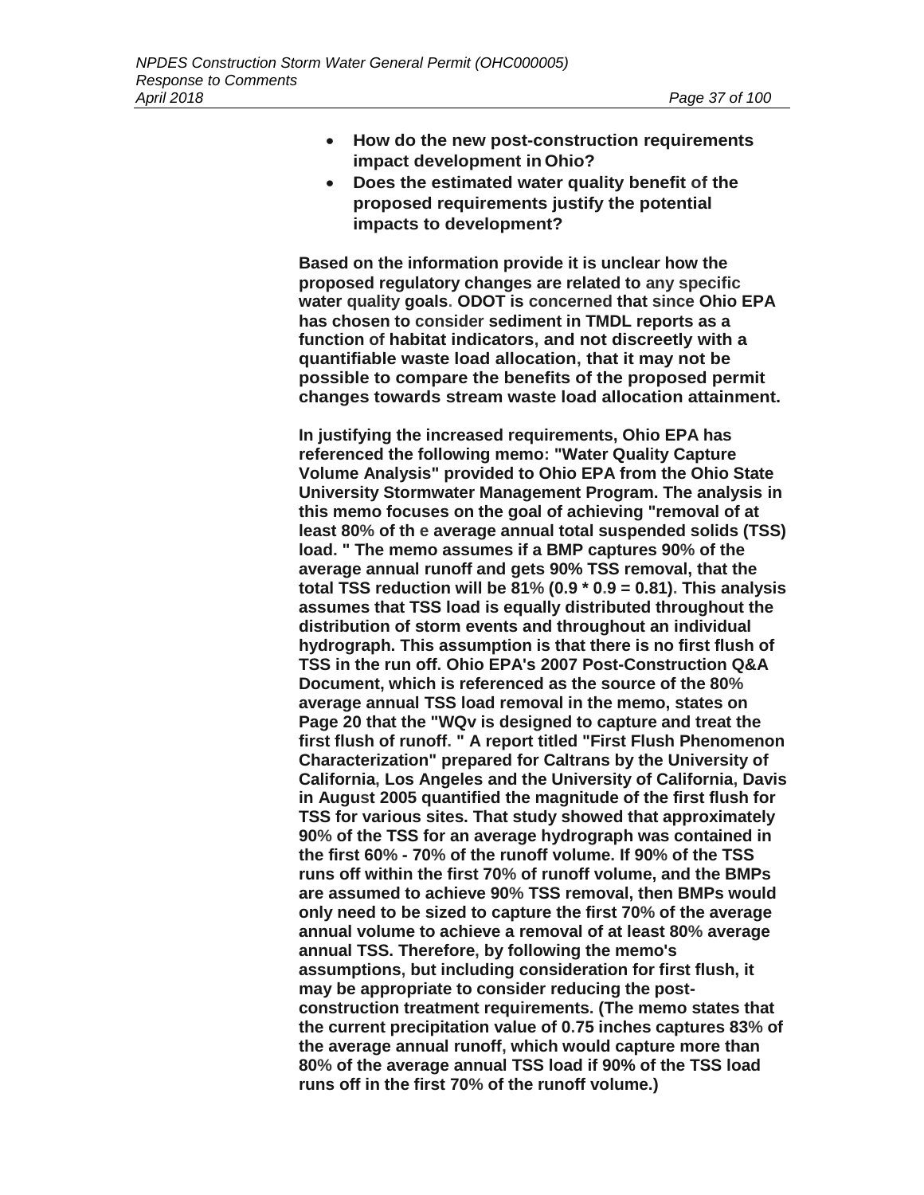- **How do the new post-construction requirements impact development in Ohio?**
- **Does the estimated water quality benefit of the proposed requirements justify the potential impacts to development?**

**Based on the information provide it is unclear how the proposed regulatory changes are related to any specific water quality goals. ODOT is concerned that since Ohio EPA has chosen to consider sediment in TMDL reports as a function of habitat indicators, and not discreetly with a quantifiable waste load allocation, that it may not be possible to compare the benefits of the proposed permit changes towards stream waste load allocation attainment.**

**In justifying the increased requirements, Ohio EPA has referenced the following memo: "Water Quality Capture Volume Analysis" provided to Ohio EPA from the Ohio State University Stormwater Management Program. The analysis in this memo focuses on the goal of achieving "removal of at least 80% of th e average annual total suspended solids (TSS) load. " The memo assumes if a BMP captures 90% of the average annual runoff and gets 90% TSS removal, that the total TSS reduction will be 81% (0.9 * 0.9 = 0.81). This analysis assumes that TSS load is equally distributed throughout the distribution of storm events and throughout an individual hydrograph. This assumption is that there is no first flush of TSS in the run off. Ohio EPA's 2007 Post-Construction Q&A Document, which is referenced as the source of the 80% average annual TSS load removal in the memo, states on Page 20 that the "WQv is designed to capture and treat the first flush of runoff. " A report titled "First Flush Phenomenon Characterization" prepared for Caltrans by the University of California, Los Angeles and the University of California, Davis in August 2005 quantified the magnitude of the first flush for TSS for various sites. That study showed that approximately 90% of the TSS for an average hydrograph was contained in the first 60% - 70% of the runoff volume. If 90% of the TSS runs off within the first 70% of runoff volume, and the BMPs are assumed to achieve 90% TSS removal, then BMPs would only need to be sized to capture the first 70% of the average annual volume to achieve a removal of at least 80% average annual TSS. Therefore, by following the memo's assumptions, but including consideration for first flush, it may be appropriate to consider reducing the post-construction treatment requirements. (The memo states that the current precipitation value of 0.75 inches captures 83% of the average annual runoff, which would capture more than 80% of the average annual TSS load if 90% of the TSS load runs off in the first 70% of the runoff volume.)**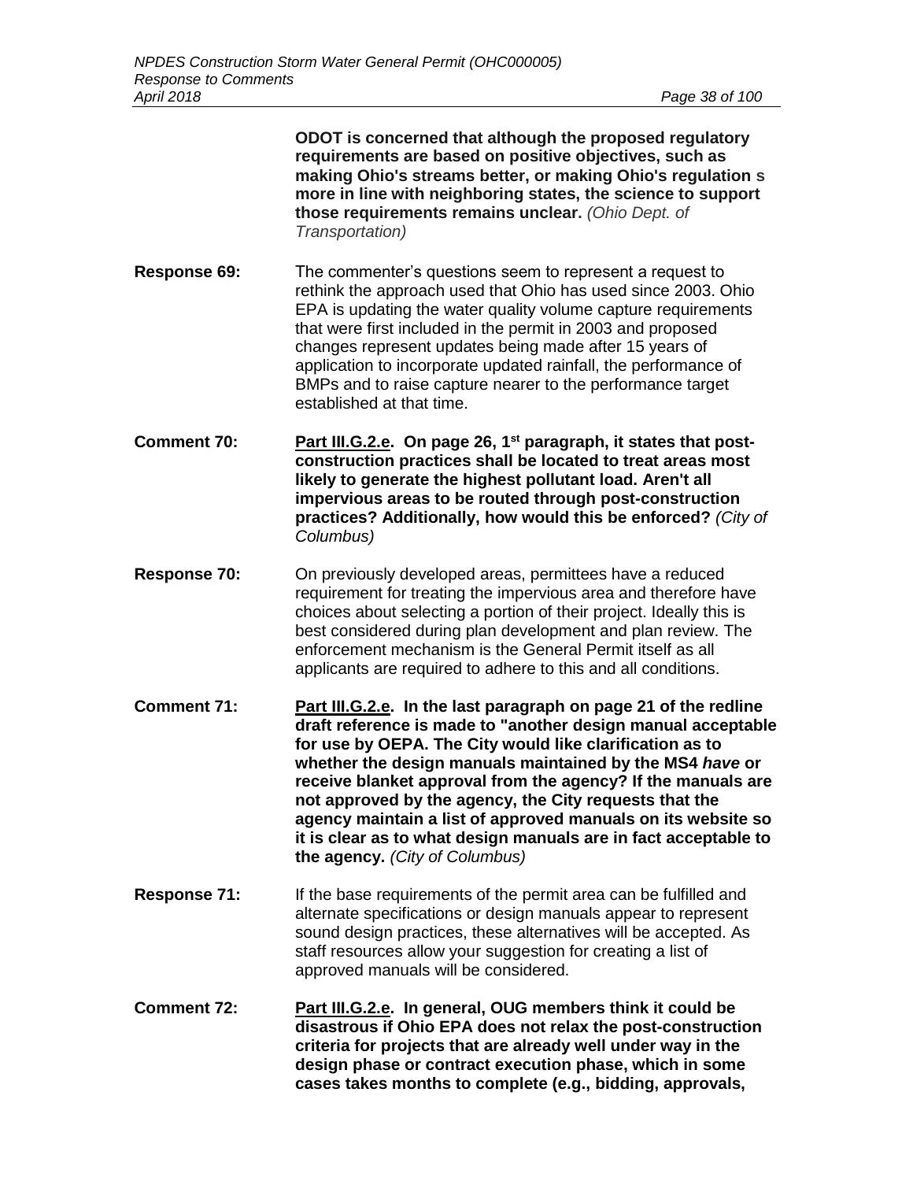**ODOT is concerned that although the proposed regulatory requirements are based on positive objectives, such as making Ohio's streams better, or making Ohio's regulation s more in line with neighboring states, the science to support those requirements remains unclear.** *(Ohio Dept. of Transportation)*

**Response 69:** The commenter's questions seem to represent a request to rethink the approach used that Ohio has used since 2003. Ohio EPA is updating the water quality volume capture requirements that were first included in the permit in 2003 and proposed changes represent updates being made after 15 years of application to incorporate updated rainfall, the performance of BMPs and to raise capture nearer to the performance target established at that time.

**Comment 70:** **Part III.G.2.e. On page 26, 1st paragraph, it states that post-construction practices shall be located to treat areas most likely to generate the highest pollutant load. Aren't all impervious areas to be routed through post-construction practices? Additionally, how would this be enforced?** *(City of Columbus)*

**Response 70:** On previously developed areas, permittees have a reduced requirement for treating the impervious area and therefore have choices about selecting a portion of their project. Ideally this is best considered during plan development and plan review. The enforcement mechanism is the General Permit itself as all applicants are required to adhere to this and all conditions.

**Comment 71:** **Part III.G.2.e. In the last paragraph on page 21 of the redline draft reference is made to "another design manual acceptable for use by OEPA. The City would like clarification as to whether the design manuals maintained by the MS4 *have* or receive blanket approval from the agency? If the manuals are not approved by the agency, the City requests that the agency maintain a list of approved manuals on its website so it is clear as to what design manuals are in fact acceptable to the agency.** *(City of Columbus)*

**Response 71:** If the base requirements of the permit area can be fulfilled and alternate specifications or design manuals appear to represent sound design practices, these alternatives will be accepted. As staff resources allow your suggestion for creating a list of approved manuals will be considered.

**Comment 72:** **Part III.G.2.e. In general, OUG members think it could be disastrous if Ohio EPA does not relax the post-construction criteria for projects that are already well under way in the design phase or contract execution phase, which in some cases takes months to complete (e.g., bidding, approvals,**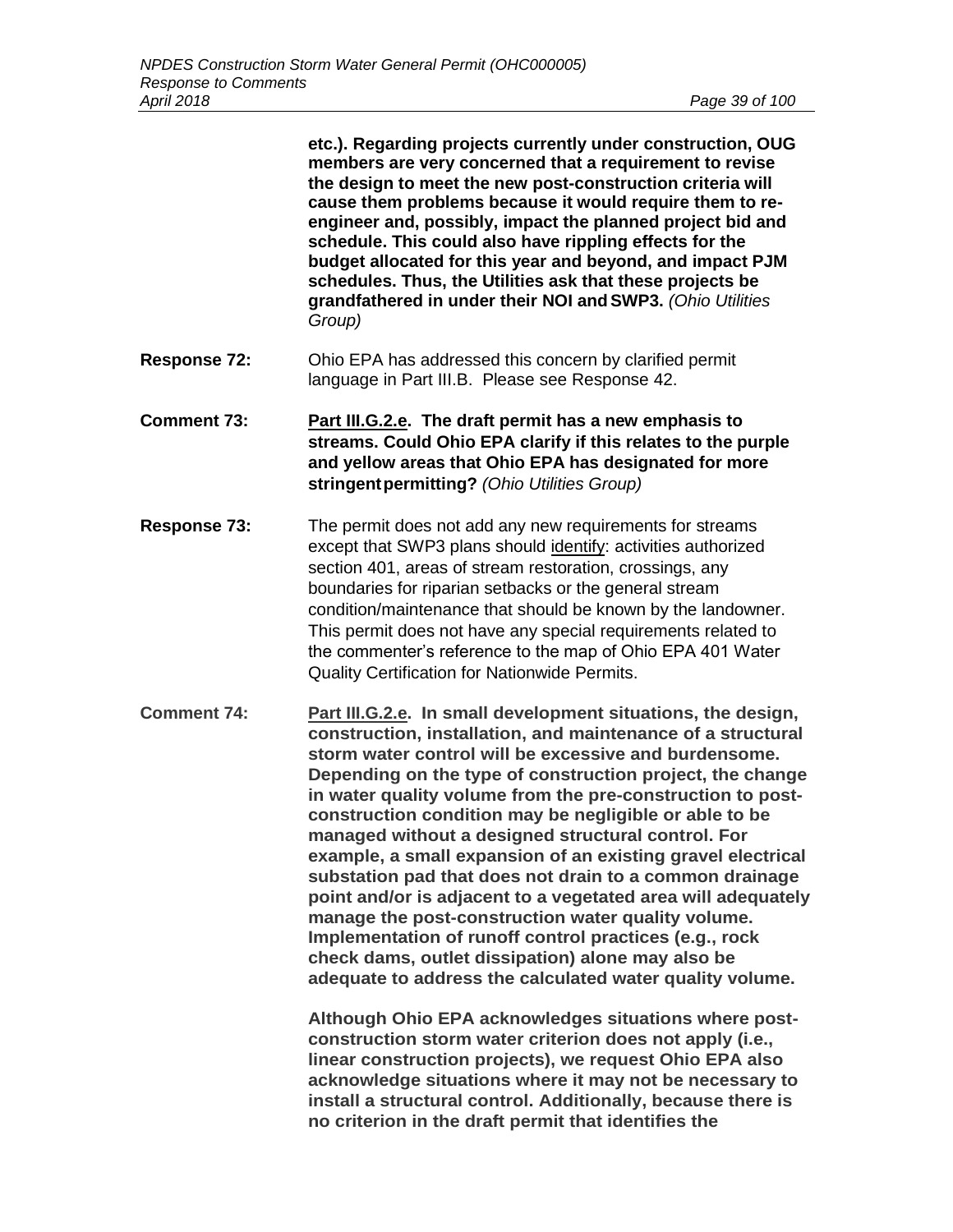**etc.). Regarding projects currently under construction, OUG members are very concerned that a requirement to revise the design to meet the new post-construction criteria will cause them problems because it would require them to re-engineer and, possibly, impact the planned project bid and schedule. This could also have rippling effects for the budget allocated for this year and beyond, and impact PJM schedules. Thus, the Utilities ask that these projects be grandfathered in under their NOI and SWP3.** *(Ohio Utilities Group)*

**Response 72:** Ohio EPA has addressed this concern by clarified permit language in Part III.B. Please see Response 42.

**Comment 73:** **Part III.G.2.e. The draft permit has a new emphasis to streams. Could Ohio EPA clarify if this relates to the purple and yellow areas that Ohio EPA has designated for more stringent permitting?** *(Ohio Utilities Group)*

**Response 73:** The permit does not add any new requirements for streams except that SWP3 plans should identify: activities authorized section 401, areas of stream restoration, crossings, any boundaries for riparian setbacks or the general stream condition/maintenance that should be known by the landowner. This permit does not have any special requirements related to the commenter's reference to the map of Ohio EPA 401 Water Quality Certification for Nationwide Permits.

**Comment 74:** **Part III.G.2.e. In small development situations, the design, construction, installation, and maintenance of a structural storm water control will be excessive and burdensome. Depending on the type of construction project, the change in water quality volume from the pre-construction to post-construction condition may be negligible or able to be managed without a designed structural control. For example, a small expansion of an existing gravel electrical substation pad that does not drain to a common drainage point and/or is adjacent to a vegetated area will adequately manage the post-construction water quality volume. Implementation of runoff control practices (e.g., rock check dams, outlet dissipation) alone may also be adequate to address the calculated water quality volume.**

**Although Ohio EPA acknowledges situations where post-construction storm water criterion does not apply (i.e., linear construction projects), we request Ohio EPA also acknowledge situations where it may not be necessary to install a structural control. Additionally, because there is no criterion in the draft permit that identifies the**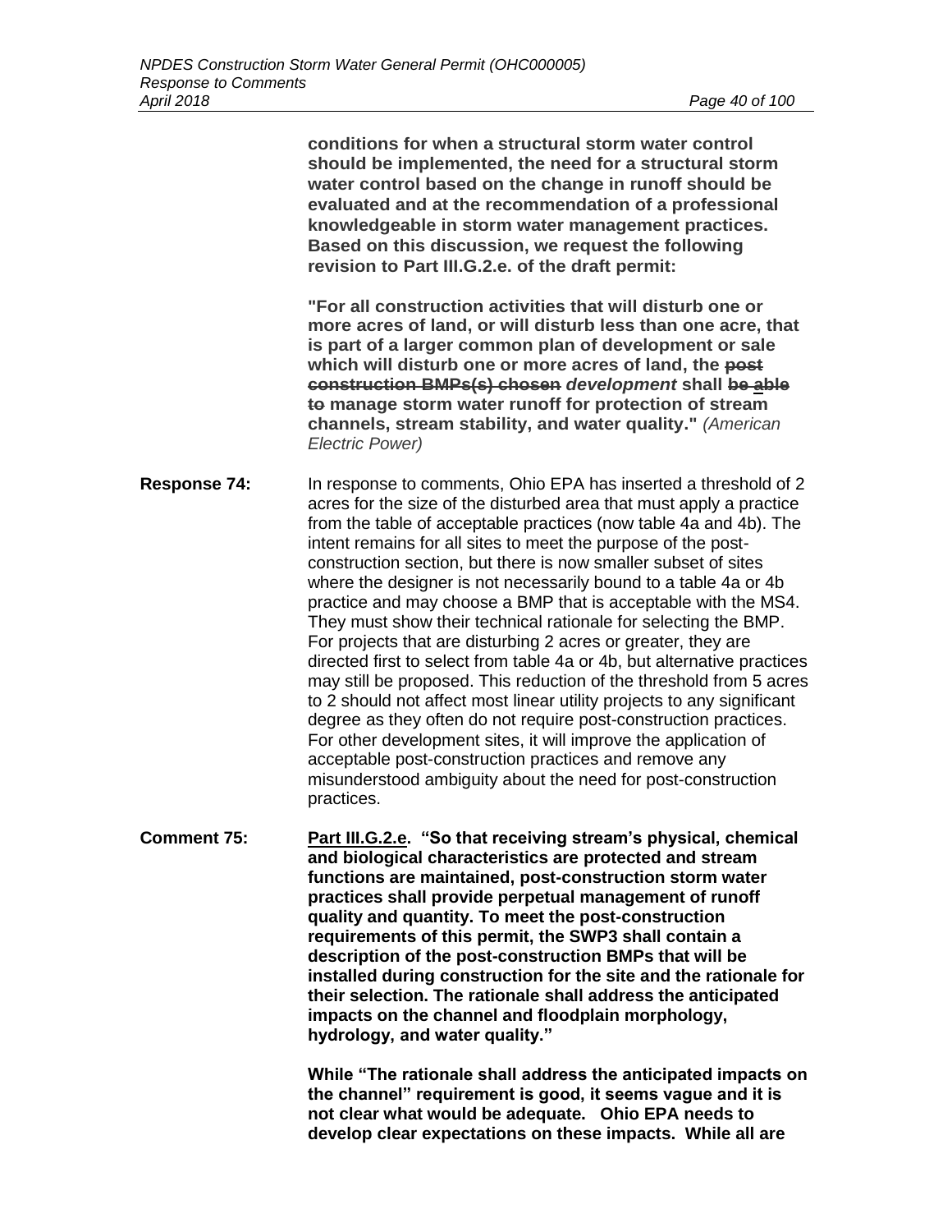**conditions for when a structural storm water control should be implemented, the need for a structural storm water control based on the change in runoff should be evaluated and at the recommendation of a professional knowledgeable in storm water management practices. Based on this discussion, we request the following revision to Part III.G.2.e. of the draft permit:**

**"For all construction activities that will disturb one or more acres of land, or will disturb less than one acre, that is part of a larger common plan of development or sale which will disturb one or more acres of land, the ~~post construction BMPs(s) chosen~~ *development* shall ~~be~~ able ~~to~~ manage storm water runoff for protection of stream channels, stream stability, and water quality."** *(American Electric Power)*

**Response 74:** In response to comments, Ohio EPA has inserted a threshold of 2 acres for the size of the disturbed area that must apply a practice from the table of acceptable practices (now table 4a and 4b). The intent remains for all sites to meet the purpose of the post-construction section, but there is now smaller subset of sites where the designer is not necessarily bound to a table 4a or 4b practice and may choose a BMP that is acceptable with the MS4. They must show their technical rationale for selecting the BMP. For projects that are disturbing 2 acres or greater, they are directed first to select from table 4a or 4b, but alternative practices may still be proposed. This reduction of the threshold from 5 acres to 2 should not affect most linear utility projects to any significant degree as they often do not require post-construction practices. For other development sites, it will improve the application of acceptable post-construction practices and remove any misunderstood ambiguity about the need for post-construction practices.

**Comment 75:** **<u>Part III.G.2.e</u>. "So that receiving stream's physical, chemical and biological characteristics are protected and stream functions are maintained, post-construction storm water practices shall provide perpetual management of runoff quality and quantity. To meet the post-construction requirements of this permit, the SWP3 shall contain a description of the post-construction BMPs that will be installed during construction for the site and the rationale for their selection. The rationale shall address the anticipated impacts on the channel and floodplain morphology, hydrology, and water quality."**

**While "The rationale shall address the anticipated impacts on the channel" requirement is good, it seems vague and it is not clear what would be adequate. Ohio EPA needs to develop clear expectations on these impacts. While all are**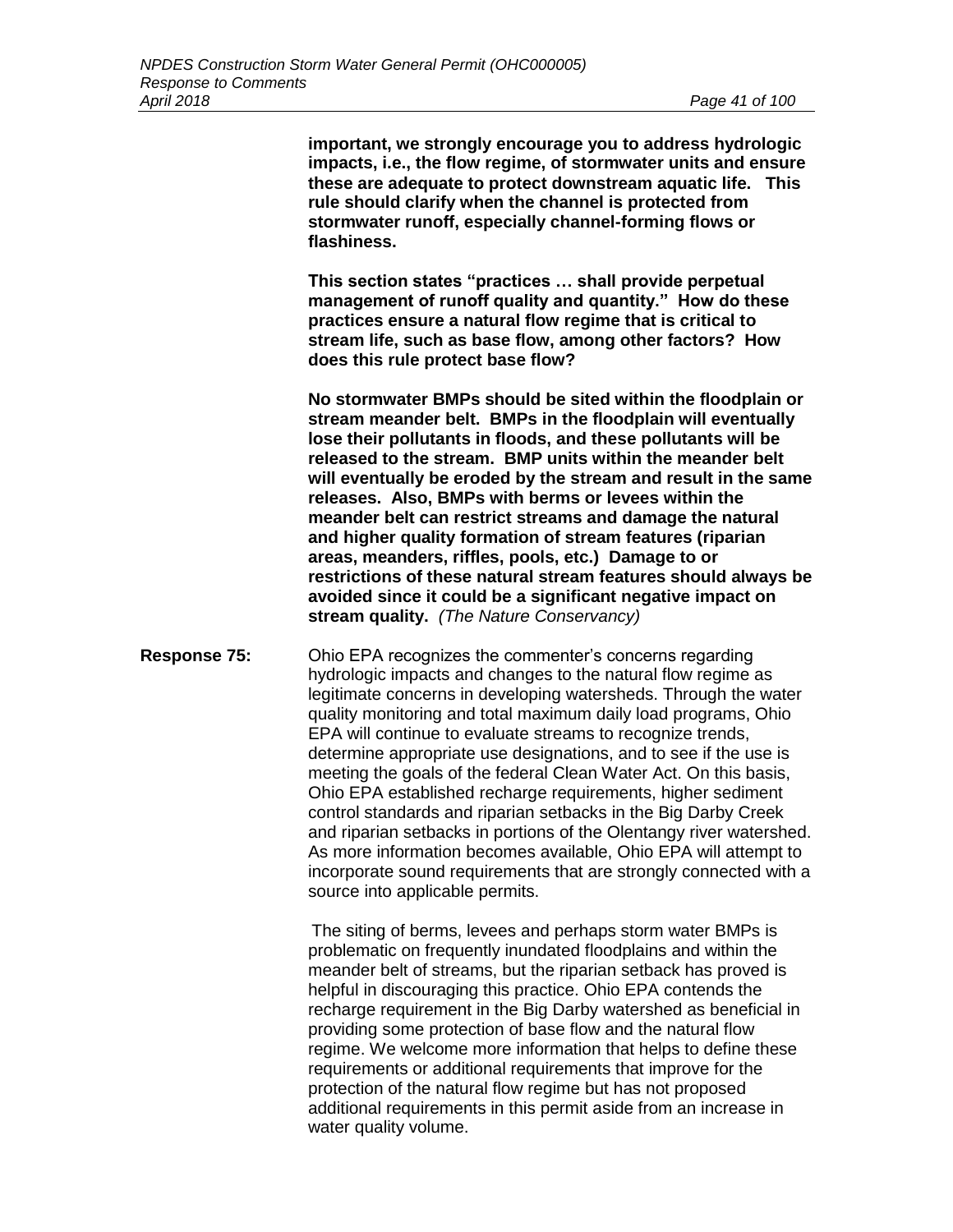**important, we strongly encourage you to address hydrologic impacts, i.e., the flow regime, of stormwater units and ensure these are adequate to protect downstream aquatic life. This rule should clarify when the channel is protected from stormwater runoff, especially channel-forming flows or flashiness.**

**This section states "practices … shall provide perpetual management of runoff quality and quantity." How do these practices ensure a natural flow regime that is critical to stream life, such as base flow, among other factors? How does this rule protect base flow?**

**No stormwater BMPs should be sited within the floodplain or stream meander belt. BMPs in the floodplain will eventually lose their pollutants in floods, and these pollutants will be released to the stream. BMP units within the meander belt will eventually be eroded by the stream and result in the same releases. Also, BMPs with berms or levees within the meander belt can restrict streams and damage the natural and higher quality formation of stream features (riparian areas, meanders, riffles, pools, etc.) Damage to or restrictions of these natural stream features should always be avoided since it could be a significant negative impact on stream quality.** *(The Nature Conservancy)*

**Response 75:** Ohio EPA recognizes the commenter's concerns regarding hydrologic impacts and changes to the natural flow regime as legitimate concerns in developing watersheds. Through the water quality monitoring and total maximum daily load programs, Ohio EPA will continue to evaluate streams to recognize trends, determine appropriate use designations, and to see if the use is meeting the goals of the federal Clean Water Act. On this basis, Ohio EPA established recharge requirements, higher sediment control standards and riparian setbacks in the Big Darby Creek and riparian setbacks in portions of the Olentangy river watershed. As more information becomes available, Ohio EPA will attempt to incorporate sound requirements that are strongly connected with a source into applicable permits.

The siting of berms, levees and perhaps storm water BMPs is problematic on frequently inundated floodplains and within the meander belt of streams, but the riparian setback has proved is helpful in discouraging this practice. Ohio EPA contends the recharge requirement in the Big Darby watershed as beneficial in providing some protection of base flow and the natural flow regime. We welcome more information that helps to define these requirements or additional requirements that improve for the protection of the natural flow regime but has not proposed additional requirements in this permit aside from an increase in water quality volume.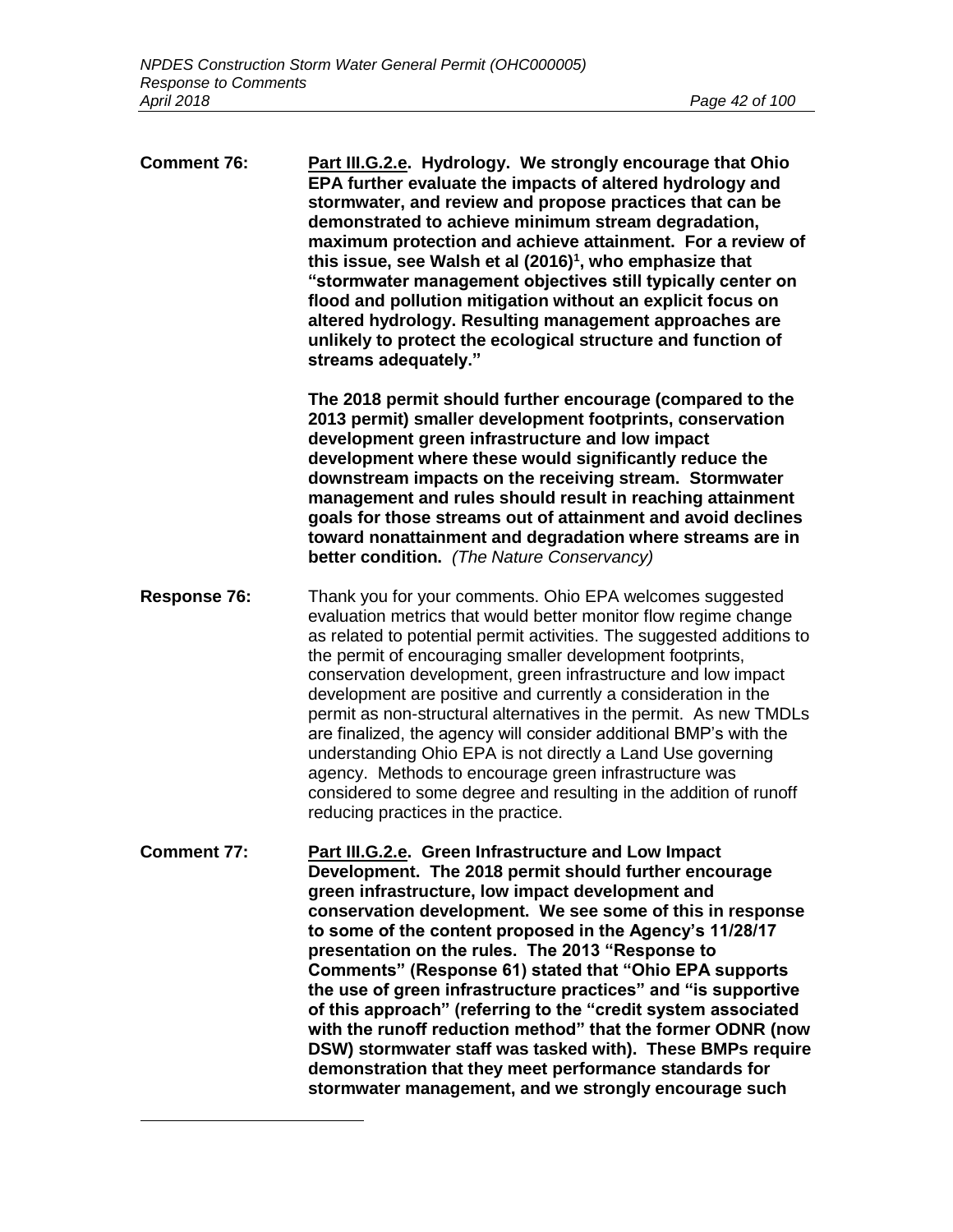**Comment 76:** **<u>Part III.G.2.e</u>. Hydrology. We strongly encourage that Ohio EPA further evaluate the impacts of altered hydrology and stormwater, and review and propose practices that can be demonstrated to achieve minimum stream degradation, maximum protection and achieve attainment. For a review of this issue, see Walsh et al (2016)[1], who emphasize that "stormwater management objectives still typically center on flood and pollution mitigation without an explicit focus on altered hydrology. Resulting management approaches are unlikely to protect the ecological structure and function of streams adequately."**

**The 2018 permit should further encourage (compared to the 2013 permit) smaller development footprints, conservation development green infrastructure and low impact development where these would significantly reduce the downstream impacts on the receiving stream. Stormwater management and rules should result in reaching attainment goals for those streams out of attainment and avoid declines toward nonattainment and degradation where streams are in better condition.** *(The Nature Conservancy)*

**Response 76:** Thank you for your comments. Ohio EPA welcomes suggested evaluation metrics that would better monitor flow regime change as related to potential permit activities. The suggested additions to the permit of encouraging smaller development footprints, conservation development, green infrastructure and low impact development are positive and currently a consideration in the permit as non-structural alternatives in the permit. As new TMDLs are finalized, the agency will consider additional BMP's with the understanding Ohio EPA is not directly a Land Use governing agency. Methods to encourage green infrastructure was considered to some degree and resulting in the addition of runoff reducing practices in the practice.

**Comment 77:** **<u>Part III.G.2.e</u>. Green Infrastructure and Low Impact Development. The 2018 permit should further encourage green infrastructure, low impact development and conservation development. We see some of this in response to some of the content proposed in the Agency's 11/28/17 presentation on the rules. The 2013 "Response to Comments" (Response 61) stated that "Ohio EPA supports the use of green infrastructure practices" and "is supportive of this approach" (referring to the "credit system associated with the runoff reduction method" that the former ODNR (now DSW) stormwater staff was tasked with). These BMPs require demonstration that they meet performance standards for stormwater management, and we strongly encourage such**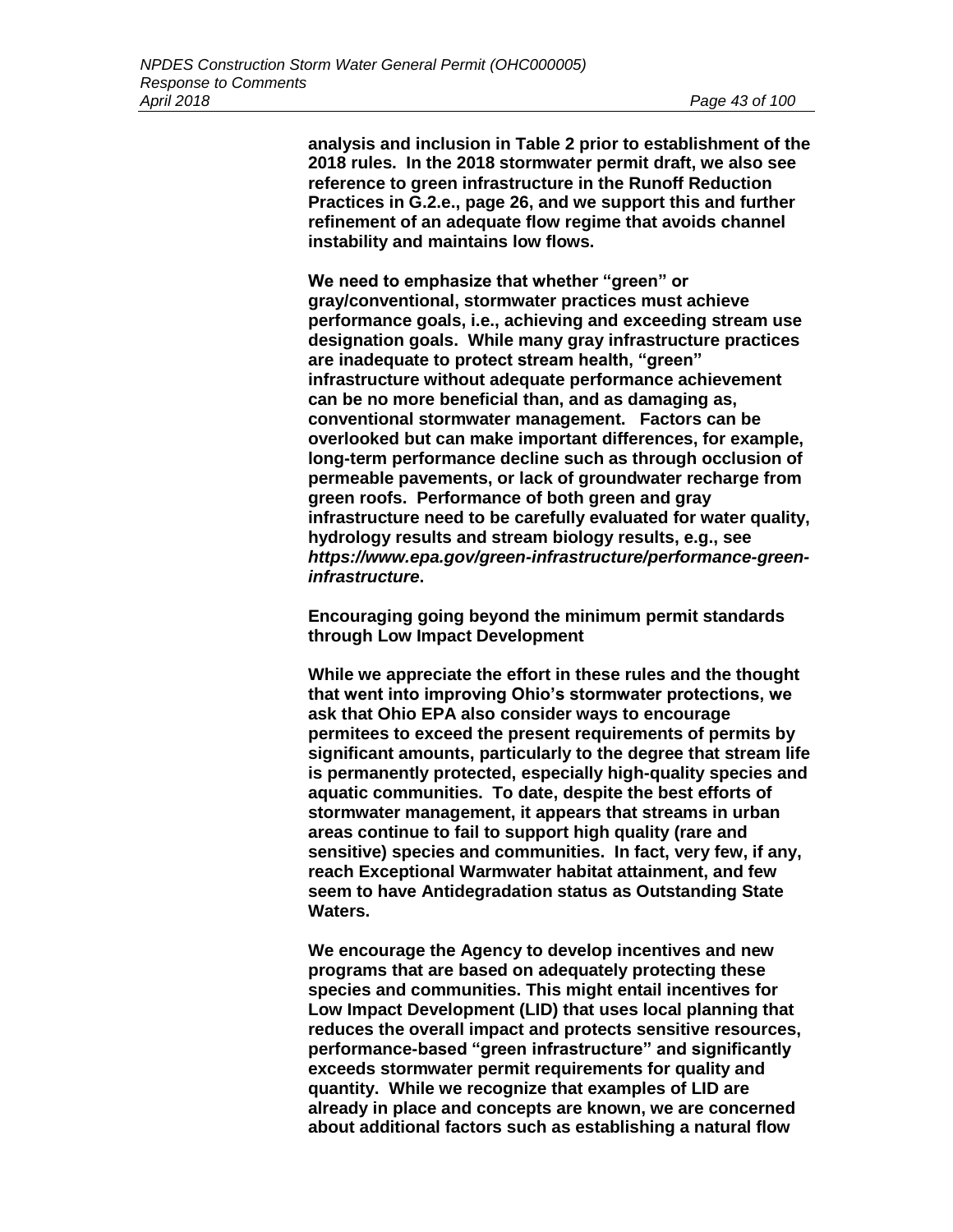**analysis and inclusion in Table 2 prior to establishment of the 2018 rules. In the 2018 stormwater permit draft, we also see reference to green infrastructure in the Runoff Reduction Practices in G.2.e., page 26, and we support this and further refinement of an adequate flow regime that avoids channel instability and maintains low flows.**

**We need to emphasize that whether "green" or gray/conventional, stormwater practices must achieve performance goals, i.e., achieving and exceeding stream use designation goals. While many gray infrastructure practices are inadequate to protect stream health, "green" infrastructure without adequate performance achievement can be no more beneficial than, and as damaging as, conventional stormwater management. Factors can be overlooked but can make important differences, for example, long-term performance decline such as through occlusion of permeable pavements, or lack of groundwater recharge from green roofs. Performance of both green and gray infrastructure need to be carefully evaluated for water quality, hydrology results and stream biology results, e.g., see *https://www.epa.gov/green-infrastructure/performance-green-infrastructure*.**

**Encouraging going beyond the minimum permit standards through Low Impact Development**

**While we appreciate the effort in these rules and the thought that went into improving Ohio's stormwater protections, we ask that Ohio EPA also consider ways to encourage permitees to exceed the present requirements of permits by significant amounts, particularly to the degree that stream life is permanently protected, especially high-quality species and aquatic communities. To date, despite the best efforts of stormwater management, it appears that streams in urban areas continue to fail to support high quality (rare and sensitive) species and communities. In fact, very few, if any, reach Exceptional Warmwater habitat attainment, and few seem to have Antidegradation status as Outstanding State Waters.**

**We encourage the Agency to develop incentives and new programs that are based on adequately protecting these species and communities. This might entail incentives for Low Impact Development (LID) that uses local planning that reduces the overall impact and protects sensitive resources, performance-based "green infrastructure" and significantly exceeds stormwater permit requirements for quality and quantity. While we recognize that examples of LID are already in place and concepts are known, we are concerned about additional factors such as establishing a natural flow**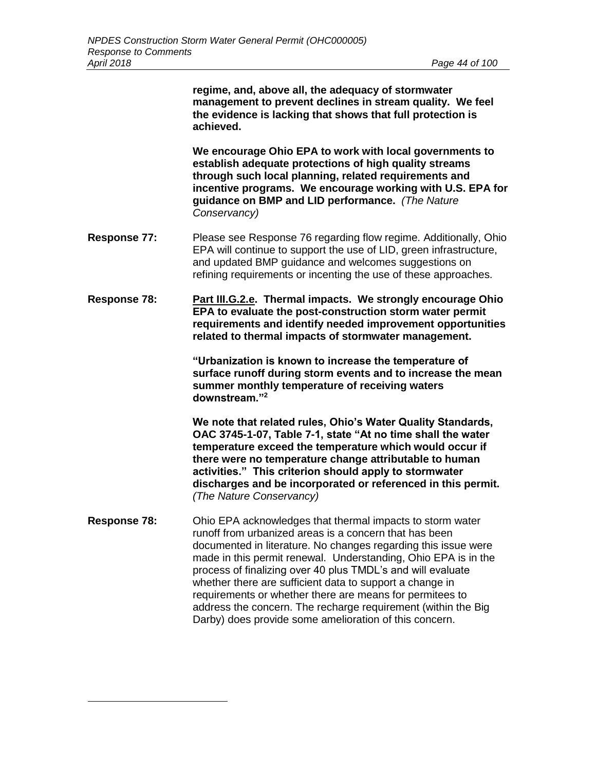**regime, and, above all, the adequacy of stormwater management to prevent declines in stream quality. We feel the evidence is lacking that shows that full protection is achieved.**

**We encourage Ohio EPA to work with local governments to establish adequate protections of high quality streams through such local planning, related requirements and incentive programs. We encourage working with U.S. EPA for guidance on BMP and LID performance.** *(The Nature Conservancy)*

**Response 77:** Please see Response 76 regarding flow regime. Additionally, Ohio EPA will continue to support the use of LID, green infrastructure, and updated BMP guidance and welcomes suggestions on refining requirements or incenting the use of these approaches.

**Response 78:** **<u>Part III.G.2.e</u>. Thermal impacts. We strongly encourage Ohio EPA to evaluate the post-construction storm water permit requirements and identify needed improvement opportunities related to thermal impacts of stormwater management.**

**"Urbanization is known to increase the temperature of surface runoff during storm events and to increase the mean summer monthly temperature of receiving waters downstream."[2]**

**We note that related rules, Ohio's Water Quality Standards, OAC 3745-1-07, Table 7-1, state "At no time shall the water temperature exceed the temperature which would occur if there were no temperature change attributable to human activities." This criterion should apply to stormwater discharges and be incorporated or referenced in this permit.** *(The Nature Conservancy)*

**Response 78:** Ohio EPA acknowledges that thermal impacts to storm water runoff from urbanized areas is a concern that has been documented in literature. No changes regarding this issue were made in this permit renewal. Understanding, Ohio EPA is in the process of finalizing over 40 plus TMDL's and will evaluate whether there are sufficient data to support a change in requirements or whether there are means for permitees to address the concern. The recharge requirement (within the Big Darby) does provide some amelioration of this concern.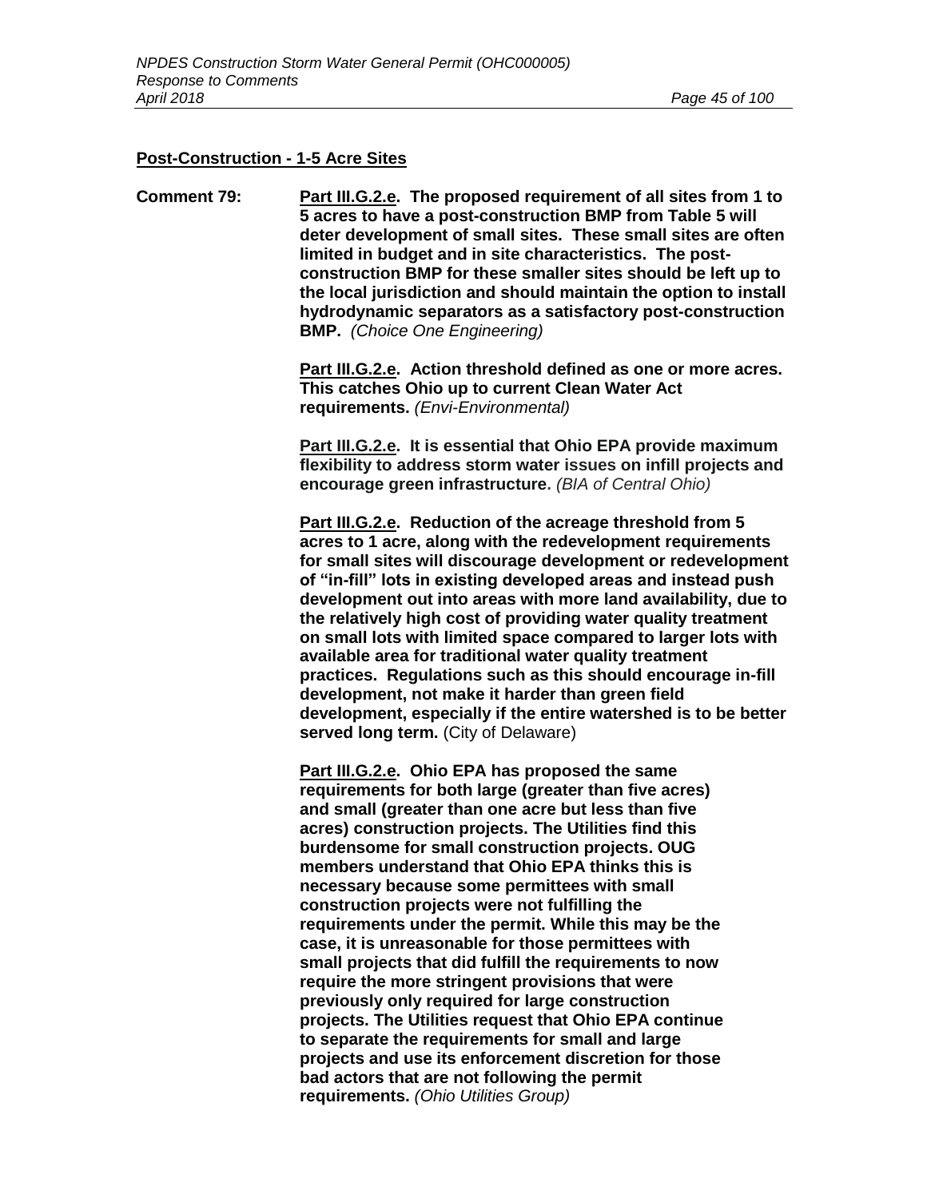**Post-Construction - 1-5 Acre Sites**

**Comment 79:** **Part III.G.2.e. The proposed requirement of all sites from 1 to 5 acres to have a post-construction BMP from Table 5 will deter development of small sites. These small sites are often limited in budget and in site characteristics. The post-construction BMP for these smaller sites should be left up to the local jurisdiction and should maintain the option to install hydrodynamic separators as a satisfactory post-construction BMP.** *(Choice One Engineering)*

**Part III.G.2.e. Action threshold defined as one or more acres. This catches Ohio up to current Clean Water Act requirements.** *(Envi-Environmental)*

**Part III.G.2.e. It is essential that Ohio EPA provide maximum flexibility to address storm water issues on infill projects and encourage green infrastructure.** *(BIA of Central Ohio)*

**Part III.G.2.e. Reduction of the acreage threshold from 5 acres to 1 acre, along with the redevelopment requirements for small sites will discourage development or redevelopment of "in-fill" lots in existing developed areas and instead push development out into areas with more land availability, due to the relatively high cost of providing water quality treatment on small lots with limited space compared to larger lots with available area for traditional water quality treatment practices. Regulations such as this should encourage in-fill development, not make it harder than green field development, especially if the entire watershed is to be better served long term.** (City of Delaware)

**Part III.G.2.e. Ohio EPA has proposed the same requirements for both large (greater than five acres) and small (greater than one acre but less than five acres) construction projects. The Utilities find this burdensome for small construction projects. OUG members understand that Ohio EPA thinks this is necessary because some permittees with small construction projects were not fulfilling the requirements under the permit. While this may be the case, it is unreasonable for those permittees with small projects that did fulfill the requirements to now require the more stringent provisions that were previously only required for large construction projects. The Utilities request that Ohio EPA continue to separate the requirements for small and large projects and use its enforcement discretion for those bad actors that are not following the permit requirements.** *(Ohio Utilities Group)*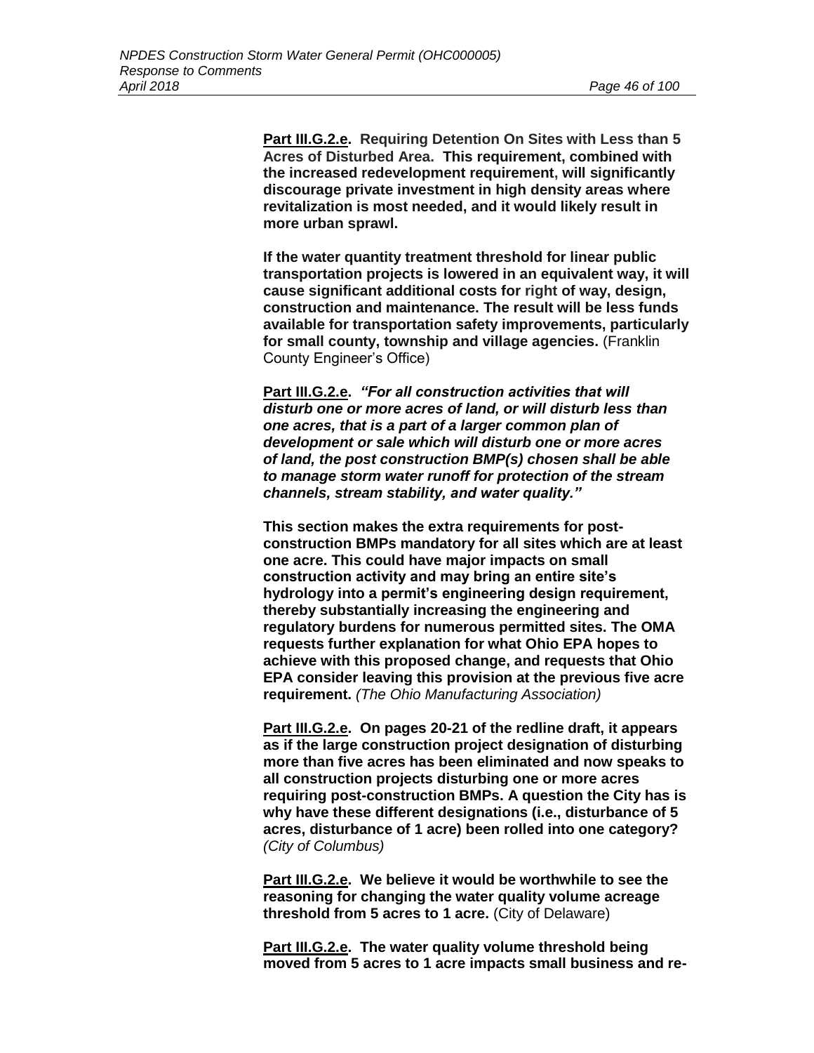**<u>Part III.G.2.e</u>. Requiring Detention On Sites with Less than 5 Acres of Disturbed Area. This requirement, combined with the increased redevelopment requirement, will significantly discourage private investment in high density areas where revitalization is most needed, and it would likely result in more urban sprawl.**

**If the water quantity treatment threshold for linear public transportation projects is lowered in an equivalent way, it will cause significant additional costs for right of way, design, construction and maintenance. The result will be less funds available for transportation safety improvements, particularly for small county, township and village agencies.** (Franklin County Engineer's Office)

**<u>Part III.G.2.e</u>. *"For all construction activities that will disturb one or more acres of land, or will disturb less than one acres, that is a part of a larger common plan of development or sale which will disturb one or more acres of land, the post construction BMP(s) chosen shall be able to manage storm water runoff for protection of the stream channels, stream stability, and water quality."***

**This section makes the extra requirements for post-construction BMPs mandatory for all sites which are at least one acre. This could have major impacts on small construction activity and may bring an entire site's hydrology into a permit's engineering design requirement, thereby substantially increasing the engineering and regulatory burdens for numerous permitted sites. The OMA requests further explanation for what Ohio EPA hopes to achieve with this proposed change, and requests that Ohio EPA consider leaving this provision at the previous five acre requirement.** *(The Ohio Manufacturing Association)*

**<u>Part III.G.2.e</u>. On pages 20-21 of the redline draft, it appears as if the large construction project designation of disturbing more than five acres has been eliminated and now speaks to all construction projects disturbing one or more acres requiring post-construction BMPs. A question the City has is why have these different designations (i.e., disturbance of 5 acres, disturbance of 1 acre) been rolled into one category?** *(City of Columbus)*

**<u>Part III.G.2.e</u>. We believe it would be worthwhile to see the reasoning for changing the water quality volume acreage threshold from 5 acres to 1 acre.** (City of Delaware)

**<u>Part III.G.2.e</u>. The water quality volume threshold being moved from 5 acres to 1 acre impacts small business and re-**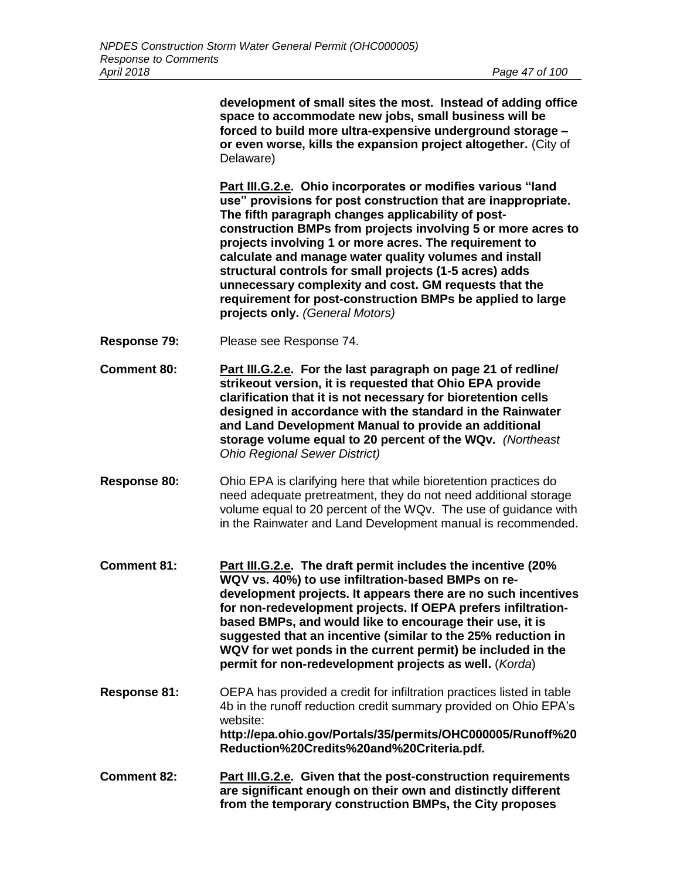**development of small sites the most. Instead of adding office space to accommodate new jobs, small business will be forced to build more ultra-expensive underground storage – or even worse, kills the expansion project altogether.** (City of Delaware)

**Part III.G.2.e. Ohio incorporates or modifies various "land use" provisions for post construction that are inappropriate. The fifth paragraph changes applicability of post-construction BMPs from projects involving 5 or more acres to projects involving 1 or more acres. The requirement to calculate and manage water quality volumes and install structural controls for small projects (1-5 acres) adds unnecessary complexity and cost. GM requests that the requirement for post-construction BMPs be applied to large projects only.** *(General Motors)*

**Response 79:** Please see Response 74.

**Comment 80:** **Part III.G.2.e. For the last paragraph on page 21 of redline/ strikeout version, it is requested that Ohio EPA provide clarification that it is not necessary for bioretention cells designed in accordance with the standard in the Rainwater and Land Development Manual to provide an additional storage volume equal to 20 percent of the WQv.** *(Northeast Ohio Regional Sewer District)*

**Response 80:** Ohio EPA is clarifying here that while bioretention practices do need adequate pretreatment, they do not need additional storage volume equal to 20 percent of the WQv. The use of guidance with in the Rainwater and Land Development manual is recommended.

**Comment 81:** **Part III.G.2.e. The draft permit includes the incentive (20% WQV vs. 40%) to use infiltration-based BMPs on re-development projects. It appears there are no such incentives for non-redevelopment projects. If OEPA prefers infiltration-based BMPs, and would like to encourage their use, it is suggested that an incentive (similar to the 25% reduction in WQV for wet ponds in the current permit) be included in the permit for non-redevelopment projects as well.** (*Korda*)

**Response 81:** OEPA has provided a credit for infiltration practices listed in table 4b in the runoff reduction credit summary provided on Ohio EPA's website: **http://epa.ohio.gov/Portals/35/permits/OHC000005/Runoff%20Reduction%20Credits%20and%20Criteria.pdf.**

**Comment 82:** **Part III.G.2.e. Given that the post-construction requirements are significant enough on their own and distinctly different from the temporary construction BMPs, the City proposes**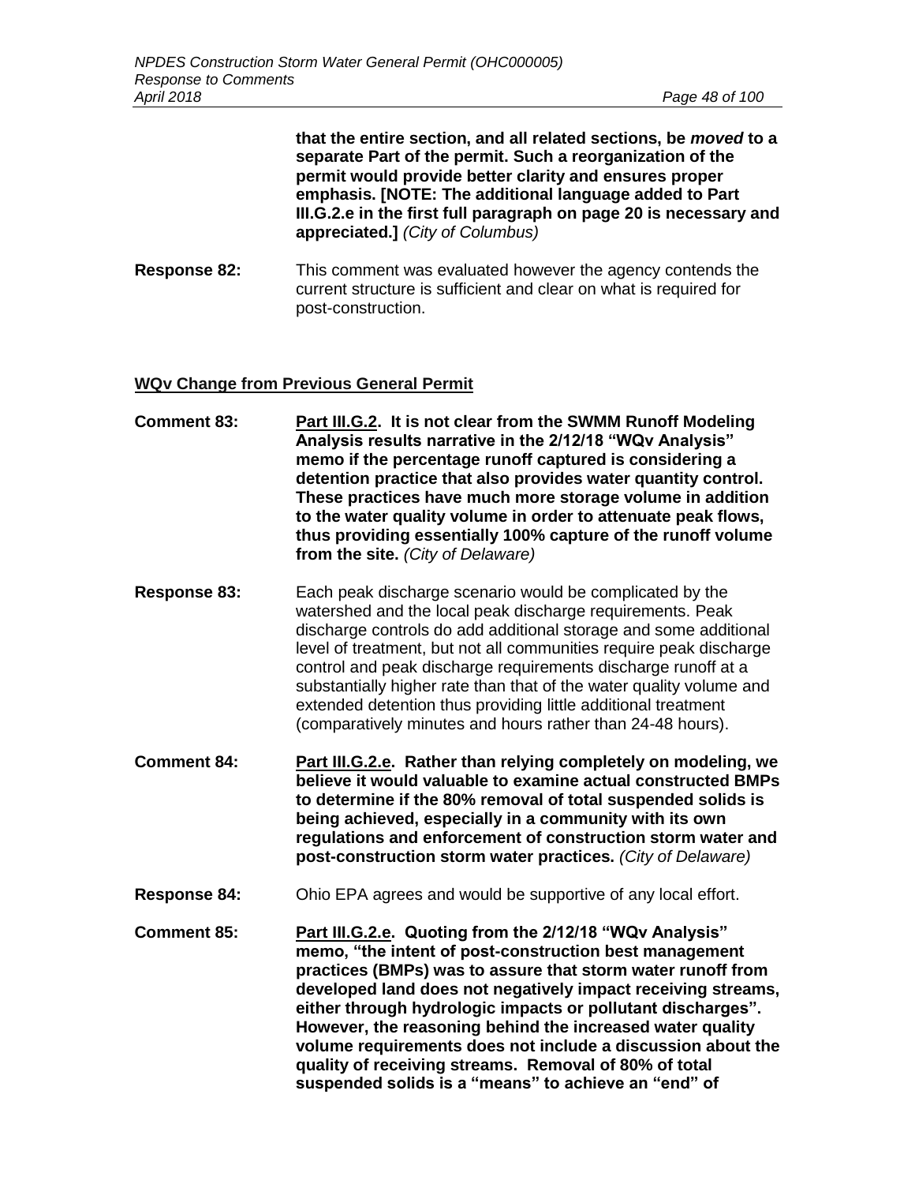**that the entire section, and all related sections, be *moved* to a separate Part of the permit. Such a reorganization of the permit would provide better clarity and ensures proper emphasis. [NOTE: The additional language added to Part III.G.2.e in the first full paragraph on page 20 is necessary and appreciated.]** *(City of Columbus)*

**Response 82:** This comment was evaluated however the agency contends the current structure is sufficient and clear on what is required for post-construction.

**WQv Change from Previous General Permit**

**Comment 83:** **Part III.G.2. It is not clear from the SWMM Runoff Modeling Analysis results narrative in the 2/12/18 "WQv Analysis" memo if the percentage runoff captured is considering a detention practice that also provides water quantity control. These practices have much more storage volume in addition to the water quality volume in order to attenuate peak flows, thus providing essentially 100% capture of the runoff volume from the site.** *(City of Delaware)*

**Response 83:** Each peak discharge scenario would be complicated by the watershed and the local peak discharge requirements. Peak discharge controls do add additional storage and some additional level of treatment, but not all communities require peak discharge control and peak discharge requirements discharge runoff at a substantially higher rate than that of the water quality volume and extended detention thus providing little additional treatment (comparatively minutes and hours rather than 24-48 hours).

**Comment 84:** **Part III.G.2.e. Rather than relying completely on modeling, we believe it would valuable to examine actual constructed BMPs to determine if the 80% removal of total suspended solids is being achieved, especially in a community with its own regulations and enforcement of construction storm water and post-construction storm water practices.** *(City of Delaware)*

**Response 84:** Ohio EPA agrees and would be supportive of any local effort.

**Comment 85:** **Part III.G.2.e. Quoting from the 2/12/18 "WQv Analysis" memo, "the intent of post-construction best management practices (BMPs) was to assure that storm water runoff from developed land does not negatively impact receiving streams, either through hydrologic impacts or pollutant discharges". However, the reasoning behind the increased water quality volume requirements does not include a discussion about the quality of receiving streams. Removal of 80% of total suspended solids is a "means" to achieve an "end" of**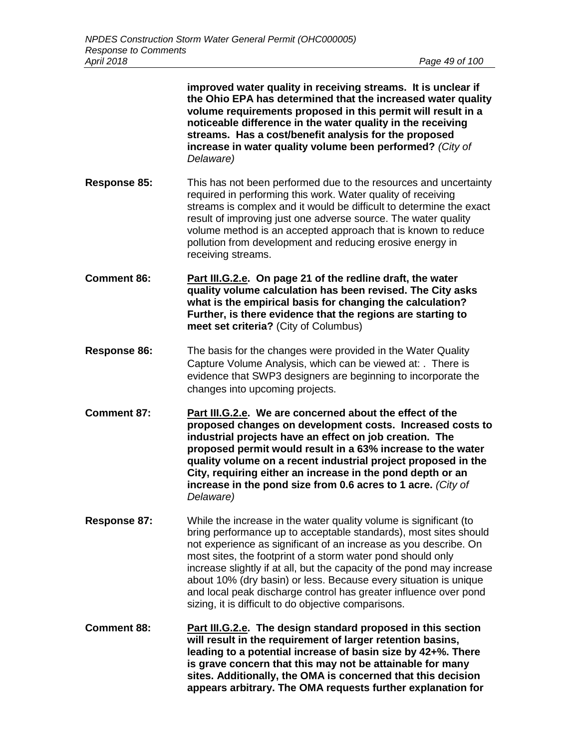**improved water quality in receiving streams. It is unclear if the Ohio EPA has determined that the increased water quality volume requirements proposed in this permit will result in a noticeable difference in the water quality in the receiving streams. Has a cost/benefit analysis for the proposed increase in water quality volume been performed?** *(City of Delaware)*

**Response 85:** This has not been performed due to the resources and uncertainty required in performing this work. Water quality of receiving streams is complex and it would be difficult to determine the exact result of improving just one adverse source. The water quality volume method is an accepted approach that is known to reduce pollution from development and reducing erosive energy in receiving streams.

**Comment 86:** **Part III.G.2.e. On page 21 of the redline draft, the water quality volume calculation has been revised. The City asks what is the empirical basis for changing the calculation? Further, is there evidence that the regions are starting to meet set criteria?** (City of Columbus)

**Response 86:** The basis for the changes were provided in the Water Quality Capture Volume Analysis, which can be viewed at: . There is evidence that SWP3 designers are beginning to incorporate the changes into upcoming projects.

**Comment 87:** **Part III.G.2.e. We are concerned about the effect of the proposed changes on development costs. Increased costs to industrial projects have an effect on job creation. The proposed permit would result in a 63% increase to the water quality volume on a recent industrial project proposed in the City, requiring either an increase in the pond depth or an increase in the pond size from 0.6 acres to 1 acre.** *(City of Delaware)*

**Response 87:** While the increase in the water quality volume is significant (to bring performance up to acceptable standards), most sites should not experience as significant of an increase as you describe. On most sites, the footprint of a storm water pond should only increase slightly if at all, but the capacity of the pond may increase about 10% (dry basin) or less. Because every situation is unique and local peak discharge control has greater influence over pond sizing, it is difficult to do objective comparisons.

**Comment 88:** **Part III.G.2.e. The design standard proposed in this section will result in the requirement of larger retention basins, leading to a potential increase of basin size by 42+%. There is grave concern that this may not be attainable for many sites. Additionally, the OMA is concerned that this decision appears arbitrary. The OMA requests further explanation for**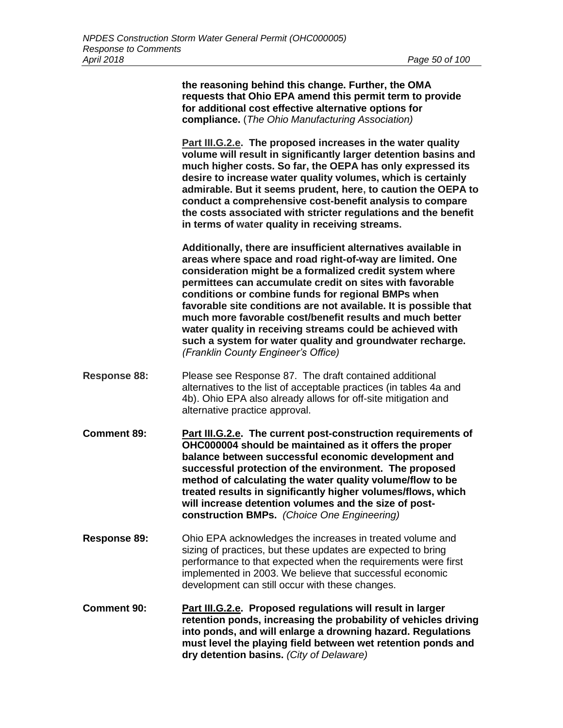**the reasoning behind this change. Further, the OMA requests that Ohio EPA amend this permit term to provide for additional cost effective alternative options for compliance.** (*The Ohio Manufacturing Association)*

**Part III.G.2.e. The proposed increases in the water quality volume will result in significantly larger detention basins and much higher costs. So far, the OEPA has only expressed its desire to increase water quality volumes, which is certainly admirable. But it seems prudent, here, to caution the OEPA to conduct a comprehensive cost-benefit analysis to compare the costs associated with stricter regulations and the benefit in terms of water quality in receiving streams.**

**Additionally, there are insufficient alternatives available in areas where space and road right-of-way are limited. One consideration might be a formalized credit system where permittees can accumulate credit on sites with favorable conditions or combine funds for regional BMPs when favorable site conditions are not available. It is possible that much more favorable cost/benefit results and much better water quality in receiving streams could be achieved with such a system for water quality and groundwater recharge.** *(Franklin County Engineer's Office)*

**Response 88:** Please see Response 87. The draft contained additional alternatives to the list of acceptable practices (in tables 4a and 4b). Ohio EPA also already allows for off-site mitigation and alternative practice approval.

**Comment 89:** **Part III.G.2.e. The current post-construction requirements of OHC000004 should be maintained as it offers the proper balance between successful economic development and successful protection of the environment. The proposed method of calculating the water quality volume/flow to be treated results in significantly higher volumes/flows, which will increase detention volumes and the size of post-construction BMPs.** *(Choice One Engineering)*

**Response 89:** Ohio EPA acknowledges the increases in treated volume and sizing of practices, but these updates are expected to bring performance to that expected when the requirements were first implemented in 2003. We believe that successful economic development can still occur with these changes.

**Comment 90:** **Part III.G.2.e. Proposed regulations will result in larger retention ponds, increasing the probability of vehicles driving into ponds, and will enlarge a drowning hazard. Regulations must level the playing field between wet retention ponds and dry detention basins.** *(City of Delaware)*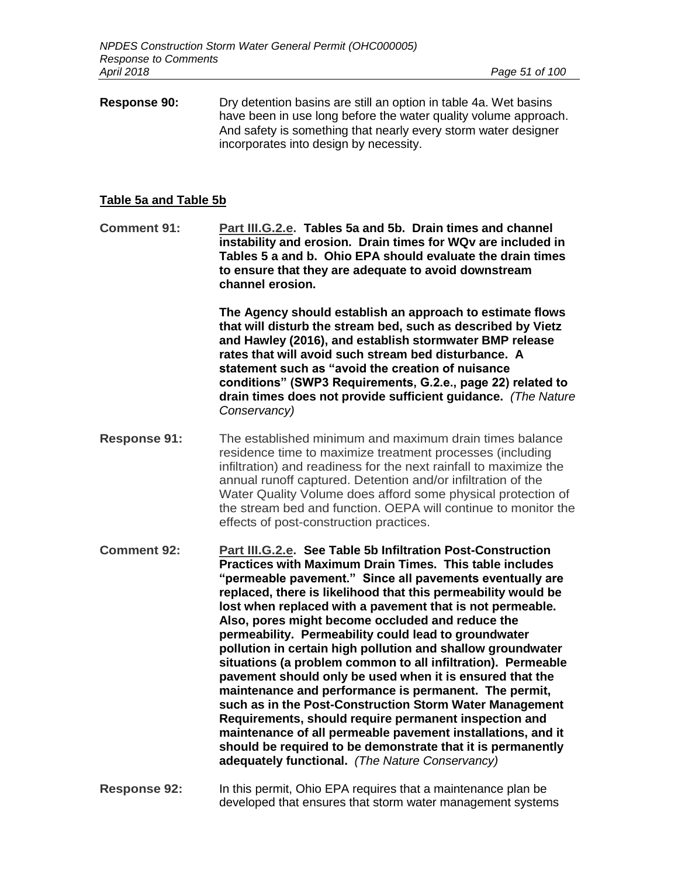**Response 90:** Dry detention basins are still an option in table 4a. Wet basins have been in use long before the water quality volume approach. And safety is something that nearly every storm water designer incorporates into design by necessity.

## Table 5a and Table 5b

**Comment 91:** **Part III.G.2.e. Tables 5a and 5b. Drain times and channel instability and erosion. Drain times for WQv are included in Tables 5 a and b. Ohio EPA should evaluate the drain times to ensure that they are adequate to avoid downstream channel erosion.**

**The Agency should establish an approach to estimate flows that will disturb the stream bed, such as described by Vietz and Hawley (2016), and establish stormwater BMP release rates that will avoid such stream bed disturbance. A statement such as "avoid the creation of nuisance conditions" (SWP3 Requirements, G.2.e., page 22) related to drain times does not provide sufficient guidance.** *(The Nature Conservancy)*

**Response 91:** The established minimum and maximum drain times balance residence time to maximize treatment processes (including infiltration) and readiness for the next rainfall to maximize the annual runoff captured. Detention and/or infiltration of the Water Quality Volume does afford some physical protection of the stream bed and function. OEPA will continue to monitor the effects of post-construction practices.

**Comment 92:** **Part III.G.2.e. See Table 5b Infiltration Post-Construction Practices with Maximum Drain Times. This table includes "permeable pavement." Since all pavements eventually are replaced, there is likelihood that this permeability would be lost when replaced with a pavement that is not permeable. Also, pores might become occluded and reduce the permeability. Permeability could lead to groundwater pollution in certain high pollution and shallow groundwater situations (a problem common to all infiltration). Permeable pavement should only be used when it is ensured that the maintenance and performance is permanent. The permit, such as in the Post-Construction Storm Water Management Requirements, should require permanent inspection and maintenance of all permeable pavement installations, and it should be required to be demonstrate that it is permanently adequately functional.** *(The Nature Conservancy)*

**Response 92:** In this permit, Ohio EPA requires that a maintenance plan be developed that ensures that storm water management systems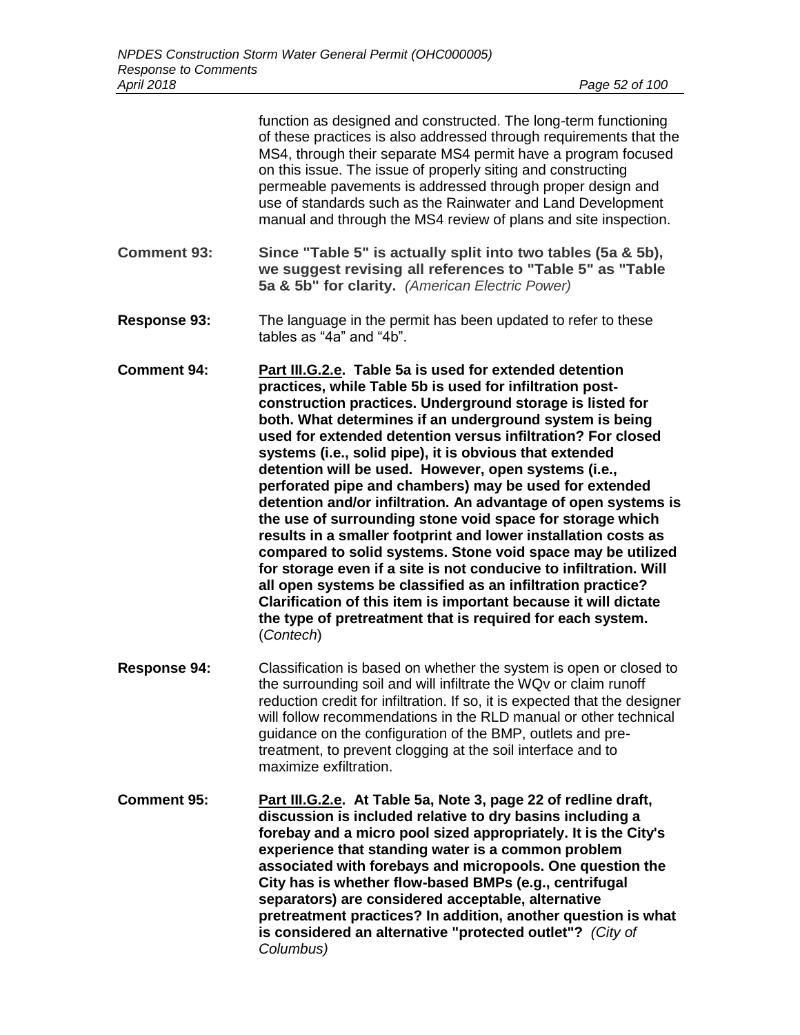function as designed and constructed. The long-term functioning of these practices is also addressed through requirements that the MS4, through their separate MS4 permit have a program focused on this issue. The issue of properly siting and constructing permeable pavements is addressed through proper design and use of standards such as the Rainwater and Land Development manual and through the MS4 review of plans and site inspection.

**Comment 93:** **Since "Table 5" is actually split into two tables (5a & 5b), we suggest revising all references to "Table 5" as "Table 5a & 5b" for clarity.** *(American Electric Power)*

**Response 93:** The language in the permit has been updated to refer to these tables as "4a" and "4b".

**Comment 94:** **Part III.G.2.e. Table 5a is used for extended detention practices, while Table 5b is used for infiltration post-construction practices. Underground storage is listed for both. What determines if an underground system is being used for extended detention versus infiltration? For closed systems (i.e., solid pipe), it is obvious that extended detention will be used. However, open systems (i.e., perforated pipe and chambers) may be used for extended detention and/or infiltration. An advantage of open systems is the use of surrounding stone void space for storage which results in a smaller footprint and lower installation costs as compared to solid systems. Stone void space may be utilized for storage even if a site is not conducive to infiltration. Will all open systems be classified as an infiltration practice? Clarification of this item is important because it will dictate the type of pretreatment that is required for each system.** (*Contech*)

**Response 94:** Classification is based on whether the system is open or closed to the surrounding soil and will infiltrate the WQv or claim runoff reduction credit for infiltration. If so, it is expected that the designer will follow recommendations in the RLD manual or other technical guidance on the configuration of the BMP, outlets and pre-treatment, to prevent clogging at the soil interface and to maximize exfiltration.

**Comment 95:** **Part III.G.2.e. At Table 5a, Note 3, page 22 of redline draft, discussion is included relative to dry basins including a forebay and a micro pool sized appropriately. It is the City's experience that standing water is a common problem associated with forebays and micropools. One question the City has is whether flow-based BMPs (e.g., centrifugal separators) are considered acceptable, alternative pretreatment practices? In addition, another question is what is considered an alternative "protected outlet"?** *(City of Columbus)*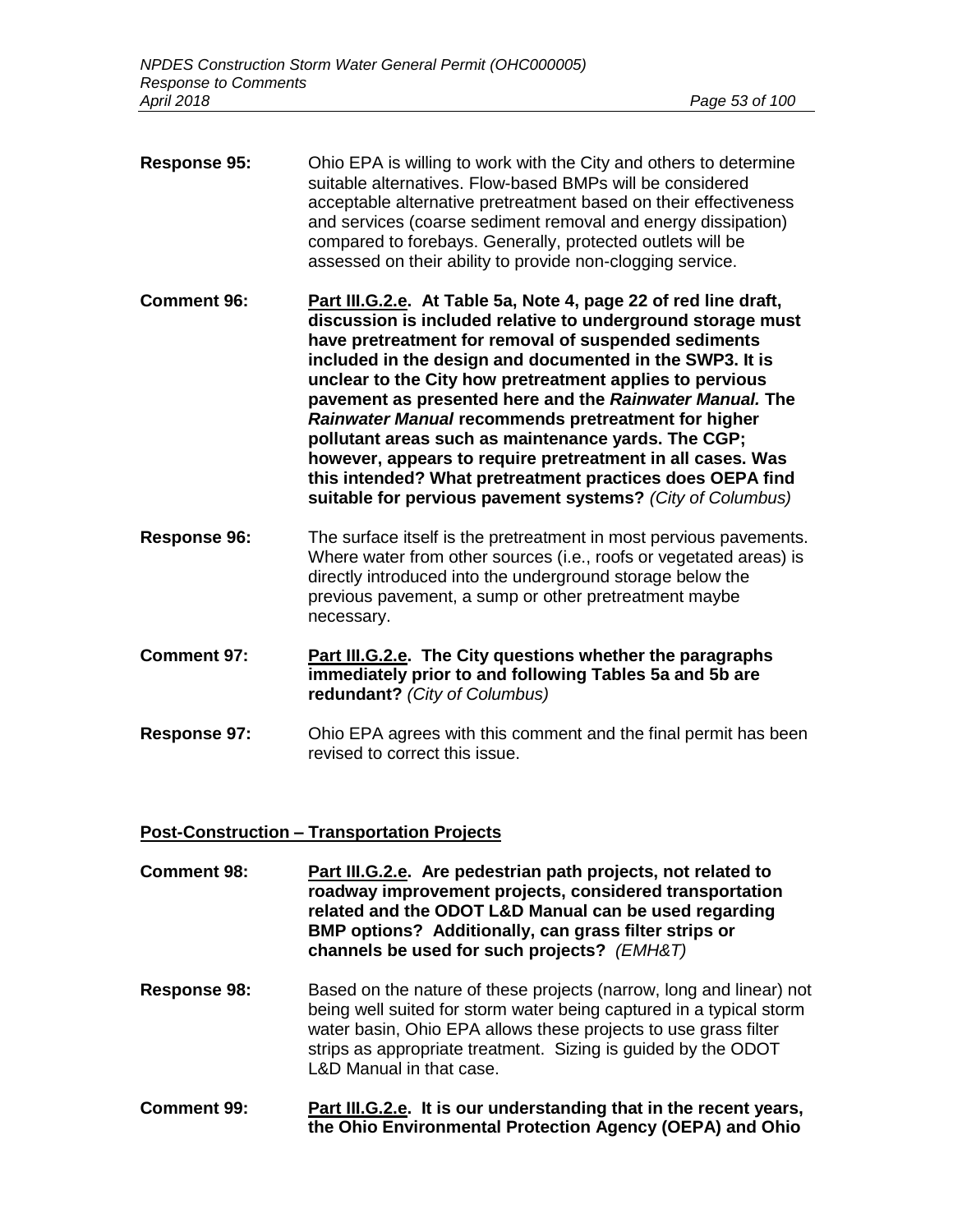**Response 95:** Ohio EPA is willing to work with the City and others to determine suitable alternatives. Flow-based BMPs will be considered acceptable alternative pretreatment based on their effectiveness and services (coarse sediment removal and energy dissipation) compared to forebays. Generally, protected outlets will be assessed on their ability to provide non-clogging service.

**Comment 96:** **<u>Part III.G.2.e</u>. At Table 5a, Note 4, page 22 of red line draft, discussion is included relative to underground storage must have pretreatment for removal of suspended sediments included in the design and documented in the SWP3. It is unclear to the City how pretreatment applies to pervious pavement as presented here and the *Rainwater Manual.* The *Rainwater Manual* recommends pretreatment for higher pollutant areas such as maintenance yards. The CGP; however, appears to require pretreatment in all cases. Was this intended? What pretreatment practices does OEPA find suitable for pervious pavement systems?** *(City of Columbus)*

**Response 96:** The surface itself is the pretreatment in most pervious pavements. Where water from other sources (i.e., roofs or vegetated areas) is directly introduced into the underground storage below the previous pavement, a sump or other pretreatment maybe necessary.

**Comment 97:** **<u>Part III.G.2.e</u>. The City questions whether the paragraphs immediately prior to and following Tables 5a and 5b are redundant?** *(City of Columbus)*

**Response 97:** Ohio EPA agrees with this comment and the final permit has been revised to correct this issue.

## <u>Post-Construction – Transportation Projects</u>

**Comment 98:** **<u>Part III.G.2.e</u>. Are pedestrian path projects, not related to roadway improvement projects, considered transportation related and the ODOT L&D Manual can be used regarding BMP options? Additionally, can grass filter strips or channels be used for such projects?** *(EMH&T)*

**Response 98:** Based on the nature of these projects (narrow, long and linear) not being well suited for storm water being captured in a typical storm water basin, Ohio EPA allows these projects to use grass filter strips as appropriate treatment. Sizing is guided by the ODOT L&D Manual in that case.

**Comment 99:** **<u>Part III.G.2.e</u>. It is our understanding that in the recent years, the Ohio Environmental Protection Agency (OEPA) and Ohio**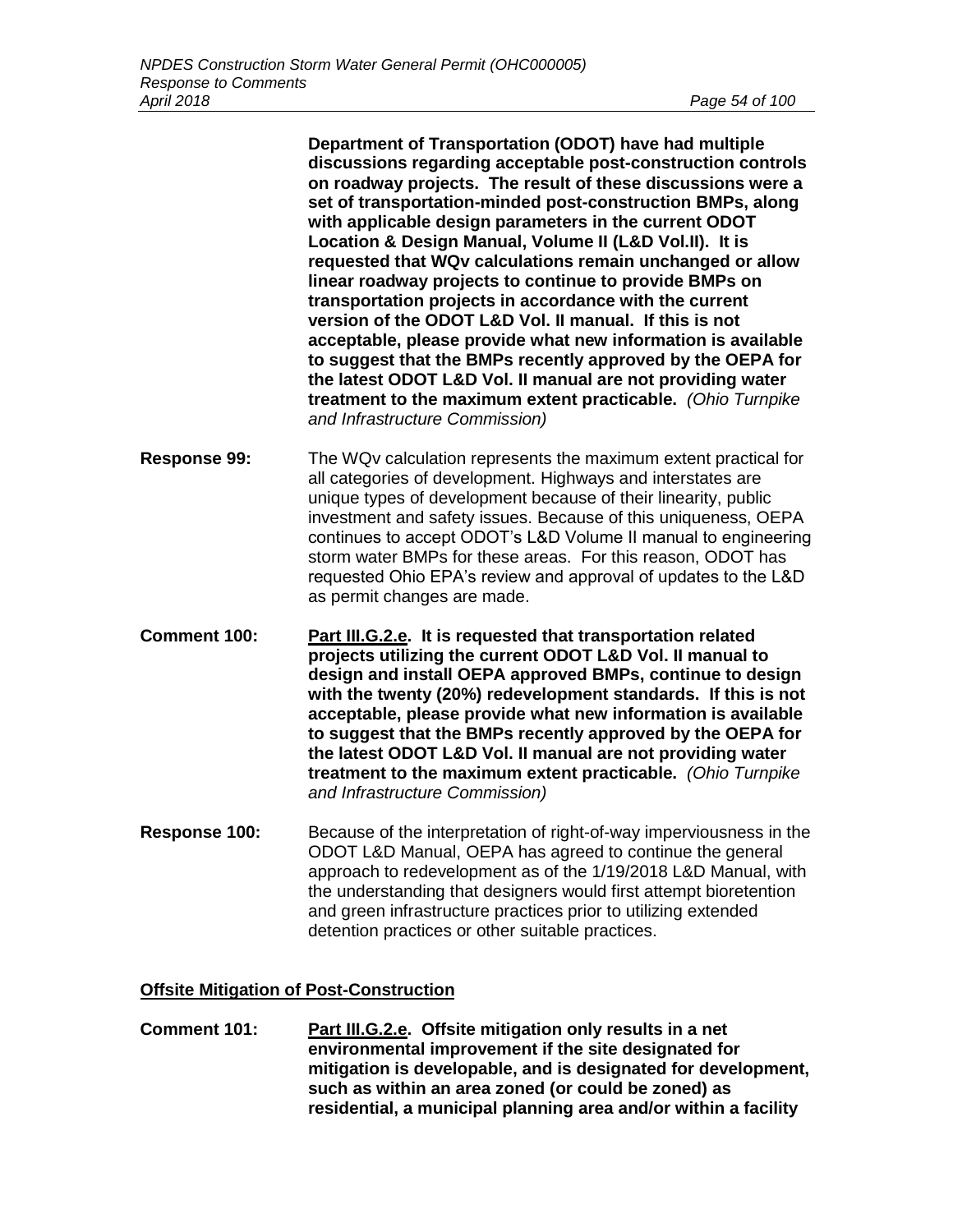**Department of Transportation (ODOT) have had multiple discussions regarding acceptable post-construction controls on roadway projects. The result of these discussions were a set of transportation-minded post-construction BMPs, along with applicable design parameters in the current ODOT Location & Design Manual, Volume II (L&D Vol.II). It is requested that WQv calculations remain unchanged or allow linear roadway projects to continue to provide BMPs on transportation projects in accordance with the current version of the ODOT L&D Vol. II manual. If this is not acceptable, please provide what new information is available to suggest that the BMPs recently approved by the OEPA for the latest ODOT L&D Vol. II manual are not providing water treatment to the maximum extent practicable.** *(Ohio Turnpike and Infrastructure Commission)*

**Response 99:** The WQv calculation represents the maximum extent practical for all categories of development. Highways and interstates are unique types of development because of their linearity, public investment and safety issues. Because of this uniqueness, OEPA continues to accept ODOT's L&D Volume II manual to engineering storm water BMPs for these areas. For this reason, ODOT has requested Ohio EPA's review and approval of updates to the L&D as permit changes are made.

**Comment 100:** **Part III.G.2.e. It is requested that transportation related projects utilizing the current ODOT L&D Vol. II manual to design and install OEPA approved BMPs, continue to design with the twenty (20%) redevelopment standards. If this is not acceptable, please provide what new information is available to suggest that the BMPs recently approved by the OEPA for the latest ODOT L&D Vol. II manual are not providing water treatment to the maximum extent practicable.** *(Ohio Turnpike and Infrastructure Commission)*

**Response 100:** Because of the interpretation of right-of-way imperviousness in the ODOT L&D Manual, OEPA has agreed to continue the general approach to redevelopment as of the 1/19/2018 L&D Manual, with the understanding that designers would first attempt bioretention and green infrastructure practices prior to utilizing extended detention practices or other suitable practices.

## Offsite Mitigation of Post-Construction

**Comment 101:** **Part III.G.2.e. Offsite mitigation only results in a net environmental improvement if the site designated for mitigation is developable, and is designated for development, such as within an area zoned (or could be zoned) as residential, a municipal planning area and/or within a facility**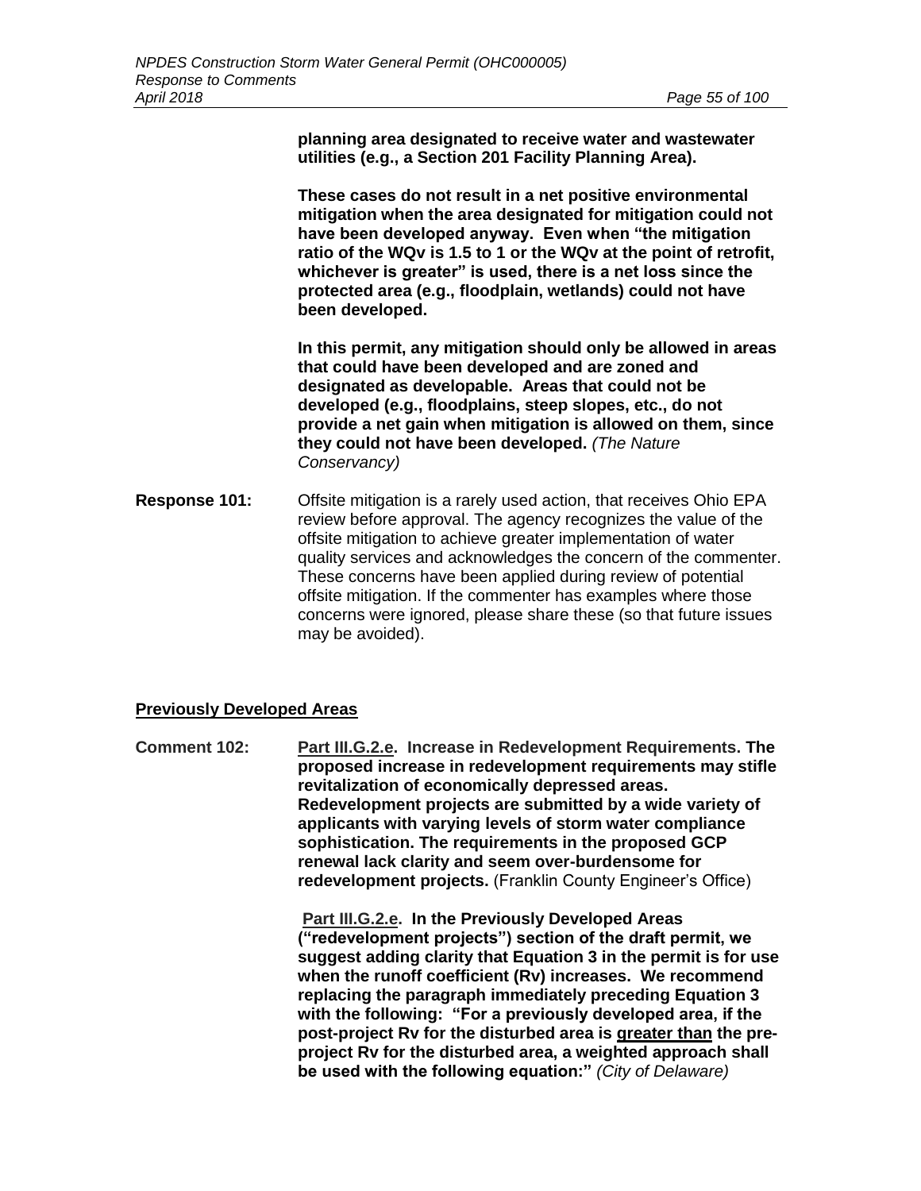**planning area designated to receive water and wastewater utilities (e.g., a Section 201 Facility Planning Area).**

**These cases do not result in a net positive environmental mitigation when the area designated for mitigation could not have been developed anyway. Even when "the mitigation ratio of the WQv is 1.5 to 1 or the WQv at the point of retrofit, whichever is greater" is used, there is a net loss since the protected area (e.g., floodplain, wetlands) could not have been developed.**

**In this permit, any mitigation should only be allowed in areas that could have been developed and are zoned and designated as developable. Areas that could not be developed (e.g., floodplains, steep slopes, etc., do not provide a net gain when mitigation is allowed on them, since they could not have been developed.** *(The Nature Conservancy)*

**Response 101:** Offsite mitigation is a rarely used action, that receives Ohio EPA review before approval. The agency recognizes the value of the offsite mitigation to achieve greater implementation of water quality services and acknowledges the concern of the commenter. These concerns have been applied during review of potential offsite mitigation. If the commenter has examples where those concerns were ignored, please share these (so that future issues may be avoided).

## Previously Developed Areas

**Comment 102:** **Part III.G.2.e. Increase in Redevelopment Requirements. The proposed increase in redevelopment requirements may stifle revitalization of economically depressed areas. Redevelopment projects are submitted by a wide variety of applicants with varying levels of storm water compliance sophistication. The requirements in the proposed GCP renewal lack clarity and seem over-burdensome for redevelopment projects.** (Franklin County Engineer's Office)

**Part III.G.2.e. In the Previously Developed Areas ("redevelopment projects") section of the draft permit, we suggest adding clarity that Equation 3 in the permit is for use when the runoff coefficient (Rv) increases. We recommend replacing the paragraph immediately preceding Equation 3 with the following: "For a previously developed area, if the post-project Rv for the disturbed area is greater than the pre-project Rv for the disturbed area, a weighted approach shall be used with the following equation:"** *(City of Delaware)*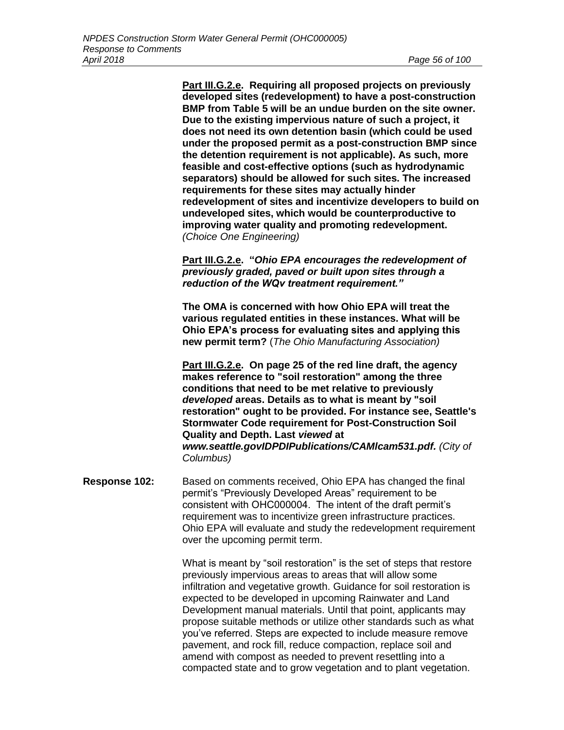**Part III.G.2.e. Requiring all proposed projects on previously developed sites (redevelopment) to have a post-construction BMP from Table 5 will be an undue burden on the site owner. Due to the existing impervious nature of such a project, it does not need its own detention basin (which could be used under the proposed permit as a post-construction BMP since the detention requirement is not applicable). As such, more feasible and cost-effective options (such as hydrodynamic separators) should be allowed for such sites. The increased requirements for these sites may actually hinder redevelopment of sites and incentivize developers to build on undeveloped sites, which would be counterproductive to improving water quality and promoting redevelopment.** *(Choice One Engineering)*

**Part III.G.2.e. "*Ohio EPA encourages the redevelopment of previously graded, paved or built upon sites through a reduction of the WQv treatment requirement.*"**

**The OMA is concerned with how Ohio EPA will treat the various regulated entities in these instances. What will be Ohio EPA's process for evaluating sites and applying this new permit term?** (*The Ohio Manufacturing Association)*

**Part III.G.2.e. On page 25 of the red line draft, the agency makes reference to "soil restoration" among the three conditions that need to be met relative to previously *developed* areas. Details as to what is meant by "soil restoration" ought to be provided. For instance see, Seattle's Stormwater Code requirement for Post-Construction Soil Quality and Depth. Last *viewed* at *www.seattle.govIDPDIPublications/CAMIcam531.pdf.*** *(City of Columbus)*

**Response 102:** Based on comments received, Ohio EPA has changed the final permit's "Previously Developed Areas" requirement to be consistent with OHC000004. The intent of the draft permit's requirement was to incentivize green infrastructure practices. Ohio EPA will evaluate and study the redevelopment requirement over the upcoming permit term.

What is meant by "soil restoration" is the set of steps that restore previously impervious areas to areas that will allow some infiltration and vegetative growth. Guidance for soil restoration is expected to be developed in upcoming Rainwater and Land Development manual materials. Until that point, applicants may propose suitable methods or utilize other standards such as what you've referred. Steps are expected to include measure remove pavement, and rock fill, reduce compaction, replace soil and amend with compost as needed to prevent resettling into a compacted state and to grow vegetation and to plant vegetation.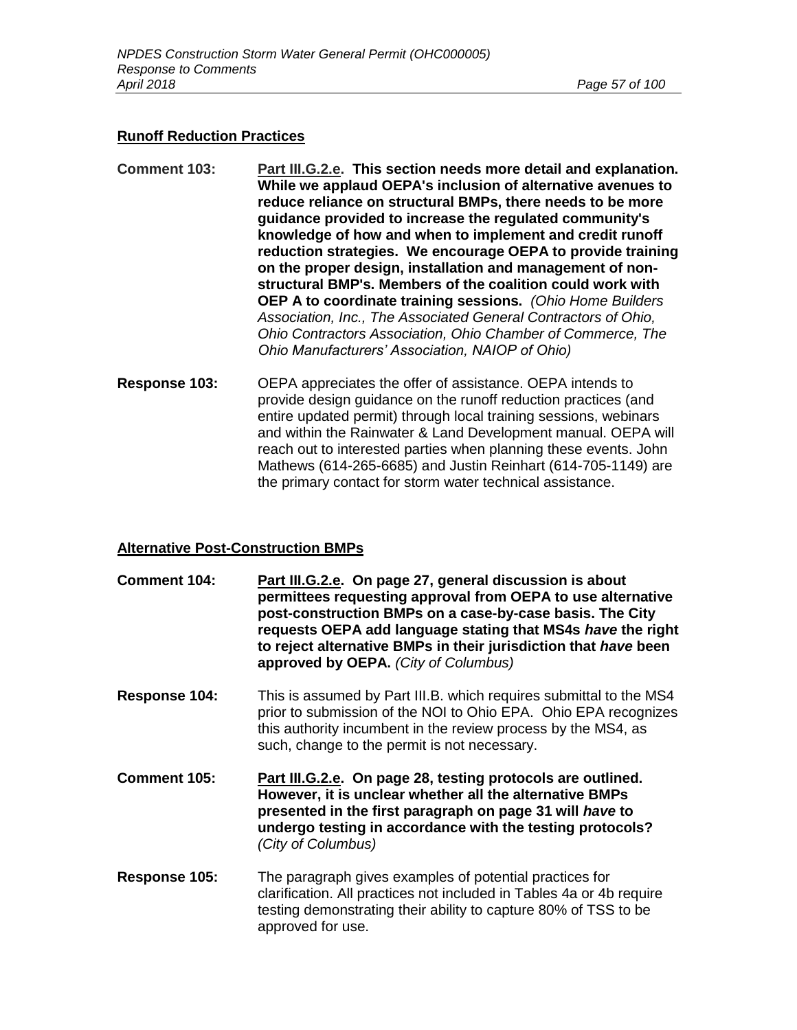**Runoff Reduction Practices**

**Comment 103:** **Part III.G.2.e. This section needs more detail and explanation. While we applaud OEPA's inclusion of alternative avenues to reduce reliance on structural BMPs, there needs to be more guidance provided to increase the regulated community's knowledge of how and when to implement and credit runoff reduction strategies. We encourage OEPA to provide training on the proper design, installation and management of non-structural BMP's. Members of the coalition could work with OEP A to coordinate training sessions.** *(Ohio Home Builders Association, Inc., The Associated General Contractors of Ohio, Ohio Contractors Association, Ohio Chamber of Commerce, The Ohio Manufacturers' Association, NAIOP of Ohio)*

**Response 103:** OEPA appreciates the offer of assistance. OEPA intends to provide design guidance on the runoff reduction practices (and entire updated permit) through local training sessions, webinars and within the Rainwater & Land Development manual. OEPA will reach out to interested parties when planning these events. John Mathews (614-265-6685) and Justin Reinhart (614-705-1149) are the primary contact for storm water technical assistance.

**Alternative Post-Construction BMPs**

**Comment 104:** **Part III.G.2.e. On page 27, general discussion is about permittees requesting approval from OEPA to use alternative post-construction BMPs on a case-by-case basis. The City requests OEPA add language stating that MS4s *have* the right to reject alternative BMPs in their jurisdiction that *have* been approved by OEPA.** *(City of Columbus)*

**Response 104:** This is assumed by Part III.B. which requires submittal to the MS4 prior to submission of the NOI to Ohio EPA. Ohio EPA recognizes this authority incumbent in the review process by the MS4, as such, change to the permit is not necessary.

**Comment 105:** **Part III.G.2.e. On page 28, testing protocols are outlined. However, it is unclear whether all the alternative BMPs presented in the first paragraph on page 31 will *have* to undergo testing in accordance with the testing protocols?** *(City of Columbus)*

**Response 105:** The paragraph gives examples of potential practices for clarification. All practices not included in Tables 4a or 4b require testing demonstrating their ability to capture 80% of TSS to be approved for use.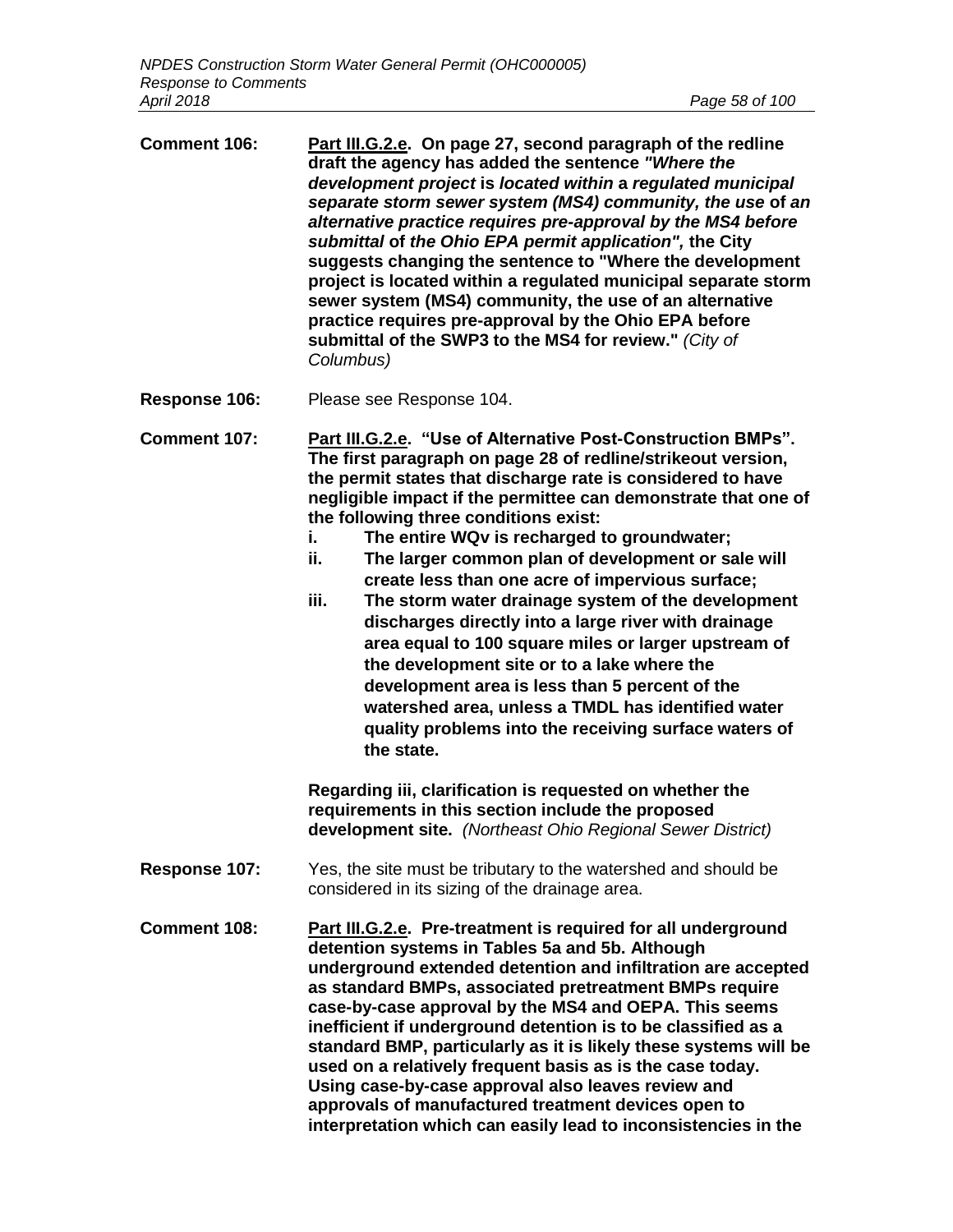**Comment 106:** **<u>Part III.G.2.e</u>. On page 27, second paragraph of the redline draft the agency has added the sentence *"Where the development project* is *located within* a *regulated municipal separate storm sewer system (MS4) community, the use* of *an alternative practice requires pre-approval by the MS4 before submittal* of *the Ohio EPA permit application",* the City suggests changing the sentence to "Where the development project is located within a regulated municipal separate storm sewer system (MS4) community, the use of an alternative practice requires pre-approval by the Ohio EPA before submittal of the SWP3 to the MS4 for review."** *(City of Columbus)*

**Response 106:** Please see Response 104.

**Comment 107:** **<u>Part III.G.2.e</u>. "Use of Alternative Post-Construction BMPs". The first paragraph on page 28 of redline/strikeout version, the permit states that discharge rate is considered to have negligible impact if the permittee can demonstrate that one of the following three conditions exist:**

**i. The entire WQv is recharged to groundwater;**

**ii. The larger common plan of development or sale will create less than one acre of impervious surface;**

**iii. The storm water drainage system of the development discharges directly into a large river with drainage area equal to 100 square miles or larger upstream of the development site or to a lake where the development area is less than 5 percent of the watershed area, unless a TMDL has identified water quality problems into the receiving surface waters of the state.**

**Regarding iii, clarification is requested on whether the requirements in this section include the proposed development site.** *(Northeast Ohio Regional Sewer District)*

**Response 107:** Yes, the site must be tributary to the watershed and should be considered in its sizing of the drainage area.

**Comment 108:** **<u>Part III.G.2.e</u>. Pre-treatment is required for all underground detention systems in Tables 5a and 5b. Although underground extended detention and infiltration are accepted as standard BMPs, associated pretreatment BMPs require case-by-case approval by the MS4 and OEPA. This seems inefficient if underground detention is to be classified as a standard BMP, particularly as it is likely these systems will be used on a relatively frequent basis as is the case today. Using case-by-case approval also leaves review and approvals of manufactured treatment devices open to interpretation which can easily lead to inconsistencies in the**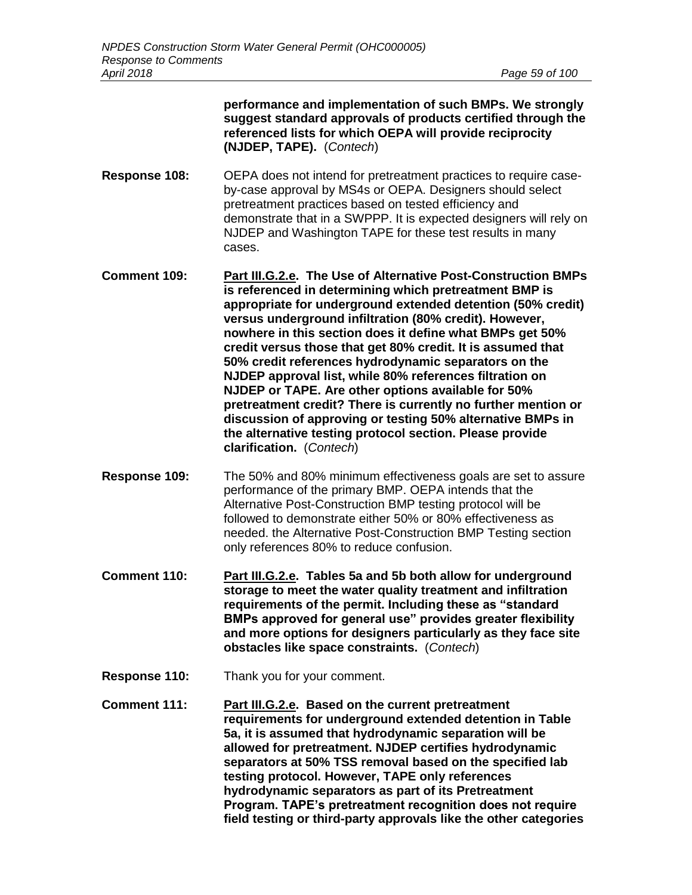**performance and implementation of such BMPs. We strongly suggest standard approvals of products certified through the referenced lists for which OEPA will provide reciprocity (NJDEP, TAPE).** (*Contech*)

**Response 108:** OEPA does not intend for pretreatment practices to require case-by-case approval by MS4s or OEPA. Designers should select pretreatment practices based on tested efficiency and demonstrate that in a SWPPP. It is expected designers will rely on NJDEP and Washington TAPE for these test results in many cases.

**Comment 109:** **<u>Part III.G.2.e</u>. The Use of Alternative Post-Construction BMPs is referenced in determining which pretreatment BMP is appropriate for underground extended detention (50% credit) versus underground infiltration (80% credit). However, nowhere in this section does it define what BMPs get 50% credit versus those that get 80% credit. It is assumed that 50% credit references hydrodynamic separators on the NJDEP approval list, while 80% references filtration on NJDEP or TAPE. Are other options available for 50% pretreatment credit? There is currently no further mention or discussion of approving or testing 50% alternative BMPs in the alternative testing protocol section. Please provide clarification.** (*Contech*)

**Response 109:** The 50% and 80% minimum effectiveness goals are set to assure performance of the primary BMP. OEPA intends that the Alternative Post-Construction BMP testing protocol will be followed to demonstrate either 50% or 80% effectiveness as needed. the Alternative Post-Construction BMP Testing section only references 80% to reduce confusion.

**Comment 110:** **<u>Part III.G.2.e</u>. Tables 5a and 5b both allow for underground storage to meet the water quality treatment and infiltration requirements of the permit. Including these as "standard BMPs approved for general use" provides greater flexibility and more options for designers particularly as they face site obstacles like space constraints.** (*Contech*)

**Response 110:** Thank you for your comment.

**Comment 111:** **<u>Part III.G.2.e</u>. Based on the current pretreatment requirements for underground extended detention in Table 5a, it is assumed that hydrodynamic separation will be allowed for pretreatment. NJDEP certifies hydrodynamic separators at 50% TSS removal based on the specified lab testing protocol. However, TAPE only references hydrodynamic separators as part of its Pretreatment Program. TAPE's pretreatment recognition does not require field testing or third-party approvals like the other categories**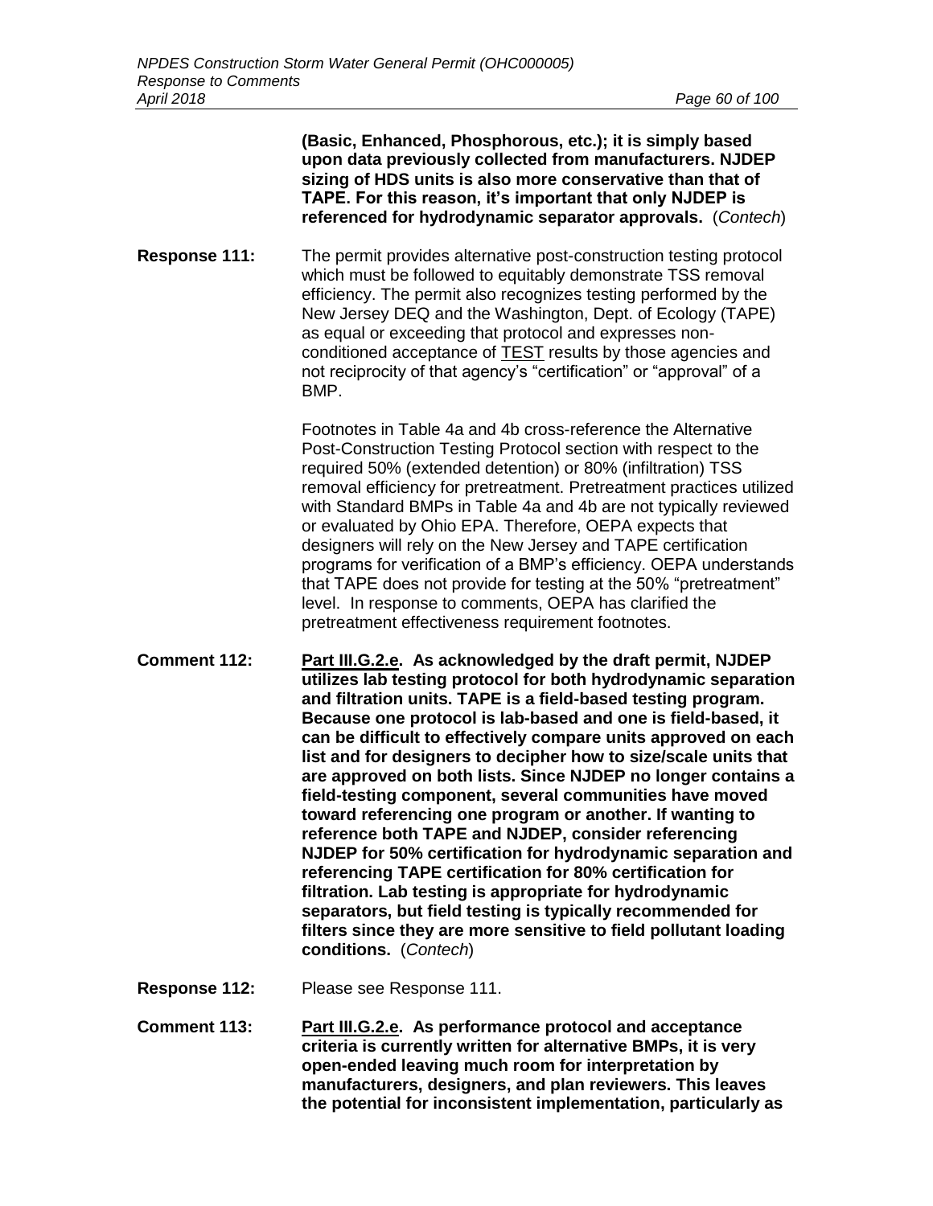**(Basic, Enhanced, Phosphorous, etc.); it is simply based upon data previously collected from manufacturers. NJDEP sizing of HDS units is also more conservative than that of TAPE. For this reason, it's important that only NJDEP is referenced for hydrodynamic separator approvals.** (*Contech*)

**Response 111:** The permit provides alternative post-construction testing protocol which must be followed to equitably demonstrate TSS removal efficiency. The permit also recognizes testing performed by the New Jersey DEQ and the Washington, Dept. of Ecology (TAPE) as equal or exceeding that protocol and expresses non-conditioned acceptance of <u>TEST</u> results by those agencies and not reciprocity of that agency's "certification" or "approval" of a BMP.

Footnotes in Table 4a and 4b cross-reference the Alternative Post-Construction Testing Protocol section with respect to the required 50% (extended detention) or 80% (infiltration) TSS removal efficiency for pretreatment. Pretreatment practices utilized with Standard BMPs in Table 4a and 4b are not typically reviewed or evaluated by Ohio EPA. Therefore, OEPA expects that designers will rely on the New Jersey and TAPE certification programs for verification of a BMP's efficiency. OEPA understands that TAPE does not provide for testing at the 50% "pretreatment" level. In response to comments, OEPA has clarified the pretreatment effectiveness requirement footnotes.

**Comment 112:** **<u>Part III.G.2.e</u>. As acknowledged by the draft permit, NJDEP utilizes lab testing protocol for both hydrodynamic separation and filtration units. TAPE is a field-based testing program. Because one protocol is lab-based and one is field-based, it can be difficult to effectively compare units approved on each list and for designers to decipher how to size/scale units that are approved on both lists. Since NJDEP no longer contains a field-testing component, several communities have moved toward referencing one program or another. If wanting to reference both TAPE and NJDEP, consider referencing NJDEP for 50% certification for hydrodynamic separation and referencing TAPE certification for 80% certification for filtration. Lab testing is appropriate for hydrodynamic separators, but field testing is typically recommended for filters since they are more sensitive to field pollutant loading conditions.** (*Contech*)

**Response 112:** Please see Response 111.

**Comment 113:** **<u>Part III.G.2.e</u>. As performance protocol and acceptance criteria is currently written for alternative BMPs, it is very open-ended leaving much room for interpretation by manufacturers, designers, and plan reviewers. This leaves the potential for inconsistent implementation, particularly as**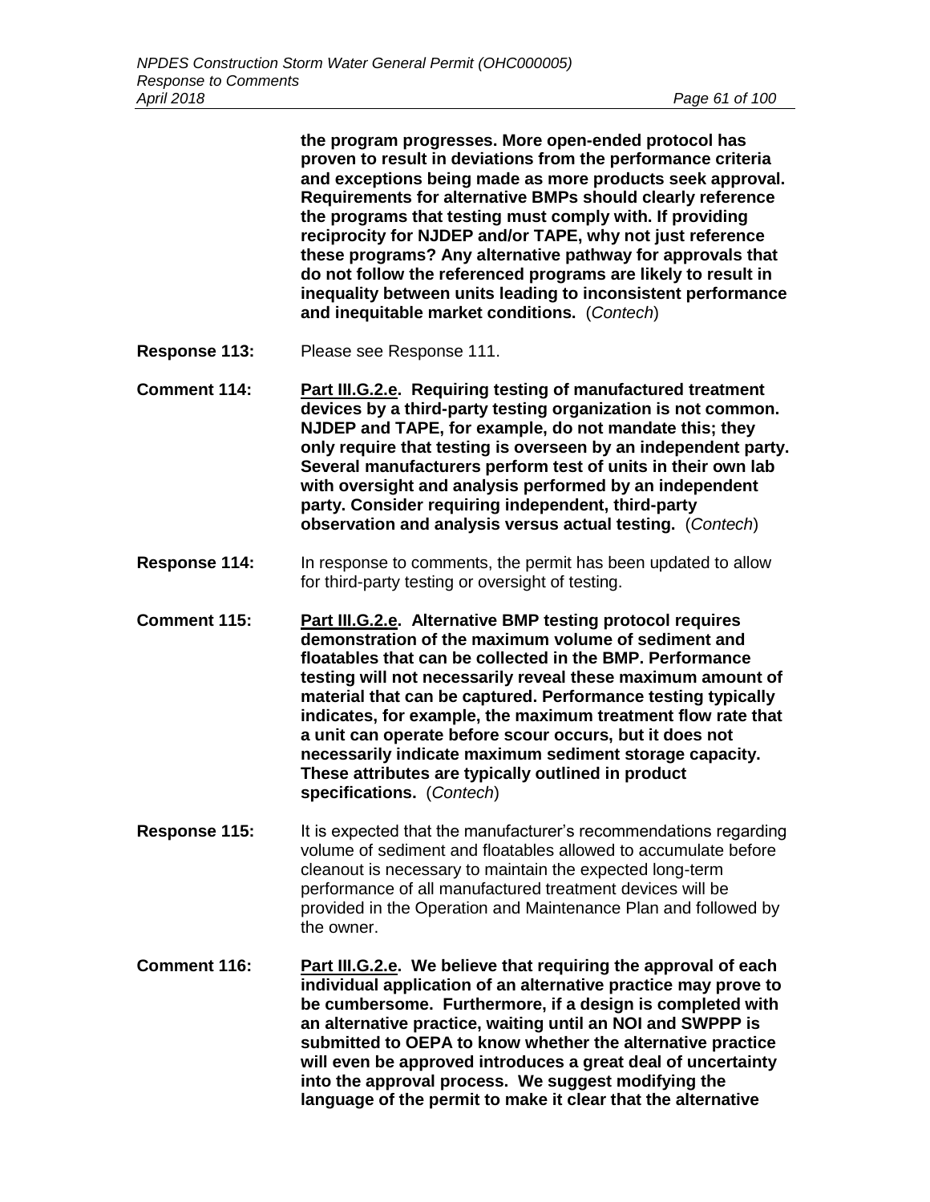**the program progresses. More open-ended protocol has proven to result in deviations from the performance criteria and exceptions being made as more products seek approval. Requirements for alternative BMPs should clearly reference the programs that testing must comply with. If providing reciprocity for NJDEP and/or TAPE, why not just reference these programs? Any alternative pathway for approvals that do not follow the referenced programs are likely to result in inequality between units leading to inconsistent performance and inequitable market conditions.** (*Contech*)

**Response 113:** Please see Response 111.

**Comment 114:** **<u>Part III.G.2.e</u>. Requiring testing of manufactured treatment devices by a third-party testing organization is not common. NJDEP and TAPE, for example, do not mandate this; they only require that testing is overseen by an independent party. Several manufacturers perform test of units in their own lab with oversight and analysis performed by an independent party. Consider requiring independent, third-party observation and analysis versus actual testing.** (*Contech*)

**Response 114:** In response to comments, the permit has been updated to allow for third-party testing or oversight of testing.

**Comment 115:** **<u>Part III.G.2.e</u>. Alternative BMP testing protocol requires demonstration of the maximum volume of sediment and floatables that can be collected in the BMP. Performance testing will not necessarily reveal these maximum amount of material that can be captured. Performance testing typically indicates, for example, the maximum treatment flow rate that a unit can operate before scour occurs, but it does not necessarily indicate maximum sediment storage capacity. These attributes are typically outlined in product specifications.** (*Contech*)

**Response 115:** It is expected that the manufacturer's recommendations regarding volume of sediment and floatables allowed to accumulate before cleanout is necessary to maintain the expected long-term performance of all manufactured treatment devices will be provided in the Operation and Maintenance Plan and followed by the owner.

**Comment 116:** **<u>Part III.G.2.e</u>. We believe that requiring the approval of each individual application of an alternative practice may prove to be cumbersome. Furthermore, if a design is completed with an alternative practice, waiting until an NOI and SWPPP is submitted to OEPA to know whether the alternative practice will even be approved introduces a great deal of uncertainty into the approval process. We suggest modifying the language of the permit to make it clear that the alternative**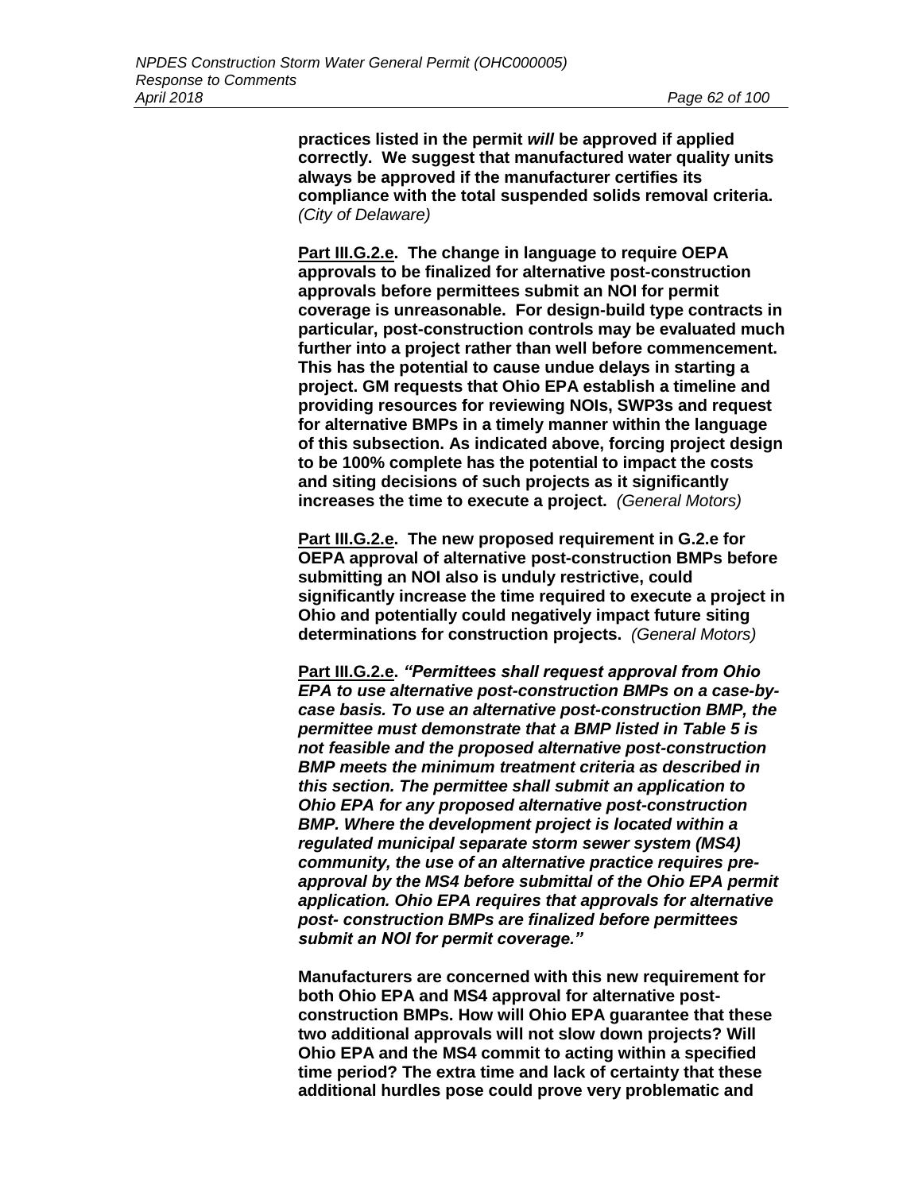**practices listed in the permit *will* be approved if applied correctly. We suggest that manufactured water quality units always be approved if the manufacturer certifies its compliance with the total suspended solids removal criteria.** *(City of Delaware)*

**<u>Part III.G.2.e</u>. The change in language to require OEPA approvals to be finalized for alternative post-construction approvals before permittees submit an NOI for permit coverage is unreasonable. For design-build type contracts in particular, post-construction controls may be evaluated much further into a project rather than well before commencement. This has the potential to cause undue delays in starting a project. GM requests that Ohio EPA establish a timeline and providing resources for reviewing NOIs, SWP3s and request for alternative BMPs in a timely manner within the language of this subsection. As indicated above, forcing project design to be 100% complete has the potential to impact the costs and siting decisions of such projects as it significantly increases the time to execute a project.** *(General Motors)*

**<u>Part III.G.2.e</u>. The new proposed requirement in G.2.e for OEPA approval of alternative post-construction BMPs before submitting an NOI also is unduly restrictive, could significantly increase the time required to execute a project in Ohio and potentially could negatively impact future siting determinations for construction projects.** *(General Motors)*

**<u>Part III.G.2.e</u>. *"Permittees shall request approval from Ohio EPA to use alternative post-construction BMPs on a case-by-case basis. To use an alternative post-construction BMP, the permittee must demonstrate that a BMP listed in Table 5 is not feasible and the proposed alternative post-construction BMP meets the minimum treatment criteria as described in this section. The permittee shall submit an application to Ohio EPA for any proposed alternative post-construction BMP. Where the development project is located within a regulated municipal separate storm sewer system (MS4) community, the use of an alternative practice requires pre-approval by the MS4 before submittal of the Ohio EPA permit application. Ohio EPA requires that approvals for alternative post- construction BMPs are finalized before permittees submit an NOI for permit coverage."***

**Manufacturers are concerned with this new requirement for both Ohio EPA and MS4 approval for alternative post-construction BMPs. How will Ohio EPA guarantee that these two additional approvals will not slow down projects? Will Ohio EPA and the MS4 commit to acting within a specified time period? The extra time and lack of certainty that these additional hurdles pose could prove very problematic and**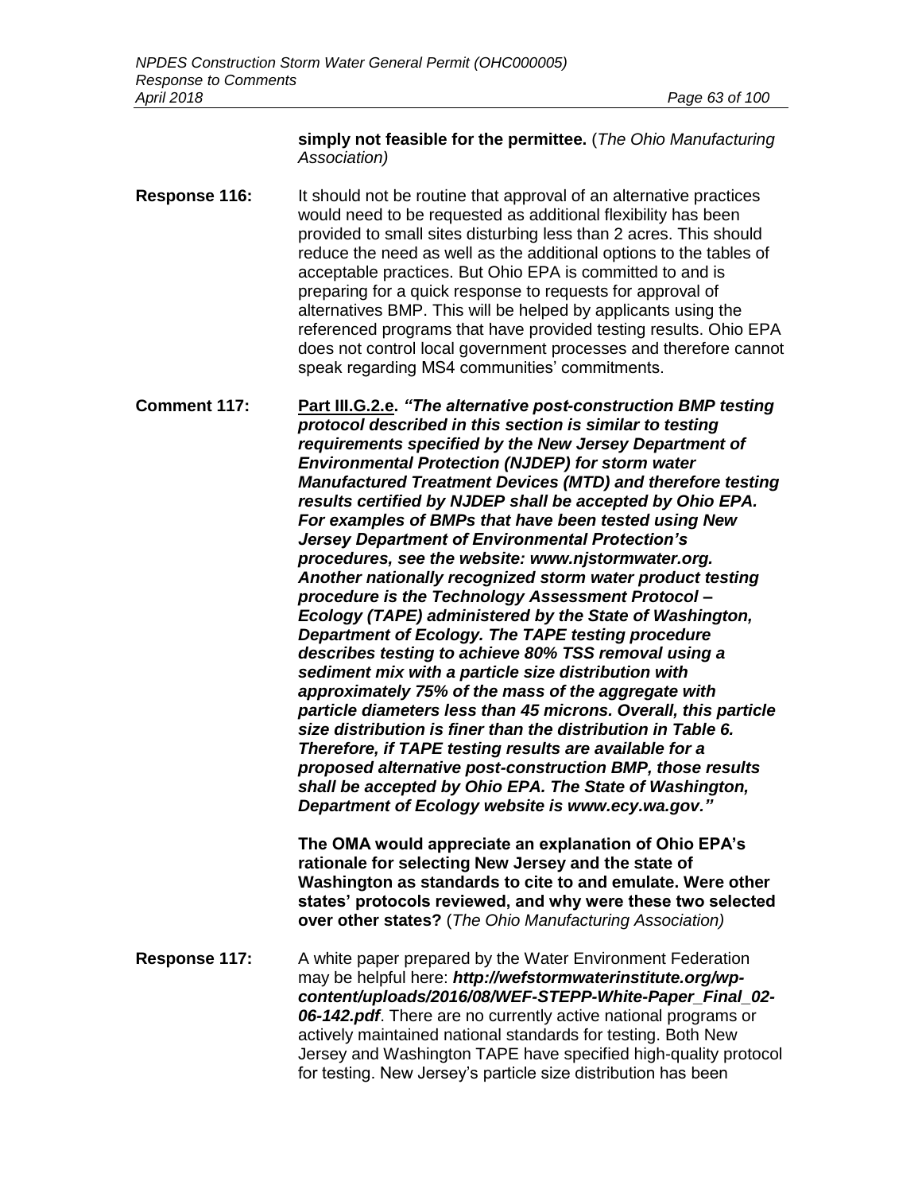**simply not feasible for the permittee.** (*The Ohio Manufacturing Association)*

**Response 116:** It should not be routine that approval of an alternative practices would need to be requested as additional flexibility has been provided to small sites disturbing less than 2 acres. This should reduce the need as well as the additional options to the tables of acceptable practices. But Ohio EPA is committed to and is preparing for a quick response to requests for approval of alternatives BMP. This will be helped by applicants using the referenced programs that have provided testing results. Ohio EPA does not control local government processes and therefore cannot speak regarding MS4 communities' commitments.

**Comment 117:** **Part III.G.2.e.** ***"The alternative post-construction BMP testing protocol described in this section is similar to testing requirements specified by the New Jersey Department of Environmental Protection (NJDEP) for storm water Manufactured Treatment Devices (MTD) and therefore testing results certified by NJDEP shall be accepted by Ohio EPA. For examples of BMPs that have been tested using New Jersey Department of Environmental Protection's procedures, see the website: www.njstormwater.org. Another nationally recognized storm water product testing procedure is the Technology Assessment Protocol – Ecology (TAPE) administered by the State of Washington, Department of Ecology. The TAPE testing procedure describes testing to achieve 80% TSS removal using a sediment mix with a particle size distribution with approximately 75% of the mass of the aggregate with particle diameters less than 45 microns. Overall, this particle size distribution is finer than the distribution in Table 6. Therefore, if TAPE testing results are available for a proposed alternative post-construction BMP, those results shall be accepted by Ohio EPA. The State of Washington, Department of Ecology website is www.ecy.wa.gov."***

**The OMA would appreciate an explanation of Ohio EPA's rationale for selecting New Jersey and the state of Washington as standards to cite to and emulate. Were other states' protocols reviewed, and why were these two selected over other states?** (*The Ohio Manufacturing Association)*

**Response 117:** A white paper prepared by the Water Environment Federation may be helpful here: ***http://wefstormwaterinstitute.org/wp-content/uploads/2016/08/WEF-STEPP-White-Paper_Final_02-06-142.pdf***. There are no currently active national programs or actively maintained national standards for testing. Both New Jersey and Washington TAPE have specified high-quality protocol for testing. New Jersey's particle size distribution has been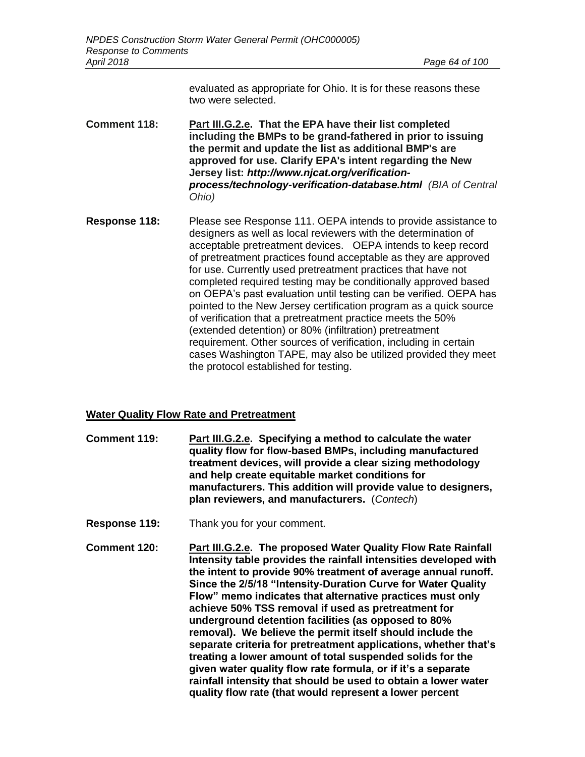evaluated as appropriate for Ohio. It is for these reasons these two were selected.

**Comment 118:** **Part III.G.2.e. That the EPA have their list completed including the BMPs to be grand-fathered in prior to issuing the permit and update the list as additional BMP's are approved for use. Clarify EPA's intent regarding the New Jersey list: *http://www.njcat.org/verification-process/technology-verification-database.html*** *(BIA of Central Ohio)*

**Response 118:** Please see Response 111. OEPA intends to provide assistance to designers as well as local reviewers with the determination of acceptable pretreatment devices. OEPA intends to keep record of pretreatment practices found acceptable as they are approved for use. Currently used pretreatment practices that have not completed required testing may be conditionally approved based on OEPA's past evaluation until testing can be verified. OEPA has pointed to the New Jersey certification program as a quick source of verification that a pretreatment practice meets the 50% (extended detention) or 80% (infiltration) pretreatment requirement. Other sources of verification, including in certain cases Washington TAPE, may also be utilized provided they meet the protocol established for testing.

## Water Quality Flow Rate and Pretreatment

**Comment 119:** **Part III.G.2.e. Specifying a method to calculate the water quality flow for flow-based BMPs, including manufactured treatment devices, will provide a clear sizing methodology and help create equitable market conditions for manufacturers. This addition will provide value to designers, plan reviewers, and manufacturers.** (*Contech*)

**Response 119:** Thank you for your comment.

**Comment 120:** **Part III.G.2.e. The proposed Water Quality Flow Rate Rainfall Intensity table provides the rainfall intensities developed with the intent to provide 90% treatment of average annual runoff. Since the 2/5/18 "Intensity-Duration Curve for Water Quality Flow" memo indicates that alternative practices must only achieve 50% TSS removal if used as pretreatment for underground detention facilities (as opposed to 80% removal). We believe the permit itself should include the separate criteria for pretreatment applications, whether that's treating a lower amount of total suspended solids for the given water quality flow rate formula, or if it's a separate rainfall intensity that should be used to obtain a lower water quality flow rate (that would represent a lower percent**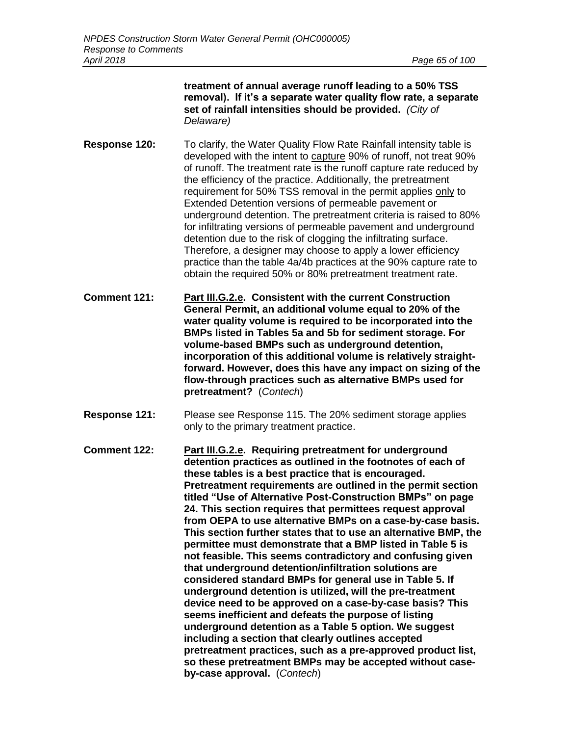**treatment of annual average runoff leading to a 50% TSS removal). If it's a separate water quality flow rate, a separate set of rainfall intensities should be provided.** *(City of Delaware)*

**Response 120:** To clarify, the Water Quality Flow Rate Rainfall intensity table is developed with the intent to capture 90% of runoff, not treat 90% of runoff. The treatment rate is the runoff capture rate reduced by the efficiency of the practice. Additionally, the pretreatment requirement for 50% TSS removal in the permit applies only to Extended Detention versions of permeable pavement or underground detention. The pretreatment criteria is raised to 80% for infiltrating versions of permeable pavement and underground detention due to the risk of clogging the infiltrating surface. Therefore, a designer may choose to apply a lower efficiency practice than the table 4a/4b practices at the 90% capture rate to obtain the required 50% or 80% pretreatment treatment rate.

**Comment 121:** **Part III.G.2.e. Consistent with the current Construction General Permit, an additional volume equal to 20% of the water quality volume is required to be incorporated into the BMPs listed in Tables 5a and 5b for sediment storage. For volume-based BMPs such as underground detention, incorporation of this additional volume is relatively straight-forward. However, does this have any impact on sizing of the flow-through practices such as alternative BMPs used for pretreatment?** (*Contech*)

**Response 121:** Please see Response 115. The 20% sediment storage applies only to the primary treatment practice.

**Comment 122:** **Part III.G.2.e. Requiring pretreatment for underground detention practices as outlined in the footnotes of each of these tables is a best practice that is encouraged. Pretreatment requirements are outlined in the permit section titled "Use of Alternative Post-Construction BMPs" on page 24. This section requires that permittees request approval from OEPA to use alternative BMPs on a case-by-case basis. This section further states that to use an alternative BMP, the permittee must demonstrate that a BMP listed in Table 5 is not feasible. This seems contradictory and confusing given that underground detention/infiltration solutions are considered standard BMPs for general use in Table 5. If underground detention is utilized, will the pre-treatment device need to be approved on a case-by-case basis? This seems inefficient and defeats the purpose of listing underground detention as a Table 5 option. We suggest including a section that clearly outlines accepted pretreatment practices, such as a pre-approved product list, so these pretreatment BMPs may be accepted without case-by-case approval.** (*Contech*)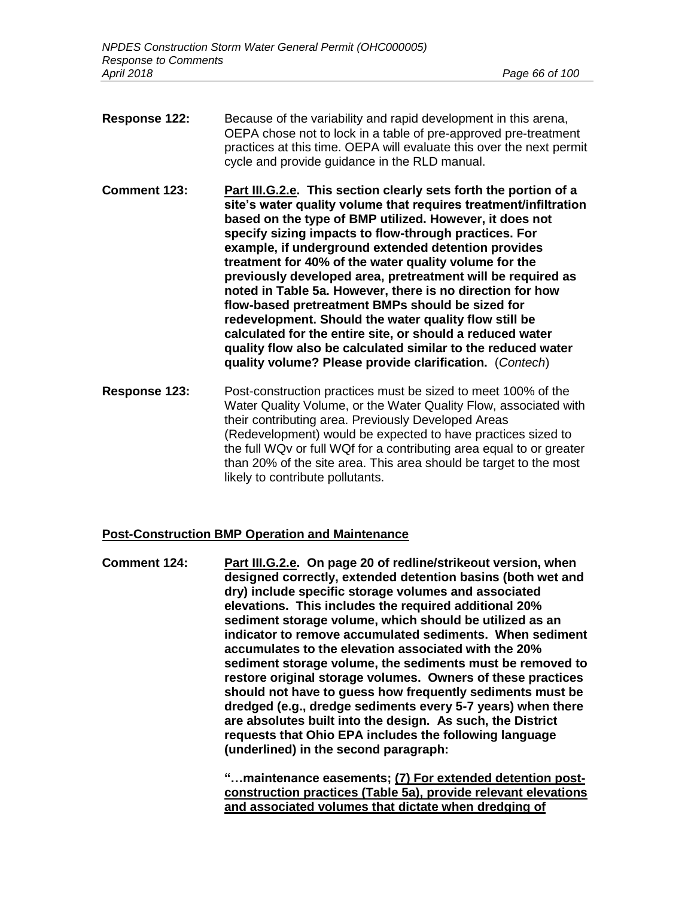**Response 122:** Because of the variability and rapid development in this arena, OEPA chose not to lock in a table of pre-approved pre-treatment practices at this time. OEPA will evaluate this over the next permit cycle and provide guidance in the RLD manual.

**Comment 123:** **<u>Part III.G.2.e</u>. This section clearly sets forth the portion of a site's water quality volume that requires treatment/infiltration based on the type of BMP utilized. However, it does not specify sizing impacts to flow-through practices. For example, if underground extended detention provides treatment for 40% of the water quality volume for the previously developed area, pretreatment will be required as noted in Table 5a. However, there is no direction for how flow-based pretreatment BMPs should be sized for redevelopment. Should the water quality flow still be calculated for the entire site, or should a reduced water quality flow also be calculated similar to the reduced water quality volume? Please provide clarification.** (*Contech*)

**Response 123:** Post-construction practices must be sized to meet 100% of the Water Quality Volume, or the Water Quality Flow, associated with their contributing area. Previously Developed Areas (Redevelopment) would be expected to have practices sized to the full WQv or full WQf for a contributing area equal to or greater than 20% of the site area. This area should be target to the most likely to contribute pollutants.

## <u>Post-Construction BMP Operation and Maintenance</u>

**Comment 124:** **<u>Part III.G.2.e</u>. On page 20 of redline/strikeout version, when designed correctly, extended detention basins (both wet and dry) include specific storage volumes and associated elevations. This includes the required additional 20% sediment storage volume, which should be utilized as an indicator to remove accumulated sediments. When sediment accumulates to the elevation associated with the 20% sediment storage volume, the sediments must be removed to restore original storage volumes. Owners of these practices should not have to guess how frequently sediments must be dredged (e.g., dredge sediments every 5-7 years) when there are absolutes built into the design. As such, the District requests that Ohio EPA includes the following language (underlined) in the second paragraph:**

**"…maintenance easements; <u>(7) For extended detention post-construction practices (Table 5a), provide relevant elevations and associated volumes that dictate when dredging of</u>**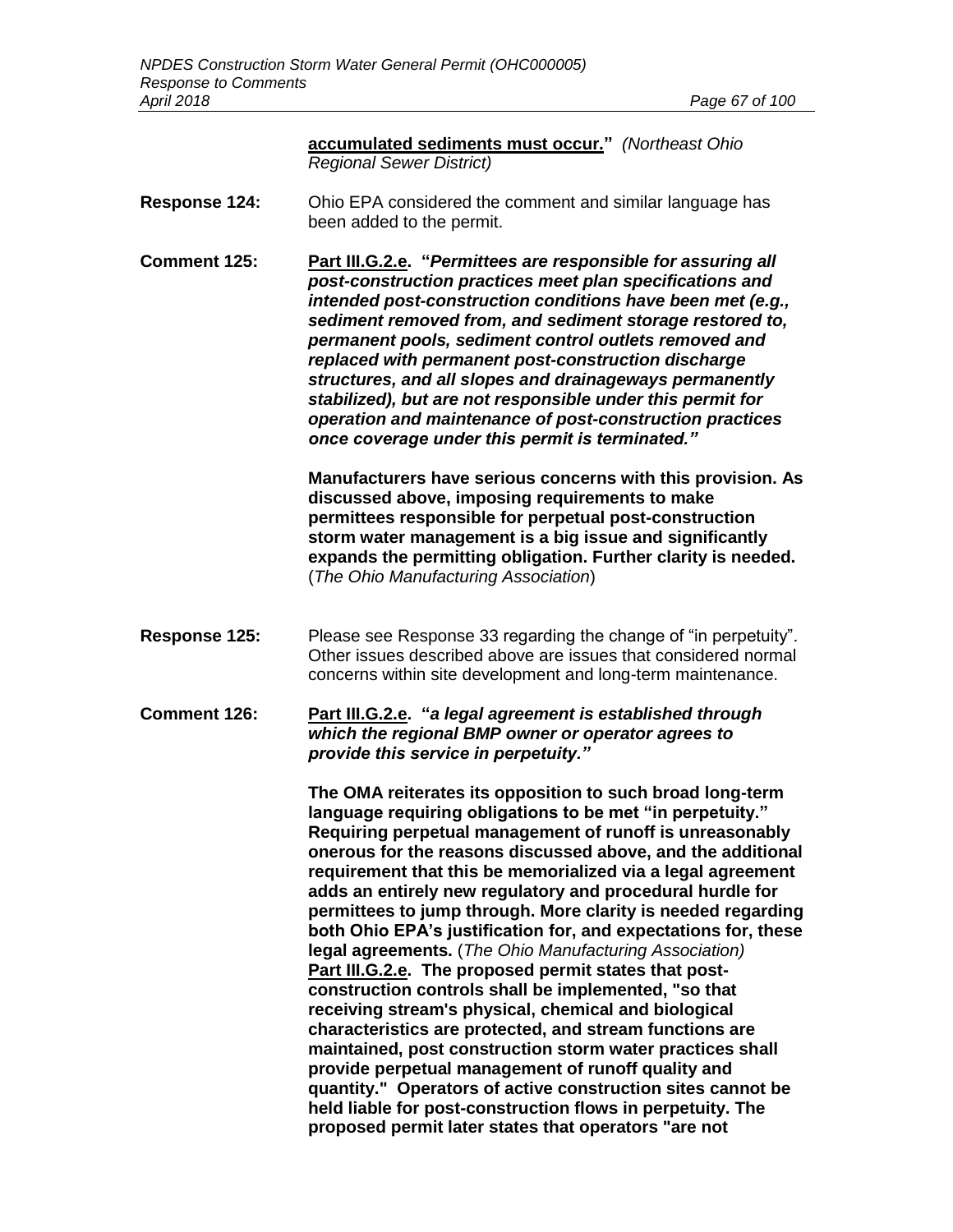**accumulated sediments must occur."** *(Northeast Ohio Regional Sewer District)*

**Response 124:** Ohio EPA considered the comment and similar language has been added to the permit.

**Comment 125:** **Part III.G.2.e. "*Permittees are responsible for assuring all post-construction practices meet plan specifications and intended post-construction conditions have been met (e.g., sediment removed from, and sediment storage restored to, permanent pools, sediment control outlets removed and replaced with permanent post-construction discharge structures, and all slopes and drainageways permanently stabilized), but are not responsible under this permit for operation and maintenance of post-construction practices once coverage under this permit is terminated.*"**

**Manufacturers have serious concerns with this provision. As discussed above, imposing requirements to make permittees responsible for perpetual post-construction storm water management is a big issue and significantly expands the permitting obligation. Further clarity is needed.** (*The Ohio Manufacturing Association*)

**Response 125:** Please see Response 33 regarding the change of "in perpetuity". Other issues described above are issues that considered normal concerns within site development and long-term maintenance.

**Comment 126:** **Part III.G.2.e. "*a legal agreement is established through which the regional BMP owner or operator agrees to provide this service in perpetuity.*"**

**The OMA reiterates its opposition to such broad long-term language requiring obligations to be met "in perpetuity." Requiring perpetual management of runoff is unreasonably onerous for the reasons discussed above, and the additional requirement that this be memorialized via a legal agreement adds an entirely new regulatory and procedural hurdle for permittees to jump through. More clarity is needed regarding both Ohio EPA's justification for, and expectations for, these legal agreements.** (*The Ohio Manufacturing Association)*
**Part III.G.2.e. The proposed permit states that post-construction controls shall be implemented, "so that receiving stream's physical, chemical and biological characteristics are protected, and stream functions are maintained, post construction storm water practices shall provide perpetual management of runoff quality and quantity." Operators of active construction sites cannot be held liable for post-construction flows in perpetuity. The proposed permit later states that operators "are not**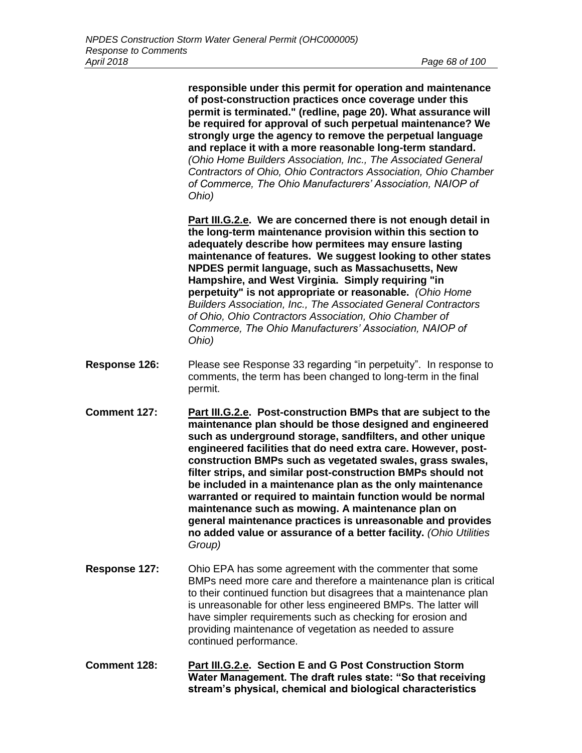**responsible under this permit for operation and maintenance of post-construction practices once coverage under this permit is terminated." (redline, page 20). What assurance will be required for approval of such perpetual maintenance? We strongly urge the agency to remove the perpetual language and replace it with a more reasonable long-term standard.** *(Ohio Home Builders Association, Inc., The Associated General Contractors of Ohio, Ohio Contractors Association, Ohio Chamber of Commerce, The Ohio Manufacturers' Association, NAIOP of Ohio)*

**Part III.G.2.e. We are concerned there is not enough detail in the long-term maintenance provision within this section to adequately describe how permitees may ensure lasting maintenance of features. We suggest looking to other states NPDES permit language, such as Massachusetts, New Hampshire, and West Virginia. Simply requiring "in perpetuity" is not appropriate or reasonable.** *(Ohio Home Builders Association, Inc., The Associated General Contractors of Ohio, Ohio Contractors Association, Ohio Chamber of Commerce, The Ohio Manufacturers' Association, NAIOP of Ohio)*

**Response 126:** Please see Response 33 regarding "in perpetuity". In response to comments, the term has been changed to long-term in the final permit.

**Comment 127:** **Part III.G.2.e. Post-construction BMPs that are subject to the maintenance plan should be those designed and engineered such as underground storage, sandfilters, and other unique engineered facilities that do need extra care. However, post-construction BMPs such as vegetated swales, grass swales, filter strips, and similar post-construction BMPs should not be included in a maintenance plan as the only maintenance warranted or required to maintain function would be normal maintenance such as mowing. A maintenance plan on general maintenance practices is unreasonable and provides no added value or assurance of a better facility.** *(Ohio Utilities Group)*

**Response 127:** Ohio EPA has some agreement with the commenter that some BMPs need more care and therefore a maintenance plan is critical to their continued function but disagrees that a maintenance plan is unreasonable for other less engineered BMPs. The latter will have simpler requirements such as checking for erosion and providing maintenance of vegetation as needed to assure continued performance.

**Comment 128:** **Part III.G.2.e. Section E and G Post Construction Storm Water Management. The draft rules state: "So that receiving stream's physical, chemical and biological characteristics**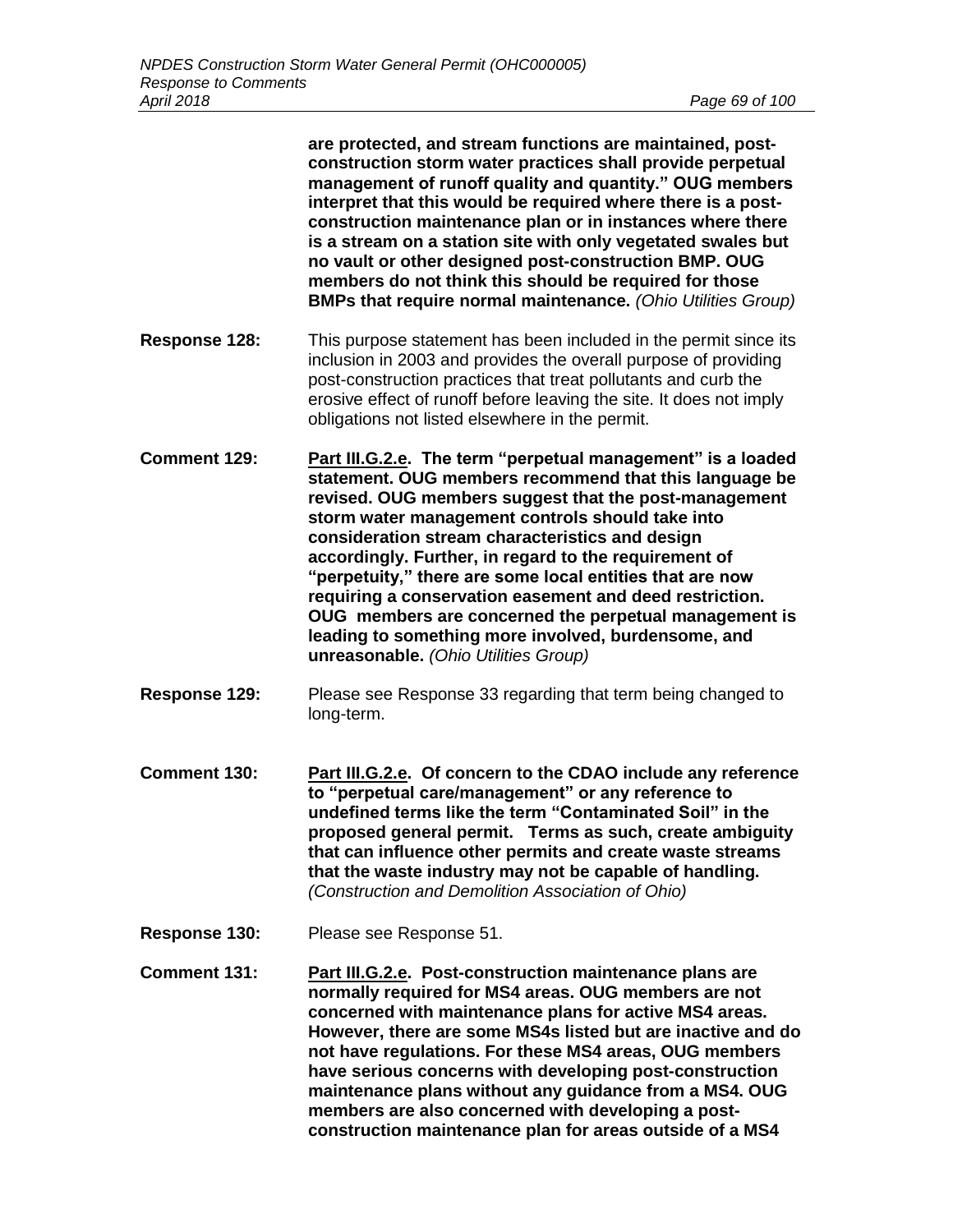**are protected, and stream functions are maintained, post-construction storm water practices shall provide perpetual management of runoff quality and quantity." OUG members interpret that this would be required where there is a post-construction maintenance plan or in instances where there is a stream on a station site with only vegetated swales but no vault or other designed post-construction BMP. OUG members do not think this should be required for those BMPs that require normal maintenance.** *(Ohio Utilities Group)*

**Response 128:** This purpose statement has been included in the permit since its inclusion in 2003 and provides the overall purpose of providing post-construction practices that treat pollutants and curb the erosive effect of runoff before leaving the site. It does not imply obligations not listed elsewhere in the permit.

**Comment 129:** **<u>Part III.G.2.e</u>. The term "perpetual management" is a loaded statement. OUG members recommend that this language be revised. OUG members suggest that the post-management storm water management controls should take into consideration stream characteristics and design accordingly. Further, in regard to the requirement of "perpetuity," there are some local entities that are now requiring a conservation easement and deed restriction. OUG members are concerned the perpetual management is leading to something more involved, burdensome, and unreasonable.** *(Ohio Utilities Group)*

**Response 129:** Please see Response 33 regarding that term being changed to long-term.

**Comment 130:** **<u>Part III.G.2.e</u>. Of concern to the CDAO include any reference to "perpetual care/management" or any reference to undefined terms like the term "Contaminated Soil" in the proposed general permit. Terms as such, create ambiguity that can influence other permits and create waste streams that the waste industry may not be capable of handling.** *(Construction and Demolition Association of Ohio)*

**Response 130:** Please see Response 51.

**Comment 131:** **<u>Part III.G.2.e</u>. Post-construction maintenance plans are normally required for MS4 areas. OUG members are not concerned with maintenance plans for active MS4 areas. However, there are some MS4s listed but are inactive and do not have regulations. For these MS4 areas, OUG members have serious concerns with developing post-construction maintenance plans without any guidance from a MS4. OUG members are also concerned with developing a post-construction maintenance plan for areas outside of a MS4**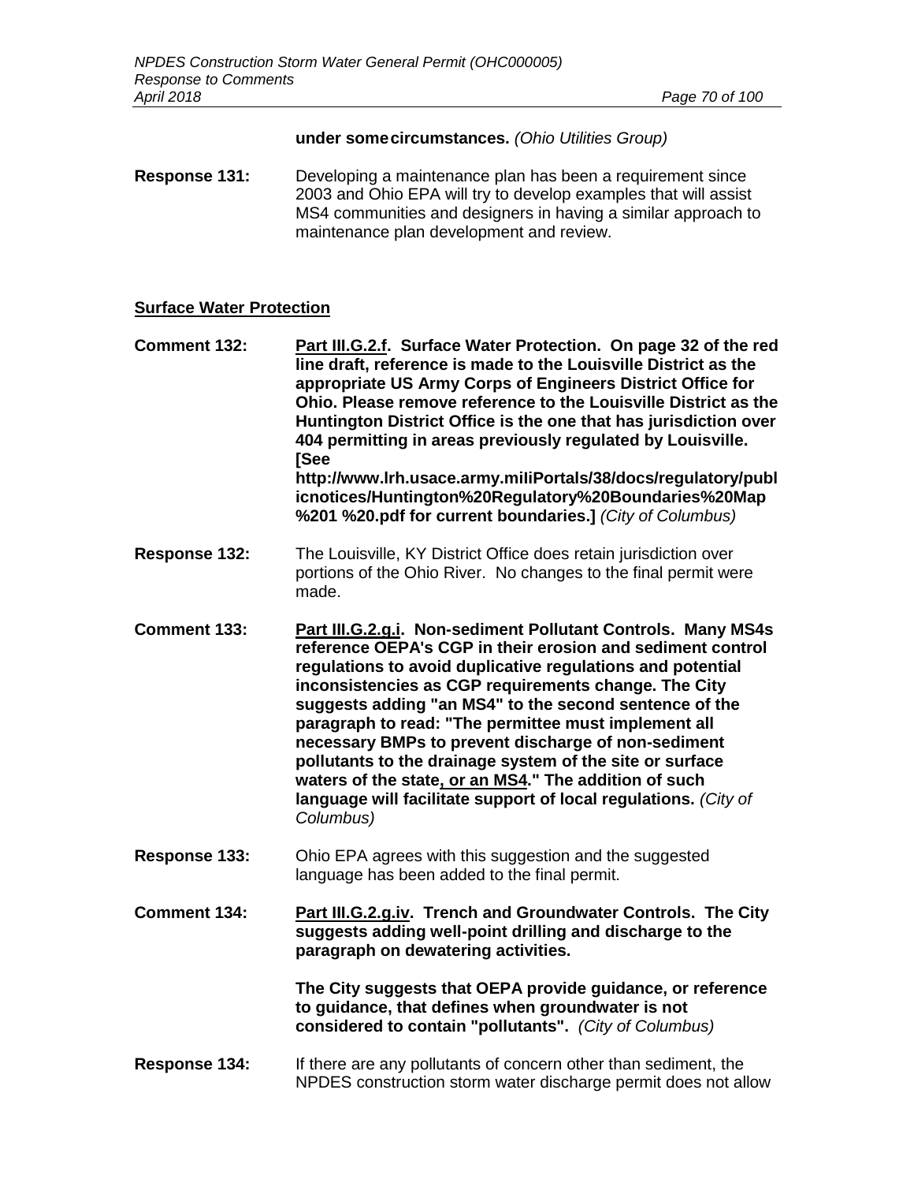**under some circumstances.** *(Ohio Utilities Group)*

**Response 131:** Developing a maintenance plan has been a requirement since 2003 and Ohio EPA will try to develop examples that will assist MS4 communities and designers in having a similar approach to maintenance plan development and review.

## Surface Water Protection

**Comment 132:** **Part III.G.2.f. Surface Water Protection. On page 32 of the red line draft, reference is made to the Louisville District as the appropriate US Army Corps of Engineers District Office for Ohio. Please remove reference to the Louisville District as the Huntington District Office is the one that has jurisdiction over 404 permitting in areas previously regulated by Louisville. [See http://www.lrh.usace.army.miliPortals/38/docs/regulatory/publicnotices/Huntington%20Regulatory%20Boundaries%20Map%201 %20.pdf for current boundaries.]** *(City of Columbus)*

**Response 132:** The Louisville, KY District Office does retain jurisdiction over portions of the Ohio River. No changes to the final permit were made.

**Comment 133:** **Part III.G.2.g.i. Non-sediment Pollutant Controls. Many MS4s reference OEPA's CGP in their erosion and sediment control regulations to avoid duplicative regulations and potential inconsistencies as CGP requirements change. The City suggests adding "an MS4" to the second sentence of the paragraph to read: "The permittee must implement all necessary BMPs to prevent discharge of non-sediment pollutants to the drainage system of the site or surface waters of the state, or an MS4." The addition of such language will facilitate support of local regulations.** *(City of Columbus)*

**Response 133:** Ohio EPA agrees with this suggestion and the suggested language has been added to the final permit.

**Comment 134:** **Part III.G.2.g.iv. Trench and Groundwater Controls. The City suggests adding well-point drilling and discharge to the paragraph on dewatering activities.**

**The City suggests that OEPA provide guidance, or reference to guidance, that defines when groundwater is not considered to contain "pollutants".** *(City of Columbus)*

**Response 134:** If there are any pollutants of concern other than sediment, the NPDES construction storm water discharge permit does not allow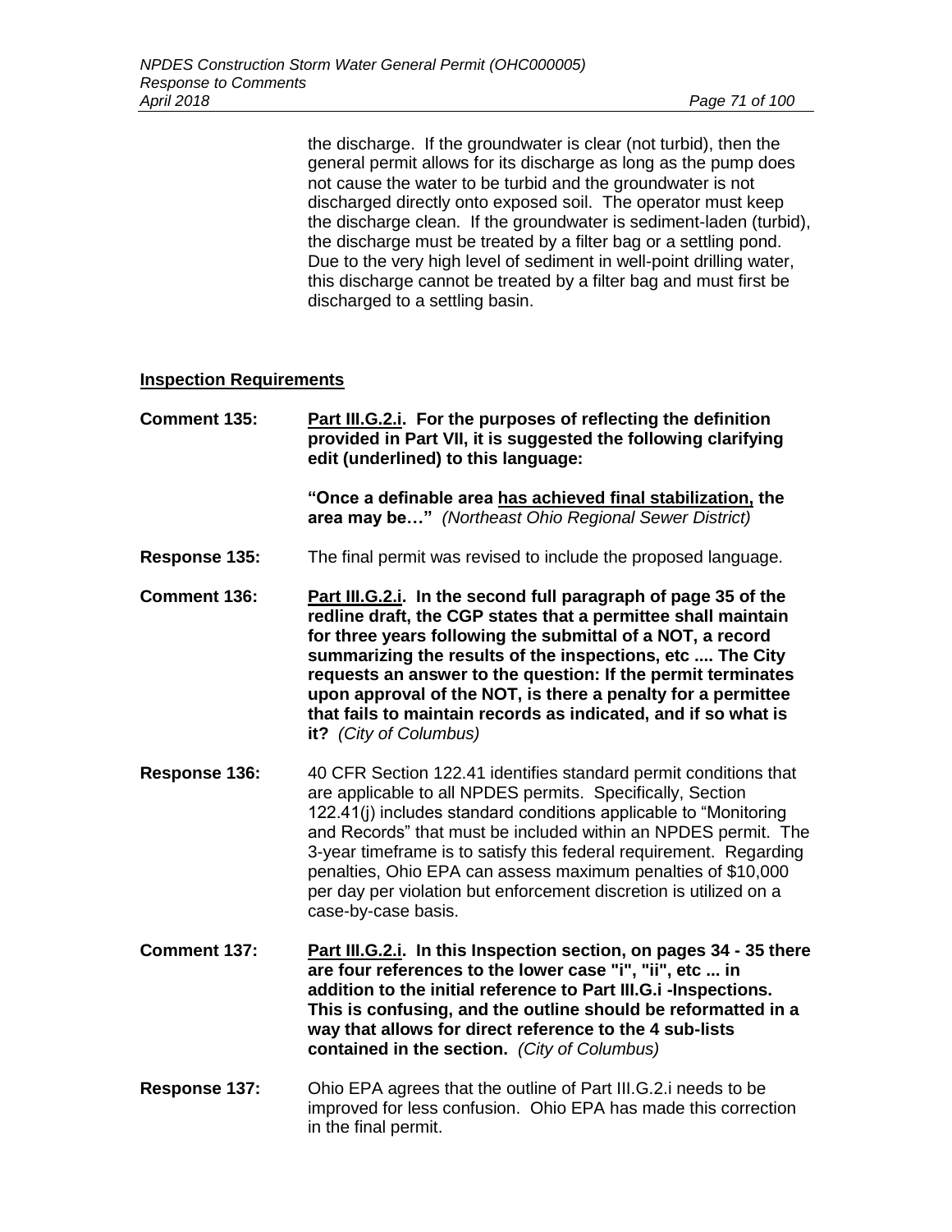the discharge. If the groundwater is clear (not turbid), then the general permit allows for its discharge as long as the pump does not cause the water to be turbid and the groundwater is not discharged directly onto exposed soil. The operator must keep the discharge clean. If the groundwater is sediment-laden (turbid), the discharge must be treated by a filter bag or a settling pond. Due to the very high level of sediment in well-point drilling water, this discharge cannot be treated by a filter bag and must first be discharged to a settling basin.

## Inspection Requirements

**Comment 135:** **Part III.G.2.i. For the purposes of reflecting the definition provided in Part VII, it is suggested the following clarifying edit (underlined) to this language:**

**"Once a definable area has achieved final stabilization, the area may be…"** *(Northeast Ohio Regional Sewer District)*

**Response 135:** The final permit was revised to include the proposed language.

**Comment 136:** **Part III.G.2.i. In the second full paragraph of page 35 of the redline draft, the CGP states that a permittee shall maintain for three years following the submittal of a NOT, a record summarizing the results of the inspections, etc .... The City requests an answer to the question: If the permit terminates upon approval of the NOT, is there a penalty for a permittee that fails to maintain records as indicated, and if so what is it?** *(City of Columbus)*

**Response 136:** 40 CFR Section 122.41 identifies standard permit conditions that are applicable to all NPDES permits. Specifically, Section 122.41(j) includes standard conditions applicable to "Monitoring and Records" that must be included within an NPDES permit. The 3-year timeframe is to satisfy this federal requirement. Regarding penalties, Ohio EPA can assess maximum penalties of $10,000 per day per violation but enforcement discretion is utilized on a case-by-case basis.

**Comment 137:** **Part III.G.2.i. In this Inspection section, on pages 34 - 35 there are four references to the lower case "i", "ii", etc ... in addition to the initial reference to Part III.G.i -Inspections. This is confusing, and the outline should be reformatted in a way that allows for direct reference to the 4 sub-lists contained in the section.** *(City of Columbus)*

**Response 137:** Ohio EPA agrees that the outline of Part III.G.2.i needs to be improved for less confusion. Ohio EPA has made this correction in the final permit.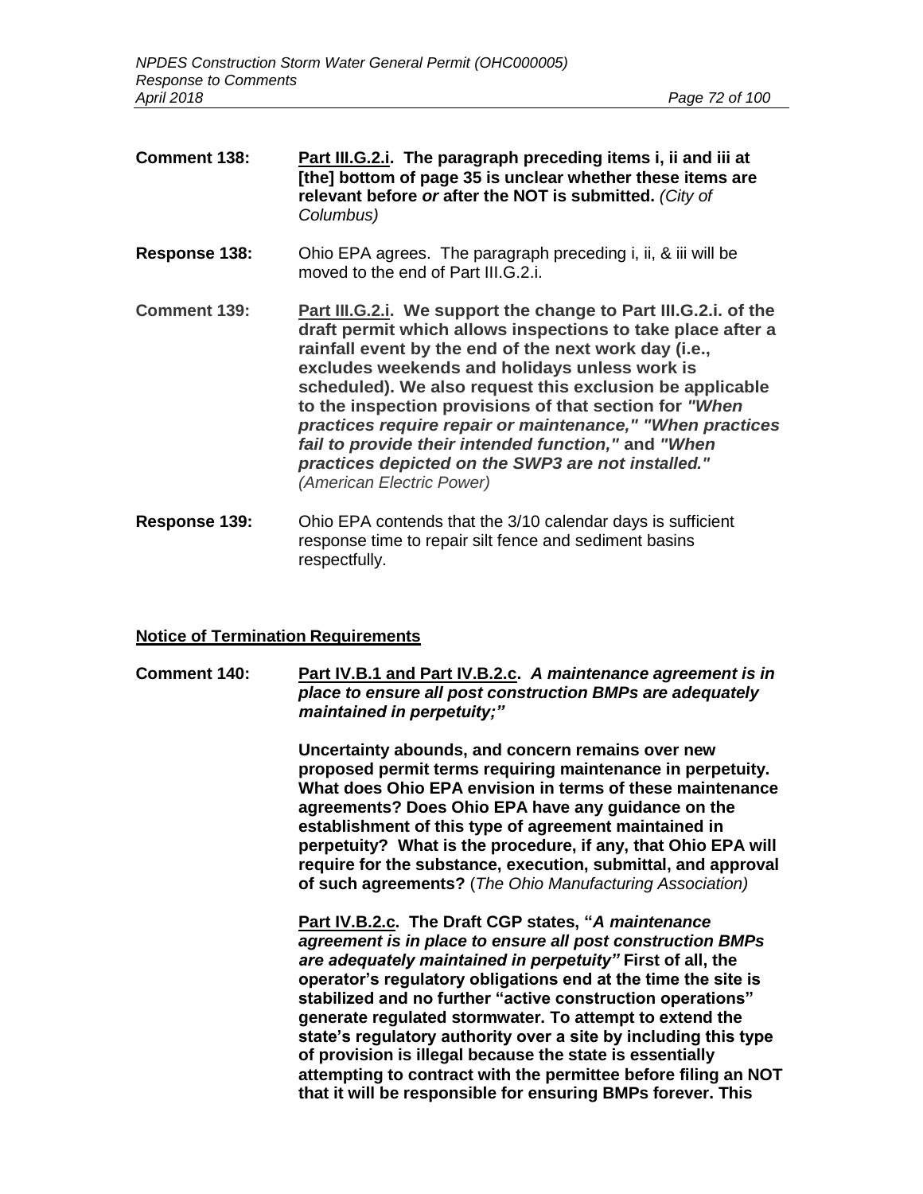**Comment 138:** **Part III.G.2.i. The paragraph preceding items i, ii and iii at [the] bottom of page 35 is unclear whether these items are relevant before *or* after the NOT is submitted.** *(City of Columbus)*

**Response 138:** Ohio EPA agrees. The paragraph preceding i, ii, & iii will be moved to the end of Part III.G.2.i.

**Comment 139:** **Part III.G.2.i. We support the change to Part III.G.2.i. of the draft permit which allows inspections to take place after a rainfall event by the end of the next work day (i.e., excludes weekends and holidays unless work is scheduled). We also request this exclusion be applicable to the inspection provisions of that section for *"When practices require repair or maintenance," "When practices fail to provide their intended function,"* and *"When practices depicted on the SWP3 are not installed."*** *(American Electric Power)*

**Response 139:** Ohio EPA contends that the 3/10 calendar days is sufficient response time to repair silt fence and sediment basins respectfully.

## Notice of Termination Requirements

**Comment 140:** **Part IV.B.1 and Part IV.B.2.c. *A maintenance agreement is in place to ensure all post construction BMPs are adequately maintained in perpetuity;"***

**Uncertainty abounds, and concern remains over new proposed permit terms requiring maintenance in perpetuity. What does Ohio EPA envision in terms of these maintenance agreements? Does Ohio EPA have any guidance on the establishment of this type of agreement maintained in perpetuity? What is the procedure, if any, that Ohio EPA will require for the substance, execution, submittal, and approval of such agreements?** (*The Ohio Manufacturing Association)*

**Part IV.B.2.c. The Draft CGP states, "*A maintenance agreement is in place to ensure all post construction BMPs are adequately maintained in perpetuity"* First of all, the operator's regulatory obligations end at the time the site is stabilized and no further "active construction operations" generate regulated stormwater. To attempt to extend the state's regulatory authority over a site by including this type of provision is illegal because the state is essentially attempting to contract with the permittee before filing an NOT that it will be responsible for ensuring BMPs forever. This**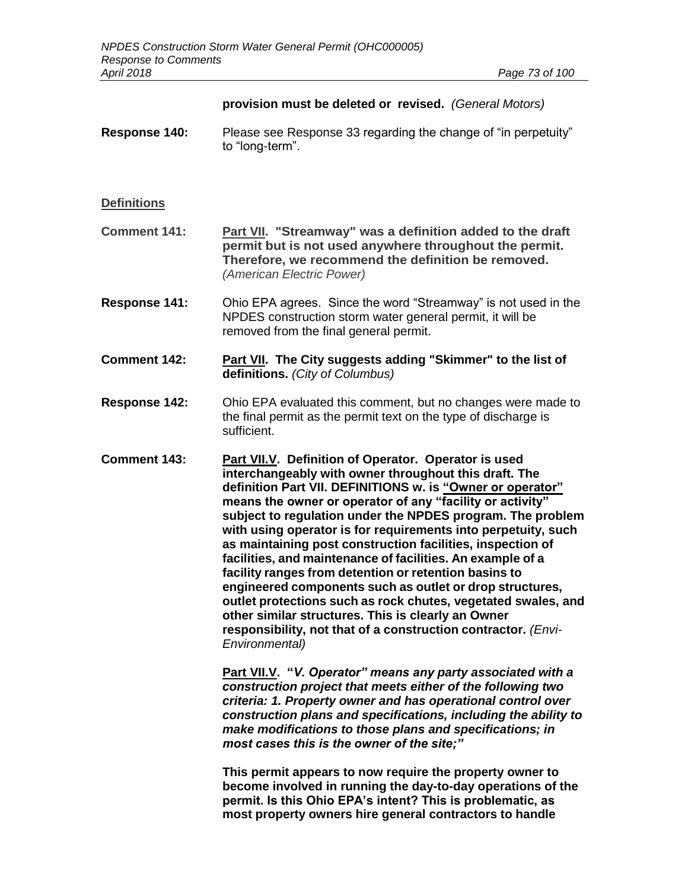**provision must be deleted or revised.** *(General Motors)*

**Response 140:** Please see Response 33 regarding the change of "in perpetuity" to "long-term".

## Definitions

**Comment 141:** **Part VII. "Streamway" was a definition added to the draft permit but is not used anywhere throughout the permit. Therefore, we recommend the definition be removed.** *(American Electric Power)*

**Response 141:** Ohio EPA agrees. Since the word "Streamway" is not used in the NPDES construction storm water general permit, it will be removed from the final general permit.

**Comment 142:** **Part VII. The City suggests adding "Skimmer" to the list of definitions.** *(City of Columbus)*

**Response 142:** Ohio EPA evaluated this comment, but no changes were made to the final permit as the permit text on the type of discharge is sufficient.

**Comment 143:** **Part VII.V. Definition of Operator. Operator is used interchangeably with owner throughout this draft. The definition Part VII. DEFINITIONS w. is "Owner or operator" means the owner or operator of any "facility or activity" subject to regulation under the NPDES program. The problem with using operator is for requirements into perpetuity, such as maintaining post construction facilities, inspection of facilities, and maintenance of facilities. An example of a facility ranges from detention or retention basins to engineered components such as outlet or drop structures, outlet protections such as rock chutes, vegetated swales, and other similar structures. This is clearly an Owner responsibility, not that of a construction contractor.** *(Envi-Environmental)*

**Part VII.V. "*V. Operator" means any party associated with a construction project that meets either of the following two criteria: 1. Property owner and has operational control over construction plans and specifications, including the ability to make modifications to those plans and specifications; in most cases this is the owner of the site;"***

**This permit appears to now require the property owner to become involved in running the day-to-day operations of the permit. Is this Ohio EPA's intent? This is problematic, as most property owners hire general contractors to handle**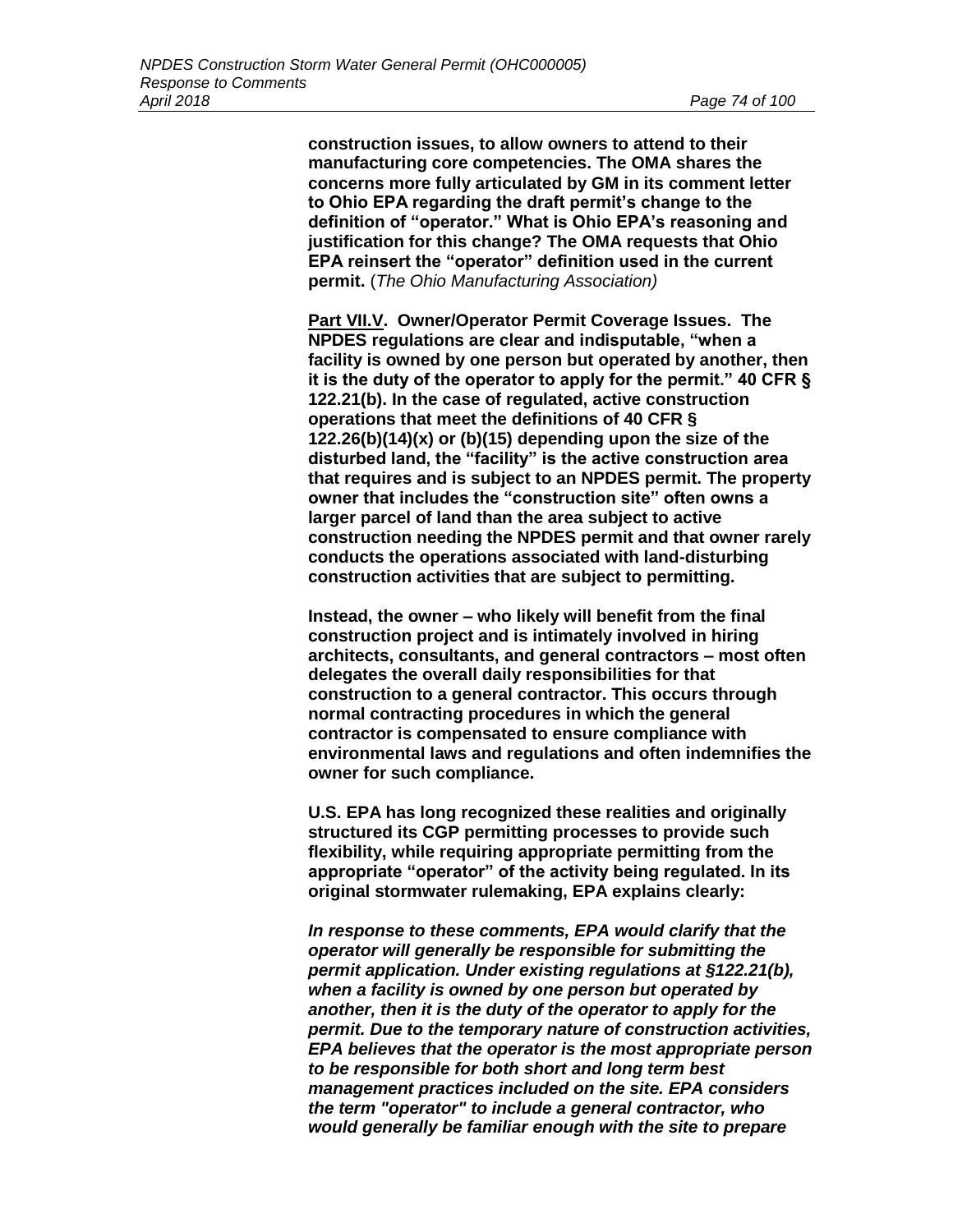**construction issues, to allow owners to attend to their manufacturing core competencies. The OMA shares the concerns more fully articulated by GM in its comment letter to Ohio EPA regarding the draft permit's change to the definition of "operator." What is Ohio EPA's reasoning and justification for this change? The OMA requests that Ohio EPA reinsert the "operator" definition used in the current permit.** (*The Ohio Manufacturing Association)*

**Part VII.V. Owner/Operator Permit Coverage Issues. The NPDES regulations are clear and indisputable, "when a facility is owned by one person but operated by another, then it is the duty of the operator to apply for the permit." 40 CFR § 122.21(b). In the case of regulated, active construction operations that meet the definitions of 40 CFR § 122.26(b)(14)(x) or (b)(15) depending upon the size of the disturbed land, the "facility" is the active construction area that requires and is subject to an NPDES permit. The property owner that includes the "construction site" often owns a larger parcel of land than the area subject to active construction needing the NPDES permit and that owner rarely conducts the operations associated with land-disturbing construction activities that are subject to permitting.**

**Instead, the owner – who likely will benefit from the final construction project and is intimately involved in hiring architects, consultants, and general contractors – most often delegates the overall daily responsibilities for that construction to a general contractor. This occurs through normal contracting procedures in which the general contractor is compensated to ensure compliance with environmental laws and regulations and often indemnifies the owner for such compliance.**

**U.S. EPA has long recognized these realities and originally structured its CGP permitting processes to provide such flexibility, while requiring appropriate permitting from the appropriate "operator" of the activity being regulated. In its original stormwater rulemaking, EPA explains clearly:**

***In response to these comments, EPA would clarify that the operator will generally be responsible for submitting the permit application. Under existing regulations at §122.21(b), when a facility is owned by one person but operated by another, then it is the duty of the operator to apply for the permit. Due to the temporary nature of construction activities, EPA believes that the operator is the most appropriate person to be responsible for both short and long term best management practices included on the site. EPA considers the term "operator" to include a general contractor, who would generally be familiar enough with the site to prepare***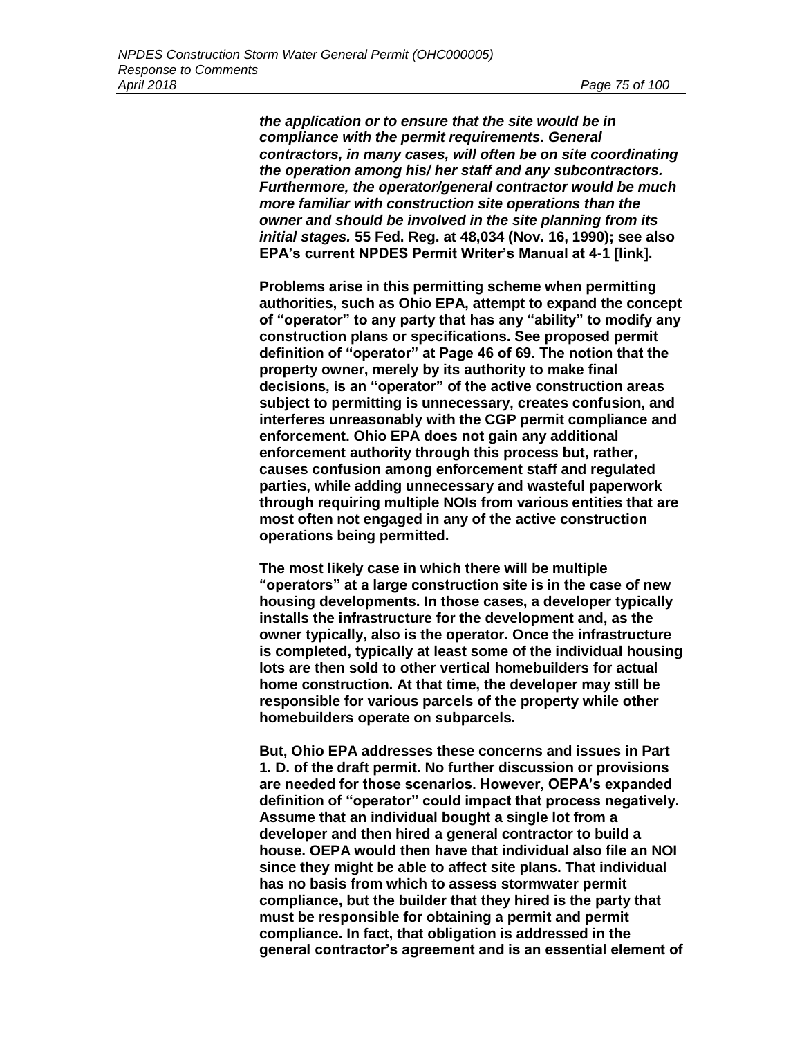***the application or to ensure that the site would be in compliance with the permit requirements. General contractors, in many cases, will often be on site coordinating the operation among his/ her staff and any subcontractors. Furthermore, the operator/general contractor would be much more familiar with construction site operations than the owner and should be involved in the site planning from its initial stages.*** **55 Fed. Reg. at 48,034 (Nov. 16, 1990); see also EPA's current NPDES Permit Writer's Manual at 4-1 [link].**

**Problems arise in this permitting scheme when permitting authorities, such as Ohio EPA, attempt to expand the concept of "operator" to any party that has any "ability" to modify any construction plans or specifications. See proposed permit definition of "operator" at Page 46 of 69. The notion that the property owner, merely by its authority to make final decisions, is an "operator" of the active construction areas subject to permitting is unnecessary, creates confusion, and interferes unreasonably with the CGP permit compliance and enforcement. Ohio EPA does not gain any additional enforcement authority through this process but, rather, causes confusion among enforcement staff and regulated parties, while adding unnecessary and wasteful paperwork through requiring multiple NOIs from various entities that are most often not engaged in any of the active construction operations being permitted.**

**The most likely case in which there will be multiple "operators" at a large construction site is in the case of new housing developments. In those cases, a developer typically installs the infrastructure for the development and, as the owner typically, also is the operator. Once the infrastructure is completed, typically at least some of the individual housing lots are then sold to other vertical homebuilders for actual home construction. At that time, the developer may still be responsible for various parcels of the property while other homebuilders operate on subparcels.**

**But, Ohio EPA addresses these concerns and issues in Part 1. D. of the draft permit. No further discussion or provisions are needed for those scenarios. However, OEPA's expanded definition of "operator" could impact that process negatively. Assume that an individual bought a single lot from a developer and then hired a general contractor to build a house. OEPA would then have that individual also file an NOI since they might be able to affect site plans. That individual has no basis from which to assess stormwater permit compliance, but the builder that they hired is the party that must be responsible for obtaining a permit and permit compliance. In fact, that obligation is addressed in the general contractor's agreement and is an essential element of**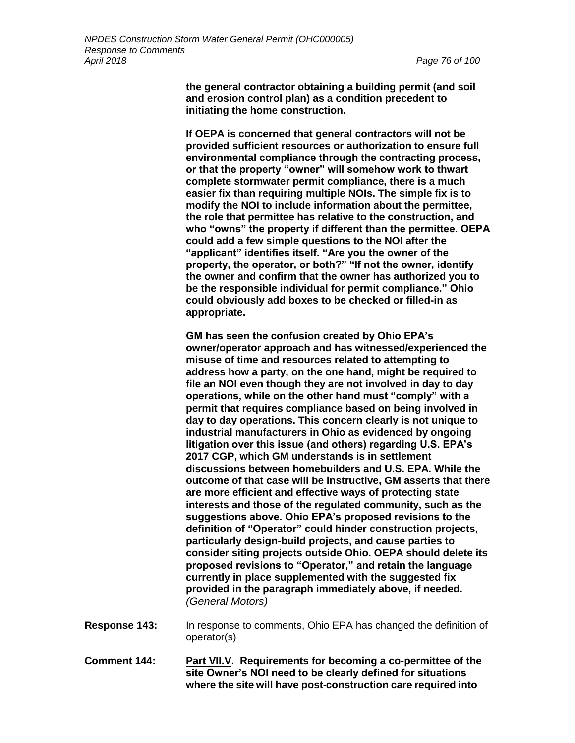**the general contractor obtaining a building permit (and soil and erosion control plan) as a condition precedent to initiating the home construction.**

**If OEPA is concerned that general contractors will not be provided sufficient resources or authorization to ensure full environmental compliance through the contracting process, or that the property "owner" will somehow work to thwart complete stormwater permit compliance, there is a much easier fix than requiring multiple NOIs. The simple fix is to modify the NOI to include information about the permittee, the role that permittee has relative to the construction, and who "owns" the property if different than the permittee. OEPA could add a few simple questions to the NOI after the "applicant" identifies itself. "Are you the owner of the property, the operator, or both?" "If not the owner, identify the owner and confirm that the owner has authorized you to be the responsible individual for permit compliance." Ohio could obviously add boxes to be checked or filled-in as appropriate.**

**GM has seen the confusion created by Ohio EPA's owner/operator approach and has witnessed/experienced the misuse of time and resources related to attempting to address how a party, on the one hand, might be required to file an NOI even though they are not involved in day to day operations, while on the other hand must "comply" with a permit that requires compliance based on being involved in day to day operations. This concern clearly is not unique to industrial manufacturers in Ohio as evidenced by ongoing litigation over this issue (and others) regarding U.S. EPA's 2017 CGP, which GM understands is in settlement discussions between homebuilders and U.S. EPA. While the outcome of that case will be instructive, GM asserts that there are more efficient and effective ways of protecting state interests and those of the regulated community, such as the suggestions above. Ohio EPA's proposed revisions to the definition of "Operator" could hinder construction projects, particularly design-build projects, and cause parties to consider siting projects outside Ohio. OEPA should delete its proposed revisions to "Operator," and retain the language currently in place supplemented with the suggested fix provided in the paragraph immediately above, if needed.** *(General Motors)*

**Response 143:** In response to comments, Ohio EPA has changed the definition of operator(s)

**Comment 144:** **<u>Part VII.V</u>. Requirements for becoming a co-permittee of the site Owner's NOI need to be clearly defined for situations where the site will have post-construction care required into**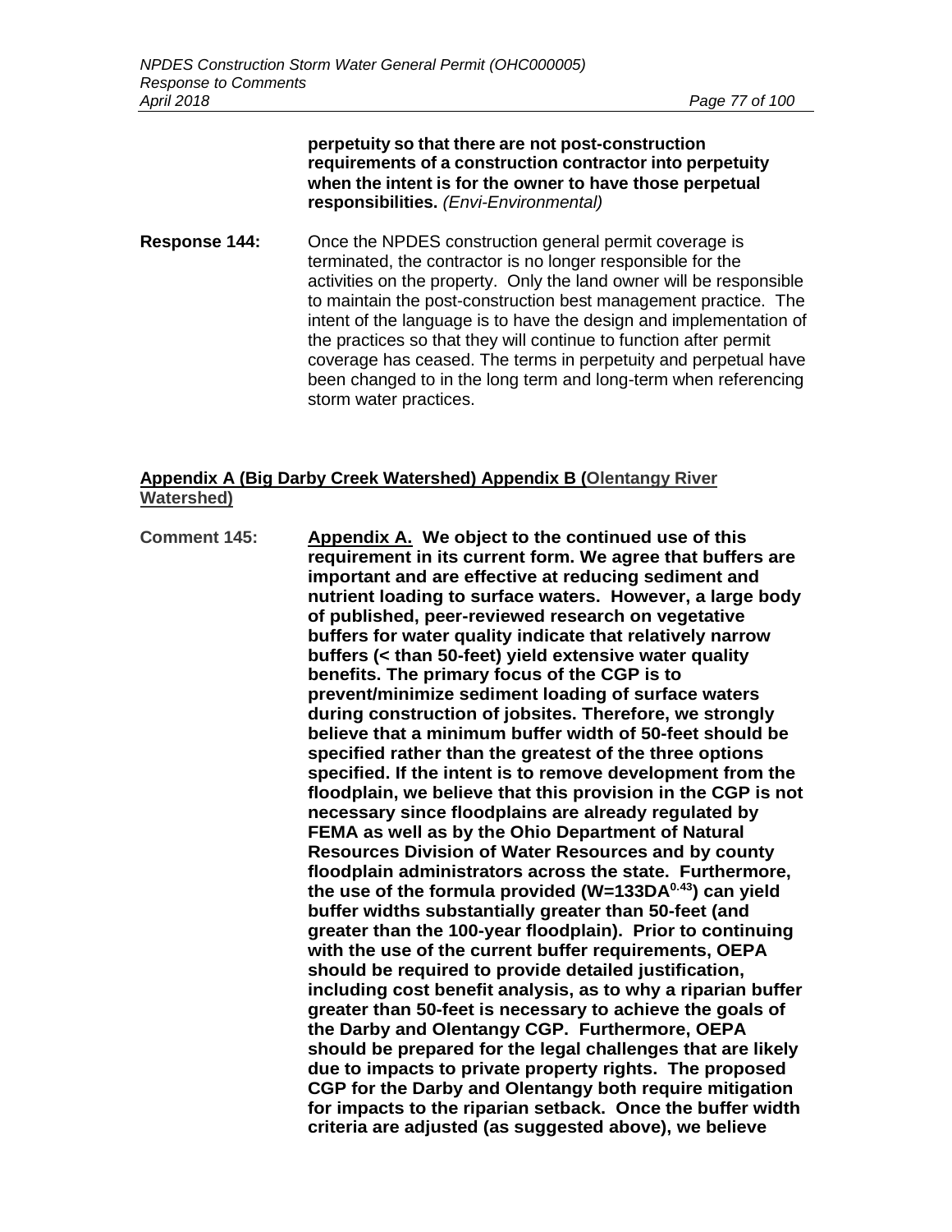**perpetuity so that there are not post-construction requirements of a construction contractor into perpetuity when the intent is for the owner to have those perpetual responsibilities.** *(Envi-Environmental)*

**Response 144:** Once the NPDES construction general permit coverage is terminated, the contractor is no longer responsible for the activities on the property. Only the land owner will be responsible to maintain the post-construction best management practice. The intent of the language is to have the design and implementation of the practices so that they will continue to function after permit coverage has ceased. The terms in perpetuity and perpetual have been changed to in the long term and long-term when referencing storm water practices.

**Appendix A (Big Darby Creek Watershed) Appendix B (Olentangy River Watershed)**

**Comment 145:** **Appendix A. We object to the continued use of this requirement in its current form. We agree that buffers are important and are effective at reducing sediment and nutrient loading to surface waters. However, a large body of published, peer-reviewed research on vegetative buffers for water quality indicate that relatively narrow buffers (< than 50-feet) yield extensive water quality benefits. The primary focus of the CGP is to prevent/minimize sediment loading of surface waters during construction of jobsites. Therefore, we strongly believe that a minimum buffer width of 50-feet should be specified rather than the greatest of the three options specified. If the intent is to remove development from the floodplain, we believe that this provision in the CGP is not necessary since floodplains are already regulated by FEMA as well as by the Ohio Department of Natural Resources Division of Water Resources and by county floodplain administrators across the state. Furthermore, the use of the formula provided ($W=133DA^{0.43}$) can yield buffer widths substantially greater than 50-feet (and greater than the 100-year floodplain). Prior to continuing with the use of the current buffer requirements, OEPA should be required to provide detailed justification, including cost benefit analysis, as to why a riparian buffer greater than 50-feet is necessary to achieve the goals of the Darby and Olentangy CGP. Furthermore, OEPA should be prepared for the legal challenges that are likely due to impacts to private property rights. The proposed CGP for the Darby and Olentangy both require mitigation for impacts to the riparian setback. Once the buffer width criteria are adjusted (as suggested above), we believe**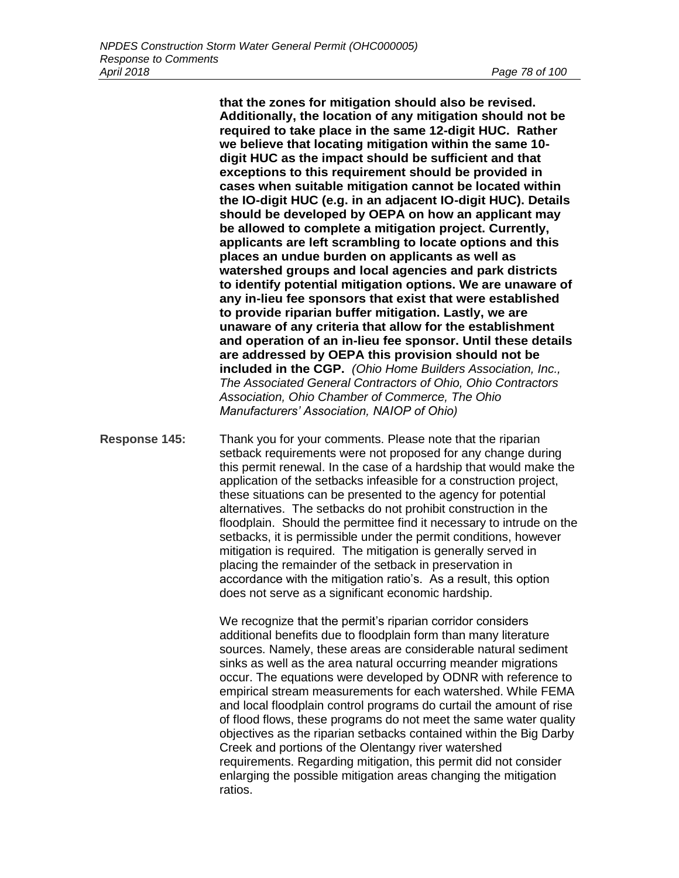**that the zones for mitigation should also be revised. Additionally, the location of any mitigation should not be required to take place in the same 12-digit HUC. Rather we believe that locating mitigation within the same 10-digit HUC as the impact should be sufficient and that exceptions to this requirement should be provided in cases when suitable mitigation cannot be located within the IO-digit HUC (e.g. in an adjacent IO-digit HUC). Details should be developed by OEPA on how an applicant may be allowed to complete a mitigation project. Currently, applicants are left scrambling to locate options and this places an undue burden on applicants as well as watershed groups and local agencies and park districts to identify potential mitigation options. We are unaware of any in-lieu fee sponsors that exist that were established to provide riparian buffer mitigation. Lastly, we are unaware of any criteria that allow for the establishment and operation of an in-lieu fee sponsor. Until these details are addressed by OEPA this provision should not be included in the CGP.** *(Ohio Home Builders Association, Inc., The Associated General Contractors of Ohio, Ohio Contractors Association, Ohio Chamber of Commerce, The Ohio Manufacturers' Association, NAIOP of Ohio)*

**Response 145:** Thank you for your comments. Please note that the riparian setback requirements were not proposed for any change during this permit renewal. In the case of a hardship that would make the application of the setbacks infeasible for a construction project, these situations can be presented to the agency for potential alternatives. The setbacks do not prohibit construction in the floodplain. Should the permittee find it necessary to intrude on the setbacks, it is permissible under the permit conditions, however mitigation is required. The mitigation is generally served in placing the remainder of the setback in preservation in accordance with the mitigation ratio's. As a result, this option does not serve as a significant economic hardship.

We recognize that the permit's riparian corridor considers additional benefits due to floodplain form than many literature sources. Namely, these areas are considerable natural sediment sinks as well as the area natural occurring meander migrations occur. The equations were developed by ODNR with reference to empirical stream measurements for each watershed. While FEMA and local floodplain control programs do curtail the amount of rise of flood flows, these programs do not meet the same water quality objectives as the riparian setbacks contained within the Big Darby Creek and portions of the Olentangy river watershed requirements. Regarding mitigation, this permit did not consider enlarging the possible mitigation areas changing the mitigation ratios.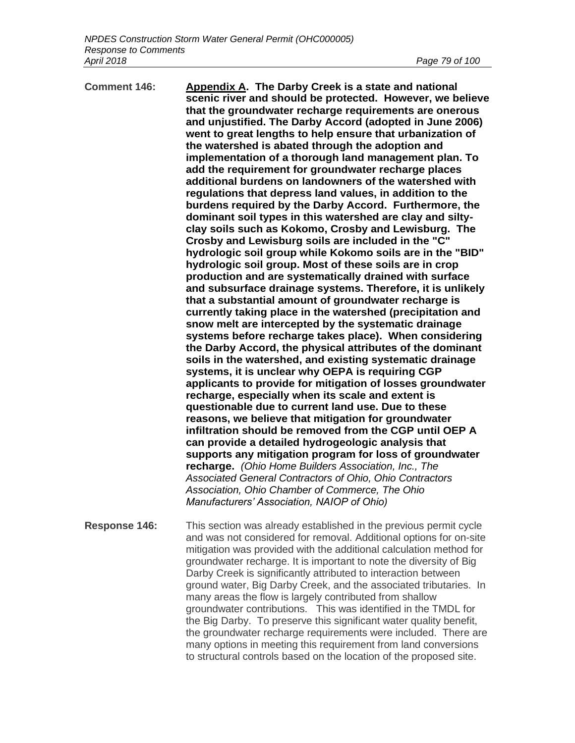**Comment 146:** **<u>Appendix A</u>. The Darby Creek is a state and national scenic river and should be protected. However, we believe that the groundwater recharge requirements are onerous and unjustified. The Darby Accord (adopted in June 2006) went to great lengths to help ensure that urbanization of the watershed is abated through the adoption and implementation of a thorough land management plan. To add the requirement for groundwater recharge places additional burdens on landowners of the watershed with regulations that depress land values, in addition to the burdens required by the Darby Accord. Furthermore, the dominant soil types in this watershed are clay and silty-clay soils such as Kokomo, Crosby and Lewisburg. The Crosby and Lewisburg soils are included in the "C" hydrologic soil group while Kokomo soils are in the "BID" hydrologic soil group. Most of these soils are in crop production and are systematically drained with surface and subsurface drainage systems. Therefore, it is unlikely that a substantial amount of groundwater recharge is currently taking place in the watershed (precipitation and snow melt are intercepted by the systematic drainage systems before recharge takes place). When considering the Darby Accord, the physical attributes of the dominant soils in the watershed, and existing systematic drainage systems, it is unclear why OEPA is requiring CGP applicants to provide for mitigation of losses groundwater recharge, especially when its scale and extent is questionable due to current land use. Due to these reasons, we believe that mitigation for groundwater infiltration should be removed from the CGP until OEP A can provide a detailed hydrogeologic analysis that supports any mitigation program for loss of groundwater recharge.** *(Ohio Home Builders Association, Inc., The Associated General Contractors of Ohio, Ohio Contractors Association, Ohio Chamber of Commerce, The Ohio Manufacturers' Association, NAIOP of Ohio)*

**Response 146:** This section was already established in the previous permit cycle and was not considered for removal. Additional options for on-site mitigation was provided with the additional calculation method for groundwater recharge. It is important to note the diversity of Big Darby Creek is significantly attributed to interaction between ground water, Big Darby Creek, and the associated tributaries. In many areas the flow is largely contributed from shallow groundwater contributions. This was identified in the TMDL for the Big Darby. To preserve this significant water quality benefit, the groundwater recharge requirements were included. There are many options in meeting this requirement from land conversions to structural controls based on the location of the proposed site.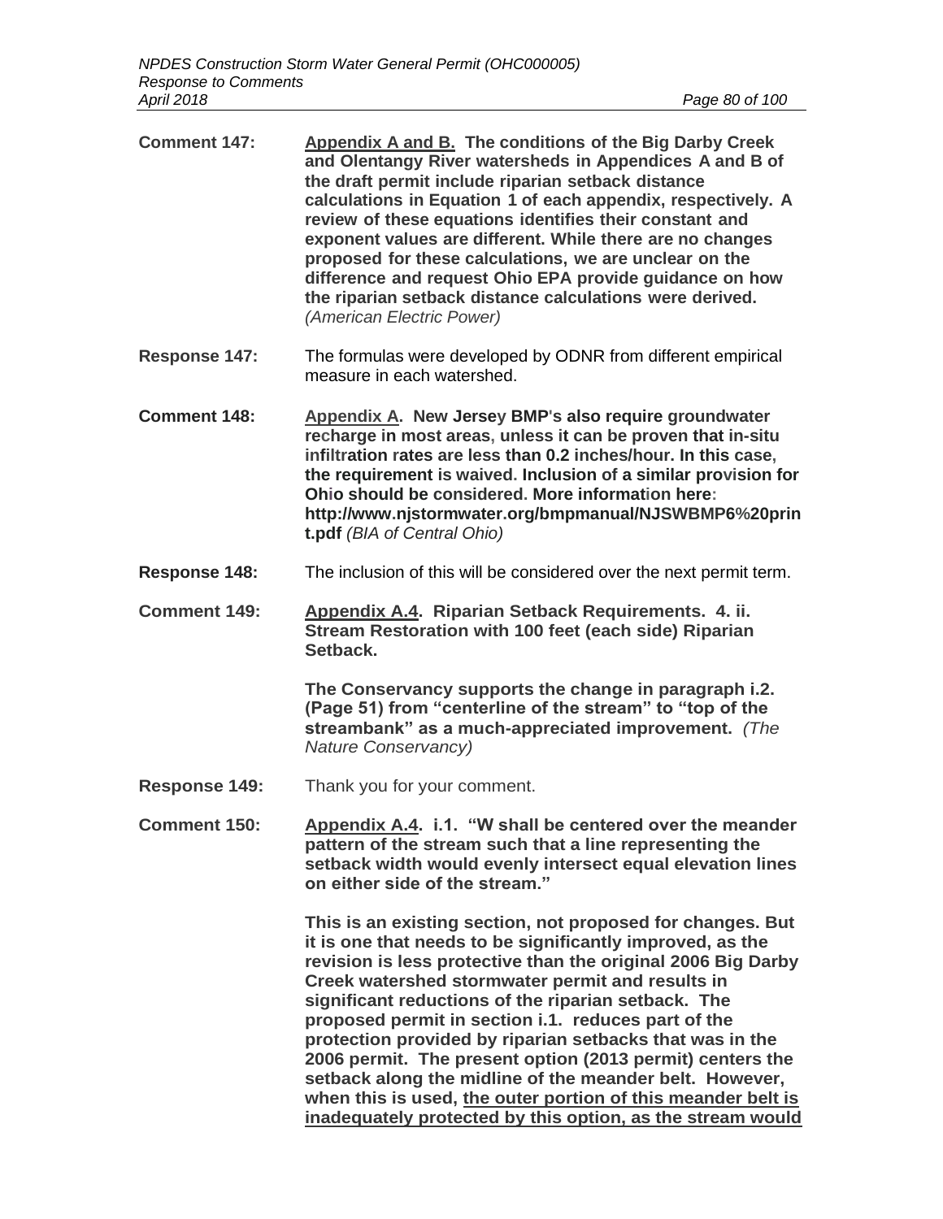**Comment 147:** **<u>Appendix A and B.</u> The conditions of the Big Darby Creek and Olentangy River watersheds in Appendices A and B of the draft permit include riparian setback distance calculations in Equation 1 of each appendix, respectively. A review of these equations identifies their constant and exponent values are different. While there are no changes proposed for these calculations, we are unclear on the difference and request Ohio EPA provide guidance on how the riparian setback distance calculations were derived.** *(American Electric Power)*

**Response 147:** The formulas were developed by ODNR from different empirical measure in each watershed.

**Comment 148:** **<u>Appendix A</u>. New Jersey BMP's also require groundwater recharge in most areas, unless it can be proven that in-situ infiltration rates are less than 0.2 inches/hour. In this case, the requirement is waived. Inclusion of a similar provision for Ohio should be considered. More information here: http://www.njstormwater.org/bmpmanual/NJSWBMP6%20print.pdf** *(BIA of Central Ohio)*

**Response 148:** The inclusion of this will be considered over the next permit term.

**Comment 149:** **<u>Appendix A.4</u>. Riparian Setback Requirements. 4. ii. Stream Restoration with 100 feet (each side) Riparian Setback.**

**The Conservancy supports the change in paragraph i.2. (Page 51) from "centerline of the stream" to "top of the streambank" as a much-appreciated improvement.** *(The Nature Conservancy)*

**Response 149:** Thank you for your comment.

**Comment 150:** **<u>Appendix A.4</u>. i.1. "W shall be centered over the meander pattern of the stream such that a line representing the setback width would evenly intersect equal elevation lines on either side of the stream."**

**This is an existing section, not proposed for changes. But it is one that needs to be significantly improved, as the revision is less protective than the original 2006 Big Darby Creek watershed stormwater permit and results in significant reductions of the riparian setback. The proposed permit in section i.1. reduces part of the protection provided by riparian setbacks that was in the 2006 permit. The present option (2013 permit) centers the setback along the midline of the meander belt. However, when this is used, <u>the outer portion of this meander belt is inadequately protected by this option, as the stream would</u>**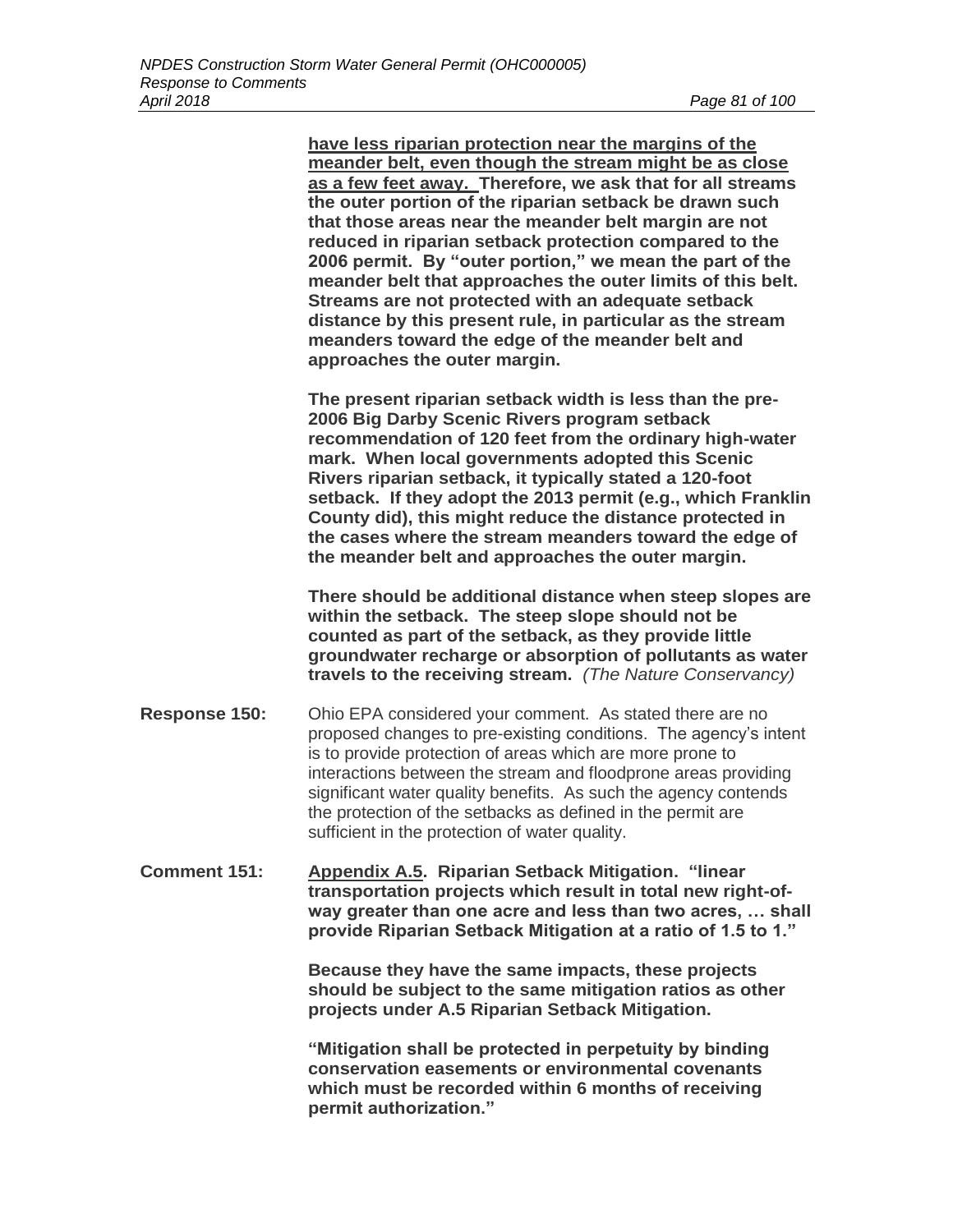**<u>have less riparian protection near the margins of the meander belt, even though the stream might be as close as a few feet away.</u> Therefore, we ask that for all streams the outer portion of the riparian setback be drawn such that those areas near the meander belt margin are not reduced in riparian setback protection compared to the 2006 permit. By "outer portion," we mean the part of the meander belt that approaches the outer limits of this belt. Streams are not protected with an adequate setback distance by this present rule, in particular as the stream meanders toward the edge of the meander belt and approaches the outer margin.**

**The present riparian setback width is less than the pre-2006 Big Darby Scenic Rivers program setback recommendation of 120 feet from the ordinary high-water mark. When local governments adopted this Scenic Rivers riparian setback, it typically stated a 120-foot setback. If they adopt the 2013 permit (e.g., which Franklin County did), this might reduce the distance protected in the cases where the stream meanders toward the edge of the meander belt and approaches the outer margin.**

**There should be additional distance when steep slopes are within the setback. The steep slope should not be counted as part of the setback, as they provide little groundwater recharge or absorption of pollutants as water travels to the receiving stream.** *(The Nature Conservancy)*

**Response 150:** Ohio EPA considered your comment. As stated there are no proposed changes to pre-existing conditions. The agency's intent is to provide protection of areas which are more prone to interactions between the stream and floodprone areas providing significant water quality benefits. As such the agency contends the protection of the setbacks as defined in the permit are sufficient in the protection of water quality.

**Comment 151:** **<u>Appendix A.5</u>. Riparian Setback Mitigation. "linear transportation projects which result in total new right-of-way greater than one acre and less than two acres, … shall provide Riparian Setback Mitigation at a ratio of 1.5 to 1."**

**Because they have the same impacts, these projects should be subject to the same mitigation ratios as other projects under A.5 Riparian Setback Mitigation.**

**"Mitigation shall be protected in perpetuity by binding conservation easements or environmental covenants which must be recorded within 6 months of receiving permit authorization."**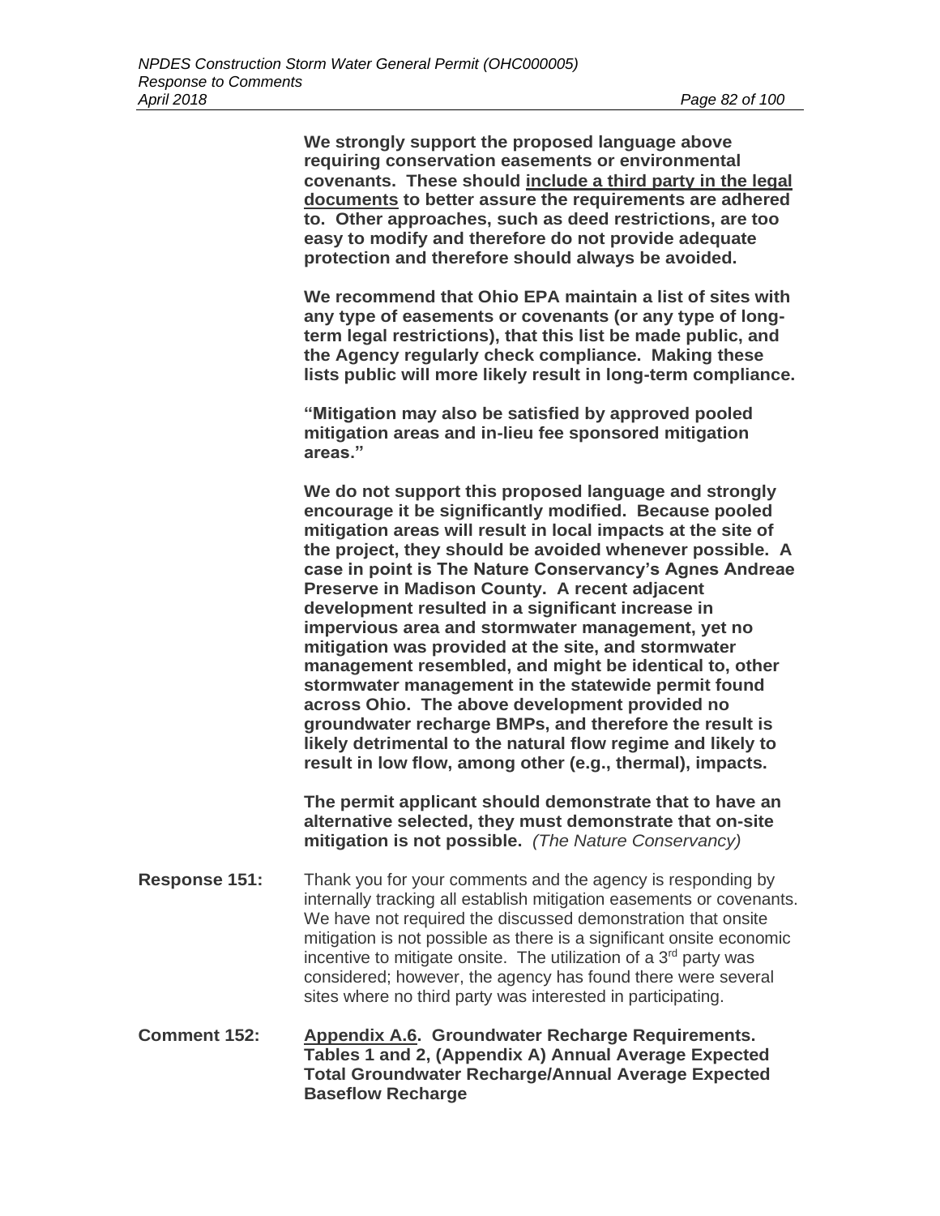**We strongly support the proposed language above requiring conservation easements or environmental covenants. These should include a third party in the legal documents to better assure the requirements are adhered to. Other approaches, such as deed restrictions, are too easy to modify and therefore do not provide adequate protection and therefore should always be avoided.**

**We recommend that Ohio EPA maintain a list of sites with any type of easements or covenants (or any type of long-term legal restrictions), that this list be made public, and the Agency regularly check compliance. Making these lists public will more likely result in long-term compliance.**

**"Mitigation may also be satisfied by approved pooled mitigation areas and in-lieu fee sponsored mitigation areas."**

**We do not support this proposed language and strongly encourage it be significantly modified. Because pooled mitigation areas will result in local impacts at the site of the project, they should be avoided whenever possible. A case in point is The Nature Conservancy's Agnes Andreae Preserve in Madison County. A recent adjacent development resulted in a significant increase in impervious area and stormwater management, yet no mitigation was provided at the site, and stormwater management resembled, and might be identical to, other stormwater management in the statewide permit found across Ohio. The above development provided no groundwater recharge BMPs, and therefore the result is likely detrimental to the natural flow regime and likely to result in low flow, among other (e.g., thermal), impacts.**

**The permit applicant should demonstrate that to have an alternative selected, they must demonstrate that on-site mitigation is not possible.** *(The Nature Conservancy)*

**Response 151:** Thank you for your comments and the agency is responding by internally tracking all establish mitigation easements or covenants. We have not required the discussed demonstration that onsite mitigation is not possible as there is a significant onsite economic incentive to mitigate onsite. The utilization of a 3rd party was considered; however, the agency has found there were several sites where no third party was interested in participating.

**Comment 152:** **Appendix A.6. Groundwater Recharge Requirements. Tables 1 and 2, (Appendix A) Annual Average Expected Total Groundwater Recharge/Annual Average Expected Baseflow Recharge**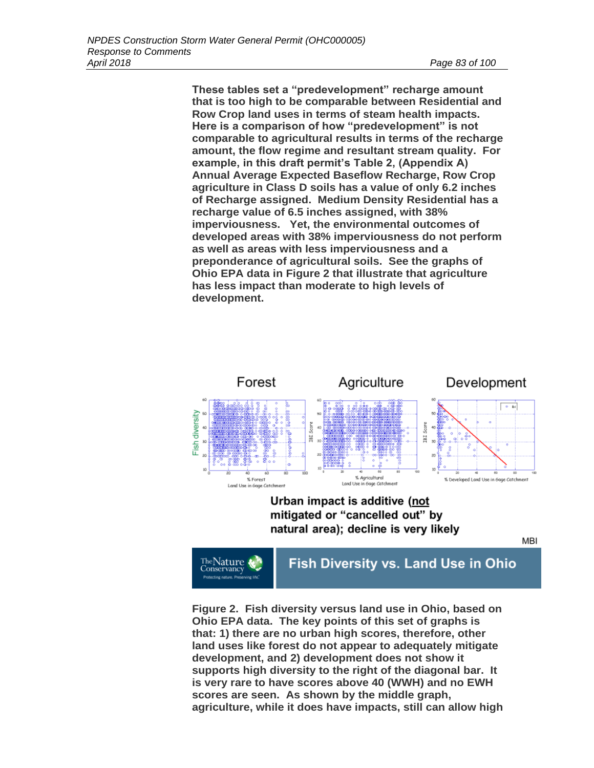**These tables set a "predevelopment" recharge amount that is too high to be comparable between Residential and Row Crop land uses in terms of steam health impacts. Here is a comparison of how "predevelopment" is not comparable to agricultural results in terms of the recharge amount, the flow regime and resultant stream quality. For example, in this draft permit's Table 2, (Appendix A) Annual Average Expected Baseflow Recharge, Row Crop agriculture in Class D soils has a value of only 6.2 inches of Recharge assigned. Medium Density Residential has a recharge value of 6.5 inches assigned, with 38% imperviousness. Yet, the environmental outcomes of developed areas with 38% imperviousness do not perform as well as areas with less imperviousness and a preponderance of agricultural soils. See the graphs of Ohio EPA data in Figure 2 that illustrate that agriculture has less impact than moderate to high levels of development.**

**Figure 2. Fish diversity versus land use in Ohio, based on Ohio EPA data. The key points of this set of graphs is that: 1) there are no urban high scores, therefore, other land uses like forest do not appear to adequately mitigate development, and 2) development does not show it supports high diversity to the right of the diagonal bar. It is very rare to have scores above 40 (WWH) and no EWH scores are seen. As shown by the middle graph, agriculture, while it does have impacts, still can allow high**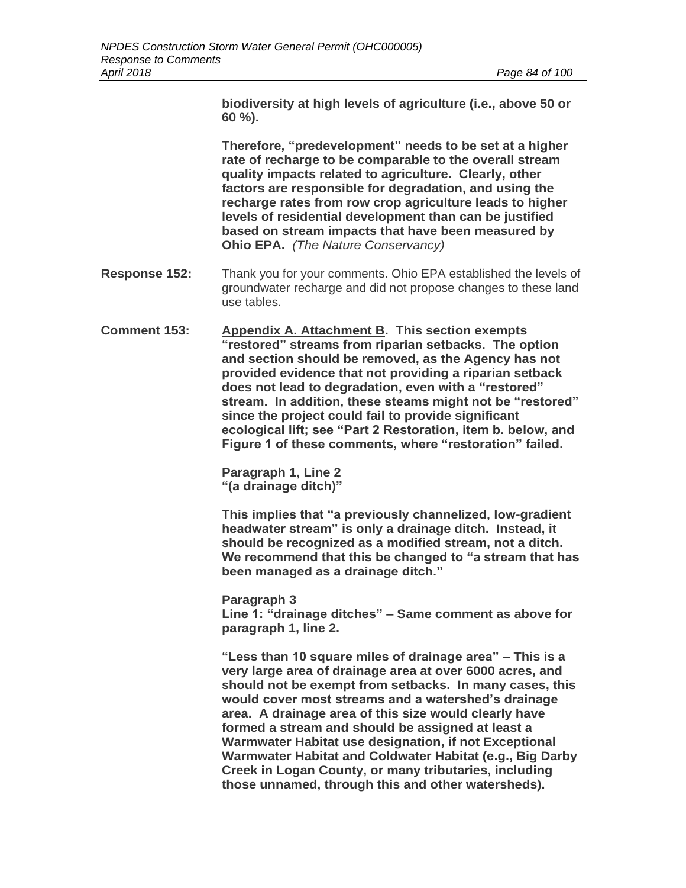**biodiversity at high levels of agriculture (i.e., above 50 or 60 %).**

**Therefore, "predevelopment" needs to be set at a higher rate of recharge to be comparable to the overall stream quality impacts related to agriculture. Clearly, other factors are responsible for degradation, and using the recharge rates from row crop agriculture leads to higher levels of residential development than can be justified based on stream impacts that have been measured by Ohio EPA.** *(The Nature Conservancy)*

**Response 152:** Thank you for your comments. Ohio EPA established the levels of groundwater recharge and did not propose changes to these land use tables.

**Comment 153:** **<u>Appendix A. Attachment B</u>. This section exempts "restored" streams from riparian setbacks. The option and section should be removed, as the Agency has not provided evidence that not providing a riparian setback does not lead to degradation, even with a "restored" stream. In addition, these steams might not be "restored" since the project could fail to provide significant ecological lift; see "Part 2 Restoration, item b. below, and Figure 1 of these comments, where "restoration" failed.**

**Paragraph 1, Line 2**
**"(a drainage ditch)"**

**This implies that "a previously channelized, low-gradient headwater stream" is only a drainage ditch. Instead, it should be recognized as a modified stream, not a ditch. We recommend that this be changed to "a stream that has been managed as a drainage ditch."**

**Paragraph 3**
**Line 1: "drainage ditches" – Same comment as above for paragraph 1, line 2.**

**"Less than 10 square miles of drainage area" – This is a very large area of drainage area at over 6000 acres, and should not be exempt from setbacks. In many cases, this would cover most streams and a watershed's drainage area. A drainage area of this size would clearly have formed a stream and should be assigned at least a Warmwater Habitat use designation, if not Exceptional Warmwater Habitat and Coldwater Habitat (e.g., Big Darby Creek in Logan County, or many tributaries, including those unnamed, through this and other watersheds).**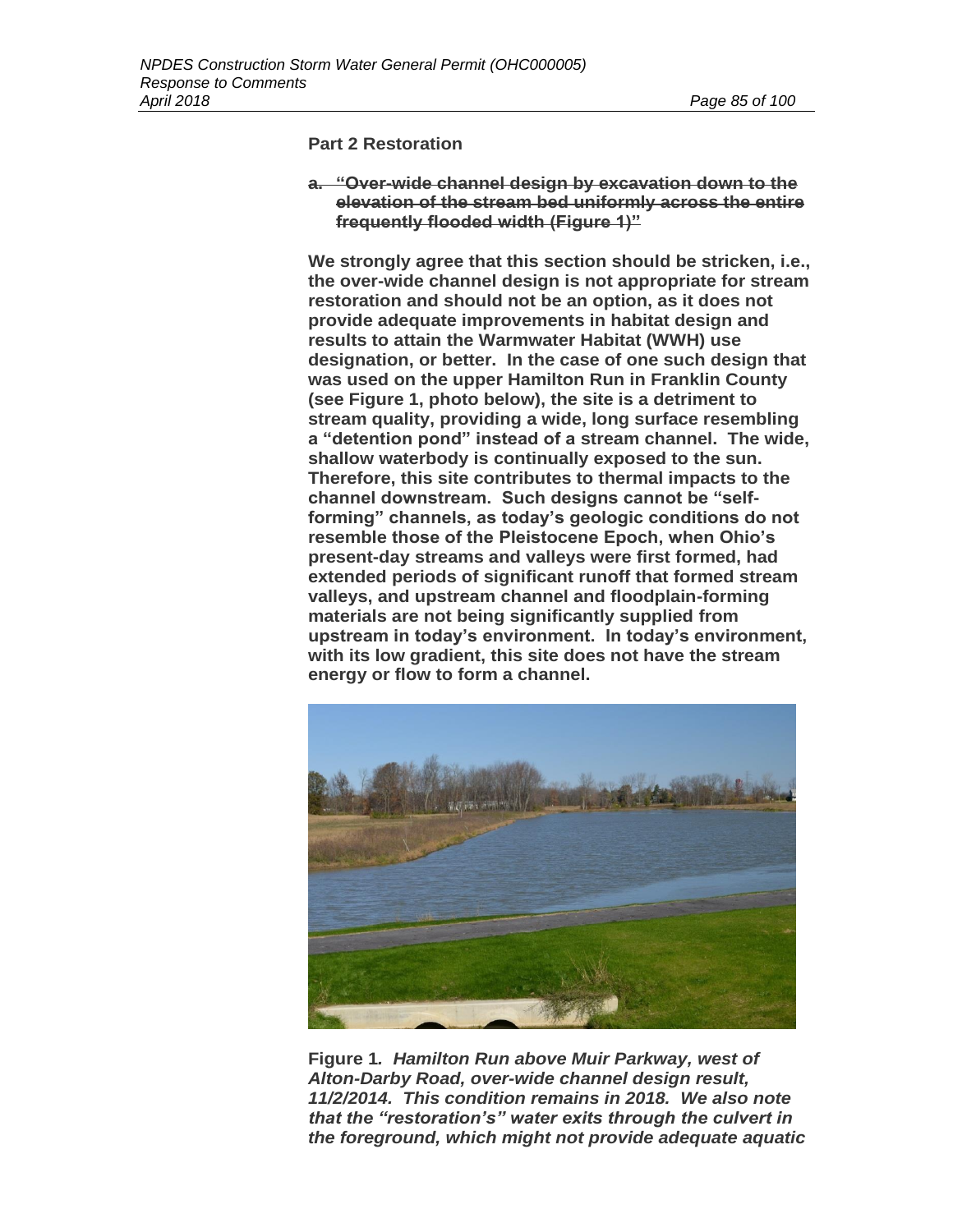**Part 2 Restoration**

a. ~~**"Over-wide channel design by excavation down to the elevation of the stream bed uniformly across the entire frequently flooded width (Figure 1)"**~~

**We strongly agree that this section should be stricken, i.e., the over-wide channel design is not appropriate for stream restoration and should not be an option, as it does not provide adequate improvements in habitat design and results to attain the Warmwater Habitat (WWH) use designation, or better. In the case of one such design that was used on the upper Hamilton Run in Franklin County (see Figure 1, photo below), the site is a detriment to stream quality, providing a wide, long surface resembling a "detention pond" instead of a stream channel. The wide, shallow waterbody is continually exposed to the sun. Therefore, this site contributes to thermal impacts to the channel downstream. Such designs cannot be "self-forming" channels, as today's geologic conditions do not resemble those of the Pleistocene Epoch, when Ohio's present-day streams and valleys were first formed, had extended periods of significant runoff that formed stream valleys, and upstream channel and floodplain-forming materials are not being significantly supplied from upstream in today's environment. In today's environment, with its low gradient, this site does not have the stream energy or flow to form a channel.**

**Figure 1.** ***Hamilton Run above Muir Parkway, west of Alton-Darby Road, over-wide channel design result, 11/2/2014. This condition remains in 2018. We also note that the "restoration's" water exits through the culvert in the foreground, which might not provide adequate aquatic***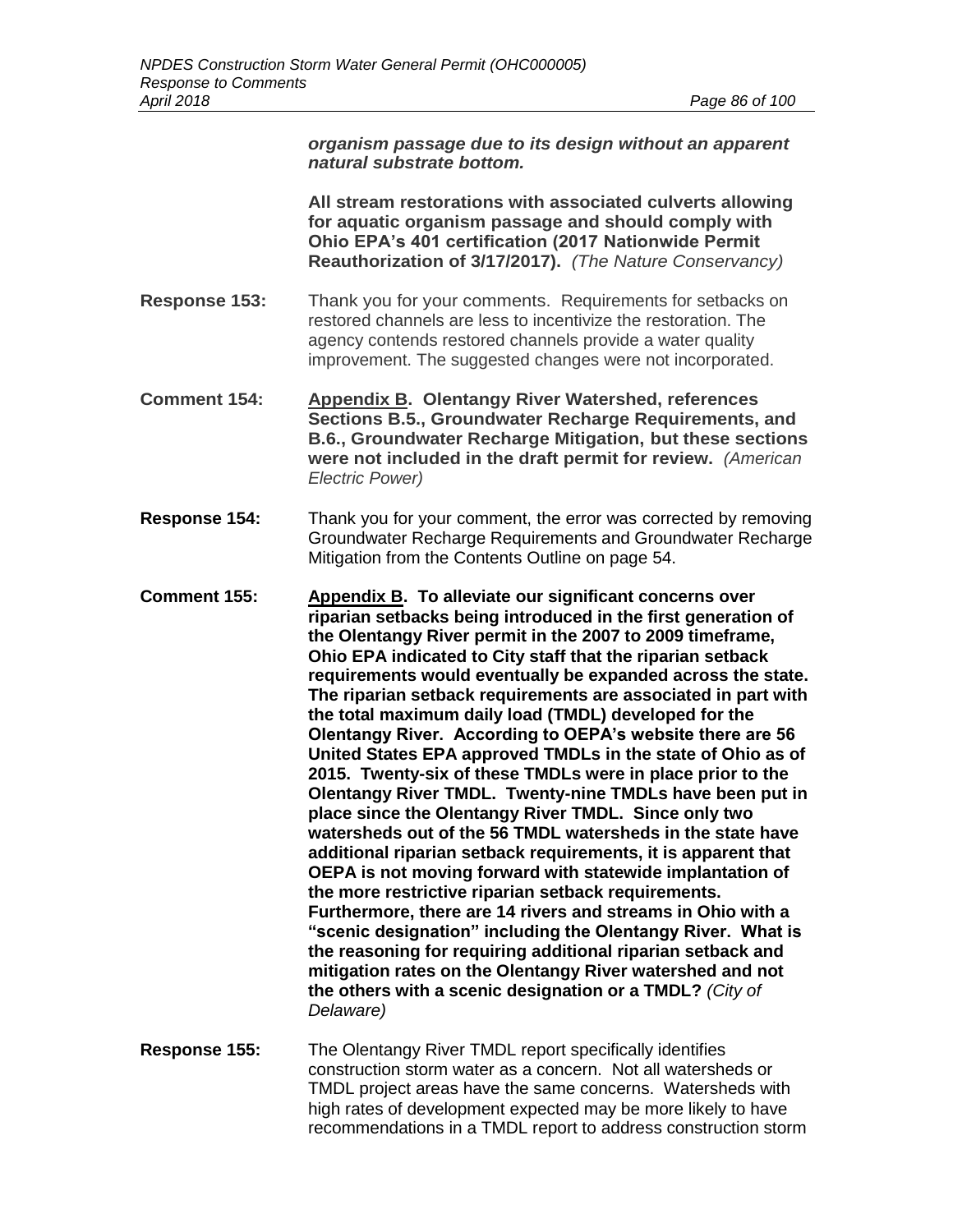***organism passage due to its design without an apparent natural substrate bottom.***

**All stream restorations with associated culverts allowing for aquatic organism passage and should comply with Ohio EPA's 401 certification (2017 Nationwide Permit Reauthorization of 3/17/2017).** *(The Nature Conservancy)*

**Response 153:** Thank you for your comments. Requirements for setbacks on restored channels are less to incentivize the restoration. The agency contends restored channels provide a water quality improvement. The suggested changes were not incorporated.

**Comment 154:** **<u>Appendix B</u>. Olentangy River Watershed, references Sections B.5., Groundwater Recharge Requirements, and B.6., Groundwater Recharge Mitigation, but these sections were not included in the draft permit for review.** *(American Electric Power)*

**Response 154:** Thank you for your comment, the error was corrected by removing Groundwater Recharge Requirements and Groundwater Recharge Mitigation from the Contents Outline on page 54.

**Comment 155:** **<u>Appendix B</u>. To alleviate our significant concerns over riparian setbacks being introduced in the first generation of the Olentangy River permit in the 2007 to 2009 timeframe, Ohio EPA indicated to City staff that the riparian setback requirements would eventually be expanded across the state. The riparian setback requirements are associated in part with the total maximum daily load (TMDL) developed for the Olentangy River. According to OEPA's website there are 56 United States EPA approved TMDLs in the state of Ohio as of 2015. Twenty-six of these TMDLs were in place prior to the Olentangy River TMDL. Twenty-nine TMDLs have been put in place since the Olentangy River TMDL. Since only two watersheds out of the 56 TMDL watersheds in the state have additional riparian setback requirements, it is apparent that OEPA is not moving forward with statewide implantation of the more restrictive riparian setback requirements. Furthermore, there are 14 rivers and streams in Ohio with a "scenic designation" including the Olentangy River. What is the reasoning for requiring additional riparian setback and mitigation rates on the Olentangy River watershed and not the others with a scenic designation or a TMDL?** *(City of Delaware)*

**Response 155:** The Olentangy River TMDL report specifically identifies construction storm water as a concern. Not all watersheds or TMDL project areas have the same concerns. Watersheds with high rates of development expected may be more likely to have recommendations in a TMDL report to address construction storm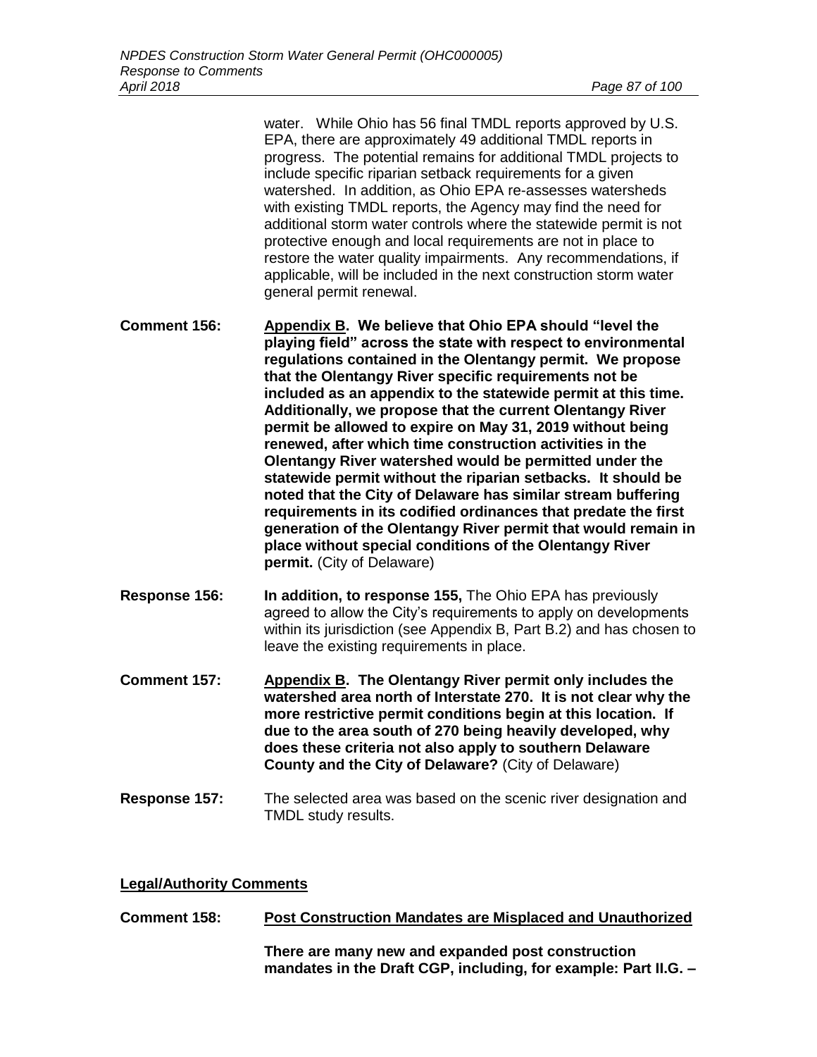water. While Ohio has 56 final TMDL reports approved by U.S. EPA, there are approximately 49 additional TMDL reports in progress. The potential remains for additional TMDL projects to include specific riparian setback requirements for a given watershed. In addition, as Ohio EPA re-assesses watersheds with existing TMDL reports, the Agency may find the need for additional storm water controls where the statewide permit is not protective enough and local requirements are not in place to restore the water quality impairments. Any recommendations, if applicable, will be included in the next construction storm water general permit renewal.

**Comment 156:** **Appendix B. We believe that Ohio EPA should "level the playing field" across the state with respect to environmental regulations contained in the Olentangy permit. We propose that the Olentangy River specific requirements not be included as an appendix to the statewide permit at this time. Additionally, we propose that the current Olentangy River permit be allowed to expire on May 31, 2019 without being renewed, after which time construction activities in the Olentangy River watershed would be permitted under the statewide permit without the riparian setbacks. It should be noted that the City of Delaware has similar stream buffering requirements in its codified ordinances that predate the first generation of the Olentangy River permit that would remain in place without special conditions of the Olentangy River permit.** (City of Delaware)

**Response 156:** **In addition, to response 155,** The Ohio EPA has previously agreed to allow the City's requirements to apply on developments within its jurisdiction (see Appendix B, Part B.2) and has chosen to leave the existing requirements in place.

**Comment 157:** **Appendix B. The Olentangy River permit only includes the watershed area north of Interstate 270. It is not clear why the more restrictive permit conditions begin at this location. If due to the area south of 270 being heavily developed, why does these criteria not also apply to southern Delaware County and the City of Delaware?** (City of Delaware)

**Response 157:** The selected area was based on the scenic river designation and TMDL study results.

## Legal/Authority Comments

**Comment 158:** **Post Construction Mandates are Misplaced and Unauthorized**

**There are many new and expanded post construction mandates in the Draft CGP, including, for example: Part II.G. –**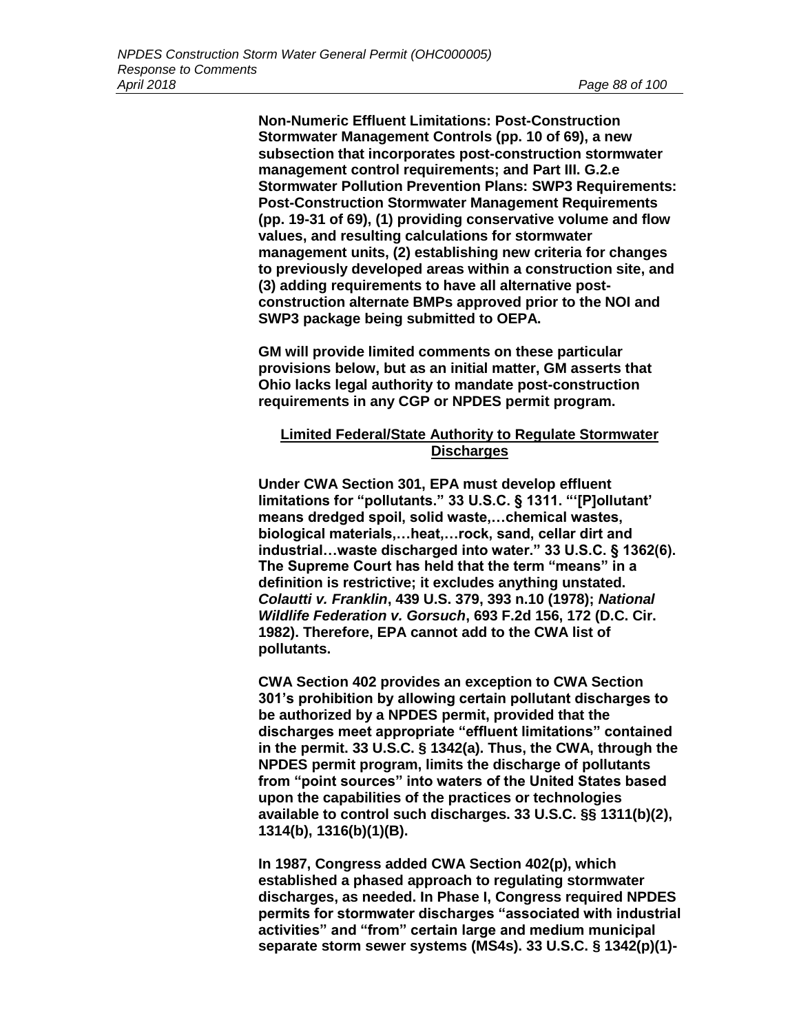**Non-Numeric Effluent Limitations: Post-Construction Stormwater Management Controls (pp. 10 of 69), a new subsection that incorporates post-construction stormwater management control requirements; and Part III. G.2.e Stormwater Pollution Prevention Plans: SWP3 Requirements: Post-Construction Stormwater Management Requirements (pp. 19-31 of 69), (1) providing conservative volume and flow values, and resulting calculations for stormwater management units, (2) establishing new criteria for changes to previously developed areas within a construction site, and (3) adding requirements to have all alternative post-construction alternate BMPs approved prior to the NOI and SWP3 package being submitted to OEPA.**

**GM will provide limited comments on these particular provisions below, but as an initial matter, GM asserts that Ohio lacks legal authority to mandate post-construction requirements in any CGP or NPDES permit program.**

**<u>Limited Federal/State Authority to Regulate Stormwater Discharges</u>**

**Under CWA Section 301, EPA must develop effluent limitations for "pollutants." 33 U.S.C. § 1311. "'[P]ollutant' means dredged spoil, solid waste,…chemical wastes, biological materials,…heat,…rock, sand, cellar dirt and industrial…waste discharged into water." 33 U.S.C. § 1362(6). The Supreme Court has held that the term "means" in a definition is restrictive; it excludes anything unstated. *Colautti v. Franklin*, 439 U.S. 379, 393 n.10 (1978); *National Wildlife Federation v. Gorsuch*, 693 F.2d 156, 172 (D.C. Cir. 1982). Therefore, EPA cannot add to the CWA list of pollutants.**

**CWA Section 402 provides an exception to CWA Section 301's prohibition by allowing certain pollutant discharges to be authorized by a NPDES permit, provided that the discharges meet appropriate "effluent limitations" contained in the permit. 33 U.S.C. § 1342(a). Thus, the CWA, through the NPDES permit program, limits the discharge of pollutants from "point sources" into waters of the United States based upon the capabilities of the practices or technologies available to control such discharges. 33 U.S.C. §§ 1311(b)(2), 1314(b), 1316(b)(1)(B).**

**In 1987, Congress added CWA Section 402(p), which established a phased approach to regulating stormwater discharges, as needed. In Phase I, Congress required NPDES permits for stormwater discharges "associated with industrial activities" and "from" certain large and medium municipal separate storm sewer systems (MS4s). 33 U.S.C. § 1342(p)(1)-**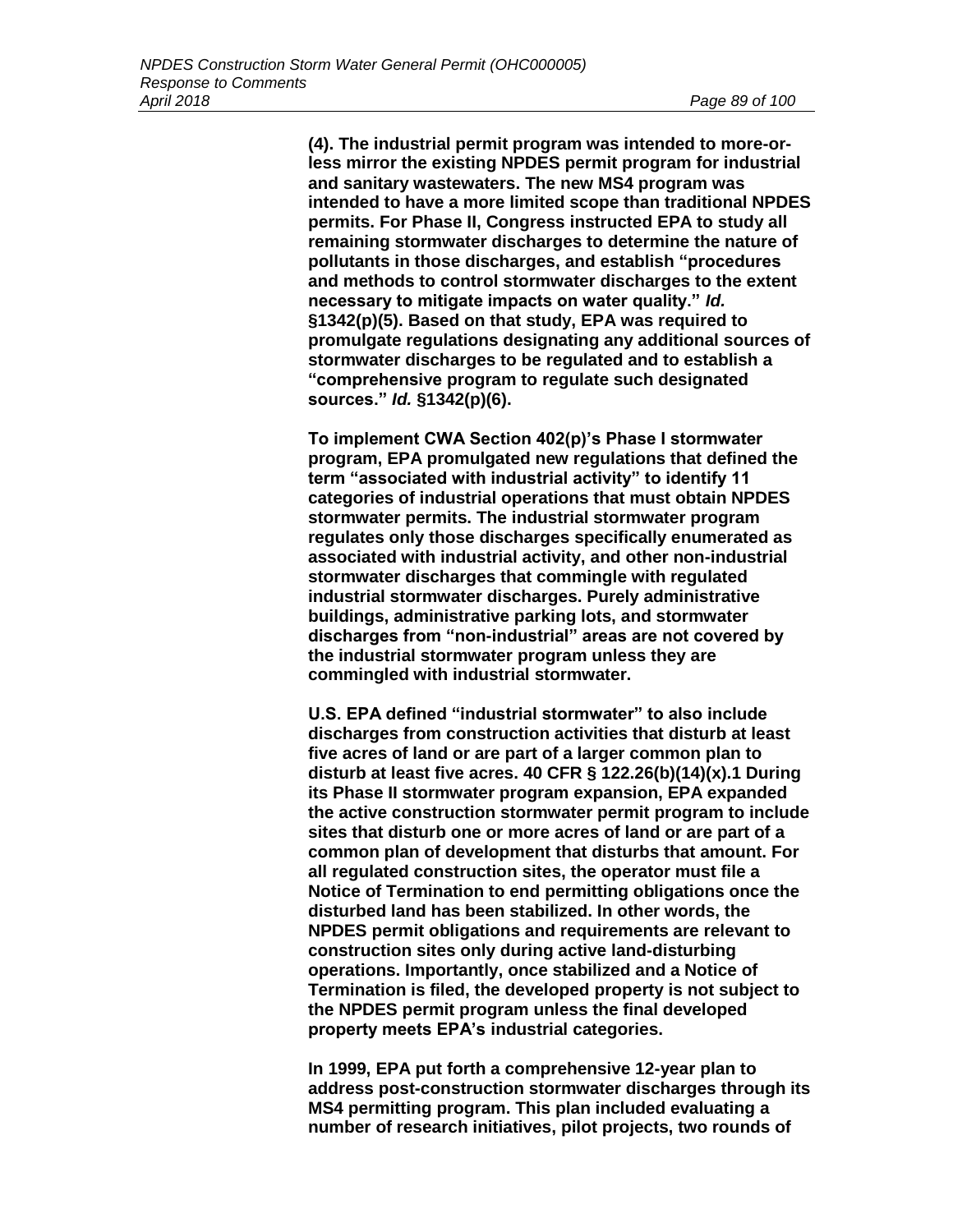**(4). The industrial permit program was intended to more-or-less mirror the existing NPDES permit program for industrial and sanitary wastewaters. The new MS4 program was intended to have a more limited scope than traditional NPDES permits. For Phase II, Congress instructed EPA to study all remaining stormwater discharges to determine the nature of pollutants in those discharges, and establish "procedures and methods to control stormwater discharges to the extent necessary to mitigate impacts on water quality."** ***Id.*** **§1342(p)(5). Based on that study, EPA was required to promulgate regulations designating any additional sources of stormwater discharges to be regulated and to establish a "comprehensive program to regulate such designated sources."** ***Id.*** **§1342(p)(6).**

**To implement CWA Section 402(p)'s Phase I stormwater program, EPA promulgated new regulations that defined the term "associated with industrial activity" to identify 11 categories of industrial operations that must obtain NPDES stormwater permits. The industrial stormwater program regulates only those discharges specifically enumerated as associated with industrial activity, and other non-industrial stormwater discharges that commingle with regulated industrial stormwater discharges. Purely administrative buildings, administrative parking lots, and stormwater discharges from "non-industrial" areas are not covered by the industrial stormwater program unless they are commingled with industrial stormwater.**

**U.S. EPA defined "industrial stormwater" to also include discharges from construction activities that disturb at least five acres of land or are part of a larger common plan to disturb at least five acres. 40 CFR § 122.26(b)(14)(x).1 During its Phase II stormwater program expansion, EPA expanded the active construction stormwater permit program to include sites that disturb one or more acres of land or are part of a common plan of development that disturbs that amount. For all regulated construction sites, the operator must file a Notice of Termination to end permitting obligations once the disturbed land has been stabilized. In other words, the NPDES permit obligations and requirements are relevant to construction sites only during active land-disturbing operations. Importantly, once stabilized and a Notice of Termination is filed, the developed property is not subject to the NPDES permit program unless the final developed property meets EPA's industrial categories.**

**In 1999, EPA put forth a comprehensive 12-year plan to address post-construction stormwater discharges through its MS4 permitting program. This plan included evaluating a number of research initiatives, pilot projects, two rounds of**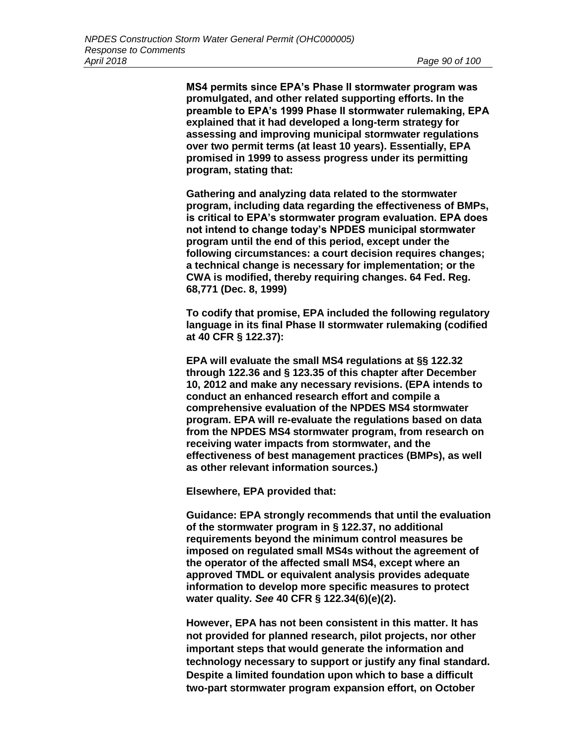**MS4 permits since EPA's Phase II stormwater program was promulgated, and other related supporting efforts. In the preamble to EPA's 1999 Phase II stormwater rulemaking, EPA explained that it had developed a long-term strategy for assessing and improving municipal stormwater regulations over two permit terms (at least 10 years). Essentially, EPA promised in 1999 to assess progress under its permitting program, stating that:**

**Gathering and analyzing data related to the stormwater program, including data regarding the effectiveness of BMPs, is critical to EPA's stormwater program evaluation. EPA does not intend to change today's NPDES municipal stormwater program until the end of this period, except under the following circumstances: a court decision requires changes; a technical change is necessary for implementation; or the CWA is modified, thereby requiring changes. 64 Fed. Reg. 68,771 (Dec. 8, 1999)**

**To codify that promise, EPA included the following regulatory language in its final Phase II stormwater rulemaking (codified at 40 CFR § 122.37):**

**EPA will evaluate the small MS4 regulations at §§ 122.32 through 122.36 and § 123.35 of this chapter after December 10, 2012 and make any necessary revisions. (EPA intends to conduct an enhanced research effort and compile a comprehensive evaluation of the NPDES MS4 stormwater program. EPA will re-evaluate the regulations based on data from the NPDES MS4 stormwater program, from research on receiving water impacts from stormwater, and the effectiveness of best management practices (BMPs), as well as other relevant information sources.)**

**Elsewhere, EPA provided that:**

**Guidance: EPA strongly recommends that until the evaluation of the stormwater program in § 122.37, no additional requirements beyond the minimum control measures be imposed on regulated small MS4s without the agreement of the operator of the affected small MS4, except where an approved TMDL or equivalent analysis provides adequate information to develop more specific measures to protect water quality. *See* 40 CFR § 122.34(6)(e)(2).**

**However, EPA has not been consistent in this matter. It has not provided for planned research, pilot projects, nor other important steps that would generate the information and technology necessary to support or justify any final standard. Despite a limited foundation upon which to base a difficult two-part stormwater program expansion effort, on October**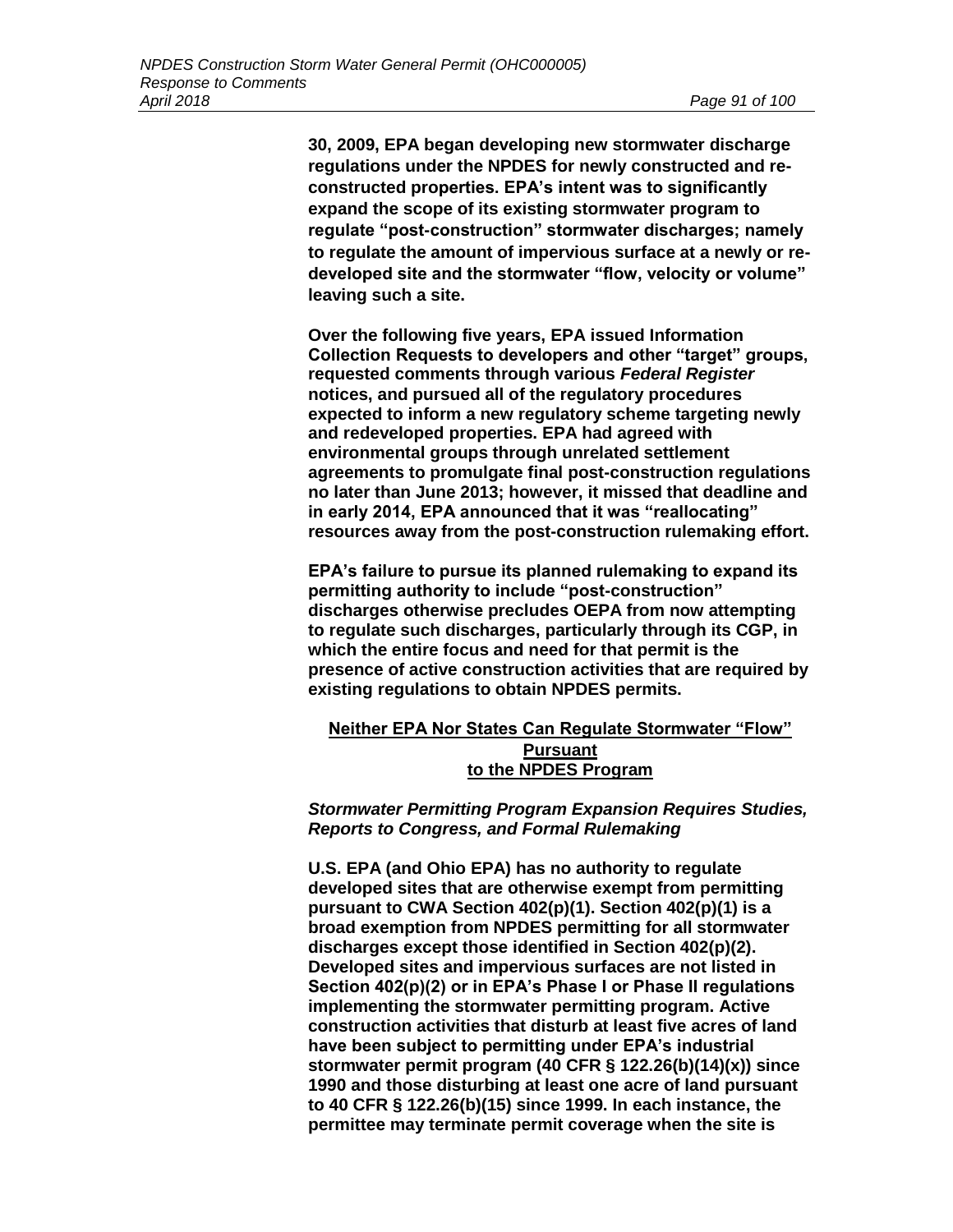**30, 2009, EPA began developing new stormwater discharge regulations under the NPDES for newly constructed and re-constructed properties. EPA's intent was to significantly expand the scope of its existing stormwater program to regulate "post-construction" stormwater discharges; namely to regulate the amount of impervious surface at a newly or re-developed site and the stormwater "flow, velocity or volume" leaving such a site.**

**Over the following five years, EPA issued Information Collection Requests to developers and other "target" groups, requested comments through various *Federal Register* notices, and pursued all of the regulatory procedures expected to inform a new regulatory scheme targeting newly and redeveloped properties. EPA had agreed with environmental groups through unrelated settlement agreements to promulgate final post-construction regulations no later than June 2013; however, it missed that deadline and in early 2014, EPA announced that it was "reallocating" resources away from the post-construction rulemaking effort.**

**EPA's failure to pursue its planned rulemaking to expand its permitting authority to include "post-construction" discharges otherwise precludes OEPA from now attempting to regulate such discharges, particularly through its CGP, in which the entire focus and need for that permit is the presence of active construction activities that are required by existing regulations to obtain NPDES permits.**

**<u>Neither EPA Nor States Can Regulate Stormwater "Flow" Pursuant to the NPDES Program</u>**

***Stormwater Permitting Program Expansion Requires Studies, Reports to Congress, and Formal Rulemaking***

**U.S. EPA (and Ohio EPA) has no authority to regulate developed sites that are otherwise exempt from permitting pursuant to CWA Section 402(p)(1). Section 402(p)(1) is a broad exemption from NPDES permitting for all stormwater discharges except those identified in Section 402(p)(2). Developed sites and impervious surfaces are not listed in Section 402(p)(2) or in EPA's Phase I or Phase II regulations implementing the stormwater permitting program. Active construction activities that disturb at least five acres of land have been subject to permitting under EPA's industrial stormwater permit program (40 CFR § 122.26(b)(14)(x)) since 1990 and those disturbing at least one acre of land pursuant to 40 CFR § 122.26(b)(15) since 1999. In each instance, the permittee may terminate permit coverage when the site is**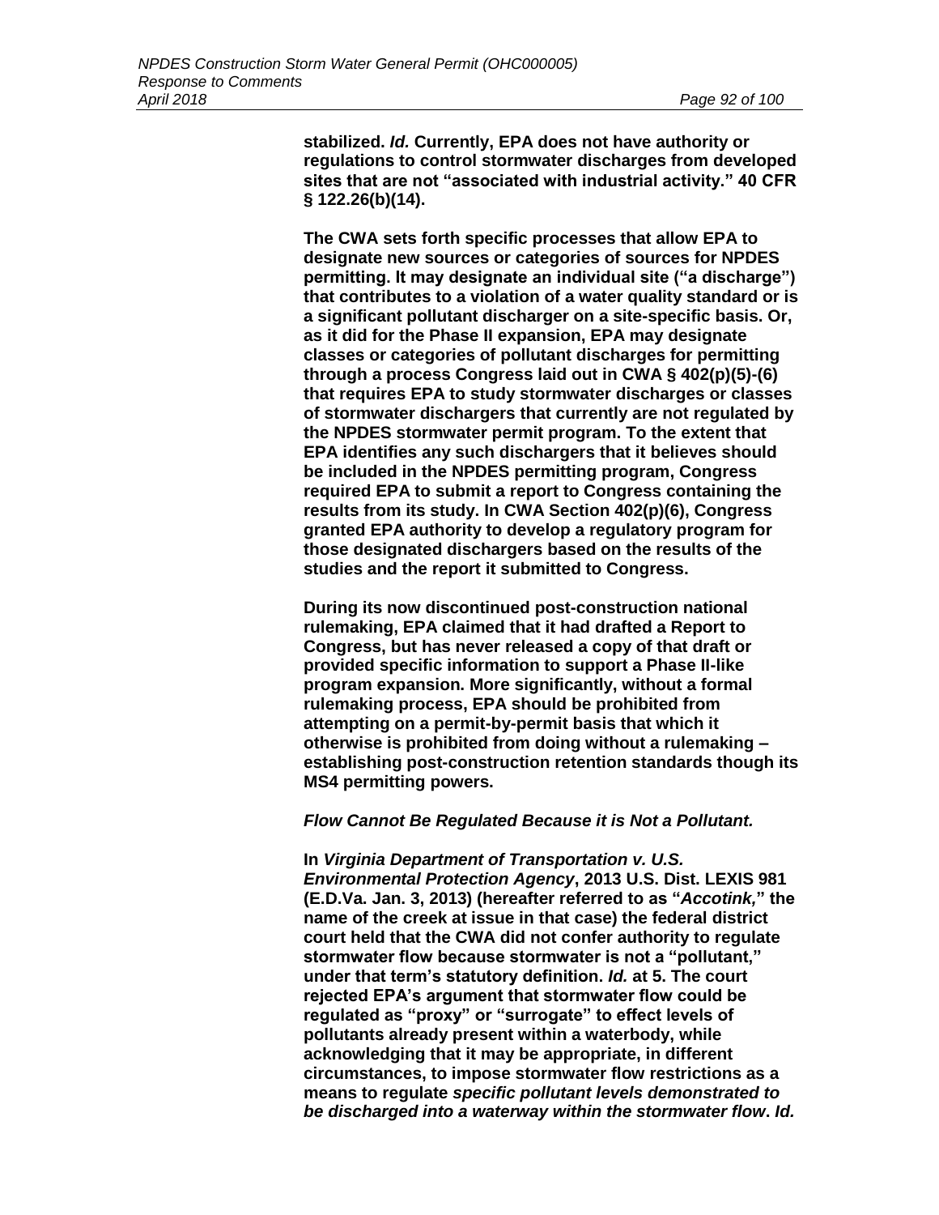**stabilized. *Id.* Currently, EPA does not have authority or regulations to control stormwater discharges from developed sites that are not "associated with industrial activity." 40 CFR § 122.26(b)(14).**

**The CWA sets forth specific processes that allow EPA to designate new sources or categories of sources for NPDES permitting. It may designate an individual site ("a discharge") that contributes to a violation of a water quality standard or is a significant pollutant discharger on a site-specific basis. Or, as it did for the Phase II expansion, EPA may designate classes or categories of pollutant discharges for permitting through a process Congress laid out in CWA § 402(p)(5)-(6) that requires EPA to study stormwater discharges or classes of stormwater dischargers that currently are not regulated by the NPDES stormwater permit program. To the extent that EPA identifies any such dischargers that it believes should be included in the NPDES permitting program, Congress required EPA to submit a report to Congress containing the results from its study. In CWA Section 402(p)(6), Congress granted EPA authority to develop a regulatory program for those designated dischargers based on the results of the studies and the report it submitted to Congress.**

**During its now discontinued post-construction national rulemaking, EPA claimed that it had drafted a Report to Congress, but has never released a copy of that draft or provided specific information to support a Phase II-like program expansion. More significantly, without a formal rulemaking process, EPA should be prohibited from attempting on a permit-by-permit basis that which it otherwise is prohibited from doing without a rulemaking – establishing post-construction retention standards though its MS4 permitting powers.**

***Flow Cannot Be Regulated Because it is Not a Pollutant.***

**In *Virginia Department of Transportation v. U.S. Environmental Protection Agency*, 2013 U.S. Dist. LEXIS 981 (E.D.Va. Jan. 3, 2013) (hereafter referred to as "*Accotink,*" the name of the creek at issue in that case) the federal district court held that the CWA did not confer authority to regulate stormwater flow because stormwater is not a "pollutant," under that term's statutory definition. *Id.* at 5. The court rejected EPA's argument that stormwater flow could be regulated as "proxy" or "surrogate" to effect levels of pollutants already present within a waterbody, while acknowledging that it may be appropriate, in different circumstances, to impose stormwater flow restrictions as a means to regulate *specific pollutant levels demonstrated to be discharged into a waterway within the stormwater flow*. *Id.***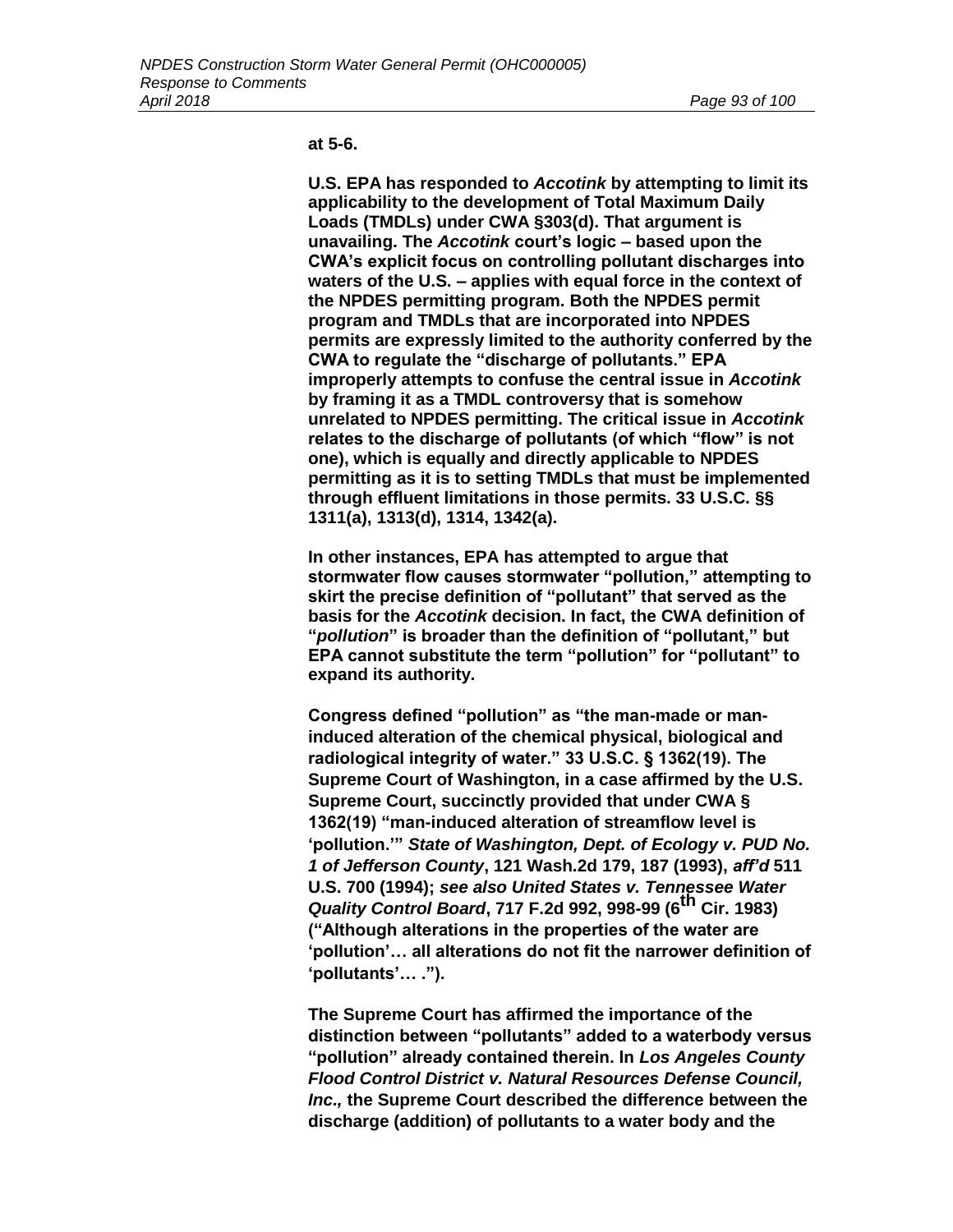**at 5-6.**

**U.S. EPA has responded to *Accotink* by attempting to limit its applicability to the development of Total Maximum Daily Loads (TMDLs) under CWA §303(d). That argument is unavailing. The *Accotink* court's logic – based upon the CWA's explicit focus on controlling pollutant discharges into waters of the U.S. – applies with equal force in the context of the NPDES permitting program. Both the NPDES permit program and TMDLs that are incorporated into NPDES permits are expressly limited to the authority conferred by the CWA to regulate the "discharge of pollutants." EPA improperly attempts to confuse the central issue in *Accotink* by framing it as a TMDL controversy that is somehow unrelated to NPDES permitting. The critical issue in *Accotink* relates to the discharge of pollutants (of which "flow" is not one), which is equally and directly applicable to NPDES permitting as it is to setting TMDLs that must be implemented through effluent limitations in those permits. 33 U.S.C. §§ 1311(a), 1313(d), 1314, 1342(a).**

**In other instances, EPA has attempted to argue that stormwater flow causes stormwater "pollution," attempting to skirt the precise definition of "pollutant" that served as the basis for the *Accotink* decision. In fact, the CWA definition of "*pollution*" is broader than the definition of "pollutant," but EPA cannot substitute the term "pollution" for "pollutant" to expand its authority.**

**Congress defined "pollution" as "the man-made or man-induced alteration of the chemical physical, biological and radiological integrity of water." 33 U.S.C. § 1362(19). The Supreme Court of Washington, in a case affirmed by the U.S. Supreme Court, succinctly provided that under CWA § 1362(19) "man-induced alteration of streamflow level is 'pollution.'" *State of Washington, Dept. of Ecology v. PUD No. 1 of Jefferson County*, 121 Wash.2d 179, 187 (1993), *aff'd* 511 U.S. 700 (1994); *see also United States v. Tennessee Water Quality Control Board*, 717 F.2d 992, 998-99 (6th Cir. 1983) ("Although alterations in the properties of the water are 'pollution'… all alterations do not fit the narrower definition of 'pollutants'… .").**

**The Supreme Court has affirmed the importance of the distinction between "pollutants" added to a waterbody versus "pollution" already contained therein. In *Los Angeles County Flood Control District v. Natural Resources Defense Council, Inc.,* the Supreme Court described the difference between the discharge (addition) of pollutants to a water body and the**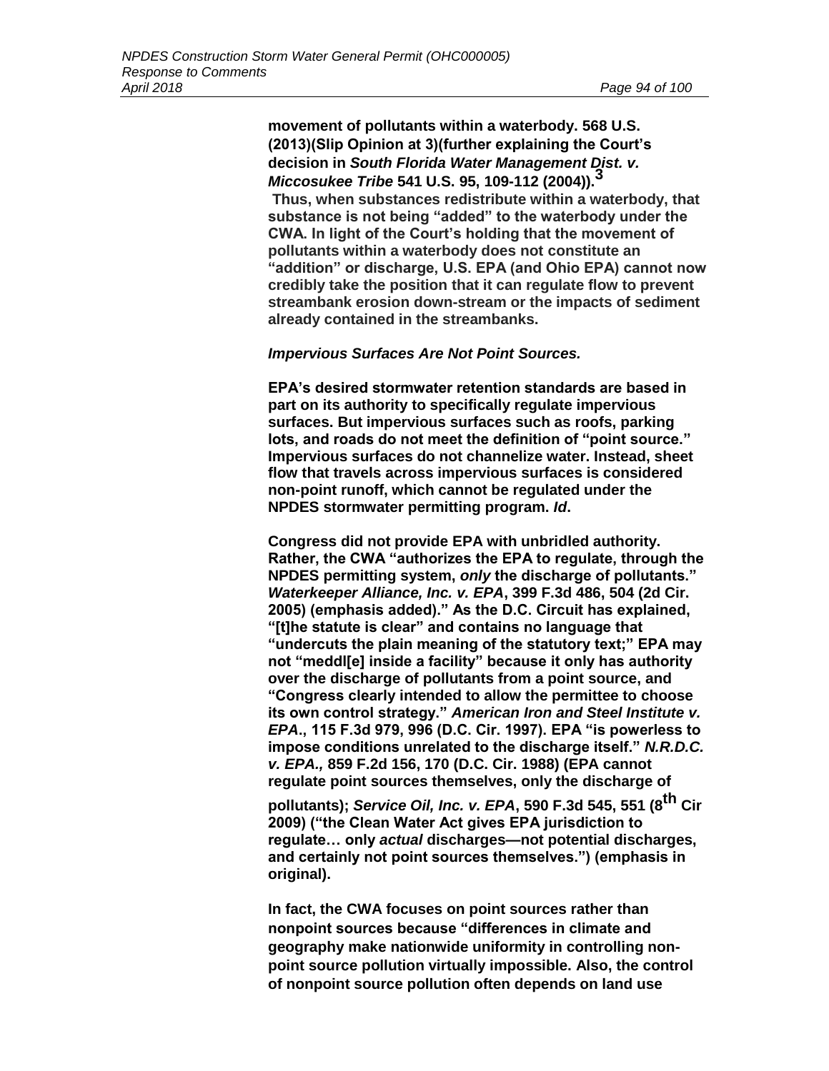**movement of pollutants within a waterbody. 568 U.S. (2013)(Slip Opinion at 3)(further explaining the Court's decision in *South Florida Water Management Dist. v. Miccosukee Tribe* 541 U.S. 95, 109-112 (2004)).[3]**
**Thus, when substances redistribute within a waterbody, that substance is not being "added" to the waterbody under the CWA. In light of the Court's holding that the movement of pollutants within a waterbody does not constitute an "addition" or discharge, U.S. EPA (and Ohio EPA) cannot now credibly take the position that it can regulate flow to prevent streambank erosion down-stream or the impacts of sediment already contained in the streambanks.**

***Impervious Surfaces Are Not Point Sources.***

**EPA's desired stormwater retention standards are based in part on its authority to specifically regulate impervious surfaces. But impervious surfaces such as roofs, parking lots, and roads do not meet the definition of "point source." Impervious surfaces do not channelize water. Instead, sheet flow that travels across impervious surfaces is considered non-point runoff, which cannot be regulated under the NPDES stormwater permitting program. *Id*.**

**Congress did not provide EPA with unbridled authority. Rather, the CWA "authorizes the EPA to regulate, through the NPDES permitting system, *only* the discharge of pollutants." *Waterkeeper Alliance, Inc. v. EPA*, 399 F.3d 486, 504 (2d Cir. 2005) (emphasis added)." As the D.C. Circuit has explained, "[t]he statute is clear" and contains no language that "undercuts the plain meaning of the statutory text;" EPA may not "meddl[e] inside a facility" because it only has authority over the discharge of pollutants from a point source, and "Congress clearly intended to allow the permittee to choose its own control strategy." *American Iron and Steel Institute v. EPA*., 115 F.3d 979, 996 (D.C. Cir. 1997). EPA "is powerless to impose conditions unrelated to the discharge itself." *N.R.D.C. v. EPA.,* 859 F.2d 156, 170 (D.C. Cir. 1988) (EPA cannot regulate point sources themselves, only the discharge of pollutants); *Service Oil, Inc. v. EPA*, 590 F.3d 545, 551 (8th Cir 2009) ("the Clean Water Act gives EPA jurisdiction to regulate… only *actual* discharges—not potential discharges, and certainly not point sources themselves.") (emphasis in original).**

**In fact, the CWA focuses on point sources rather than nonpoint sources because "differences in climate and geography make nationwide uniformity in controlling non-point source pollution virtually impossible. Also, the control of nonpoint source pollution often depends on land use**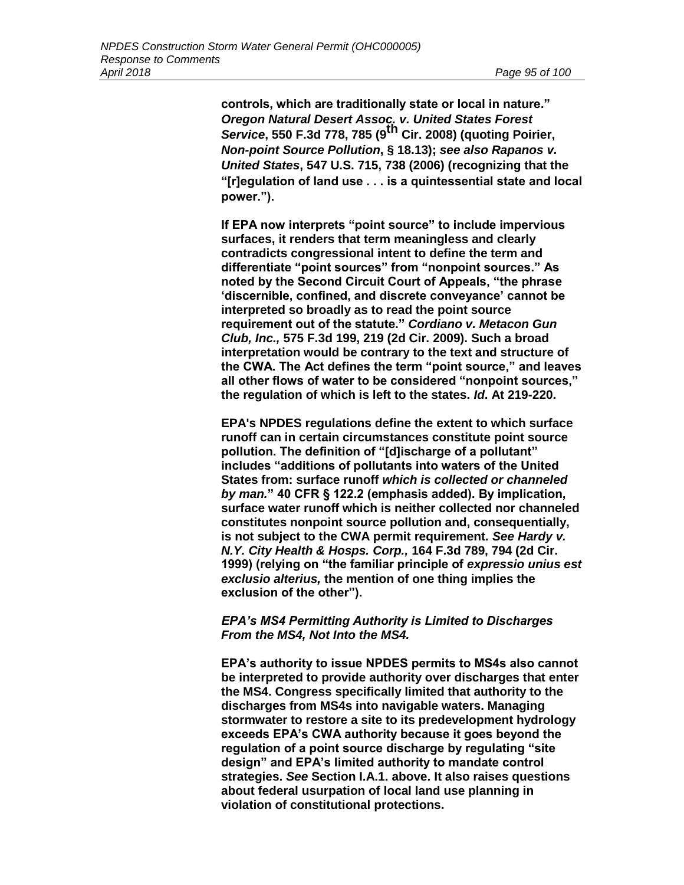**controls, which are traditionally state or local in nature."** ***Oregon Natural Desert Assoc. v. United States Forest Service*****, 550 F.3d 778, 785 (9th Cir. 2008) (quoting Poirier,** ***Non-point Source Pollution*****, § 18.13);** ***see also Rapanos v. United States*****, 547 U.S. 715, 738 (2006) (recognizing that the "[r]egulation of land use . . . is a quintessential state and local power.").**

**If EPA now interprets "point source" to include impervious surfaces, it renders that term meaningless and clearly contradicts congressional intent to define the term and differentiate "point sources" from "nonpoint sources." As noted by the Second Circuit Court of Appeals, "the phrase 'discernible, confined, and discrete conveyance' cannot be interpreted so broadly as to read the point source requirement out of the statute."** ***Cordiano v. Metacon Gun Club, Inc.,*** **575 F.3d 199, 219 (2d Cir. 2009). Such a broad interpretation would be contrary to the text and structure of the CWA. The Act defines the term "point source," and leaves all other flows of water to be considered "nonpoint sources," the regulation of which is left to the states.** ***Id*****. At 219-220.**

**EPA's NPDES regulations define the extent to which surface runoff can in certain circumstances constitute point source pollution. The definition of "[d]ischarge of a pollutant" includes "additions of pollutants into waters of the United States from: surface runoff** ***which is collected or channeled by man.*****" 40 CFR § 122.2 (emphasis added). By implication, surface water runoff which is neither collected nor channeled constitutes nonpoint source pollution and, consequentially, is not subject to the CWA permit requirement.** ***See Hardy v. N.Y. City Health & Hosps. Corp.,*** **164 F.3d 789, 794 (2d Cir. 1999) (relying on "the familiar principle of** ***expressio unius est exclusio alterius,*** **the mention of one thing implies the exclusion of the other").**

***EPA's MS4 Permitting Authority is Limited to Discharges From the MS4, Not Into the MS4.***

**EPA's authority to issue NPDES permits to MS4s also cannot be interpreted to provide authority over discharges that enter the MS4. Congress specifically limited that authority to the discharges from MS4s into navigable waters. Managing stormwater to restore a site to its predevelopment hydrology exceeds EPA's CWA authority because it goes beyond the regulation of a point source discharge by regulating "site design" and EPA's limited authority to mandate control strategies.** ***See*** **Section I.A.1. above. It also raises questions about federal usurpation of local land use planning in violation of constitutional protections.**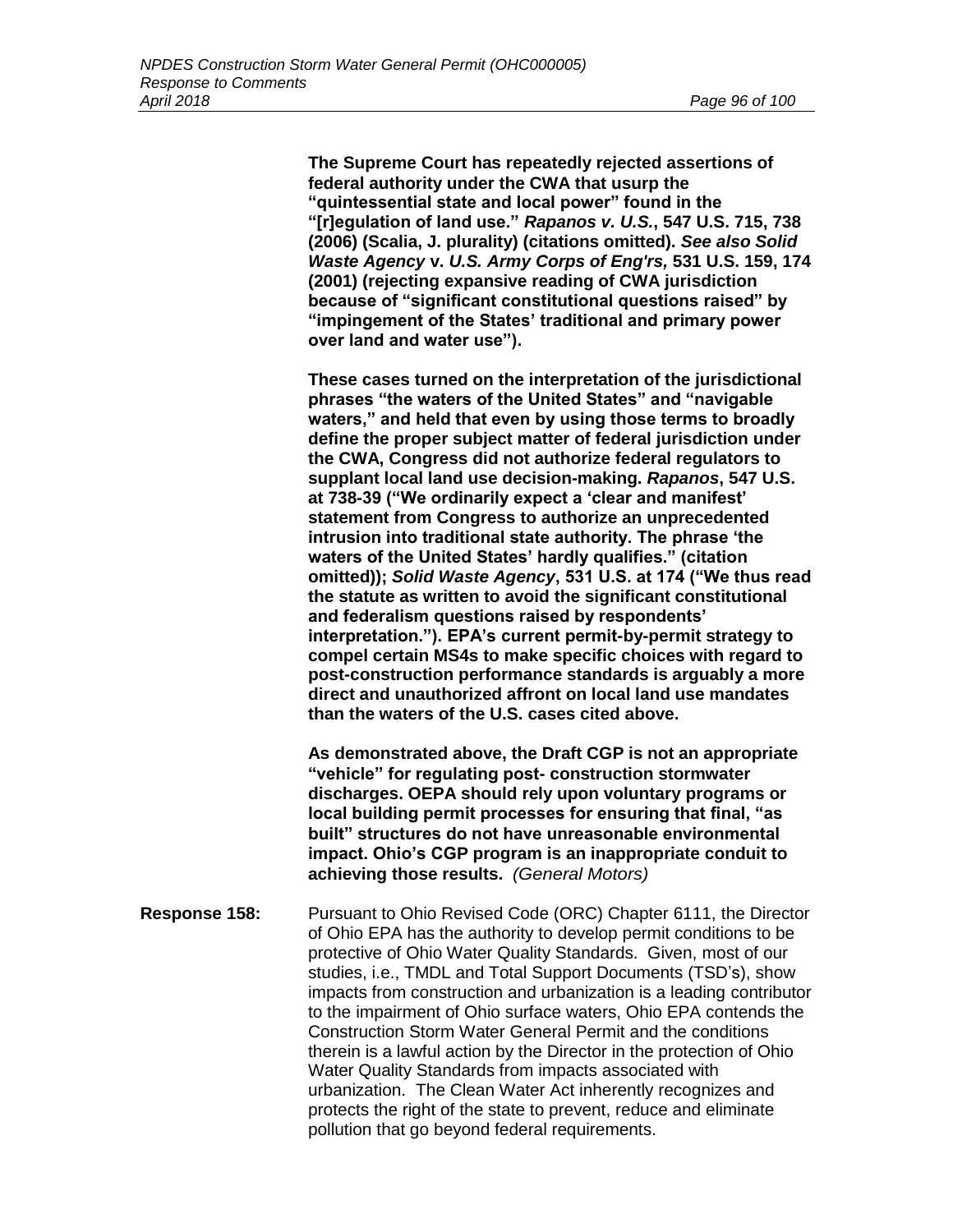**The Supreme Court has repeatedly rejected assertions of federal authority under the CWA that usurp the "quintessential state and local power" found in the "[r]egulation of land use."** ***Rapanos v. U.S.*****, 547 U.S. 715, 738 (2006) (Scalia, J. plurality) (citations omitted).** ***See also Solid Waste Agency*** **v.** ***U.S. Army Corps of Eng'rs,*** **531 U.S. 159, 174 (2001) (rejecting expansive reading of CWA jurisdiction because of "significant constitutional questions raised" by "impingement of the States' traditional and primary power over land and water use").**

**These cases turned on the interpretation of the jurisdictional phrases "the waters of the United States" and "navigable waters," and held that even by using those terms to broadly define the proper subject matter of federal jurisdiction under the CWA, Congress did not authorize federal regulators to supplant local land use decision-making.** ***Rapanos*****, 547 U.S. at 738-39 ("We ordinarily expect a 'clear and manifest' statement from Congress to authorize an unprecedented intrusion into traditional state authority. The phrase 'the waters of the United States' hardly qualifies." (citation omitted));** ***Solid Waste Agency*****, 531 U.S. at 174 ("We thus read the statute as written to avoid the significant constitutional and federalism questions raised by respondents' interpretation."). EPA's current permit-by-permit strategy to compel certain MS4s to make specific choices with regard to post-construction performance standards is arguably a more direct and unauthorized affront on local land use mandates than the waters of the U.S. cases cited above.**

**As demonstrated above, the Draft CGP is not an appropriate "vehicle" for regulating post- construction stormwater discharges. OEPA should rely upon voluntary programs or local building permit processes for ensuring that final, "as built" structures do not have unreasonable environmental impact. Ohio's CGP program is an inappropriate conduit to achieving those results.** *(General Motors)*

**Response 158:** Pursuant to Ohio Revised Code (ORC) Chapter 6111, the Director of Ohio EPA has the authority to develop permit conditions to be protective of Ohio Water Quality Standards. Given, most of our studies, i.e., TMDL and Total Support Documents (TSD's), show impacts from construction and urbanization is a leading contributor to the impairment of Ohio surface waters, Ohio EPA contends the Construction Storm Water General Permit and the conditions therein is a lawful action by the Director in the protection of Ohio Water Quality Standards from impacts associated with urbanization. The Clean Water Act inherently recognizes and protects the right of the state to prevent, reduce and eliminate pollution that go beyond federal requirements.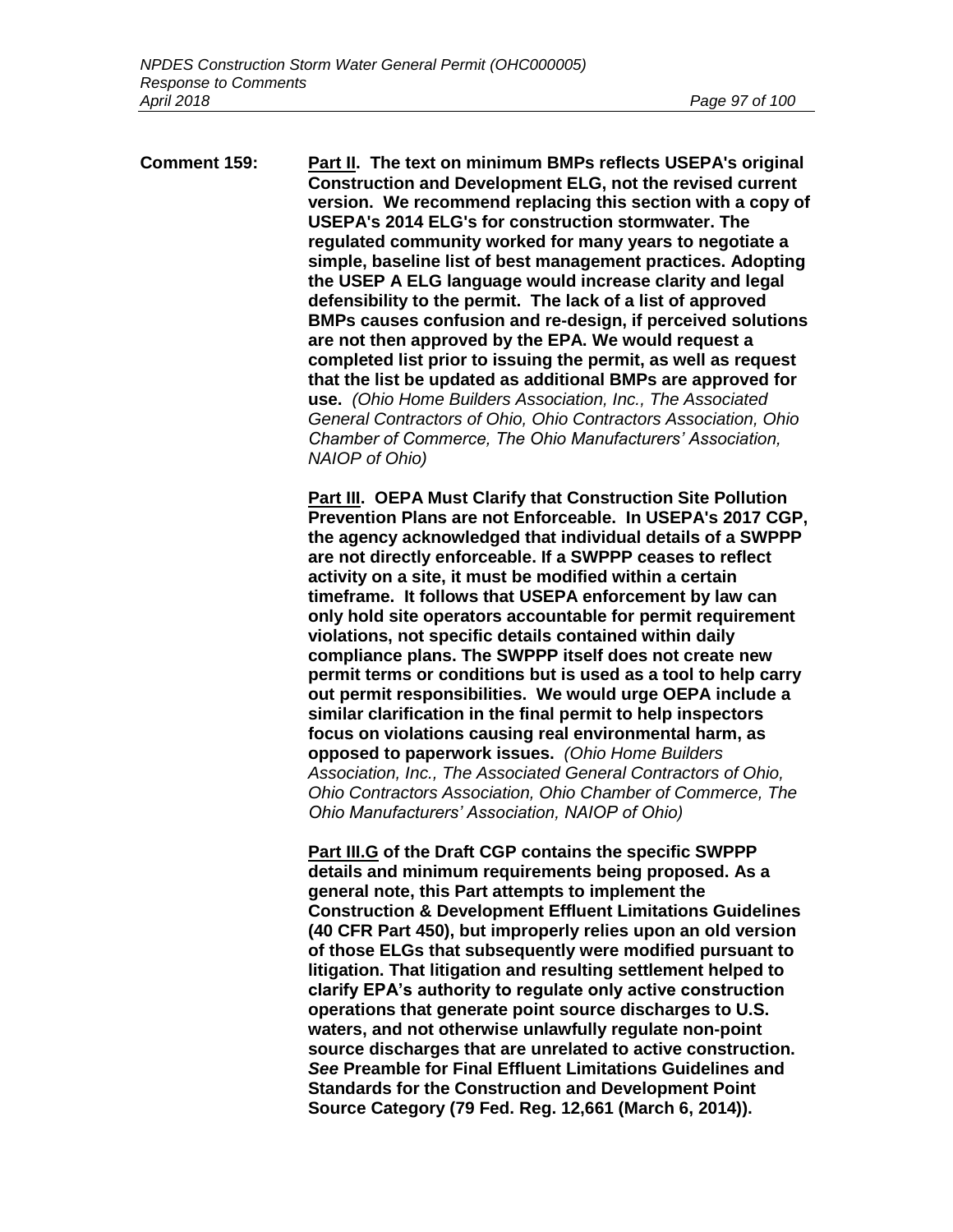**Comment 159:** **<u>Part II</u>. The text on minimum BMPs reflects USEPA's original Construction and Development ELG, not the revised current version. We recommend replacing this section with a copy of USEPA's 2014 ELG's for construction stormwater. The regulated community worked for many years to negotiate a simple, baseline list of best management practices. Adopting the USEP A ELG language would increase clarity and legal defensibility to the permit. The lack of a list of approved BMPs causes confusion and re-design, if perceived solutions are not then approved by the EPA. We would request a completed list prior to issuing the permit, as well as request that the list be updated as additional BMPs are approved for use.** *(Ohio Home Builders Association, Inc., The Associated General Contractors of Ohio, Ohio Contractors Association, Ohio Chamber of Commerce, The Ohio Manufacturers' Association, NAIOP of Ohio)*

**<u>Part III</u>. OEPA Must Clarify that Construction Site Pollution Prevention Plans are not Enforceable. In USEPA's 2017 CGP, the agency acknowledged that individual details of a SWPPP are not directly enforceable. If a SWPPP ceases to reflect activity on a site, it must be modified within a certain timeframe. It follows that USEPA enforcement by law can only hold site operators accountable for permit requirement violations, not specific details contained within daily compliance plans. The SWPPP itself does not create new permit terms or conditions but is used as a tool to help carry out permit responsibilities. We would urge OEPA include a similar clarification in the final permit to help inspectors focus on violations causing real environmental harm, as opposed to paperwork issues.** *(Ohio Home Builders Association, Inc., The Associated General Contractors of Ohio, Ohio Contractors Association, Ohio Chamber of Commerce, The Ohio Manufacturers' Association, NAIOP of Ohio)*

**<u>Part III.G</u> of the Draft CGP contains the specific SWPPP details and minimum requirements being proposed. As a general note, this Part attempts to implement the Construction & Development Effluent Limitations Guidelines (40 CFR Part 450), but improperly relies upon an old version of those ELGs that subsequently were modified pursuant to litigation. That litigation and resulting settlement helped to clarify EPA's authority to regulate only active construction operations that generate point source discharges to U.S. waters, and not otherwise unlawfully regulate non-point source discharges that are unrelated to active construction. *See* Preamble for Final Effluent Limitations Guidelines and Standards for the Construction and Development Point Source Category (79 Fed. Reg. 12,661 (March 6, 2014)).**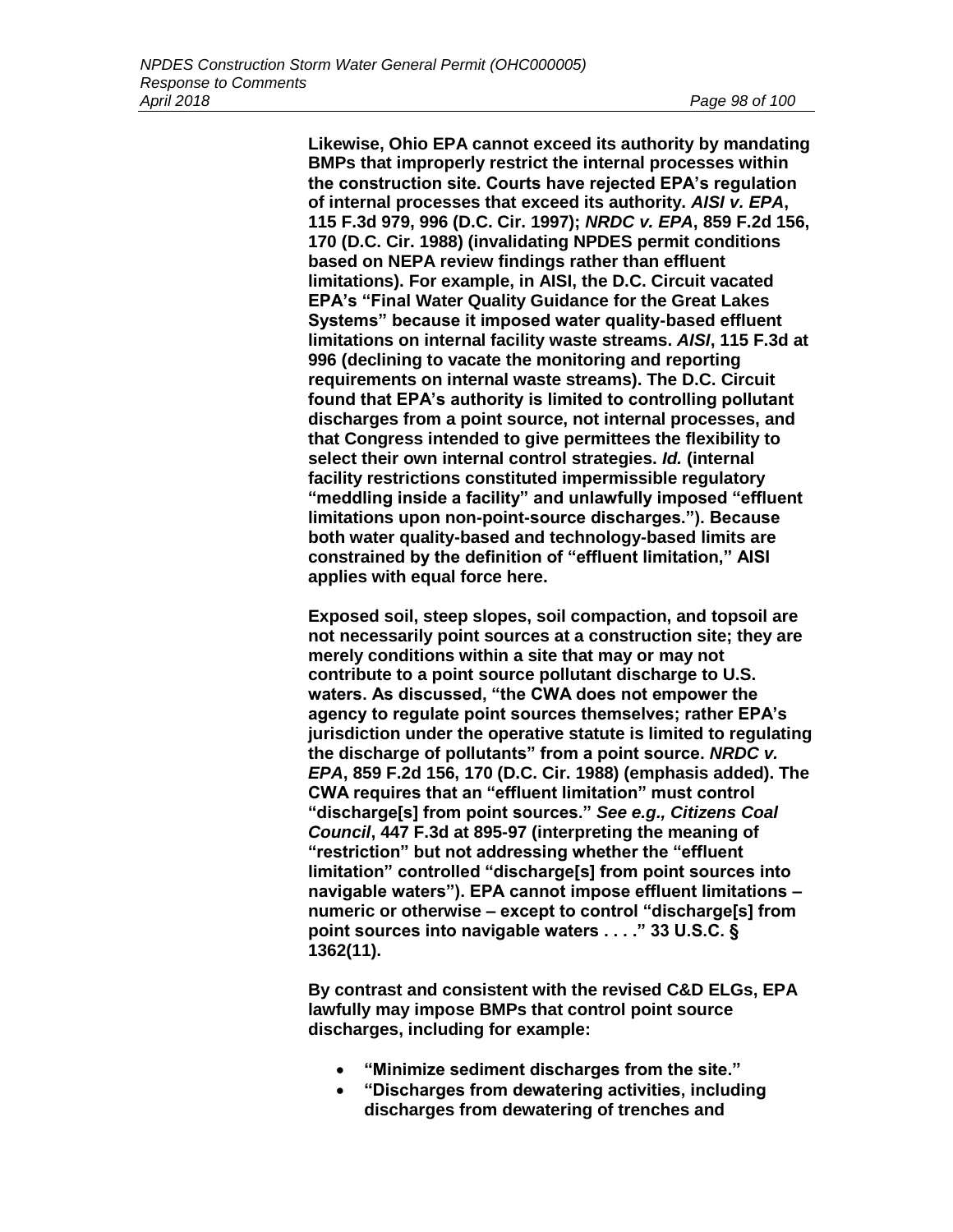**Likewise, Ohio EPA cannot exceed its authority by mandating BMPs that improperly restrict the internal processes within the construction site. Courts have rejected EPA's regulation of internal processes that exceed its authority. *AISI v. EPA*, 115 F.3d 979, 996 (D.C. Cir. 1997); *NRDC v. EPA*, 859 F.2d 156, 170 (D.C. Cir. 1988) (invalidating NPDES permit conditions based on NEPA review findings rather than effluent limitations). For example, in AISI, the D.C. Circuit vacated EPA's "Final Water Quality Guidance for the Great Lakes Systems" because it imposed water quality-based effluent limitations on internal facility waste streams. *AISI*, 115 F.3d at 996 (declining to vacate the monitoring and reporting requirements on internal waste streams). The D.C. Circuit found that EPA's authority is limited to controlling pollutant discharges from a point source, not internal processes, and that Congress intended to give permittees the flexibility to select their own internal control strategies. *Id.* (internal facility restrictions constituted impermissible regulatory "meddling inside a facility" and unlawfully imposed "effluent limitations upon non-point-source discharges."). Because both water quality-based and technology-based limits are constrained by the definition of "effluent limitation," AISI applies with equal force here.**

**Exposed soil, steep slopes, soil compaction, and topsoil are not necessarily point sources at a construction site; they are merely conditions within a site that may or may not contribute to a point source pollutant discharge to U.S. waters. As discussed, "the CWA does not empower the agency to regulate point sources themselves; rather EPA's jurisdiction under the operative statute is limited to regulating the discharge of pollutants" from a point source. *NRDC v. EPA*, 859 F.2d 156, 170 (D.C. Cir. 1988) (emphasis added). The CWA requires that an "effluent limitation" must control "discharge[s] from point sources." *See e.g., Citizens Coal Council*, 447 F.3d at 895-97 (interpreting the meaning of "restriction" but not addressing whether the "effluent limitation" controlled "discharge[s] from point sources into navigable waters"). EPA cannot impose effluent limitations – numeric or otherwise – except to control "discharge[s] from point sources into navigable waters . . . ." 33 U.S.C. § 1362(11).**

**By contrast and consistent with the revised C&D ELGs, EPA lawfully may impose BMPs that control point source discharges, including for example:**

- **"Minimize sediment discharges from the site."**
- **"Discharges from dewatering activities, including discharges from dewatering of trenches and**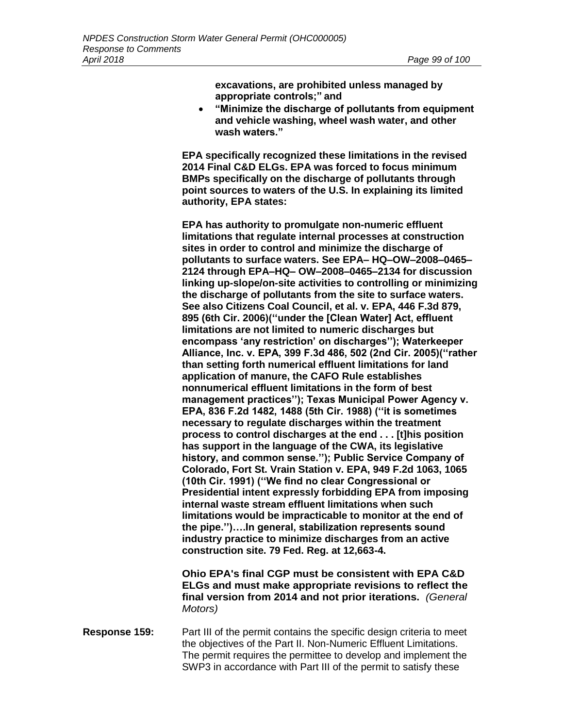**excavations, are prohibited unless managed by appropriate controls;" and**

- **"Minimize the discharge of pollutants from equipment and vehicle washing, wheel wash water, and other wash waters."**

**EPA specifically recognized these limitations in the revised 2014 Final C&D ELGs. EPA was forced to focus minimum BMPs specifically on the discharge of pollutants through point sources to waters of the U.S. In explaining its limited authority, EPA states:**

**EPA has authority to promulgate non-numeric effluent limitations that regulate internal processes at construction sites in order to control and minimize the discharge of pollutants to surface waters. See EPA– HQ–OW–2008–0465–2124 through EPA–HQ– OW–2008–0465–2134 for discussion linking up-slope/on-site activities to controlling or minimizing the discharge of pollutants from the site to surface waters. See also Citizens Coal Council, et al. v. EPA, 446 F.3d 879, 895 (6th Cir. 2006)(''under the [Clean Water] Act, effluent limitations are not limited to numeric discharges but encompass 'any restriction' on discharges''); Waterkeeper Alliance, Inc. v. EPA, 399 F.3d 486, 502 (2nd Cir. 2005)(''rather than setting forth numerical effluent limitations for land application of manure, the CAFO Rule establishes nonnumerical effluent limitations in the form of best management practices''); Texas Municipal Power Agency v. EPA, 836 F.2d 1482, 1488 (5th Cir. 1988) (''it is sometimes necessary to regulate discharges within the treatment process to control discharges at the end . . . [t]his position has support in the language of the CWA, its legislative history, and common sense.''); Public Service Company of Colorado, Fort St. Vrain Station v. EPA, 949 F.2d 1063, 1065 (10th Cir. 1991) (''We find no clear Congressional or Presidential intent expressly forbidding EPA from imposing internal waste stream effluent limitations when such limitations would be impracticable to monitor at the end of the pipe.'')….In general, stabilization represents sound industry practice to minimize discharges from an active construction site. 79 Fed. Reg. at 12,663-4.**

**Ohio EPA's final CGP must be consistent with EPA C&D ELGs and must make appropriate revisions to reflect the final version from 2014 and not prior iterations.** *(General Motors)*

**Response 159:** Part III of the permit contains the specific design criteria to meet the objectives of the Part II. Non-Numeric Effluent Limitations. The permit requires the permittee to develop and implement the SWP3 in accordance with Part III of the permit to satisfy these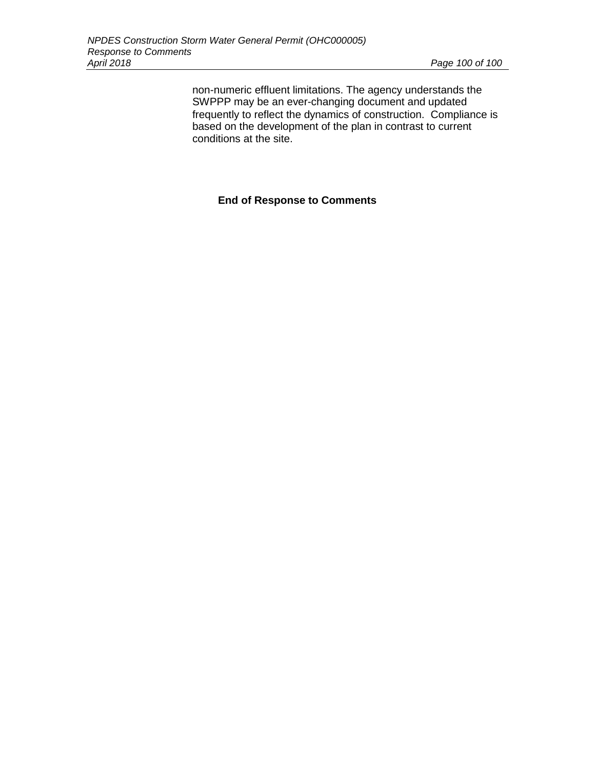non-numeric effluent limitations. The agency understands the SWPPP may be an ever-changing document and updated frequently to reflect the dynamics of construction. Compliance is based on the development of the plan in contrast to current conditions at the site.

**End of Response to Comments**